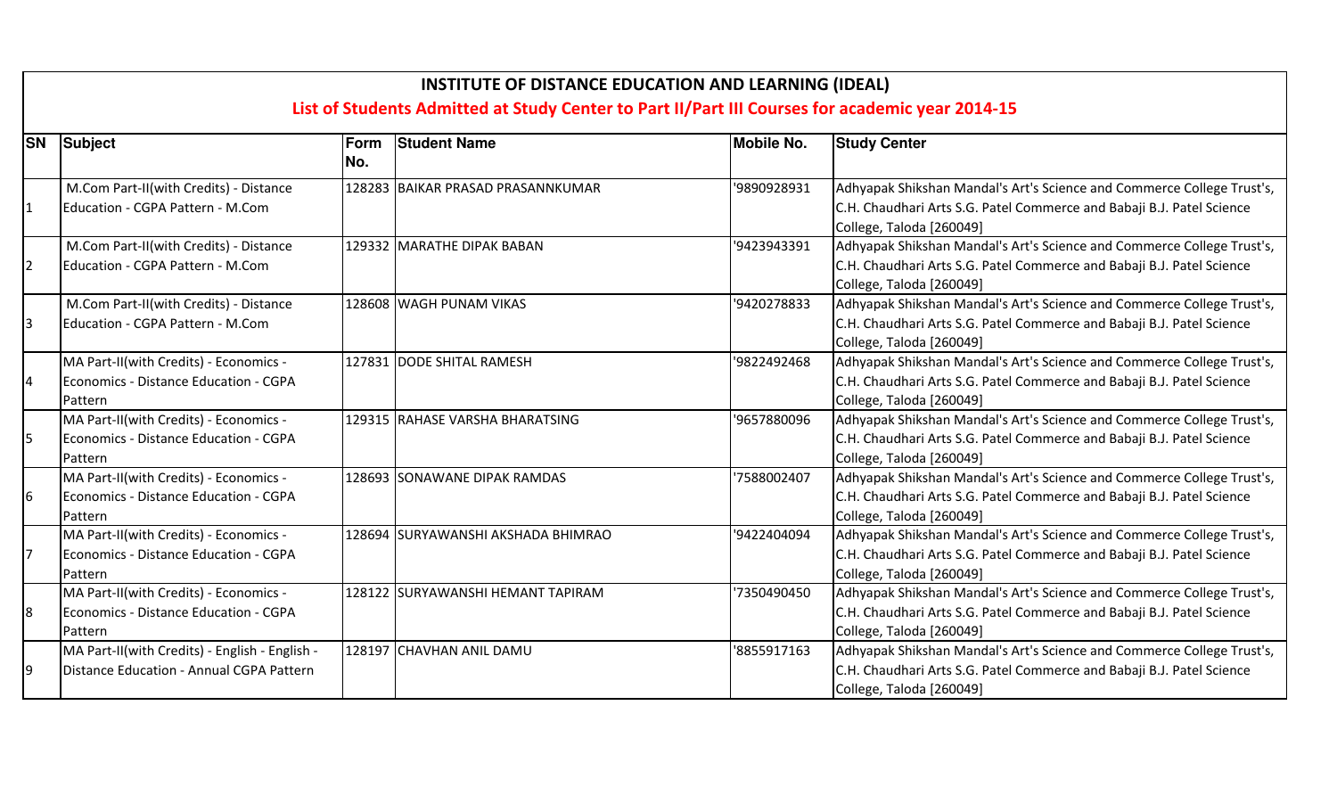# INSTITUTE OF DISTANCE EDUCATION AND LEARNING (IDEAL)

## List of Students Admitted at Study Center to Part II/Part III Courses for academic year 2014-15

| SN | Subject | Form No. | Student Name | Mobile No. | Study Center |
|---|---|---|---|---|---|
| 1 | M.Com Part-II(with Credits) - Distance Education - CGPA Pattern - M.Com | 128283 | BAIKAR PRASAD PRASANNKUMAR | '9890928931 | Adhyapak Shikshan Mandal's Art's Science and Commerce College Trust's, C.H. Chaudhari Arts S.G. Patel Commerce and Babaji B.J. Patel Science College, Taloda [260049] |
| 2 | M.Com Part-II(with Credits) - Distance Education - CGPA Pattern - M.Com | 129332 | MARATHE DIPAK BABAN | '9423943391 | Adhyapak Shikshan Mandal's Art's Science and Commerce College Trust's, C.H. Chaudhari Arts S.G. Patel Commerce and Babaji B.J. Patel Science College, Taloda [260049] |
| 3 | M.Com Part-II(with Credits) - Distance Education - CGPA Pattern - M.Com | 128608 | WAGH PUNAM VIKAS | '9420278833 | Adhyapak Shikshan Mandal's Art's Science and Commerce College Trust's, C.H. Chaudhari Arts S.G. Patel Commerce and Babaji B.J. Patel Science College, Taloda [260049] |
| 4 | MA Part-II(with Credits) - Economics - Economics - Distance Education - CGPA Pattern | 127831 | DODE SHITAL RAMESH | '9822492468 | Adhyapak Shikshan Mandal's Art's Science and Commerce College Trust's, C.H. Chaudhari Arts S.G. Patel Commerce and Babaji B.J. Patel Science College, Taloda [260049] |
| 5 | MA Part-II(with Credits) - Economics - Economics - Distance Education - CGPA Pattern | 129315 | RAHASE VARSHA BHARATSING | '9657880096 | Adhyapak Shikshan Mandal's Art's Science and Commerce College Trust's, C.H. Chaudhari Arts S.G. Patel Commerce and Babaji B.J. Patel Science College, Taloda [260049] |
| 6 | MA Part-II(with Credits) - Economics - Economics - Distance Education - CGPA Pattern | 128693 | SONAWANE DIPAK RAMDAS | '7588002407 | Adhyapak Shikshan Mandal's Art's Science and Commerce College Trust's, C.H. Chaudhari Arts S.G. Patel Commerce and Babaji B.J. Patel Science College, Taloda [260049] |
| 7 | MA Part-II(with Credits) - Economics - Economics - Distance Education - CGPA Pattern | 128694 | SURYAWANSHI AKSHADA BHIMRAO | '9422404094 | Adhyapak Shikshan Mandal's Art's Science and Commerce College Trust's, C.H. Chaudhari Arts S.G. Patel Commerce and Babaji B.J. Patel Science College, Taloda [260049] |
| 8 | MA Part-II(with Credits) - Economics - Economics - Distance Education - CGPA Pattern | 128122 | SURYAWANSHI HEMANT TAPIRAM | '7350490450 | Adhyapak Shikshan Mandal's Art's Science and Commerce College Trust's, C.H. Chaudhari Arts S.G. Patel Commerce and Babaji B.J. Patel Science College, Taloda [260049] |
| 9 | MA Part-II(with Credits) - English - English - Distance Education - Annual CGPA Pattern | 128197 | CHAVHAN ANIL DAMU | '8855917163 | Adhyapak Shikshan Mandal's Art's Science and Commerce College Trust's, C.H. Chaudhari Arts S.G. Patel Commerce and Babaji B.J. Patel Science College, Taloda [260049] |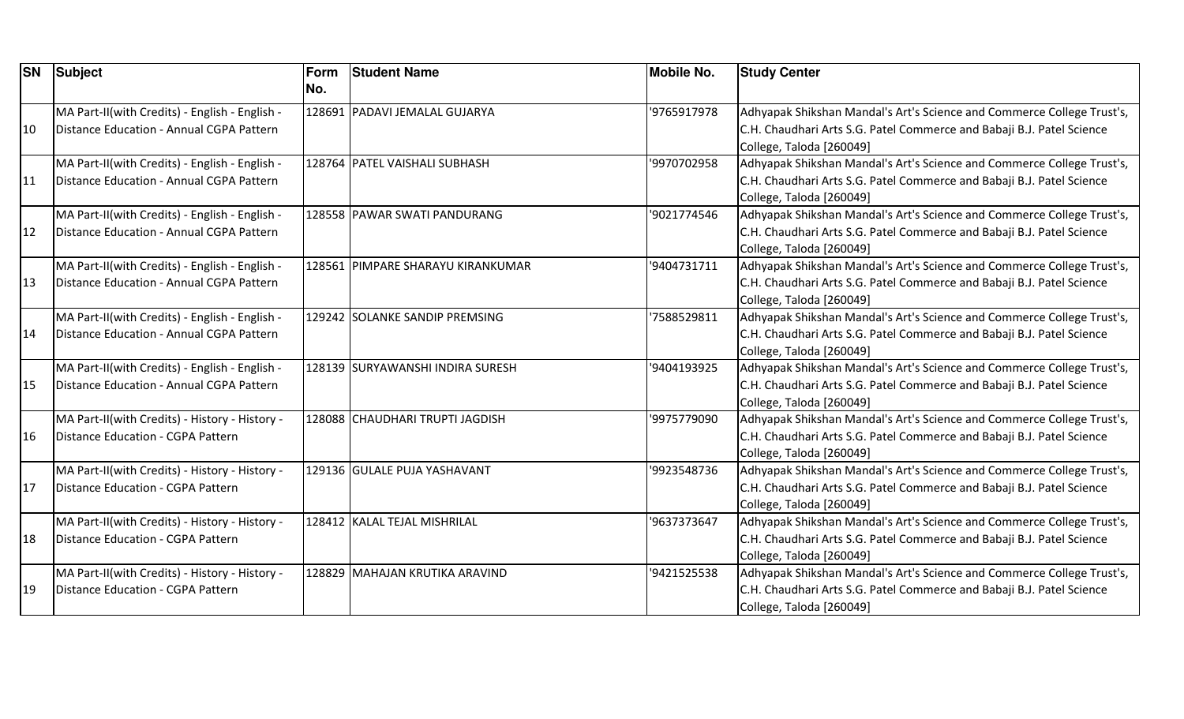| SN | Subject | Form No. | Student Name | Mobile No. | Study Center |
|---|---|---|---|---|---|
| 10 | MA Part-II(with Credits) - English - English - Distance Education - Annual CGPA Pattern | 128691 | PADAVI JEMALAL GUJARYA | '9765917978 | Adhyapak Shikshan Mandal's Art's Science and Commerce College Trust's, C.H. Chaudhari Arts S.G. Patel Commerce and Babaji B.J. Patel Science College, Taloda [260049] |
| 11 | MA Part-II(with Credits) - English - English - Distance Education - Annual CGPA Pattern | 128764 | PATEL VAISHALI SUBHASH | '9970702958 | Adhyapak Shikshan Mandal's Art's Science and Commerce College Trust's, C.H. Chaudhari Arts S.G. Patel Commerce and Babaji B.J. Patel Science College, Taloda [260049] |
| 12 | MA Part-II(with Credits) - English - English - Distance Education - Annual CGPA Pattern | 128558 | PAWAR SWATI PANDURANG | '9021774546 | Adhyapak Shikshan Mandal's Art's Science and Commerce College Trust's, C.H. Chaudhari Arts S.G. Patel Commerce and Babaji B.J. Patel Science College, Taloda [260049] |
| 13 | MA Part-II(with Credits) - English - English - Distance Education - Annual CGPA Pattern | 128561 | PIMPARE SHARAYU KIRANKUMAR | '9404731711 | Adhyapak Shikshan Mandal's Art's Science and Commerce College Trust's, C.H. Chaudhari Arts S.G. Patel Commerce and Babaji B.J. Patel Science College, Taloda [260049] |
| 14 | MA Part-II(with Credits) - English - English - Distance Education - Annual CGPA Pattern | 129242 | SOLANKE SANDIP PREMSING | '7588529811 | Adhyapak Shikshan Mandal's Art's Science and Commerce College Trust's, C.H. Chaudhari Arts S.G. Patel Commerce and Babaji B.J. Patel Science College, Taloda [260049] |
| 15 | MA Part-II(with Credits) - English - English - Distance Education - Annual CGPA Pattern | 128139 | SURYAWANSHI INDIRA SURESH | '9404193925 | Adhyapak Shikshan Mandal's Art's Science and Commerce College Trust's, C.H. Chaudhari Arts S.G. Patel Commerce and Babaji B.J. Patel Science College, Taloda [260049] |
| 16 | MA Part-II(with Credits) - History - History - Distance Education - CGPA Pattern | 128088 | CHAUDHARI TRUPTI JAGDISH | '9975779090 | Adhyapak Shikshan Mandal's Art's Science and Commerce College Trust's, C.H. Chaudhari Arts S.G. Patel Commerce and Babaji B.J. Patel Science College, Taloda [260049] |
| 17 | MA Part-II(with Credits) - History - History - Distance Education - CGPA Pattern | 129136 | GULALE PUJA YASHAVANT | '9923548736 | Adhyapak Shikshan Mandal's Art's Science and Commerce College Trust's, C.H. Chaudhari Arts S.G. Patel Commerce and Babaji B.J. Patel Science College, Taloda [260049] |
| 18 | MA Part-II(with Credits) - History - History - Distance Education - CGPA Pattern | 128412 | KALAL TEJAL MISHRILAL | '9637373647 | Adhyapak Shikshan Mandal's Art's Science and Commerce College Trust's, C.H. Chaudhari Arts S.G. Patel Commerce and Babaji B.J. Patel Science College, Taloda [260049] |
| 19 | MA Part-II(with Credits) - History - History - Distance Education - CGPA Pattern | 128829 | MAHAJAN KRUTIKA ARAVIND | '9421525538 | Adhyapak Shikshan Mandal's Art's Science and Commerce College Trust's, C.H. Chaudhari Arts S.G. Patel Commerce and Babaji B.J. Patel Science College, Taloda [260049] |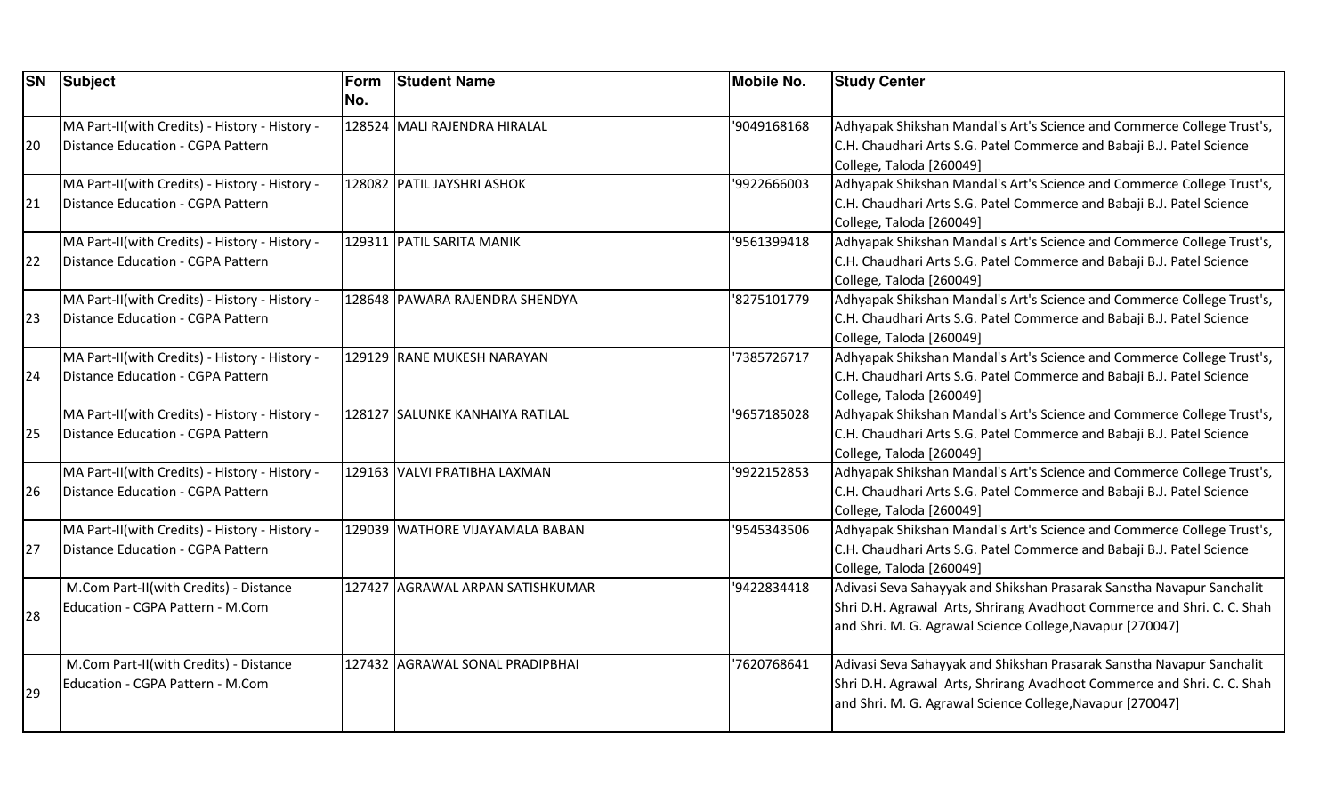| SN | Subject | Form No. | Student Name | Mobile No. | Study Center |
|---|---|---|---|---|---|
| 20 | MA Part-II(with Credits) - History - History - Distance Education - CGPA Pattern | 128524 | MALI RAJENDRA HIRALAL | '9049168168 | Adhyapak Shikshan Mandal's Art's Science and Commerce College Trust's, C.H. Chaudhari Arts S.G. Patel Commerce and Babaji B.J. Patel Science College, Taloda [260049] |
| 21 | MA Part-II(with Credits) - History - History - Distance Education - CGPA Pattern | 128082 | PATIL JAYSHRI ASHOK | '9922666003 | Adhyapak Shikshan Mandal's Art's Science and Commerce College Trust's, C.H. Chaudhari Arts S.G. Patel Commerce and Babaji B.J. Patel Science College, Taloda [260049] |
| 22 | MA Part-II(with Credits) - History - History - Distance Education - CGPA Pattern | 129311 | PATIL SARITA MANIK | '9561399418 | Adhyapak Shikshan Mandal's Art's Science and Commerce College Trust's, C.H. Chaudhari Arts S.G. Patel Commerce and Babaji B.J. Patel Science College, Taloda [260049] |
| 23 | MA Part-II(with Credits) - History - History - Distance Education - CGPA Pattern | 128648 | PAWARA RAJENDRA SHENDYA | '8275101779 | Adhyapak Shikshan Mandal's Art's Science and Commerce College Trust's, C.H. Chaudhari Arts S.G. Patel Commerce and Babaji B.J. Patel Science College, Taloda [260049] |
| 24 | MA Part-II(with Credits) - History - History - Distance Education - CGPA Pattern | 129129 | RANE MUKESH NARAYAN | '7385726717 | Adhyapak Shikshan Mandal's Art's Science and Commerce College Trust's, C.H. Chaudhari Arts S.G. Patel Commerce and Babaji B.J. Patel Science College, Taloda [260049] |
| 25 | MA Part-II(with Credits) - History - History - Distance Education - CGPA Pattern | 128127 | SALUNKE KANHAIYA RATILAL | '9657185028 | Adhyapak Shikshan Mandal's Art's Science and Commerce College Trust's, C.H. Chaudhari Arts S.G. Patel Commerce and Babaji B.J. Patel Science College, Taloda [260049] |
| 26 | MA Part-II(with Credits) - History - History - Distance Education - CGPA Pattern | 129163 | VALVI PRATIBHA LAXMAN | '9922152853 | Adhyapak Shikshan Mandal's Art's Science and Commerce College Trust's, C.H. Chaudhari Arts S.G. Patel Commerce and Babaji B.J. Patel Science College, Taloda [260049] |
| 27 | MA Part-II(with Credits) - History - History - Distance Education - CGPA Pattern | 129039 | WATHORE VIJAYAMALA BABAN | '9545343506 | Adhyapak Shikshan Mandal's Art's Science and Commerce College Trust's, C.H. Chaudhari Arts S.G. Patel Commerce and Babaji B.J. Patel Science College, Taloda [260049] |
| 28 | M.Com Part-II(with Credits) - Distance Education - CGPA Pattern - M.Com | 127427 | AGRAWAL ARPAN SATISHKUMAR | '9422834418 | Adivasi Seva Sahayyak and Shikshan Prasarak Sanstha Navapur Sanchalit Shri D.H. Agrawal Arts, Shrirang Avadhoot Commerce and Shri. C. C. Shah and Shri. M. G. Agrawal Science College,Navapur [270047] |
| 29 | M.Com Part-II(with Credits) - Distance Education - CGPA Pattern - M.Com | 127432 | AGRAWAL SONAL PRADIPBHAI | '7620768641 | Adivasi Seva Sahayyak and Shikshan Prasarak Sanstha Navapur Sanchalit Shri D.H. Agrawal Arts, Shrirang Avadhoot Commerce and Shri. C. C. Shah and Shri. M. G. Agrawal Science College,Navapur [270047] |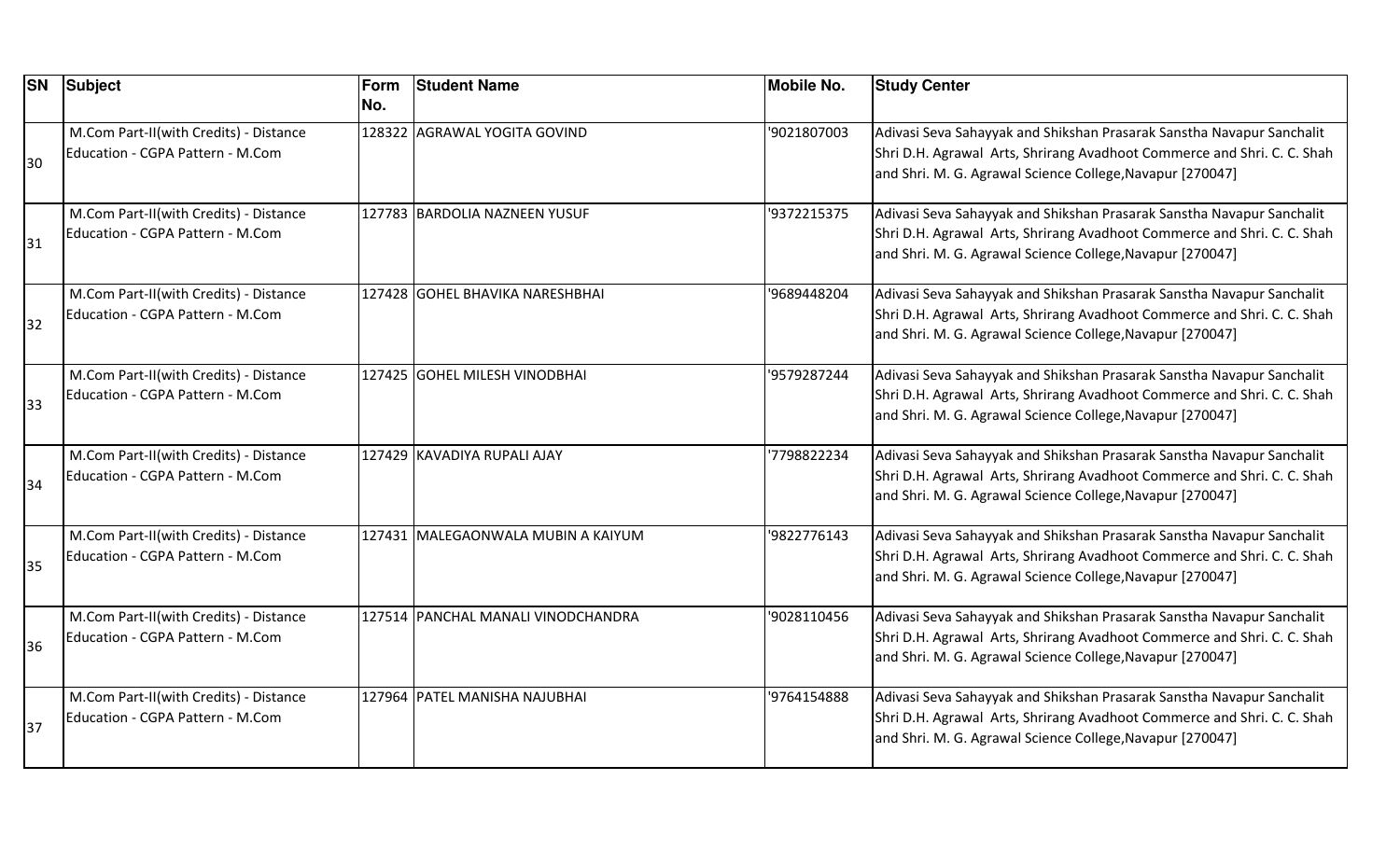| SN | Subject | Form No. | Student Name | Mobile No. | Study Center |
|---|---|---|---|---|---|
| 30 | M.Com Part-II(with Credits) - Distance Education - CGPA Pattern - M.Com | 128322 | AGRAWAL YOGITA GOVIND | '9021807003 | Adivasi Seva Sahayyak and Shikshan Prasarak Sanstha Navapur Sanchalit Shri D.H. Agrawal Arts, Shrirang Avadhoot Commerce and Shri. C. C. Shah and Shri. M. G. Agrawal Science College,Navapur [270047] |
| 31 | M.Com Part-II(with Credits) - Distance Education - CGPA Pattern - M.Com | 127783 | BARDOLIA NAZNEEN YUSUF | '9372215375 | Adivasi Seva Sahayyak and Shikshan Prasarak Sanstha Navapur Sanchalit Shri D.H. Agrawal Arts, Shrirang Avadhoot Commerce and Shri. C. C. Shah and Shri. M. G. Agrawal Science College,Navapur [270047] |
| 32 | M.Com Part-II(with Credits) - Distance Education - CGPA Pattern - M.Com | 127428 | GOHEL BHAVIKA NARESHBHAI | '9689448204 | Adivasi Seva Sahayyak and Shikshan Prasarak Sanstha Navapur Sanchalit Shri D.H. Agrawal Arts, Shrirang Avadhoot Commerce and Shri. C. C. Shah and Shri. M. G. Agrawal Science College,Navapur [270047] |
| 33 | M.Com Part-II(with Credits) - Distance Education - CGPA Pattern - M.Com | 127425 | GOHEL MILESH VINODBHAI | '9579287244 | Adivasi Seva Sahayyak and Shikshan Prasarak Sanstha Navapur Sanchalit Shri D.H. Agrawal Arts, Shrirang Avadhoot Commerce and Shri. C. C. Shah and Shri. M. G. Agrawal Science College,Navapur [270047] |
| 34 | M.Com Part-II(with Credits) - Distance Education - CGPA Pattern - M.Com | 127429 | KAVADIYA RUPALI AJAY | '7798822234 | Adivasi Seva Sahayyak and Shikshan Prasarak Sanstha Navapur Sanchalit Shri D.H. Agrawal Arts, Shrirang Avadhoot Commerce and Shri. C. C. Shah and Shri. M. G. Agrawal Science College,Navapur [270047] |
| 35 | M.Com Part-II(with Credits) - Distance Education - CGPA Pattern - M.Com | 127431 | MALEGAONWALA MUBIN A KAIYUM | '9822776143 | Adivasi Seva Sahayyak and Shikshan Prasarak Sanstha Navapur Sanchalit Shri D.H. Agrawal Arts, Shrirang Avadhoot Commerce and Shri. C. C. Shah and Shri. M. G. Agrawal Science College,Navapur [270047] |
| 36 | M.Com Part-II(with Credits) - Distance Education - CGPA Pattern - M.Com | 127514 | PANCHAL MANALI VINODCHANDRA | '9028110456 | Adivasi Seva Sahayyak and Shikshan Prasarak Sanstha Navapur Sanchalit Shri D.H. Agrawal Arts, Shrirang Avadhoot Commerce and Shri. C. C. Shah and Shri. M. G. Agrawal Science College,Navapur [270047] |
| 37 | M.Com Part-II(with Credits) - Distance Education - CGPA Pattern - M.Com | 127964 | PATEL MANISHA NAJUBHAI | '9764154888 | Adivasi Seva Sahayyak and Shikshan Prasarak Sanstha Navapur Sanchalit Shri D.H. Agrawal Arts, Shrirang Avadhoot Commerce and Shri. C. C. Shah and Shri. M. G. Agrawal Science College,Navapur [270047] |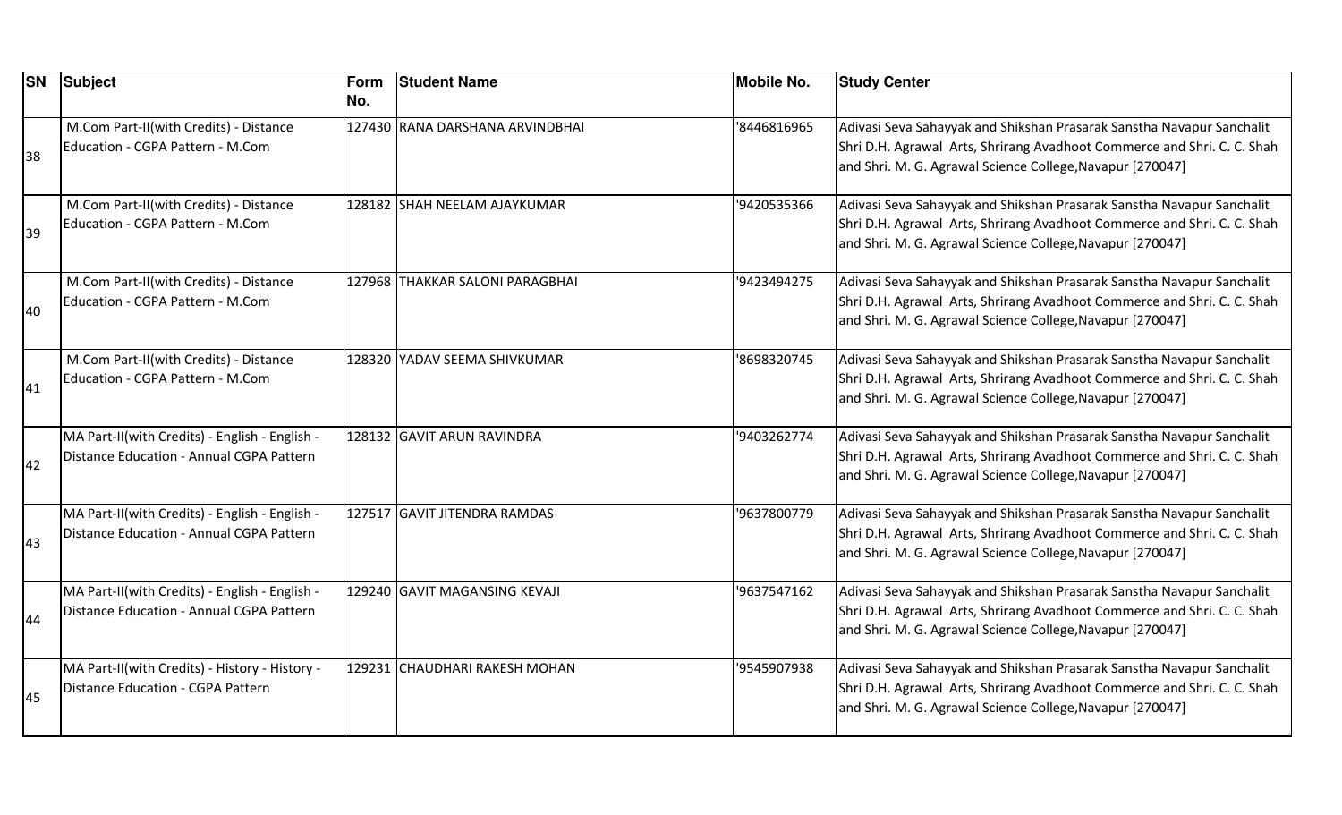| SN | Subject | Form No. | Student Name | Mobile No. | Study Center |
|---|---|---|---|---|---|
| 38 | M.Com Part-II(with Credits) - Distance Education - CGPA Pattern - M.Com | 127430 | RANA DARSHANA ARVINDBHAI | '8446816965 | Adivasi Seva Sahayyak and Shikshan Prasarak Sanstha Navapur Sanchalit Shri D.H. Agrawal Arts, Shrirang Avadhoot Commerce and Shri. C. C. Shah and Shri. M. G. Agrawal Science College,Navapur [270047] |
| 39 | M.Com Part-II(with Credits) - Distance Education - CGPA Pattern - M.Com | 128182 | SHAH NEELAM AJAYKUMAR | '9420535366 | Adivasi Seva Sahayyak and Shikshan Prasarak Sanstha Navapur Sanchalit Shri D.H. Agrawal Arts, Shrirang Avadhoot Commerce and Shri. C. C. Shah and Shri. M. G. Agrawal Science College,Navapur [270047] |
| 40 | M.Com Part-II(with Credits) - Distance Education - CGPA Pattern - M.Com | 127968 | THAKKAR SALONI PARAGBHAI | '9423494275 | Adivasi Seva Sahayyak and Shikshan Prasarak Sanstha Navapur Sanchalit Shri D.H. Agrawal Arts, Shrirang Avadhoot Commerce and Shri. C. C. Shah and Shri. M. G. Agrawal Science College,Navapur [270047] |
| 41 | M.Com Part-II(with Credits) - Distance Education - CGPA Pattern - M.Com | 128320 | YADAV SEEMA SHIVKUMAR | '8698320745 | Adivasi Seva Sahayyak and Shikshan Prasarak Sanstha Navapur Sanchalit Shri D.H. Agrawal Arts, Shrirang Avadhoot Commerce and Shri. C. C. Shah and Shri. M. G. Agrawal Science College,Navapur [270047] |
| 42 | MA Part-II(with Credits) - English - English - Distance Education - Annual CGPA Pattern | 128132 | GAVIT ARUN RAVINDRA | '9403262774 | Adivasi Seva Sahayyak and Shikshan Prasarak Sanstha Navapur Sanchalit Shri D.H. Agrawal Arts, Shrirang Avadhoot Commerce and Shri. C. C. Shah and Shri. M. G. Agrawal Science College,Navapur [270047] |
| 43 | MA Part-II(with Credits) - English - English - Distance Education - Annual CGPA Pattern | 127517 | GAVIT JITENDRA RAMDAS | '9637800779 | Adivasi Seva Sahayyak and Shikshan Prasarak Sanstha Navapur Sanchalit Shri D.H. Agrawal Arts, Shrirang Avadhoot Commerce and Shri. C. C. Shah and Shri. M. G. Agrawal Science College,Navapur [270047] |
| 44 | MA Part-II(with Credits) - English - English - Distance Education - Annual CGPA Pattern | 129240 | GAVIT MAGANSING KEVAJI | '9637547162 | Adivasi Seva Sahayyak and Shikshan Prasarak Sanstha Navapur Sanchalit Shri D.H. Agrawal Arts, Shrirang Avadhoot Commerce and Shri. C. C. Shah and Shri. M. G. Agrawal Science College,Navapur [270047] |
| 45 | MA Part-II(with Credits) - History - History - Distance Education - CGPA Pattern | 129231 | CHAUDHARI RAKESH MOHAN | '9545907938 | Adivasi Seva Sahayyak and Shikshan Prasarak Sanstha Navapur Sanchalit Shri D.H. Agrawal Arts, Shrirang Avadhoot Commerce and Shri. C. C. Shah and Shri. M. G. Agrawal Science College,Navapur [270047] |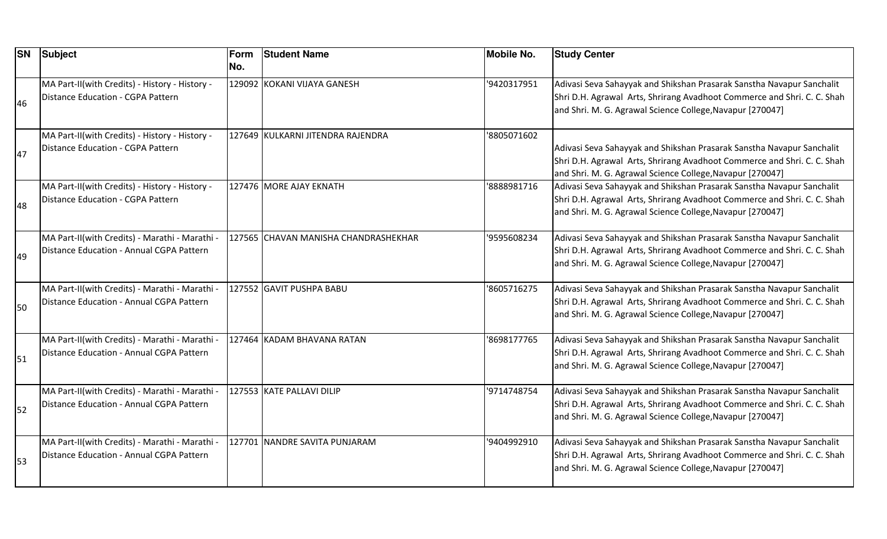| SN | Subject | Form No. | Student Name | Mobile No. | Study Center |
|---|---|---|---|---|---|
| 46 | MA Part-II(with Credits) - History - History - Distance Education - CGPA Pattern | 129092 | KOKANI VIJAYA GANESH | '9420317951 | Adivasi Seva Sahayyak and Shikshan Prasarak Sanstha Navapur Sanchalit Shri D.H. Agrawal Arts, Shrirang Avadhoot Commerce and Shri. C. C. Shah and Shri. M. G. Agrawal Science College,Navapur [270047] |
| 47 | MA Part-II(with Credits) - History - History - Distance Education - CGPA Pattern | 127649 | KULKARNI JITENDRA RAJENDRA | '8805071602 | Adivasi Seva Sahayyak and Shikshan Prasarak Sanstha Navapur Sanchalit Shri D.H. Agrawal Arts, Shrirang Avadhoot Commerce and Shri. C. C. Shah and Shri. M. G. Agrawal Science College,Navapur [270047] |
| 48 | MA Part-II(with Credits) - History - History - Distance Education - CGPA Pattern | 127476 | MORE AJAY EKNATH | '8888981716 | Adivasi Seva Sahayyak and Shikshan Prasarak Sanstha Navapur Sanchalit Shri D.H. Agrawal Arts, Shrirang Avadhoot Commerce and Shri. C. C. Shah and Shri. M. G. Agrawal Science College,Navapur [270047] |
| 49 | MA Part-II(with Credits) - Marathi - Marathi - Distance Education - Annual CGPA Pattern | 127565 | CHAVAN MANISHA CHANDRASHEKHAR | '9595608234 | Adivasi Seva Sahayyak and Shikshan Prasarak Sanstha Navapur Sanchalit Shri D.H. Agrawal Arts, Shrirang Avadhoot Commerce and Shri. C. C. Shah and Shri. M. G. Agrawal Science College,Navapur [270047] |
| 50 | MA Part-II(with Credits) - Marathi - Marathi - Distance Education - Annual CGPA Pattern | 127552 | GAVIT PUSHPA BABU | '8605716275 | Adivasi Seva Sahayyak and Shikshan Prasarak Sanstha Navapur Sanchalit Shri D.H. Agrawal Arts, Shrirang Avadhoot Commerce and Shri. C. C. Shah and Shri. M. G. Agrawal Science College,Navapur [270047] |
| 51 | MA Part-II(with Credits) - Marathi - Marathi - Distance Education - Annual CGPA Pattern | 127464 | KADAM BHAVANA RATAN | '8698177765 | Adivasi Seva Sahayyak and Shikshan Prasarak Sanstha Navapur Sanchalit Shri D.H. Agrawal Arts, Shrirang Avadhoot Commerce and Shri. C. C. Shah and Shri. M. G. Agrawal Science College,Navapur [270047] |
| 52 | MA Part-II(with Credits) - Marathi - Marathi - Distance Education - Annual CGPA Pattern | 127553 | KATE PALLAVI DILIP | '9714748754 | Adivasi Seva Sahayyak and Shikshan Prasarak Sanstha Navapur Sanchalit Shri D.H. Agrawal Arts, Shrirang Avadhoot Commerce and Shri. C. C. Shah and Shri. M. G. Agrawal Science College,Navapur [270047] |
| 53 | MA Part-II(with Credits) - Marathi - Marathi - Distance Education - Annual CGPA Pattern | 127701 | NANDRE SAVITA PUNJARAM | '9404992910 | Adivasi Seva Sahayyak and Shikshan Prasarak Sanstha Navapur Sanchalit Shri D.H. Agrawal Arts, Shrirang Avadhoot Commerce and Shri. C. C. Shah and Shri. M. G. Agrawal Science College,Navapur [270047] |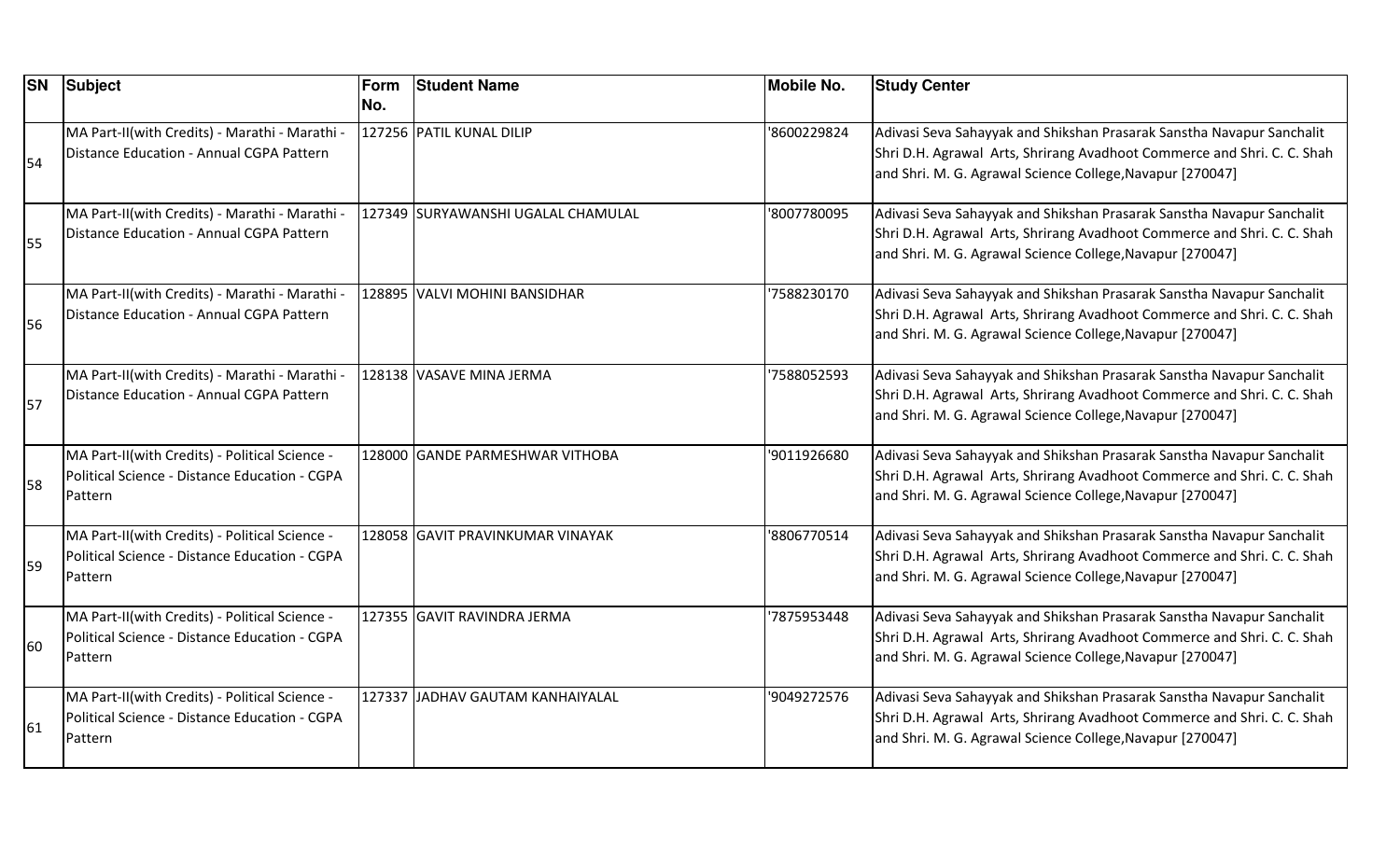| SN | Subject | Form No. | Student Name | Mobile No. | Study Center |
|---|---|---|---|---|---|
| 54 | MA Part-II(with Credits) - Marathi - Marathi - Distance Education - Annual CGPA Pattern | 127256 | PATIL KUNAL DILIP | '8600229824 | Adivasi Seva Sahayyak and Shikshan Prasarak Sanstha Navapur Sanchalit Shri D.H. Agrawal Arts, Shrirang Avadhoot Commerce and Shri. C. C. Shah and Shri. M. G. Agrawal Science College,Navapur [270047] |
| 55 | MA Part-II(with Credits) - Marathi - Marathi - Distance Education - Annual CGPA Pattern | 127349 | SURYAWANSHI UGALAL CHAMULAL | '8007780095 | Adivasi Seva Sahayyak and Shikshan Prasarak Sanstha Navapur Sanchalit Shri D.H. Agrawal Arts, Shrirang Avadhoot Commerce and Shri. C. C. Shah and Shri. M. G. Agrawal Science College,Navapur [270047] |
| 56 | MA Part-II(with Credits) - Marathi - Marathi - Distance Education - Annual CGPA Pattern | 128895 | VALVI MOHINI BANSIDHAR | '7588230170 | Adivasi Seva Sahayyak and Shikshan Prasarak Sanstha Navapur Sanchalit Shri D.H. Agrawal Arts, Shrirang Avadhoot Commerce and Shri. C. C. Shah and Shri. M. G. Agrawal Science College,Navapur [270047] |
| 57 | MA Part-II(with Credits) - Marathi - Marathi - Distance Education - Annual CGPA Pattern | 128138 | VASAVE MINA JERMA | '7588052593 | Adivasi Seva Sahayyak and Shikshan Prasarak Sanstha Navapur Sanchalit Shri D.H. Agrawal Arts, Shrirang Avadhoot Commerce and Shri. C. C. Shah and Shri. M. G. Agrawal Science College,Navapur [270047] |
| 58 | MA Part-II(with Credits) - Political Science - Political Science - Distance Education - CGPA Pattern | 128000 | GANDE PARMESHWAR VITHOBA | '9011926680 | Adivasi Seva Sahayyak and Shikshan Prasarak Sanstha Navapur Sanchalit Shri D.H. Agrawal Arts, Shrirang Avadhoot Commerce and Shri. C. C. Shah and Shri. M. G. Agrawal Science College,Navapur [270047] |
| 59 | MA Part-II(with Credits) - Political Science - Political Science - Distance Education - CGPA Pattern | 128058 | GAVIT PRAVINKUMAR VINAYAK | '8806770514 | Adivasi Seva Sahayyak and Shikshan Prasarak Sanstha Navapur Sanchalit Shri D.H. Agrawal Arts, Shrirang Avadhoot Commerce and Shri. C. C. Shah and Shri. M. G. Agrawal Science College,Navapur [270047] |
| 60 | MA Part-II(with Credits) - Political Science - Political Science - Distance Education - CGPA Pattern | 127355 | GAVIT RAVINDRA JERMA | '7875953448 | Adivasi Seva Sahayyak and Shikshan Prasarak Sanstha Navapur Sanchalit Shri D.H. Agrawal Arts, Shrirang Avadhoot Commerce and Shri. C. C. Shah and Shri. M. G. Agrawal Science College,Navapur [270047] |
| 61 | MA Part-II(with Credits) - Political Science - Political Science - Distance Education - CGPA Pattern | 127337 | JADHAV GAUTAM KANHAIYALAL | '9049272576 | Adivasi Seva Sahayyak and Shikshan Prasarak Sanstha Navapur Sanchalit Shri D.H. Agrawal Arts, Shrirang Avadhoot Commerce and Shri. C. C. Shah and Shri. M. G. Agrawal Science College,Navapur [270047] |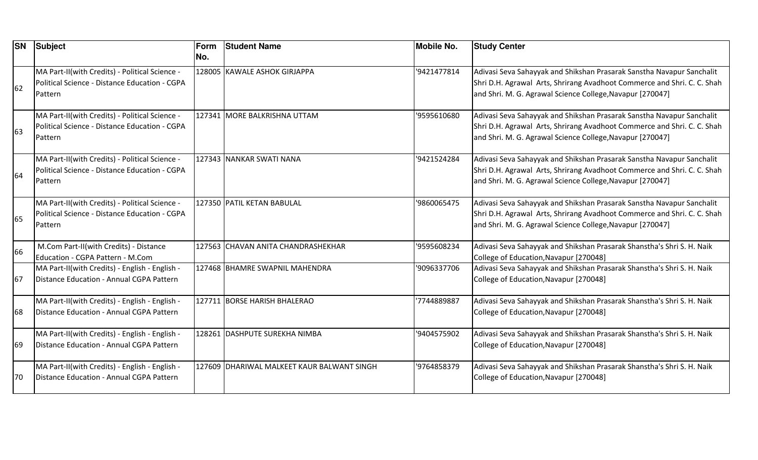| SN | Subject | Form No. | Student Name | Mobile No. | Study Center |
|---|---|---|---|---|---|
| 62 | MA Part-II(with Credits) - Political Science - Political Science - Distance Education - CGPA Pattern | 128005 | KAWALE ASHOK GIRJAPPA | '9421477814 | Adivasi Seva Sahayyak and Shikshan Prasarak Sanstha Navapur Sanchalit Shri D.H. Agrawal Arts, Shrirang Avadhoot Commerce and Shri. C. C. Shah and Shri. M. G. Agrawal Science College,Navapur [270047] |
| 63 | MA Part-II(with Credits) - Political Science - Political Science - Distance Education - CGPA Pattern | 127341 | MORE BALKRISHNA UTTAM | '9595610680 | Adivasi Seva Sahayyak and Shikshan Prasarak Sanstha Navapur Sanchalit Shri D.H. Agrawal Arts, Shrirang Avadhoot Commerce and Shri. C. C. Shah and Shri. M. G. Agrawal Science College,Navapur [270047] |
| 64 | MA Part-II(with Credits) - Political Science - Political Science - Distance Education - CGPA Pattern | 127343 | NANKAR SWATI NANA | '9421524284 | Adivasi Seva Sahayyak and Shikshan Prasarak Sanstha Navapur Sanchalit Shri D.H. Agrawal Arts, Shrirang Avadhoot Commerce and Shri. C. C. Shah and Shri. M. G. Agrawal Science College,Navapur [270047] |
| 65 | MA Part-II(with Credits) - Political Science - Political Science - Distance Education - CGPA Pattern | 127350 | PATIL KETAN BABULAL | '9860065475 | Adivasi Seva Sahayyak and Shikshan Prasarak Sanstha Navapur Sanchalit Shri D.H. Agrawal Arts, Shrirang Avadhoot Commerce and Shri. C. C. Shah and Shri. M. G. Agrawal Science College,Navapur [270047] |
| 66 | M.Com Part-II(with Credits) - Distance Education - CGPA Pattern - M.Com | 127563 | CHAVAN ANITA CHANDRASHEKHAR | '9595608234 | Adivasi Seva Sahayyak and Shikshan Prasarak Shanstha's Shri S. H. Naik College of Education,Navapur [270048] |
| 67 | MA Part-II(with Credits) - English - English - Distance Education - Annual CGPA Pattern | 127468 | BHAMRE SWAPNIL MAHENDRA | '9096337706 | Adivasi Seva Sahayyak and Shikshan Prasarak Shanstha's Shri S. H. Naik College of Education,Navapur [270048] |
| 68 | MA Part-II(with Credits) - English - English - Distance Education - Annual CGPA Pattern | 127711 | BORSE HARISH BHALERAO | '7744889887 | Adivasi Seva Sahayyak and Shikshan Prasarak Shanstha's Shri S. H. Naik College of Education,Navapur [270048] |
| 69 | MA Part-II(with Credits) - English - English - Distance Education - Annual CGPA Pattern | 128261 | DASHPUTE SUREKHA NIMBA | '9404575902 | Adivasi Seva Sahayyak and Shikshan Prasarak Shanstha's Shri S. H. Naik College of Education,Navapur [270048] |
| 70 | MA Part-II(with Credits) - English - English - Distance Education - Annual CGPA Pattern | 127609 | DHARIWAL MALKEET KAUR BALWANT SINGH | '9764858379 | Adivasi Seva Sahayyak and Shikshan Prasarak Shanstha's Shri S. H. Naik College of Education,Navapur [270048] |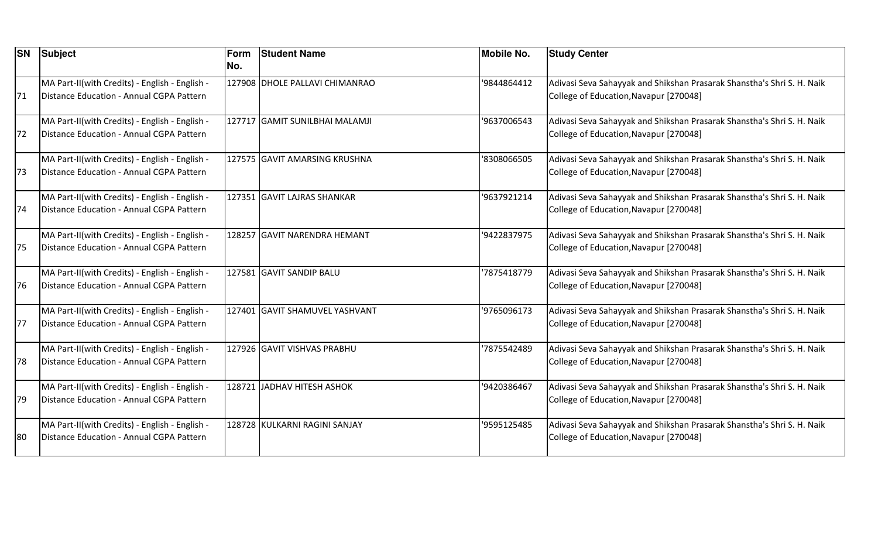| SN | Subject | Form No. | Student Name | Mobile No. | Study Center |
|---|---|---|---|---|---|
| 71 | MA Part-II(with Credits) - English - English - Distance Education - Annual CGPA Pattern | 127908 | DHOLE PALLAVI CHIMANRAO | '9844864412 | Adivasi Seva Sahayyak and Shikshan Prasarak Shanstha's Shri S. H. Naik College of Education,Navapur [270048] |
| 72 | MA Part-II(with Credits) - English - English - Distance Education - Annual CGPA Pattern | 127717 | GAMIT SUNILBHAI MALAMJI | '9637006543 | Adivasi Seva Sahayyak and Shikshan Prasarak Shanstha's Shri S. H. Naik College of Education,Navapur [270048] |
| 73 | MA Part-II(with Credits) - English - English - Distance Education - Annual CGPA Pattern | 127575 | GAVIT AMARSING KRUSHNA | '8308066505 | Adivasi Seva Sahayyak and Shikshan Prasarak Shanstha's Shri S. H. Naik College of Education,Navapur [270048] |
| 74 | MA Part-II(with Credits) - English - English - Distance Education - Annual CGPA Pattern | 127351 | GAVIT LAJRAS SHANKAR | '9637921214 | Adivasi Seva Sahayyak and Shikshan Prasarak Shanstha's Shri S. H. Naik College of Education,Navapur [270048] |
| 75 | MA Part-II(with Credits) - English - English - Distance Education - Annual CGPA Pattern | 128257 | GAVIT NARENDRA HEMANT | '9422837975 | Adivasi Seva Sahayyak and Shikshan Prasarak Shanstha's Shri S. H. Naik College of Education,Navapur [270048] |
| 76 | MA Part-II(with Credits) - English - English - Distance Education - Annual CGPA Pattern | 127581 | GAVIT SANDIP BALU | '7875418779 | Adivasi Seva Sahayyak and Shikshan Prasarak Shanstha's Shri S. H. Naik College of Education,Navapur [270048] |
| 77 | MA Part-II(with Credits) - English - English - Distance Education - Annual CGPA Pattern | 127401 | GAVIT SHAMUVEL YASHVANT | '9765096173 | Adivasi Seva Sahayyak and Shikshan Prasarak Shanstha's Shri S. H. Naik College of Education,Navapur [270048] |
| 78 | MA Part-II(with Credits) - English - English - Distance Education - Annual CGPA Pattern | 127926 | GAVIT VISHVAS PRABHU | '7875542489 | Adivasi Seva Sahayyak and Shikshan Prasarak Shanstha's Shri S. H. Naik College of Education,Navapur [270048] |
| 79 | MA Part-II(with Credits) - English - English - Distance Education - Annual CGPA Pattern | 128721 | JADHAV HITESH ASHOK | '9420386467 | Adivasi Seva Sahayyak and Shikshan Prasarak Shanstha's Shri S. H. Naik College of Education,Navapur [270048] |
| 80 | MA Part-II(with Credits) - English - English - Distance Education - Annual CGPA Pattern | 128728 | KULKARNI RAGINI SANJAY | '9595125485 | Adivasi Seva Sahayyak and Shikshan Prasarak Shanstha's Shri S. H. Naik College of Education,Navapur [270048] |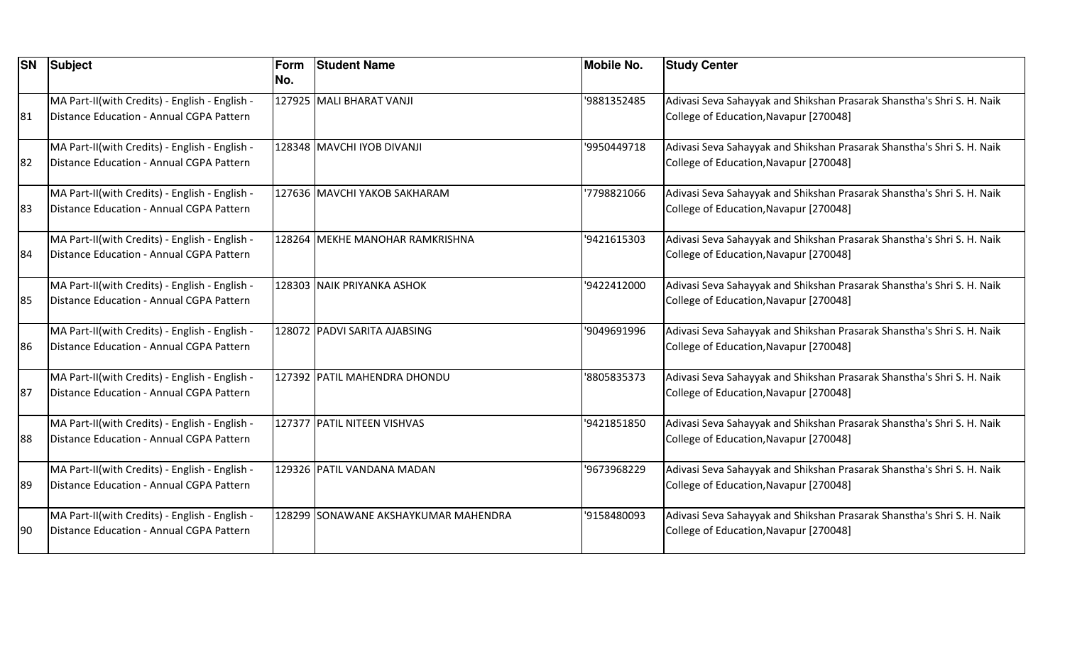| SN | Subject | Form No. | Student Name | Mobile No. | Study Center |
| --- | --- | --- | --- | --- | --- |
| 81 | MA Part-II(with Credits) - English - English - Distance Education - Annual CGPA Pattern | 127925 | MALI BHARAT VANJI | '9881352485 | Adivasi Seva Sahayyak and Shikshan Prasarak Shanstha's Shri S. H. Naik College of Education,Navapur [270048] |
| 82 | MA Part-II(with Credits) - English - English - Distance Education - Annual CGPA Pattern | 128348 | MAVCHI IYOB DIVANJI | '9950449718 | Adivasi Seva Sahayyak and Shikshan Prasarak Shanstha's Shri S. H. Naik College of Education,Navapur [270048] |
| 83 | MA Part-II(with Credits) - English - English - Distance Education - Annual CGPA Pattern | 127636 | MAVCHI YAKOB SAKHARAM | '7798821066 | Adivasi Seva Sahayyak and Shikshan Prasarak Shanstha's Shri S. H. Naik College of Education,Navapur [270048] |
| 84 | MA Part-II(with Credits) - English - English - Distance Education - Annual CGPA Pattern | 128264 | MEKHE MANOHAR RAMKRISHNA | '9421615303 | Adivasi Seva Sahayyak and Shikshan Prasarak Shanstha's Shri S. H. Naik College of Education,Navapur [270048] |
| 85 | MA Part-II(with Credits) - English - English - Distance Education - Annual CGPA Pattern | 128303 | NAIK PRIYANKA ASHOK | '9422412000 | Adivasi Seva Sahayyak and Shikshan Prasarak Shanstha's Shri S. H. Naik College of Education,Navapur [270048] |
| 86 | MA Part-II(with Credits) - English - English - Distance Education - Annual CGPA Pattern | 128072 | PADVI SARITA AJABSING | '9049691996 | Adivasi Seva Sahayyak and Shikshan Prasarak Shanstha's Shri S. H. Naik College of Education,Navapur [270048] |
| 87 | MA Part-II(with Credits) - English - English - Distance Education - Annual CGPA Pattern | 127392 | PATIL MAHENDRA DHONDU | '8805835373 | Adivasi Seva Sahayyak and Shikshan Prasarak Shanstha's Shri S. H. Naik College of Education,Navapur [270048] |
| 88 | MA Part-II(with Credits) - English - English - Distance Education - Annual CGPA Pattern | 127377 | PATIL NITEEN VISHVAS | '9421851850 | Adivasi Seva Sahayyak and Shikshan Prasarak Shanstha's Shri S. H. Naik College of Education,Navapur [270048] |
| 89 | MA Part-II(with Credits) - English - English - Distance Education - Annual CGPA Pattern | 129326 | PATIL VANDANA MADAN | '9673968229 | Adivasi Seva Sahayyak and Shikshan Prasarak Shanstha's Shri S. H. Naik College of Education,Navapur [270048] |
| 90 | MA Part-II(with Credits) - English - English - Distance Education - Annual CGPA Pattern | 128299 | SONAWANE AKSHAYKUMAR MAHENDRA | '9158480093 | Adivasi Seva Sahayyak and Shikshan Prasarak Shanstha's Shri S. H. Naik College of Education,Navapur [270048] |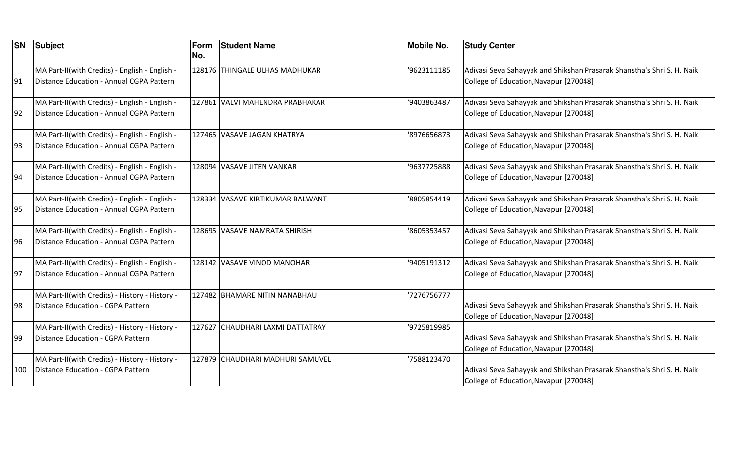| SN | Subject | Form No. | Student Name | Mobile No. | Study Center |
|---|---|---|---|---|---|
| 91 | MA Part-II(with Credits) - English - English - Distance Education - Annual CGPA Pattern | 128176 | THINGALE ULHAS MADHUKAR | '9623111185 | Adivasi Seva Sahayyak and Shikshan Prasarak Shanstha's Shri S. H. Naik College of Education,Navapur [270048] |
| 92 | MA Part-II(with Credits) - English - English - Distance Education - Annual CGPA Pattern | 127861 | VALVI MAHENDRA PRABHAKAR | '9403863487 | Adivasi Seva Sahayyak and Shikshan Prasarak Shanstha's Shri S. H. Naik College of Education,Navapur [270048] |
| 93 | MA Part-II(with Credits) - English - English - Distance Education - Annual CGPA Pattern | 127465 | VASAVE JAGAN KHATRYA | '8976656873 | Adivasi Seva Sahayyak and Shikshan Prasarak Shanstha's Shri S. H. Naik College of Education,Navapur [270048] |
| 94 | MA Part-II(with Credits) - English - English - Distance Education - Annual CGPA Pattern | 128094 | VASAVE JITEN VANKAR | '9637725888 | Adivasi Seva Sahayyak and Shikshan Prasarak Shanstha's Shri S. H. Naik College of Education,Navapur [270048] |
| 95 | MA Part-II(with Credits) - English - English - Distance Education - Annual CGPA Pattern | 128334 | VASAVE KIRTIKUMAR BALWANT | '8805854419 | Adivasi Seva Sahayyak and Shikshan Prasarak Shanstha's Shri S. H. Naik College of Education,Navapur [270048] |
| 96 | MA Part-II(with Credits) - English - English - Distance Education - Annual CGPA Pattern | 128695 | VASAVE NAMRATA SHIRISH | '8605353457 | Adivasi Seva Sahayyak and Shikshan Prasarak Shanstha's Shri S. H. Naik College of Education,Navapur [270048] |
| 97 | MA Part-II(with Credits) - English - English - Distance Education - Annual CGPA Pattern | 128142 | VASAVE VINOD MANOHAR | '9405191312 | Adivasi Seva Sahayyak and Shikshan Prasarak Shanstha's Shri S. H. Naik College of Education,Navapur [270048] |
| 98 | MA Part-II(with Credits) - History - History - Distance Education - CGPA Pattern | 127482 | BHAMARE NITIN NANABHAU | '7276756777 | Adivasi Seva Sahayyak and Shikshan Prasarak Shanstha's Shri S. H. Naik College of Education,Navapur [270048] |
| 99 | MA Part-II(with Credits) - History - History - Distance Education - CGPA Pattern | 127627 | CHAUDHARI LAXMI DATTATRAY | '9725819985 | Adivasi Seva Sahayyak and Shikshan Prasarak Shanstha's Shri S. H. Naik College of Education,Navapur [270048] |
| 100 | MA Part-II(with Credits) - History - History - Distance Education - CGPA Pattern | 127879 | CHAUDHARI MADHURI SAMUVEL | '7588123470 | Adivasi Seva Sahayyak and Shikshan Prasarak Shanstha's Shri S. H. Naik College of Education,Navapur [270048] |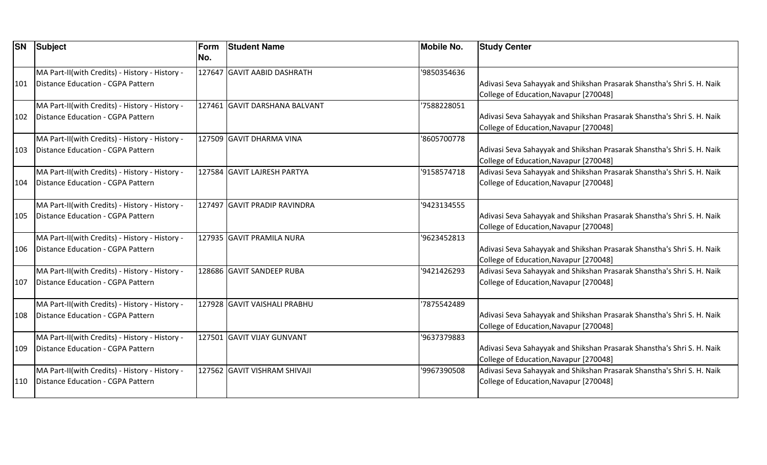| SN | Subject | Form No. | Student Name | Mobile No. | Study Center |
|---|---|---|---|---|---|
| 101 | MA Part-II(with Credits) - History - History - Distance Education - CGPA Pattern | 127647 | GAVIT AABID DASHRATH | '9850354636 | Adivasi Seva Sahayyak and Shikshan Prasarak Shanstha's Shri S. H. Naik College of Education,Navapur [270048] |
| 102 | MA Part-II(with Credits) - History - History - Distance Education - CGPA Pattern | 127461 | GAVIT DARSHANA BALVANT | '7588228051 | Adivasi Seva Sahayyak and Shikshan Prasarak Shanstha's Shri S. H. Naik College of Education,Navapur [270048] |
| 103 | MA Part-II(with Credits) - History - History - Distance Education - CGPA Pattern | 127509 | GAVIT DHARMA VINA | '8605700778 | Adivasi Seva Sahayyak and Shikshan Prasarak Shanstha's Shri S. H. Naik College of Education,Navapur [270048] |
| 104 | MA Part-II(with Credits) - History - History - Distance Education - CGPA Pattern | 127584 | GAVIT LAJRESH PARTYA | '9158574718 | Adivasi Seva Sahayyak and Shikshan Prasarak Shanstha's Shri S. H. Naik College of Education,Navapur [270048] |
| 105 | MA Part-II(with Credits) - History - History - Distance Education - CGPA Pattern | 127497 | GAVIT PRADIP RAVINDRA | '9423134555 | Adivasi Seva Sahayyak and Shikshan Prasarak Shanstha's Shri S. H. Naik College of Education,Navapur [270048] |
| 106 | MA Part-II(with Credits) - History - History - Distance Education - CGPA Pattern | 127935 | GAVIT PRAMILA NURA | '9623452813 | Adivasi Seva Sahayyak and Shikshan Prasarak Shanstha's Shri S. H. Naik College of Education,Navapur [270048] |
| 107 | MA Part-II(with Credits) - History - History - Distance Education - CGPA Pattern | 128686 | GAVIT SANDEEP RUBA | '9421426293 | Adivasi Seva Sahayyak and Shikshan Prasarak Shanstha's Shri S. H. Naik College of Education,Navapur [270048] |
| 108 | MA Part-II(with Credits) - History - History - Distance Education - CGPA Pattern | 127928 | GAVIT VAISHALI PRABHU | '7875542489 | Adivasi Seva Sahayyak and Shikshan Prasarak Shanstha's Shri S. H. Naik College of Education,Navapur [270048] |
| 109 | MA Part-II(with Credits) - History - History - Distance Education - CGPA Pattern | 127501 | GAVIT VIJAY GUNVANT | '9637379883 | Adivasi Seva Sahayyak and Shikshan Prasarak Shanstha's Shri S. H. Naik College of Education,Navapur [270048] |
| 110 | MA Part-II(with Credits) - History - History - Distance Education - CGPA Pattern | 127562 | GAVIT VISHRAM SHIVAJI | '9967390508 | Adivasi Seva Sahayyak and Shikshan Prasarak Shanstha's Shri S. H. Naik College of Education,Navapur [270048] |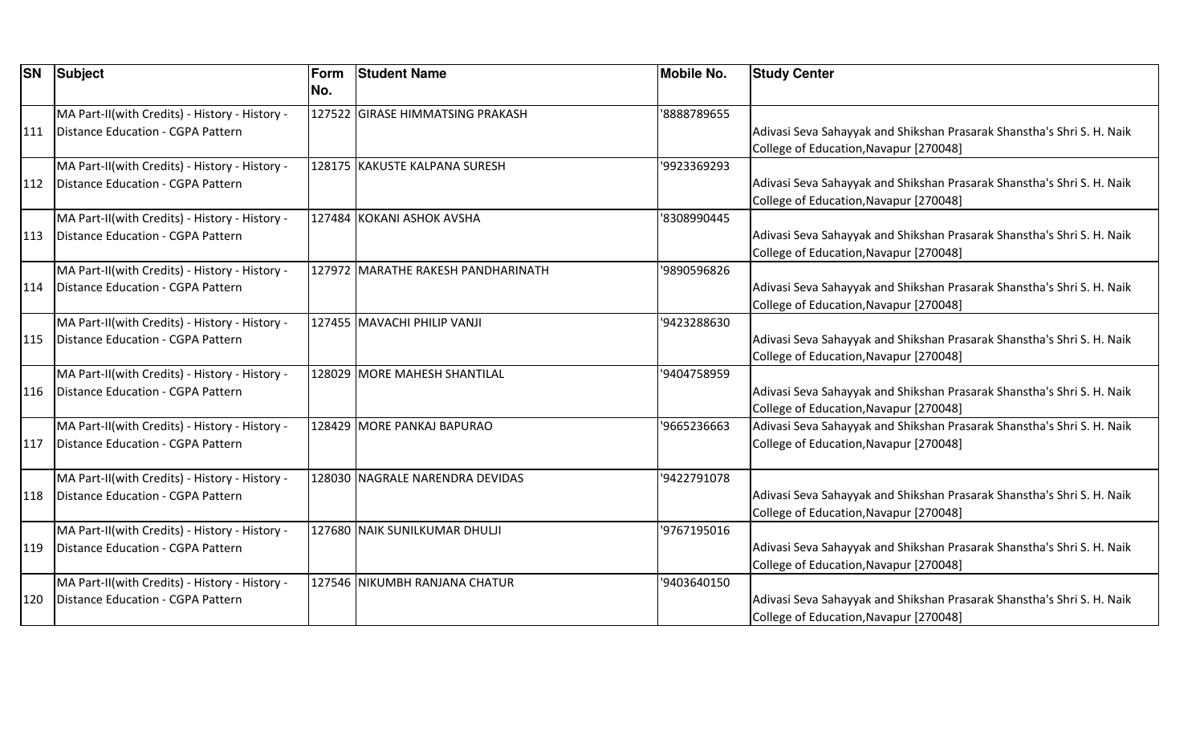| SN | Subject | Form No. | Student Name | Mobile No. | Study Center |
|---|---|---|---|---|---|
| 111 | MA Part-II(with Credits) - History - History - Distance Education - CGPA Pattern | 127522 | GIRASE HIMMATSING PRAKASH | '8888789655 | Adivasi Seva Sahayyak and Shikshan Prasarak Shanstha's Shri S. H. Naik College of Education,Navapur [270048] |
| 112 | MA Part-II(with Credits) - History - History - Distance Education - CGPA Pattern | 128175 | KAKUSTE KALPANA SURESH | '9923369293 | Adivasi Seva Sahayyak and Shikshan Prasarak Shanstha's Shri S. H. Naik College of Education,Navapur [270048] |
| 113 | MA Part-II(with Credits) - History - History - Distance Education - CGPA Pattern | 127484 | KOKANI ASHOK AVSHA | '8308990445 | Adivasi Seva Sahayyak and Shikshan Prasarak Shanstha's Shri S. H. Naik College of Education,Navapur [270048] |
| 114 | MA Part-II(with Credits) - History - History - Distance Education - CGPA Pattern | 127972 | MARATHE RAKESH PANDHARINATH | '9890596826 | Adivasi Seva Sahayyak and Shikshan Prasarak Shanstha's Shri S. H. Naik College of Education,Navapur [270048] |
| 115 | MA Part-II(with Credits) - History - History - Distance Education - CGPA Pattern | 127455 | MAVACHI PHILIP VANJI | '9423288630 | Adivasi Seva Sahayyak and Shikshan Prasarak Shanstha's Shri S. H. Naik College of Education,Navapur [270048] |
| 116 | MA Part-II(with Credits) - History - History - Distance Education - CGPA Pattern | 128029 | MORE MAHESH SHANTILAL | '9404758959 | Adivasi Seva Sahayyak and Shikshan Prasarak Shanstha's Shri S. H. Naik College of Education,Navapur [270048] |
| 117 | MA Part-II(with Credits) - History - History - Distance Education - CGPA Pattern | 128429 | MORE PANKAJ BAPURAO | '9665236663 | Adivasi Seva Sahayyak and Shikshan Prasarak Shanstha's Shri S. H. Naik College of Education,Navapur [270048] |
| 118 | MA Part-II(with Credits) - History - History - Distance Education - CGPA Pattern | 128030 | NAGRALE NARENDRA DEVIDAS | '9422791078 | Adivasi Seva Sahayyak and Shikshan Prasarak Shanstha's Shri S. H. Naik College of Education,Navapur [270048] |
| 119 | MA Part-II(with Credits) - History - History - Distance Education - CGPA Pattern | 127680 | NAIK SUNILKUMAR DHULJI | '9767195016 | Adivasi Seva Sahayyak and Shikshan Prasarak Shanstha's Shri S. H. Naik College of Education,Navapur [270048] |
| 120 | MA Part-II(with Credits) - History - History - Distance Education - CGPA Pattern | 127546 | NIKUMBH RANJANA CHATUR | '9403640150 | Adivasi Seva Sahayyak and Shikshan Prasarak Shanstha's Shri S. H. Naik College of Education,Navapur [270048] |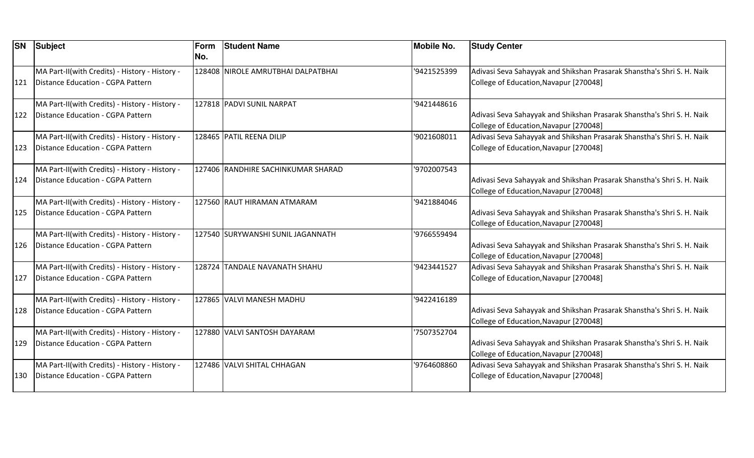| SN | Subject | Form No. | Student Name | Mobile No. | Study Center |
|---|---|---|---|---|---|
| 121 | MA Part-II(with Credits) - History - History - Distance Education - CGPA Pattern | 128408 | NIROLE AMRUTBHAI DALPATBHAI | '9421525399 | Adivasi Seva Sahayyak and Shikshan Prasarak Shanstha's Shri S. H. Naik College of Education,Navapur [270048] |
| 122 | MA Part-II(with Credits) - History - History - Distance Education - CGPA Pattern | 127818 | PADVI SUNIL NARPAT | '9421448616 | Adivasi Seva Sahayyak and Shikshan Prasarak Shanstha's Shri S. H. Naik College of Education,Navapur [270048] |
| 123 | MA Part-II(with Credits) - History - History - Distance Education - CGPA Pattern | 128465 | PATIL REENA DILIP | '9021608011 | Adivasi Seva Sahayyak and Shikshan Prasarak Shanstha's Shri S. H. Naik College of Education,Navapur [270048] |
| 124 | MA Part-II(with Credits) - History - History - Distance Education - CGPA Pattern | 127406 | RANDHIRE SACHINKUMAR SHARAD | '9702007543 | Adivasi Seva Sahayyak and Shikshan Prasarak Shanstha's Shri S. H. Naik College of Education,Navapur [270048] |
| 125 | MA Part-II(with Credits) - History - History - Distance Education - CGPA Pattern | 127560 | RAUT HIRAMAN ATMARAM | '9421884046 | Adivasi Seva Sahayyak and Shikshan Prasarak Shanstha's Shri S. H. Naik College of Education,Navapur [270048] |
| 126 | MA Part-II(with Credits) - History - History - Distance Education - CGPA Pattern | 127540 | SURYWANSHI SUNIL JAGANNATH | '9766559494 | Adivasi Seva Sahayyak and Shikshan Prasarak Shanstha's Shri S. H. Naik College of Education,Navapur [270048] |
| 127 | MA Part-II(with Credits) - History - History - Distance Education - CGPA Pattern | 128724 | TANDALE NAVANATH SHAHU | '9423441527 | Adivasi Seva Sahayyak and Shikshan Prasarak Shanstha's Shri S. H. Naik College of Education,Navapur [270048] |
| 128 | MA Part-II(with Credits) - History - History - Distance Education - CGPA Pattern | 127865 | VALVI MANESH MADHU | '9422416189 | Adivasi Seva Sahayyak and Shikshan Prasarak Shanstha's Shri S. H. Naik College of Education,Navapur [270048] |
| 129 | MA Part-II(with Credits) - History - History - Distance Education - CGPA Pattern | 127880 | VALVI SANTOSH DAYARAM | '7507352704 | Adivasi Seva Sahayyak and Shikshan Prasarak Shanstha's Shri S. H. Naik College of Education,Navapur [270048] |
| 130 | MA Part-II(with Credits) - History - History - Distance Education - CGPA Pattern | 127486 | VALVI SHITAL CHHAGAN | '9764608860 | Adivasi Seva Sahayyak and Shikshan Prasarak Shanstha's Shri S. H. Naik College of Education,Navapur [270048] |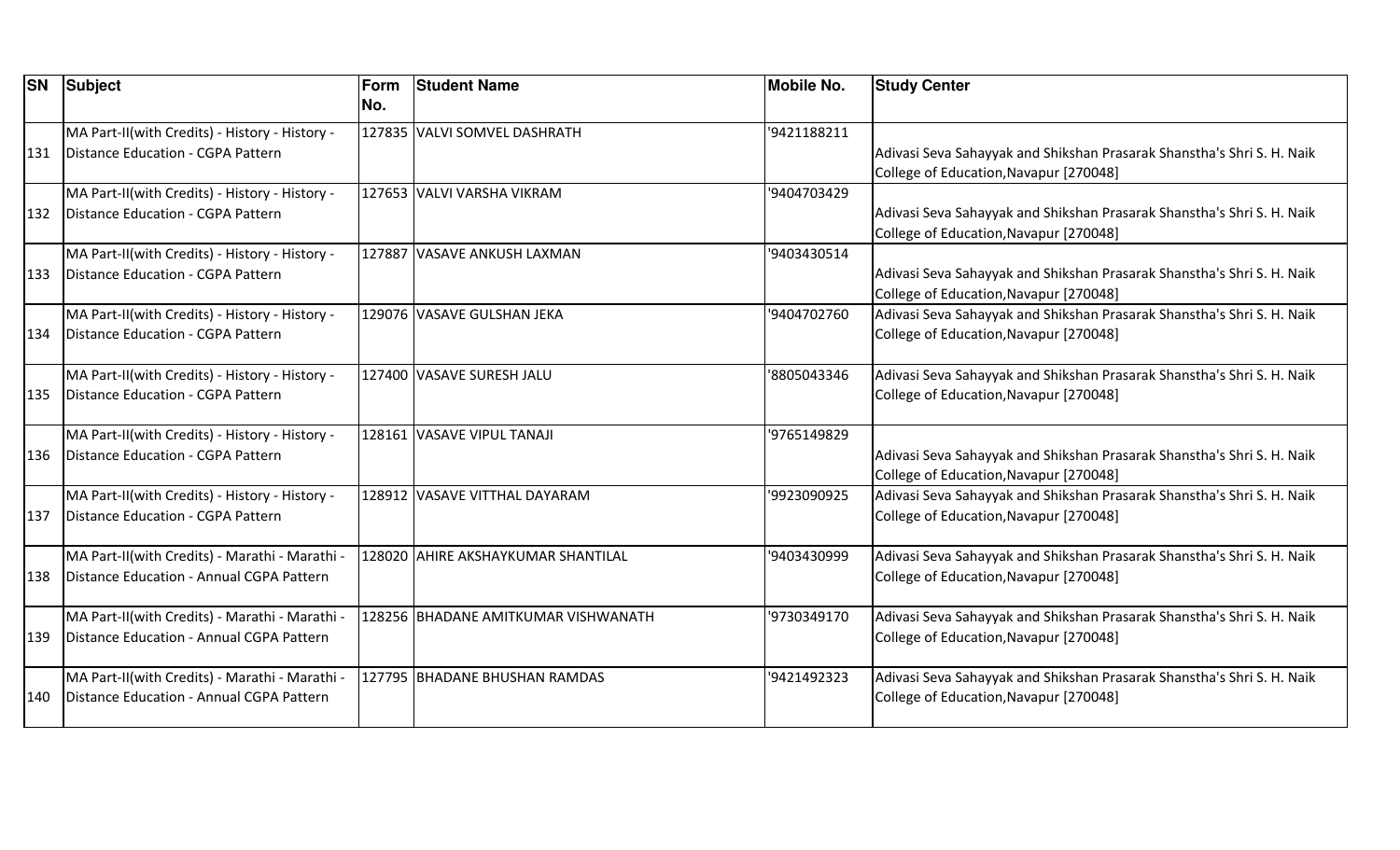| SN | Subject | Form No. | Student Name | Mobile No. | Study Center |
| --- | --- | --- | --- | --- | --- |
| 131 | MA Part-II(with Credits) - History - History - Distance Education - CGPA Pattern | 127835 | VALVI SOMVEL DASHRATH | '9421188211 | Adivasi Seva Sahayyak and Shikshan Prasarak Shanstha's Shri S. H. Naik College of Education,Navapur [270048] |
| 132 | MA Part-II(with Credits) - History - History - Distance Education - CGPA Pattern | 127653 | VALVI VARSHA VIKRAM | '9404703429 | Adivasi Seva Sahayyak and Shikshan Prasarak Shanstha's Shri S. H. Naik College of Education,Navapur [270048] |
| 133 | MA Part-II(with Credits) - History - History - Distance Education - CGPA Pattern | 127887 | VASAVE ANKUSH LAXMAN | '9403430514 | Adivasi Seva Sahayyak and Shikshan Prasarak Shanstha's Shri S. H. Naik College of Education,Navapur [270048] |
| 134 | MA Part-II(with Credits) - History - History - Distance Education - CGPA Pattern | 129076 | VASAVE GULSHAN JEKA | '9404702760 | Adivasi Seva Sahayyak and Shikshan Prasarak Shanstha's Shri S. H. Naik College of Education,Navapur [270048] |
| 135 | MA Part-II(with Credits) - History - History - Distance Education - CGPA Pattern | 127400 | VASAVE SURESH JALU | '8805043346 | Adivasi Seva Sahayyak and Shikshan Prasarak Shanstha's Shri S. H. Naik College of Education,Navapur [270048] |
| 136 | MA Part-II(with Credits) - History - History - Distance Education - CGPA Pattern | 128161 | VASAVE VIPUL TANAJI | '9765149829 | Adivasi Seva Sahayyak and Shikshan Prasarak Shanstha's Shri S. H. Naik College of Education,Navapur [270048] |
| 137 | MA Part-II(with Credits) - History - History - Distance Education - CGPA Pattern | 128912 | VASAVE VITTHAL DAYARAM | '9923090925 | Adivasi Seva Sahayyak and Shikshan Prasarak Shanstha's Shri S. H. Naik College of Education,Navapur [270048] |
| 138 | MA Part-II(with Credits) - Marathi - Marathi - Distance Education - Annual CGPA Pattern | 128020 | AHIRE AKSHAYKUMAR SHANTILAL | '9403430999 | Adivasi Seva Sahayyak and Shikshan Prasarak Shanstha's Shri S. H. Naik College of Education,Navapur [270048] |
| 139 | MA Part-II(with Credits) - Marathi - Marathi - Distance Education - Annual CGPA Pattern | 128256 | BHADANE AMITKUMAR VISHWANATH | '9730349170 | Adivasi Seva Sahayyak and Shikshan Prasarak Shanstha's Shri S. H. Naik College of Education,Navapur [270048] |
| 140 | MA Part-II(with Credits) - Marathi - Marathi - Distance Education - Annual CGPA Pattern | 127795 | BHADANE BHUSHAN RAMDAS | '9421492323 | Adivasi Seva Sahayyak and Shikshan Prasarak Shanstha's Shri S. H. Naik College of Education,Navapur [270048] |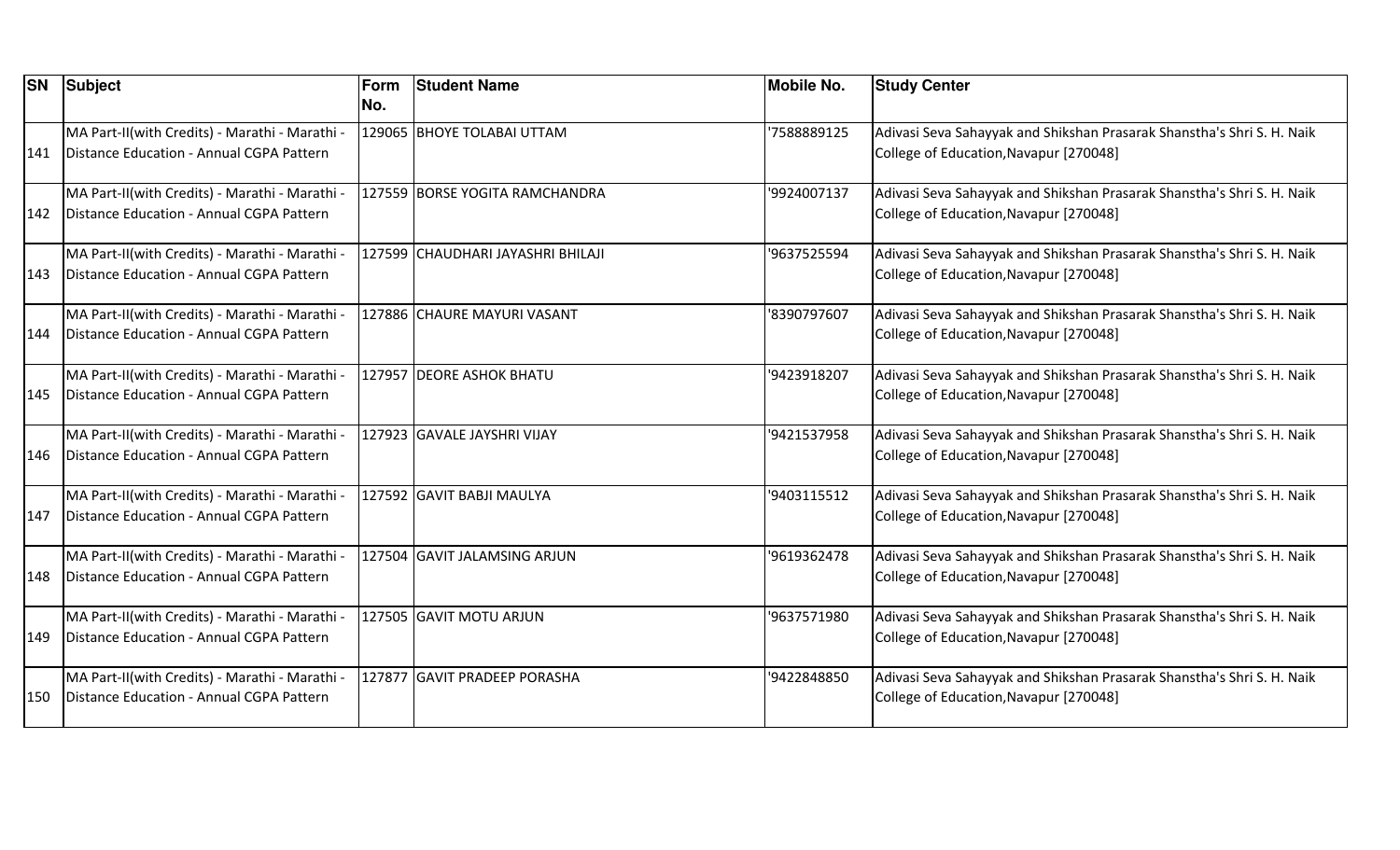| SN | Subject | Form No. | Student Name | Mobile No. | Study Center |
|---|---|---|---|---|---|
| 141 | MA Part-II(with Credits) - Marathi - Marathi - Distance Education - Annual CGPA Pattern | 129065 | BHOYE TOLABAI UTTAM | '7588889125 | Adivasi Seva Sahayyak and Shikshan Prasarak Shanstha's Shri S. H. Naik College of Education,Navapur [270048] |
| 142 | MA Part-II(with Credits) - Marathi - Marathi - Distance Education - Annual CGPA Pattern | 127559 | BORSE YOGITA RAMCHANDRA | '9924007137 | Adivasi Seva Sahayyak and Shikshan Prasarak Shanstha's Shri S. H. Naik College of Education,Navapur [270048] |
| 143 | MA Part-II(with Credits) - Marathi - Marathi - Distance Education - Annual CGPA Pattern | 127599 | CHAUDHARI JAYASHRI BHILAJI | '9637525594 | Adivasi Seva Sahayyak and Shikshan Prasarak Shanstha's Shri S. H. Naik College of Education,Navapur [270048] |
| 144 | MA Part-II(with Credits) - Marathi - Marathi - Distance Education - Annual CGPA Pattern | 127886 | CHAURE MAYURI VASANT | '8390797607 | Adivasi Seva Sahayyak and Shikshan Prasarak Shanstha's Shri S. H. Naik College of Education,Navapur [270048] |
| 145 | MA Part-II(with Credits) - Marathi - Marathi - Distance Education - Annual CGPA Pattern | 127957 | DEORE ASHOK BHATU | '9423918207 | Adivasi Seva Sahayyak and Shikshan Prasarak Shanstha's Shri S. H. Naik College of Education,Navapur [270048] |
| 146 | MA Part-II(with Credits) - Marathi - Marathi - Distance Education - Annual CGPA Pattern | 127923 | GAVALE JAYSHRI VIJAY | '9421537958 | Adivasi Seva Sahayyak and Shikshan Prasarak Shanstha's Shri S. H. Naik College of Education,Navapur [270048] |
| 147 | MA Part-II(with Credits) - Marathi - Marathi - Distance Education - Annual CGPA Pattern | 127592 | GAVIT BABJI MAULYA | '9403115512 | Adivasi Seva Sahayyak and Shikshan Prasarak Shanstha's Shri S. H. Naik College of Education,Navapur [270048] |
| 148 | MA Part-II(with Credits) - Marathi - Marathi - Distance Education - Annual CGPA Pattern | 127504 | GAVIT JALAMSING ARJUN | '9619362478 | Adivasi Seva Sahayyak and Shikshan Prasarak Shanstha's Shri S. H. Naik College of Education,Navapur [270048] |
| 149 | MA Part-II(with Credits) - Marathi - Marathi - Distance Education - Annual CGPA Pattern | 127505 | GAVIT MOTU ARJUN | '9637571980 | Adivasi Seva Sahayyak and Shikshan Prasarak Shanstha's Shri S. H. Naik College of Education,Navapur [270048] |
| 150 | MA Part-II(with Credits) - Marathi - Marathi - Distance Education - Annual CGPA Pattern | 127877 | GAVIT PRADEEP PORASHA | '9422848850 | Adivasi Seva Sahayyak and Shikshan Prasarak Shanstha's Shri S. H. Naik College of Education,Navapur [270048] |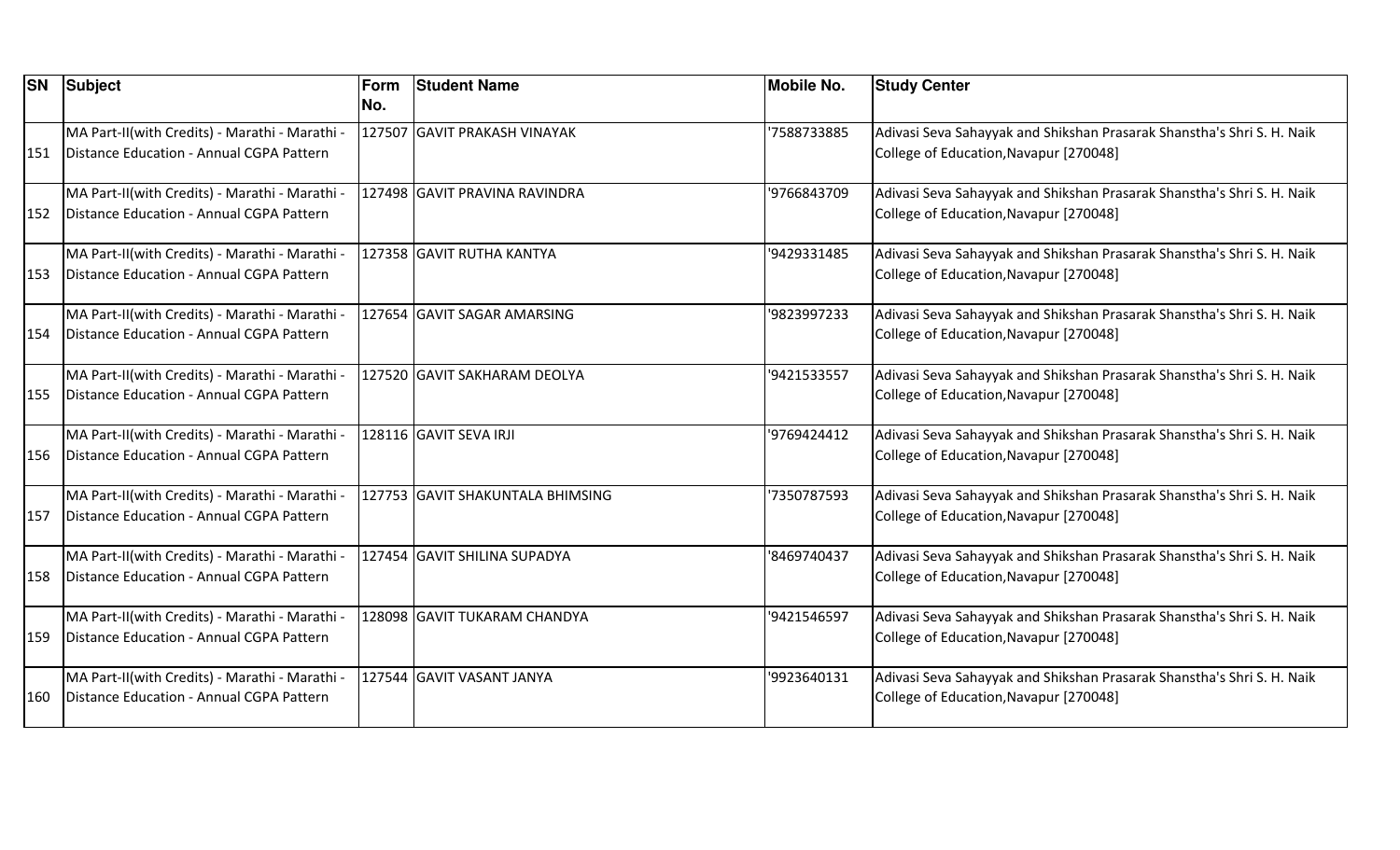| SN | Subject | Form No. | Student Name | Mobile No. | Study Center |
|---|---|---|---|---|---|
| 151 | MA Part-II(with Credits) - Marathi - Marathi - Distance Education - Annual CGPA Pattern | 127507 | GAVIT PRAKASH VINAYAK | '7588733885 | Adivasi Seva Sahayyak and Shikshan Prasarak Shanstha's Shri S. H. Naik College of Education,Navapur [270048] |
| 152 | MA Part-II(with Credits) - Marathi - Marathi - Distance Education - Annual CGPA Pattern | 127498 | GAVIT PRAVINA RAVINDRA | '9766843709 | Adivasi Seva Sahayyak and Shikshan Prasarak Shanstha's Shri S. H. Naik College of Education,Navapur [270048] |
| 153 | MA Part-II(with Credits) - Marathi - Marathi - Distance Education - Annual CGPA Pattern | 127358 | GAVIT RUTHA KANTYA | '9429331485 | Adivasi Seva Sahayyak and Shikshan Prasarak Shanstha's Shri S. H. Naik College of Education,Navapur [270048] |
| 154 | MA Part-II(with Credits) - Marathi - Marathi - Distance Education - Annual CGPA Pattern | 127654 | GAVIT SAGAR AMARSING | '9823997233 | Adivasi Seva Sahayyak and Shikshan Prasarak Shanstha's Shri S. H. Naik College of Education,Navapur [270048] |
| 155 | MA Part-II(with Credits) - Marathi - Marathi - Distance Education - Annual CGPA Pattern | 127520 | GAVIT SAKHARAM DEOLYA | '9421533557 | Adivasi Seva Sahayyak and Shikshan Prasarak Shanstha's Shri S. H. Naik College of Education,Navapur [270048] |
| 156 | MA Part-II(with Credits) - Marathi - Marathi - Distance Education - Annual CGPA Pattern | 128116 | GAVIT SEVA IRJI | '9769424412 | Adivasi Seva Sahayyak and Shikshan Prasarak Shanstha's Shri S. H. Naik College of Education,Navapur [270048] |
| 157 | MA Part-II(with Credits) - Marathi - Marathi - Distance Education - Annual CGPA Pattern | 127753 | GAVIT SHAKUNTALA BHIMSING | '7350787593 | Adivasi Seva Sahayyak and Shikshan Prasarak Shanstha's Shri S. H. Naik College of Education,Navapur [270048] |
| 158 | MA Part-II(with Credits) - Marathi - Marathi - Distance Education - Annual CGPA Pattern | 127454 | GAVIT SHILINA SUPADYA | '8469740437 | Adivasi Seva Sahayyak and Shikshan Prasarak Shanstha's Shri S. H. Naik College of Education,Navapur [270048] |
| 159 | MA Part-II(with Credits) - Marathi - Marathi - Distance Education - Annual CGPA Pattern | 128098 | GAVIT TUKARAM CHANDYA | '9421546597 | Adivasi Seva Sahayyak and Shikshan Prasarak Shanstha's Shri S. H. Naik College of Education,Navapur [270048] |
| 160 | MA Part-II(with Credits) - Marathi - Marathi - Distance Education - Annual CGPA Pattern | 127544 | GAVIT VASANT JANYA | '9923640131 | Adivasi Seva Sahayyak and Shikshan Prasarak Shanstha's Shri S. H. Naik College of Education,Navapur [270048] |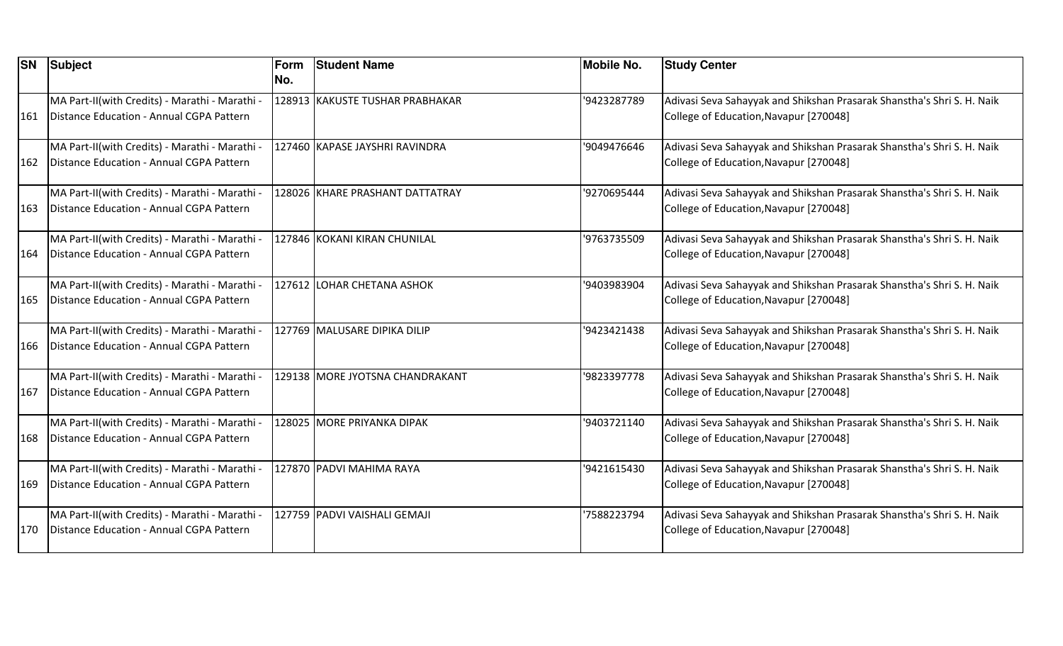| SN | Subject | Form No. | Student Name | Mobile No. | Study Center |
|---|---|---|---|---|---|
| 161 | MA Part-II(with Credits) - Marathi - Marathi - Distance Education - Annual CGPA Pattern | 128913 | KAKUSTE TUSHAR PRABHAKAR | '9423287789 | Adivasi Seva Sahayyak and Shikshan Prasarak Shanstha's Shri S. H. Naik College of Education,Navapur [270048] |
| 162 | MA Part-II(with Credits) - Marathi - Marathi - Distance Education - Annual CGPA Pattern | 127460 | KAPASE JAYSHRI RAVINDRA | '9049476646 | Adivasi Seva Sahayyak and Shikshan Prasarak Shanstha's Shri S. H. Naik College of Education,Navapur [270048] |
| 163 | MA Part-II(with Credits) - Marathi - Marathi - Distance Education - Annual CGPA Pattern | 128026 | KHARE PRASHANT DATTATRAY | '9270695444 | Adivasi Seva Sahayyak and Shikshan Prasarak Shanstha's Shri S. H. Naik College of Education,Navapur [270048] |
| 164 | MA Part-II(with Credits) - Marathi - Marathi - Distance Education - Annual CGPA Pattern | 127846 | KOKANI KIRAN CHUNILAL | '9763735509 | Adivasi Seva Sahayyak and Shikshan Prasarak Shanstha's Shri S. H. Naik College of Education,Navapur [270048] |
| 165 | MA Part-II(with Credits) - Marathi - Marathi - Distance Education - Annual CGPA Pattern | 127612 | LOHAR CHETANA ASHOK | '9403983904 | Adivasi Seva Sahayyak and Shikshan Prasarak Shanstha's Shri S. H. Naik College of Education,Navapur [270048] |
| 166 | MA Part-II(with Credits) - Marathi - Marathi - Distance Education - Annual CGPA Pattern | 127769 | MALUSARE DIPIKA DILIP | '9423421438 | Adivasi Seva Sahayyak and Shikshan Prasarak Shanstha's Shri S. H. Naik College of Education,Navapur [270048] |
| 167 | MA Part-II(with Credits) - Marathi - Marathi - Distance Education - Annual CGPA Pattern | 129138 | MORE JYOTSNA CHANDRAKANT | '9823397778 | Adivasi Seva Sahayyak and Shikshan Prasarak Shanstha's Shri S. H. Naik College of Education,Navapur [270048] |
| 168 | MA Part-II(with Credits) - Marathi - Marathi - Distance Education - Annual CGPA Pattern | 128025 | MORE PRIYANKA DIPAK | '9403721140 | Adivasi Seva Sahayyak and Shikshan Prasarak Shanstha's Shri S. H. Naik College of Education,Navapur [270048] |
| 169 | MA Part-II(with Credits) - Marathi - Marathi - Distance Education - Annual CGPA Pattern | 127870 | PADVI MAHIMA RAYA | '9421615430 | Adivasi Seva Sahayyak and Shikshan Prasarak Shanstha's Shri S. H. Naik College of Education,Navapur [270048] |
| 170 | MA Part-II(with Credits) - Marathi - Marathi - Distance Education - Annual CGPA Pattern | 127759 | PADVI VAISHALI GEMAJI | '7588223794 | Adivasi Seva Sahayyak and Shikshan Prasarak Shanstha's Shri S. H. Naik College of Education,Navapur [270048] |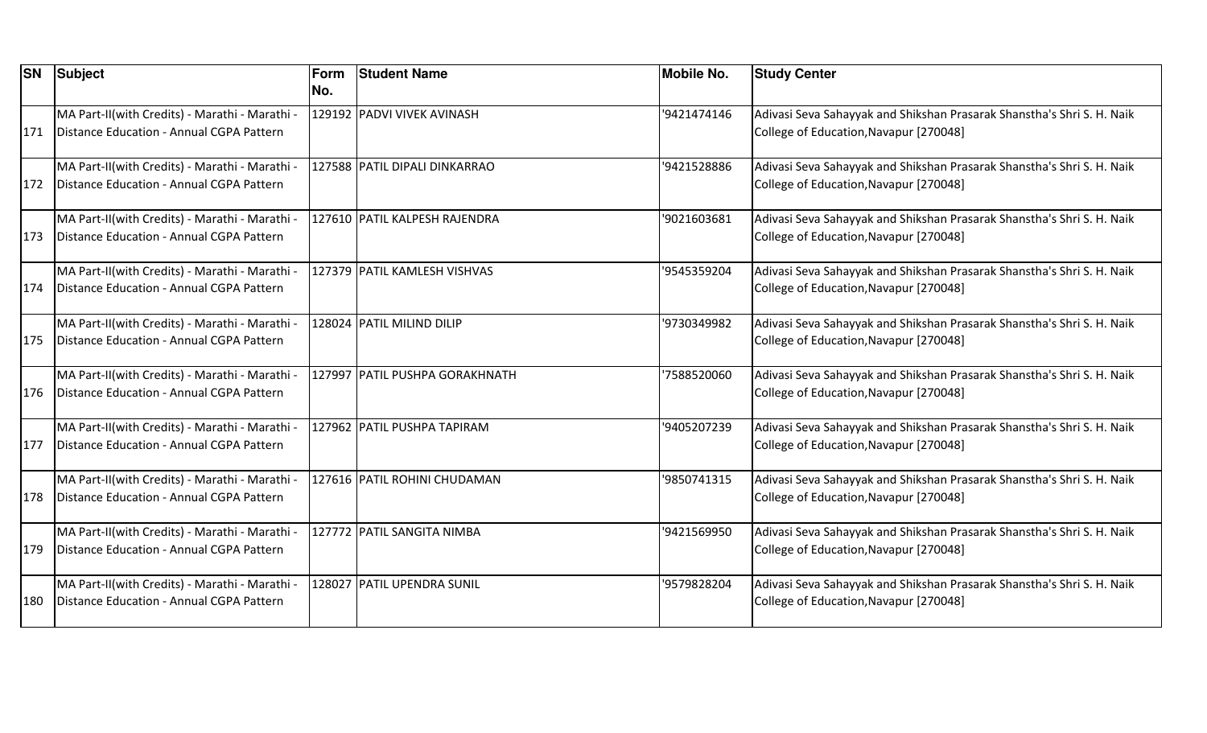| SN | Subject | Form No. | Student Name | Mobile No. | Study Center |
|---|---|---|---|---|---|
| 171 | MA Part-II(with Credits) - Marathi - Marathi - Distance Education - Annual CGPA Pattern | 129192 | PADVI VIVEK AVINASH | '9421474146 | Adivasi Seva Sahayyak and Shikshan Prasarak Shanstha's Shri S. H. Naik College of Education,Navapur [270048] |
| 172 | MA Part-II(with Credits) - Marathi - Marathi - Distance Education - Annual CGPA Pattern | 127588 | PATIL DIPALI DINKARRAO | '9421528886 | Adivasi Seva Sahayyak and Shikshan Prasarak Shanstha's Shri S. H. Naik College of Education,Navapur [270048] |
| 173 | MA Part-II(with Credits) - Marathi - Marathi - Distance Education - Annual CGPA Pattern | 127610 | PATIL KALPESH RAJENDRA | '9021603681 | Adivasi Seva Sahayyak and Shikshan Prasarak Shanstha's Shri S. H. Naik College of Education,Navapur [270048] |
| 174 | MA Part-II(with Credits) - Marathi - Marathi - Distance Education - Annual CGPA Pattern | 127379 | PATIL KAMLESH VISHVAS | '9545359204 | Adivasi Seva Sahayyak and Shikshan Prasarak Shanstha's Shri S. H. Naik College of Education,Navapur [270048] |
| 175 | MA Part-II(with Credits) - Marathi - Marathi - Distance Education - Annual CGPA Pattern | 128024 | PATIL MILIND DILIP | '9730349982 | Adivasi Seva Sahayyak and Shikshan Prasarak Shanstha's Shri S. H. Naik College of Education,Navapur [270048] |
| 176 | MA Part-II(with Credits) - Marathi - Marathi - Distance Education - Annual CGPA Pattern | 127997 | PATIL PUSHPA GORAKHNATH | '7588520060 | Adivasi Seva Sahayyak and Shikshan Prasarak Shanstha's Shri S. H. Naik College of Education,Navapur [270048] |
| 177 | MA Part-II(with Credits) - Marathi - Marathi - Distance Education - Annual CGPA Pattern | 127962 | PATIL PUSHPA TAPIRAM | '9405207239 | Adivasi Seva Sahayyak and Shikshan Prasarak Shanstha's Shri S. H. Naik College of Education,Navapur [270048] |
| 178 | MA Part-II(with Credits) - Marathi - Marathi - Distance Education - Annual CGPA Pattern | 127616 | PATIL ROHINI CHUDAMAN | '9850741315 | Adivasi Seva Sahayyak and Shikshan Prasarak Shanstha's Shri S. H. Naik College of Education,Navapur [270048] |
| 179 | MA Part-II(with Credits) - Marathi - Marathi - Distance Education - Annual CGPA Pattern | 127772 | PATIL SANGITA NIMBA | '9421569950 | Adivasi Seva Sahayyak and Shikshan Prasarak Shanstha's Shri S. H. Naik College of Education,Navapur [270048] |
| 180 | MA Part-II(with Credits) - Marathi - Marathi - Distance Education - Annual CGPA Pattern | 128027 | PATIL UPENDRA SUNIL | '9579828204 | Adivasi Seva Sahayyak and Shikshan Prasarak Shanstha's Shri S. H. Naik College of Education,Navapur [270048] |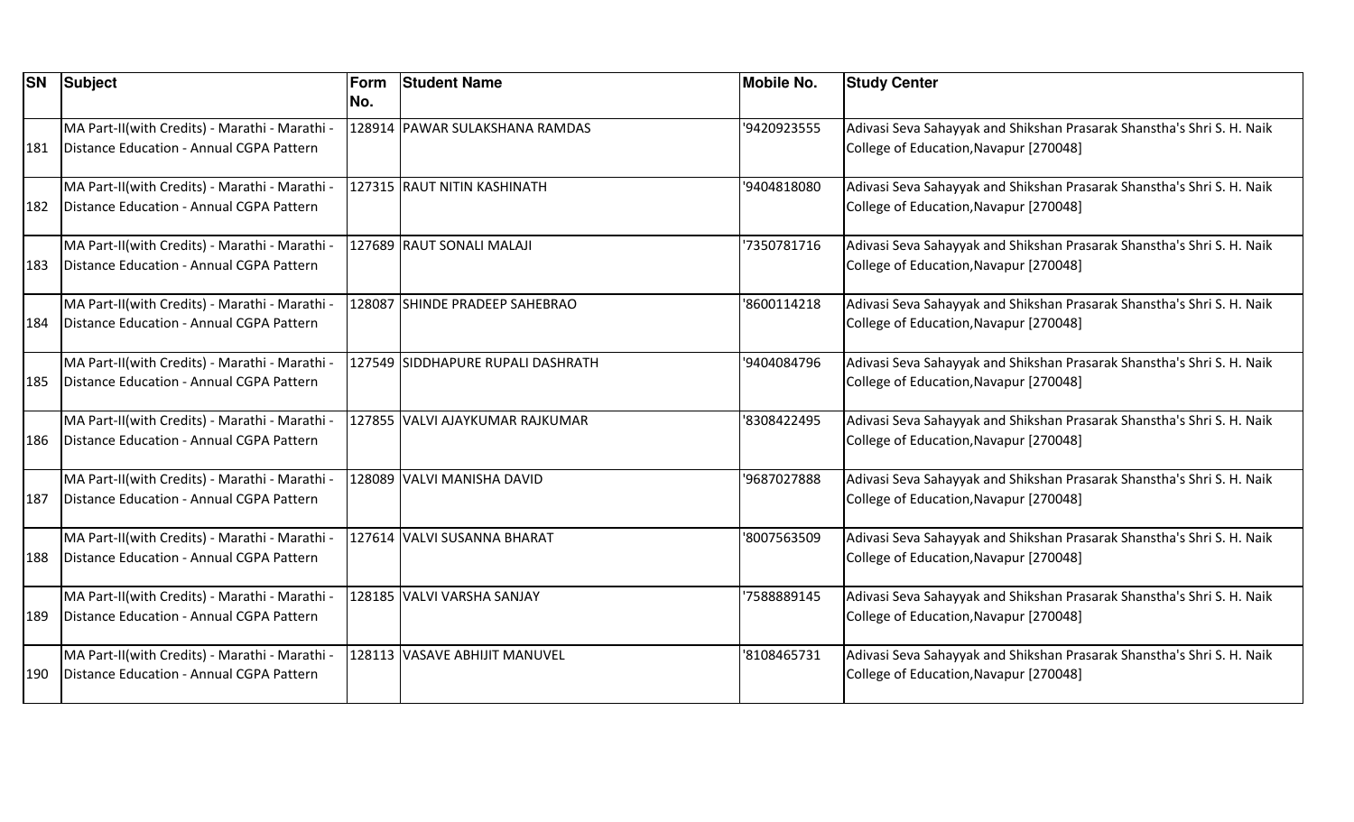| SN | Subject | Form No. | Student Name | Mobile No. | Study Center |
|---|---|---|---|---|---|
| 181 | MA Part-II(with Credits) - Marathi - Marathi - Distance Education - Annual CGPA Pattern | 128914 | PAWAR SULAKSHANA RAMDAS | '9420923555 | Adivasi Seva Sahayyak and Shikshan Prasarak Shanstha's Shri S. H. Naik College of Education,Navapur [270048] |
| 182 | MA Part-II(with Credits) - Marathi - Marathi - Distance Education - Annual CGPA Pattern | 127315 | RAUT NITIN KASHINATH | '9404818080 | Adivasi Seva Sahayyak and Shikshan Prasarak Shanstha's Shri S. H. Naik College of Education,Navapur [270048] |
| 183 | MA Part-II(with Credits) - Marathi - Marathi - Distance Education - Annual CGPA Pattern | 127689 | RAUT SONALI MALAJI | '7350781716 | Adivasi Seva Sahayyak and Shikshan Prasarak Shanstha's Shri S. H. Naik College of Education,Navapur [270048] |
| 184 | MA Part-II(with Credits) - Marathi - Marathi - Distance Education - Annual CGPA Pattern | 128087 | SHINDE PRADEEP SAHEBRAO | '8600114218 | Adivasi Seva Sahayyak and Shikshan Prasarak Shanstha's Shri S. H. Naik College of Education,Navapur [270048] |
| 185 | MA Part-II(with Credits) - Marathi - Marathi - Distance Education - Annual CGPA Pattern | 127549 | SIDDHAPURE RUPALI DASHRATH | '9404084796 | Adivasi Seva Sahayyak and Shikshan Prasarak Shanstha's Shri S. H. Naik College of Education,Navapur [270048] |
| 186 | MA Part-II(with Credits) - Marathi - Marathi - Distance Education - Annual CGPA Pattern | 127855 | VALVI AJAYKUMAR RAJKUMAR | '8308422495 | Adivasi Seva Sahayyak and Shikshan Prasarak Shanstha's Shri S. H. Naik College of Education,Navapur [270048] |
| 187 | MA Part-II(with Credits) - Marathi - Marathi - Distance Education - Annual CGPA Pattern | 128089 | VALVI MANISHA DAVID | '9687027888 | Adivasi Seva Sahayyak and Shikshan Prasarak Shanstha's Shri S. H. Naik College of Education,Navapur [270048] |
| 188 | MA Part-II(with Credits) - Marathi - Marathi - Distance Education - Annual CGPA Pattern | 127614 | VALVI SUSANNA BHARAT | '8007563509 | Adivasi Seva Sahayyak and Shikshan Prasarak Shanstha's Shri S. H. Naik College of Education,Navapur [270048] |
| 189 | MA Part-II(with Credits) - Marathi - Marathi - Distance Education - Annual CGPA Pattern | 128185 | VALVI VARSHA SANJAY | '7588889145 | Adivasi Seva Sahayyak and Shikshan Prasarak Shanstha's Shri S. H. Naik College of Education,Navapur [270048] |
| 190 | MA Part-II(with Credits) - Marathi - Marathi - Distance Education - Annual CGPA Pattern | 128113 | VASAVE ABHIJIT MANUVEL | '8108465731 | Adivasi Seva Sahayyak and Shikshan Prasarak Shanstha's Shri S. H. Naik College of Education,Navapur [270048] |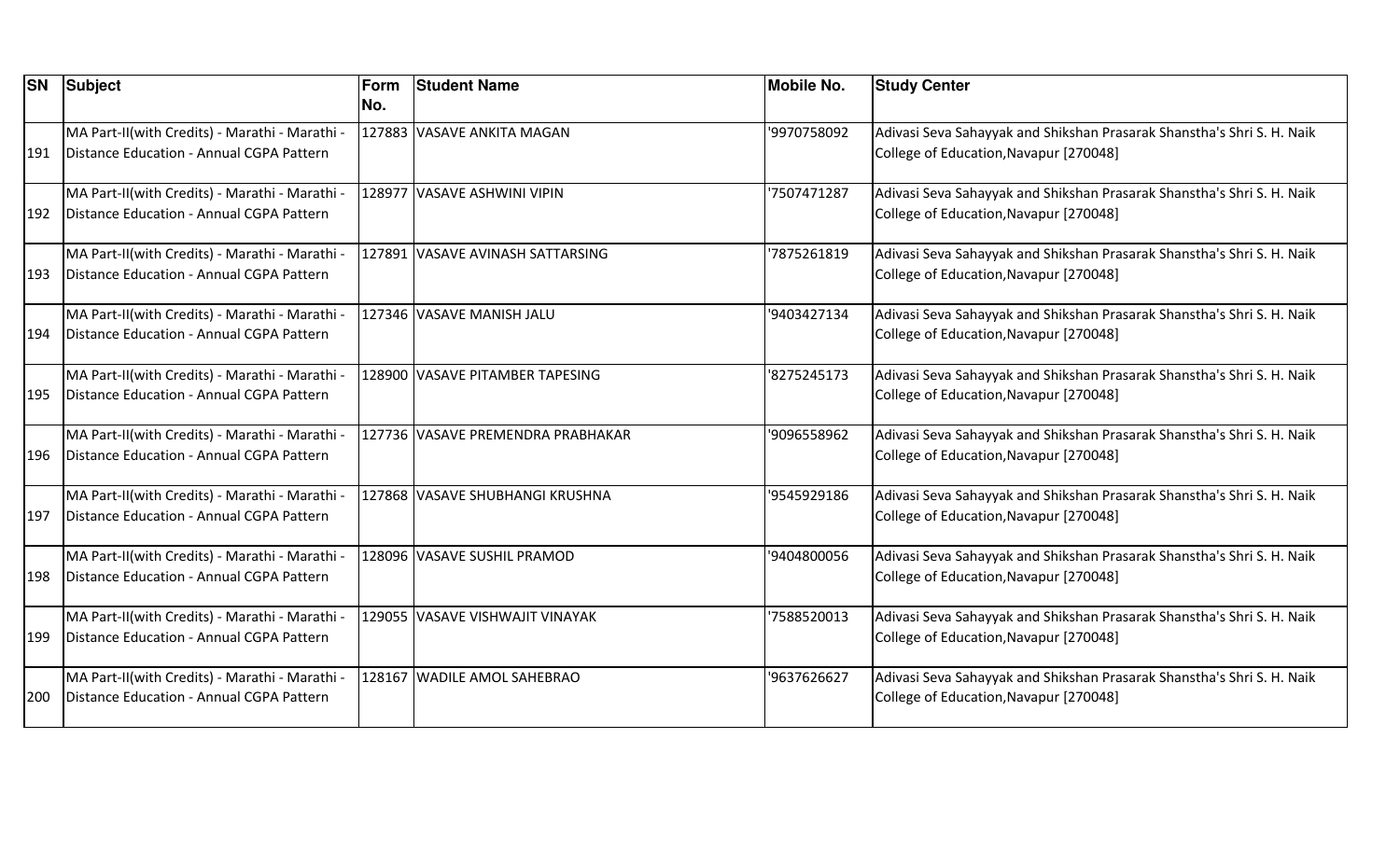| SN | Subject | Form No. | Student Name | Mobile No. | Study Center |
|---|---|---|---|---|---|
| 191 | MA Part-II(with Credits) - Marathi - Marathi - Distance Education - Annual CGPA Pattern | 127883 | VASAVE ANKITA MAGAN | '9970758092 | Adivasi Seva Sahayyak and Shikshan Prasarak Shanstha's Shri S. H. Naik College of Education,Navapur [270048] |
| 192 | MA Part-II(with Credits) - Marathi - Marathi - Distance Education - Annual CGPA Pattern | 128977 | VASAVE ASHWINI VIPIN | '7507471287 | Adivasi Seva Sahayyak and Shikshan Prasarak Shanstha's Shri S. H. Naik College of Education,Navapur [270048] |
| 193 | MA Part-II(with Credits) - Marathi - Marathi - Distance Education - Annual CGPA Pattern | 127891 | VASAVE AVINASH SATTARSING | '7875261819 | Adivasi Seva Sahayyak and Shikshan Prasarak Shanstha's Shri S. H. Naik College of Education,Navapur [270048] |
| 194 | MA Part-II(with Credits) - Marathi - Marathi - Distance Education - Annual CGPA Pattern | 127346 | VASAVE MANISH JALU | '9403427134 | Adivasi Seva Sahayyak and Shikshan Prasarak Shanstha's Shri S. H. Naik College of Education,Navapur [270048] |
| 195 | MA Part-II(with Credits) - Marathi - Marathi - Distance Education - Annual CGPA Pattern | 128900 | VASAVE PITAMBER TAPESING | '8275245173 | Adivasi Seva Sahayyak and Shikshan Prasarak Shanstha's Shri S. H. Naik College of Education,Navapur [270048] |
| 196 | MA Part-II(with Credits) - Marathi - Marathi - Distance Education - Annual CGPA Pattern | 127736 | VASAVE PREMENDRA PRABHAKAR | '9096558962 | Adivasi Seva Sahayyak and Shikshan Prasarak Shanstha's Shri S. H. Naik College of Education,Navapur [270048] |
| 197 | MA Part-II(with Credits) - Marathi - Marathi - Distance Education - Annual CGPA Pattern | 127868 | VASAVE SHUBHANGI KRUSHNA | '9545929186 | Adivasi Seva Sahayyak and Shikshan Prasarak Shanstha's Shri S. H. Naik College of Education,Navapur [270048] |
| 198 | MA Part-II(with Credits) - Marathi - Marathi - Distance Education - Annual CGPA Pattern | 128096 | VASAVE SUSHIL PRAMOD | '9404800056 | Adivasi Seva Sahayyak and Shikshan Prasarak Shanstha's Shri S. H. Naik College of Education,Navapur [270048] |
| 199 | MA Part-II(with Credits) - Marathi - Marathi - Distance Education - Annual CGPA Pattern | 129055 | VASAVE VISHWAJIT VINAYAK | '7588520013 | Adivasi Seva Sahayyak and Shikshan Prasarak Shanstha's Shri S. H. Naik College of Education,Navapur [270048] |
| 200 | MA Part-II(with Credits) - Marathi - Marathi - Distance Education - Annual CGPA Pattern | 128167 | WADILE AMOL SAHEBRAO | '9637626627 | Adivasi Seva Sahayyak and Shikshan Prasarak Shanstha's Shri S. H. Naik College of Education,Navapur [270048] |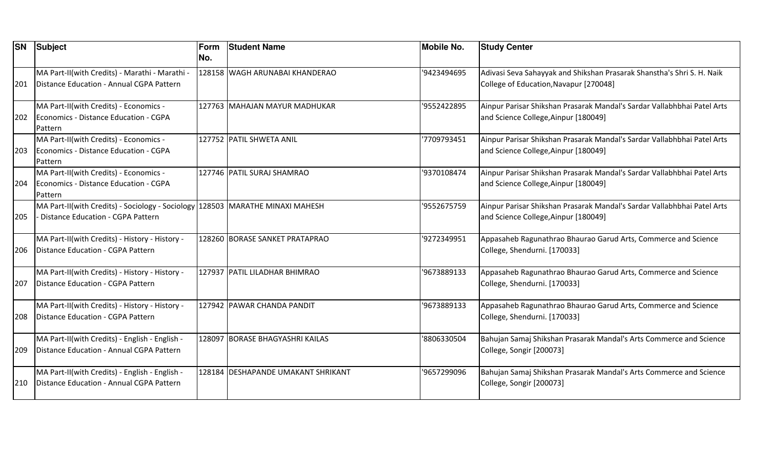| SN | Subject | Form No. | Student Name | Mobile No. | Study Center |
|---|---|---|---|---|---|
| 201 | MA Part-II(with Credits) - Marathi - Marathi - Distance Education - Annual CGPA Pattern | 128158 | WAGH ARUNABAI KHANDERAO | '9423494695 | Adivasi Seva Sahayyak and Shikshan Prasarak Shanstha's Shri S. H. Naik College of Education,Navapur [270048] |
| 202 | MA Part-II(with Credits) - Economics - Economics - Distance Education - CGPA Pattern | 127763 | MAHAJAN MAYUR MADHUKAR | '9552422895 | Ainpur Parisar Shikshan Prasarak Mandal's Sardar Vallabhbhai Patel Arts and Science College,Ainpur [180049] |
| 203 | MA Part-II(with Credits) - Economics - Economics - Distance Education - CGPA Pattern | 127752 | PATIL SHWETA ANIL | '7709793451 | Ainpur Parisar Shikshan Prasarak Mandal's Sardar Vallabhbhai Patel Arts and Science College,Ainpur [180049] |
| 204 | MA Part-II(with Credits) - Economics - Economics - Distance Education - CGPA Pattern | 127746 | PATIL SURAJ SHAMRAO | '9370108474 | Ainpur Parisar Shikshan Prasarak Mandal's Sardar Vallabhbhai Patel Arts and Science College,Ainpur [180049] |
| 205 | MA Part-II(with Credits) - Sociology - Sociology - Distance Education - CGPA Pattern | 128503 | MARATHE MINAXI MAHESH | '9552675759 | Ainpur Parisar Shikshan Prasarak Mandal's Sardar Vallabhbhai Patel Arts and Science College,Ainpur [180049] |
| 206 | MA Part-II(with Credits) - History - History - Distance Education - CGPA Pattern | 128260 | BORASE SANKET PRATAPRAO | '9272349951 | Appasaheb Ragunathrao Bhaurao Garud Arts, Commerce and Science College, Shendurni. [170033] |
| 207 | MA Part-II(with Credits) - History - History - Distance Education - CGPA Pattern | 127937 | PATIL LILADHAR BHIMRAO | '9673889133 | Appasaheb Ragunathrao Bhaurao Garud Arts, Commerce and Science College, Shendurni. [170033] |
| 208 | MA Part-II(with Credits) - History - History - Distance Education - CGPA Pattern | 127942 | PAWAR CHANDA PANDIT | '9673889133 | Appasaheb Ragunathrao Bhaurao Garud Arts, Commerce and Science College, Shendurni. [170033] |
| 209 | MA Part-II(with Credits) - English - English - Distance Education - Annual CGPA Pattern | 128097 | BORASE BHAGYASHRI KAILAS | '8806330504 | Bahujan Samaj Shikshan Prasarak Mandal's Arts Commerce and Science College, Songir [200073] |
| 210 | MA Part-II(with Credits) - English - English - Distance Education - Annual CGPA Pattern | 128184 | DESHAPANDE UMAKANT SHRIKANT | '9657299096 | Bahujan Samaj Shikshan Prasarak Mandal's Arts Commerce and Science College, Songir [200073] |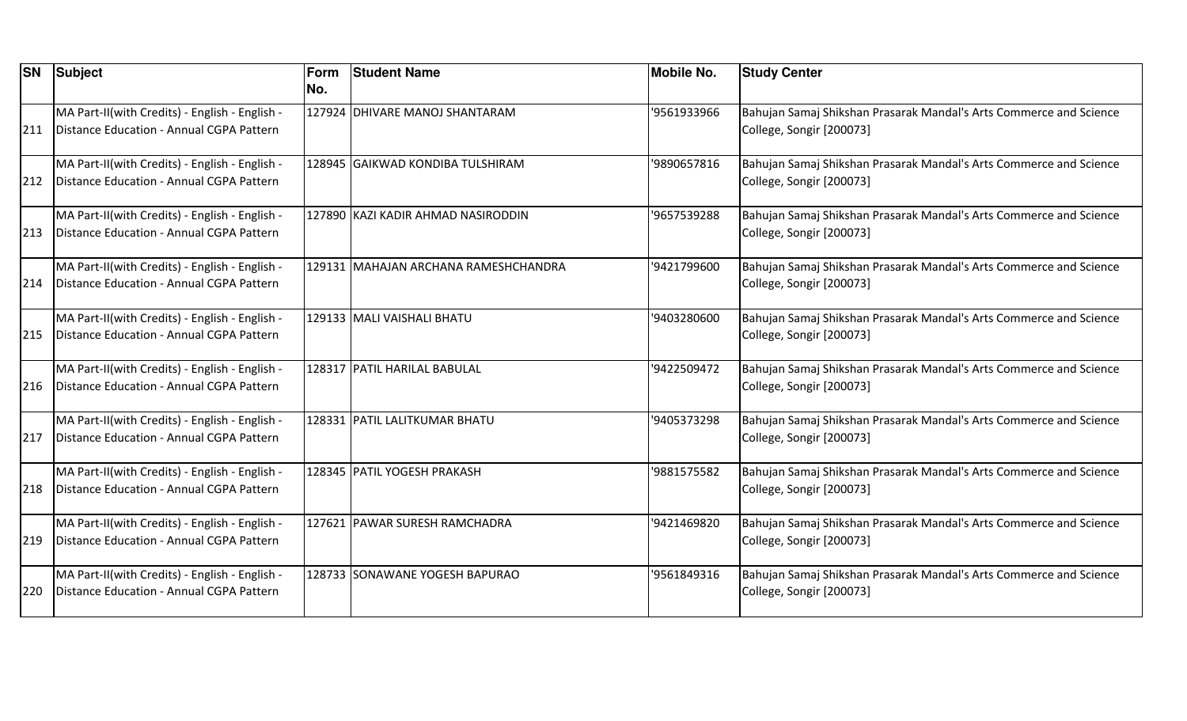| SN | Subject | Form No. | Student Name | Mobile No. | Study Center |
|---|---|---|---|---|---|
| 211 | MA Part-II(with Credits) - English - English - Distance Education - Annual CGPA Pattern | 127924 | DHIVARE MANOJ SHANTARAM | '9561933966 | Bahujan Samaj Shikshan Prasarak Mandal's Arts Commerce and Science College, Songir [200073] |
| 212 | MA Part-II(with Credits) - English - English - Distance Education - Annual CGPA Pattern | 128945 | GAIKWAD KONDIBA TULSHIRAM | '9890657816 | Bahujan Samaj Shikshan Prasarak Mandal's Arts Commerce and Science College, Songir [200073] |
| 213 | MA Part-II(with Credits) - English - English - Distance Education - Annual CGPA Pattern | 127890 | KAZI KADIR AHMAD NASIRODDIN | '9657539288 | Bahujan Samaj Shikshan Prasarak Mandal's Arts Commerce and Science College, Songir [200073] |
| 214 | MA Part-II(with Credits) - English - English - Distance Education - Annual CGPA Pattern | 129131 | MAHAJAN ARCHANA RAMESHCHANDRA | '9421799600 | Bahujan Samaj Shikshan Prasarak Mandal's Arts Commerce and Science College, Songir [200073] |
| 215 | MA Part-II(with Credits) - English - English - Distance Education - Annual CGPA Pattern | 129133 | MALI VAISHALI BHATU | '9403280600 | Bahujan Samaj Shikshan Prasarak Mandal's Arts Commerce and Science College, Songir [200073] |
| 216 | MA Part-II(with Credits) - English - English - Distance Education - Annual CGPA Pattern | 128317 | PATIL HARILAL BABULAL | '9422509472 | Bahujan Samaj Shikshan Prasarak Mandal's Arts Commerce and Science College, Songir [200073] |
| 217 | MA Part-II(with Credits) - English - English - Distance Education - Annual CGPA Pattern | 128331 | PATIL LALITKUMAR BHATU | '9405373298 | Bahujan Samaj Shikshan Prasarak Mandal's Arts Commerce and Science College, Songir [200073] |
| 218 | MA Part-II(with Credits) - English - English - Distance Education - Annual CGPA Pattern | 128345 | PATIL YOGESH PRAKASH | '9881575582 | Bahujan Samaj Shikshan Prasarak Mandal's Arts Commerce and Science College, Songir [200073] |
| 219 | MA Part-II(with Credits) - English - English - Distance Education - Annual CGPA Pattern | 127621 | PAWAR SURESH RAMCHADRA | '9421469820 | Bahujan Samaj Shikshan Prasarak Mandal's Arts Commerce and Science College, Songir [200073] |
| 220 | MA Part-II(with Credits) - English - English - Distance Education - Annual CGPA Pattern | 128733 | SONAWANE YOGESH BAPURAO | '9561849316 | Bahujan Samaj Shikshan Prasarak Mandal's Arts Commerce and Science College, Songir [200073] |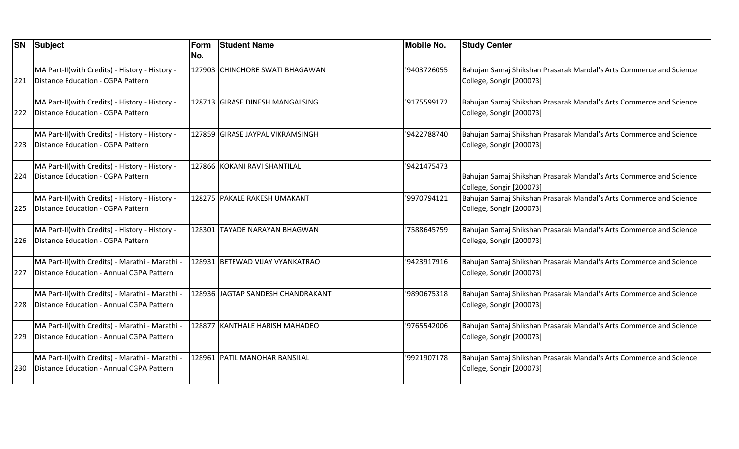| SN | Subject | Form No. | Student Name | Mobile No. | Study Center |
|---|---|---|---|---|---|
| 221 | MA Part-II(with Credits) - History - History - Distance Education - CGPA Pattern | 127903 | CHINCHORE SWATI BHAGAWAN | '9403726055 | Bahujan Samaj Shikshan Prasarak Mandal's Arts Commerce and Science College, Songir [200073] |
| 222 | MA Part-II(with Credits) - History - History - Distance Education - CGPA Pattern | 128713 | GIRASE DINESH MANGALSING | '9175599172 | Bahujan Samaj Shikshan Prasarak Mandal's Arts Commerce and Science College, Songir [200073] |
| 223 | MA Part-II(with Credits) - History - History - Distance Education - CGPA Pattern | 127859 | GIRASE JAYPAL VIKRAMSINGH | '9422788740 | Bahujan Samaj Shikshan Prasarak Mandal's Arts Commerce and Science College, Songir [200073] |
| 224 | MA Part-II(with Credits) - History - History - Distance Education - CGPA Pattern | 127866 | KOKANI RAVI SHANTILAL | '9421475473 | Bahujan Samaj Shikshan Prasarak Mandal's Arts Commerce and Science College, Songir [200073] |
| 225 | MA Part-II(with Credits) - History - History - Distance Education - CGPA Pattern | 128275 | PAKALE RAKESH UMAKANT | '9970794121 | Bahujan Samaj Shikshan Prasarak Mandal's Arts Commerce and Science College, Songir [200073] |
| 226 | MA Part-II(with Credits) - History - History - Distance Education - CGPA Pattern | 128301 | TAYADE NARAYAN BHAGWAN | '7588645759 | Bahujan Samaj Shikshan Prasarak Mandal's Arts Commerce and Science College, Songir [200073] |
| 227 | MA Part-II(with Credits) - Marathi - Marathi - Distance Education - Annual CGPA Pattern | 128931 | BETEWAD VIJAY VYANKATRAO | '9423917916 | Bahujan Samaj Shikshan Prasarak Mandal's Arts Commerce and Science College, Songir [200073] |
| 228 | MA Part-II(with Credits) - Marathi - Marathi - Distance Education - Annual CGPA Pattern | 128936 | JAGTAP SANDESH CHANDRAKANT | '9890675318 | Bahujan Samaj Shikshan Prasarak Mandal's Arts Commerce and Science College, Songir [200073] |
| 229 | MA Part-II(with Credits) - Marathi - Marathi - Distance Education - Annual CGPA Pattern | 128877 | KANTHALE HARISH MAHADEO | '9765542006 | Bahujan Samaj Shikshan Prasarak Mandal's Arts Commerce and Science College, Songir [200073] |
| 230 | MA Part-II(with Credits) - Marathi - Marathi - Distance Education - Annual CGPA Pattern | 128961 | PATIL MANOHAR BANSILAL | '9921907178 | Bahujan Samaj Shikshan Prasarak Mandal's Arts Commerce and Science College, Songir [200073] |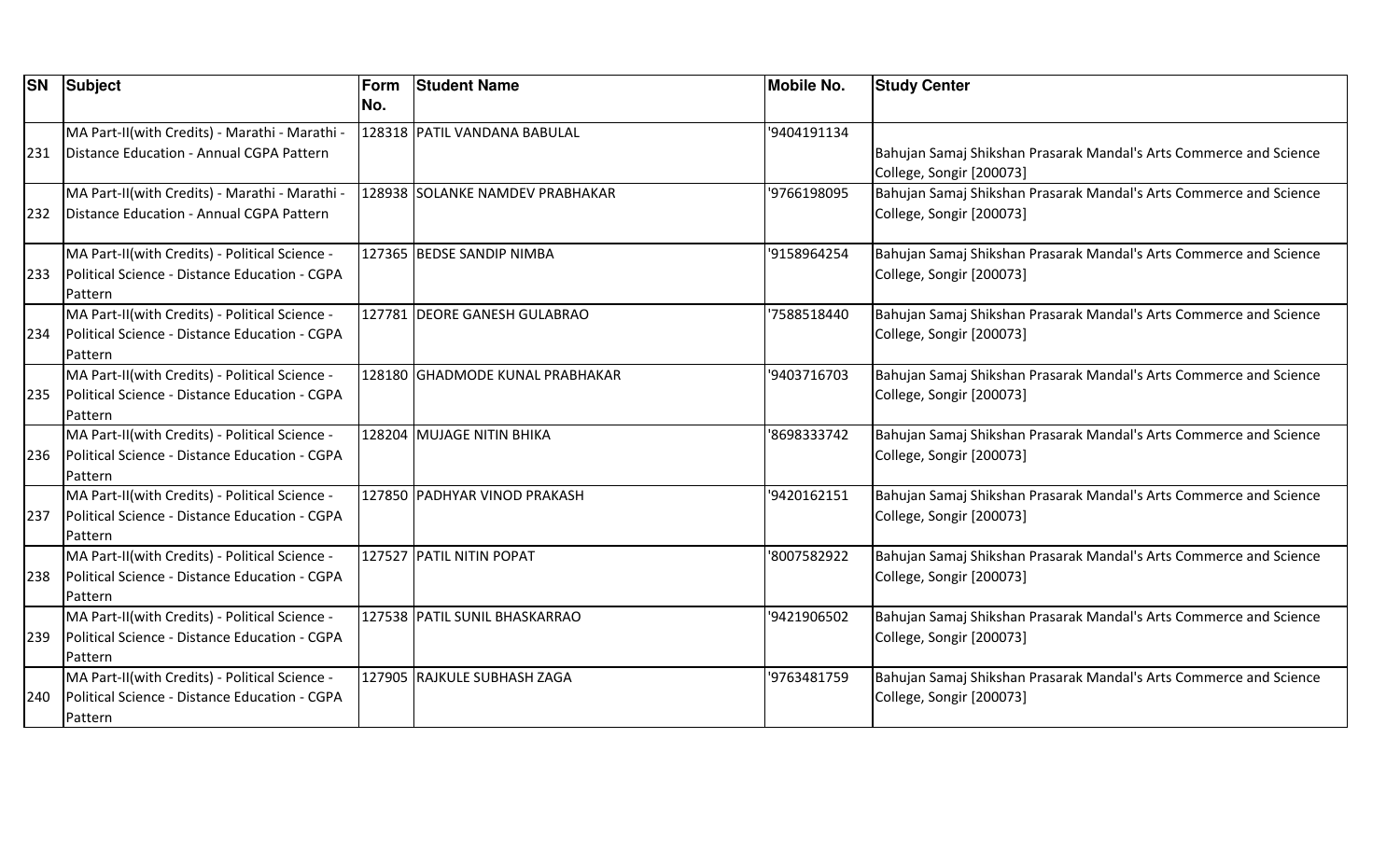| SN | Subject | Form No. | Student Name | Mobile No. | Study Center |
| --- | --- | --- | --- | --- | --- |
| 231 | MA Part-II(with Credits) - Marathi - Marathi - Distance Education - Annual CGPA Pattern | 128318 | PATIL VANDANA BABULAL | '9404191134 | Bahujan Samaj Shikshan Prasarak Mandal's Arts Commerce and Science College, Songir [200073] |
| 232 | MA Part-II(with Credits) - Marathi - Marathi - Distance Education - Annual CGPA Pattern | 128938 | SOLANKE NAMDEV PRABHAKAR | '9766198095 | Bahujan Samaj Shikshan Prasarak Mandal's Arts Commerce and Science College, Songir [200073] |
| 233 | MA Part-II(with Credits) - Political Science - Political Science - Distance Education - CGPA Pattern | 127365 | BEDSE SANDIP NIMBA | '9158964254 | Bahujan Samaj Shikshan Prasarak Mandal's Arts Commerce and Science College, Songir [200073] |
| 234 | MA Part-II(with Credits) - Political Science - Political Science - Distance Education - CGPA Pattern | 127781 | DEORE GANESH GULABRAO | '7588518440 | Bahujan Samaj Shikshan Prasarak Mandal's Arts Commerce and Science College, Songir [200073] |
| 235 | MA Part-II(with Credits) - Political Science - Political Science - Distance Education - CGPA Pattern | 128180 | GHADMODE KUNAL PRABHAKAR | '9403716703 | Bahujan Samaj Shikshan Prasarak Mandal's Arts Commerce and Science College, Songir [200073] |
| 236 | MA Part-II(with Credits) - Political Science - Political Science - Distance Education - CGPA Pattern | 128204 | MUJAGE NITIN BHIKA | '8698333742 | Bahujan Samaj Shikshan Prasarak Mandal's Arts Commerce and Science College, Songir [200073] |
| 237 | MA Part-II(with Credits) - Political Science - Political Science - Distance Education - CGPA Pattern | 127850 | PADHYAR VINOD PRAKASH | '9420162151 | Bahujan Samaj Shikshan Prasarak Mandal's Arts Commerce and Science College, Songir [200073] |
| 238 | MA Part-II(with Credits) - Political Science - Political Science - Distance Education - CGPA Pattern | 127527 | PATIL NITIN POPAT | '8007582922 | Bahujan Samaj Shikshan Prasarak Mandal's Arts Commerce and Science College, Songir [200073] |
| 239 | MA Part-II(with Credits) - Political Science - Political Science - Distance Education - CGPA Pattern | 127538 | PATIL SUNIL BHASKARRAO | '9421906502 | Bahujan Samaj Shikshan Prasarak Mandal's Arts Commerce and Science College, Songir [200073] |
| 240 | MA Part-II(with Credits) - Political Science - Political Science - Distance Education - CGPA Pattern | 127905 | RAJKULE SUBHASH ZAGA | '9763481759 | Bahujan Samaj Shikshan Prasarak Mandal's Arts Commerce and Science College, Songir [200073] |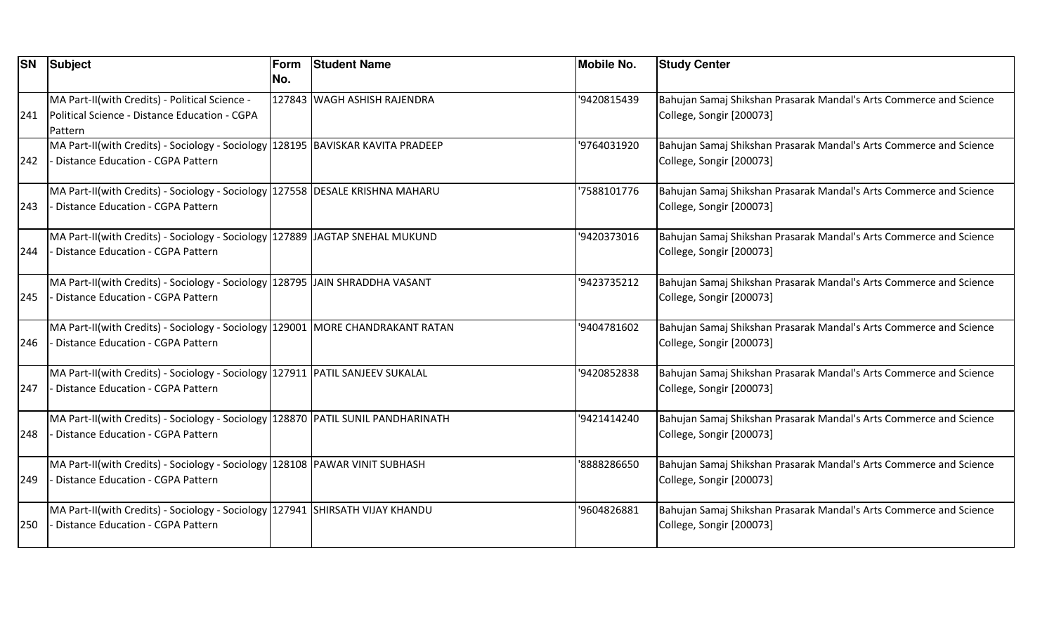| SN | Subject | Form No. | Student Name | Mobile No. | Study Center |
|---|---|---|---|---|---|
| 241 | MA Part-II(with Credits) - Political Science - Political Science - Distance Education - CGPA Pattern | 127843 | WAGH ASHISH RAJENDRA | '9420815439 | Bahujan Samaj Shikshan Prasarak Mandal's Arts Commerce and Science College, Songir [200073] |
| 242 | MA Part-II(with Credits) - Sociology - Sociology - Distance Education - CGPA Pattern | 128195 | BAVISKAR KAVITA PRADEEP | '9764031920 | Bahujan Samaj Shikshan Prasarak Mandal's Arts Commerce and Science College, Songir [200073] |
| 243 | MA Part-II(with Credits) - Sociology - Sociology - Distance Education - CGPA Pattern | 127558 | DESALE KRISHNA MAHARU | '7588101776 | Bahujan Samaj Shikshan Prasarak Mandal's Arts Commerce and Science College, Songir [200073] |
| 244 | MA Part-II(with Credits) - Sociology - Sociology - Distance Education - CGPA Pattern | 127889 | JAGTAP SNEHAL MUKUND | '9420373016 | Bahujan Samaj Shikshan Prasarak Mandal's Arts Commerce and Science College, Songir [200073] |
| 245 | MA Part-II(with Credits) - Sociology - Sociology - Distance Education - CGPA Pattern | 128795 | JAIN SHRADDHA VASANT | '9423735212 | Bahujan Samaj Shikshan Prasarak Mandal's Arts Commerce and Science College, Songir [200073] |
| 246 | MA Part-II(with Credits) - Sociology - Sociology - Distance Education - CGPA Pattern | 129001 | MORE CHANDRAKANT RATAN | '9404781602 | Bahujan Samaj Shikshan Prasarak Mandal's Arts Commerce and Science College, Songir [200073] |
| 247 | MA Part-II(with Credits) - Sociology - Sociology - Distance Education - CGPA Pattern | 127911 | PATIL SANJEEV SUKALAL | '9420852838 | Bahujan Samaj Shikshan Prasarak Mandal's Arts Commerce and Science College, Songir [200073] |
| 248 | MA Part-II(with Credits) - Sociology - Sociology - Distance Education - CGPA Pattern | 128870 | PATIL SUNIL PANDHARINATH | '9421414240 | Bahujan Samaj Shikshan Prasarak Mandal's Arts Commerce and Science College, Songir [200073] |
| 249 | MA Part-II(with Credits) - Sociology - Sociology - Distance Education - CGPA Pattern | 128108 | PAWAR VINIT SUBHASH | '8888286650 | Bahujan Samaj Shikshan Prasarak Mandal's Arts Commerce and Science College, Songir [200073] |
| 250 | MA Part-II(with Credits) - Sociology - Sociology - Distance Education - CGPA Pattern | 127941 | SHIRSATH VIJAY KHANDU | '9604826881 | Bahujan Samaj Shikshan Prasarak Mandal's Arts Commerce and Science College, Songir [200073] |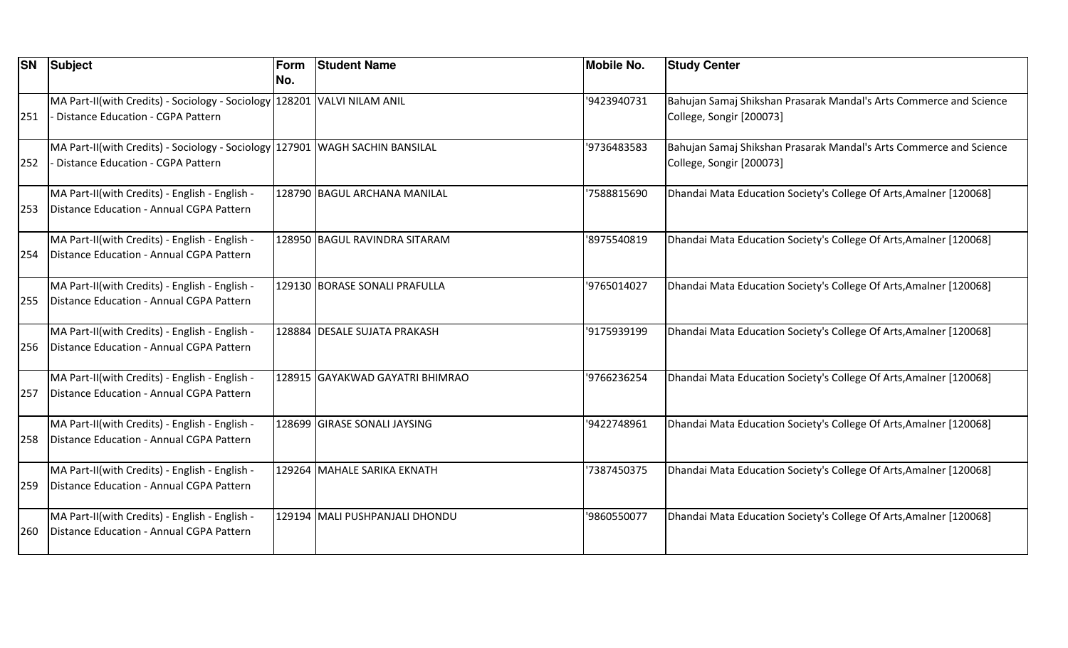| SN | Subject | Form No. | Student Name | Mobile No. | Study Center |
|---|---|---|---|---|---|
| 251 | MA Part-II(with Credits) - Sociology - Sociology - Distance Education - CGPA Pattern | 128201 | VALVI NILAM ANIL | '9423940731 | Bahujan Samaj Shikshan Prasarak Mandal's Arts Commerce and Science College, Songir [200073] |
| 252 | MA Part-II(with Credits) - Sociology - Sociology - Distance Education - CGPA Pattern | 127901 | WAGH SACHIN BANSILAL | '9736483583 | Bahujan Samaj Shikshan Prasarak Mandal's Arts Commerce and Science College, Songir [200073] |
| 253 | MA Part-II(with Credits) - English - English - Distance Education - Annual CGPA Pattern | 128790 | BAGUL ARCHANA MANILAL | '7588815690 | Dhandai Mata Education Society's College Of Arts,Amalner [120068] |
| 254 | MA Part-II(with Credits) - English - English - Distance Education - Annual CGPA Pattern | 128950 | BAGUL RAVINDRA SITARAM | '8975540819 | Dhandai Mata Education Society's College Of Arts,Amalner [120068] |
| 255 | MA Part-II(with Credits) - English - English - Distance Education - Annual CGPA Pattern | 129130 | BORASE SONALI PRAFULLA | '9765014027 | Dhandai Mata Education Society's College Of Arts,Amalner [120068] |
| 256 | MA Part-II(with Credits) - English - English - Distance Education - Annual CGPA Pattern | 128884 | DESALE SUJATA PRAKASH | '9175939199 | Dhandai Mata Education Society's College Of Arts,Amalner [120068] |
| 257 | MA Part-II(with Credits) - English - English - Distance Education - Annual CGPA Pattern | 128915 | GAYAKWAD GAYATRI BHIMRAO | '9766236254 | Dhandai Mata Education Society's College Of Arts,Amalner [120068] |
| 258 | MA Part-II(with Credits) - English - English - Distance Education - Annual CGPA Pattern | 128699 | GIRASE SONALI JAYSING | '9422748961 | Dhandai Mata Education Society's College Of Arts,Amalner [120068] |
| 259 | MA Part-II(with Credits) - English - English - Distance Education - Annual CGPA Pattern | 129264 | MAHALE SARIKA EKNATH | '7387450375 | Dhandai Mata Education Society's College Of Arts,Amalner [120068] |
| 260 | MA Part-II(with Credits) - English - English - Distance Education - Annual CGPA Pattern | 129194 | MALI PUSHPANJALI DHONDU | '9860550077 | Dhandai Mata Education Society's College Of Arts,Amalner [120068] |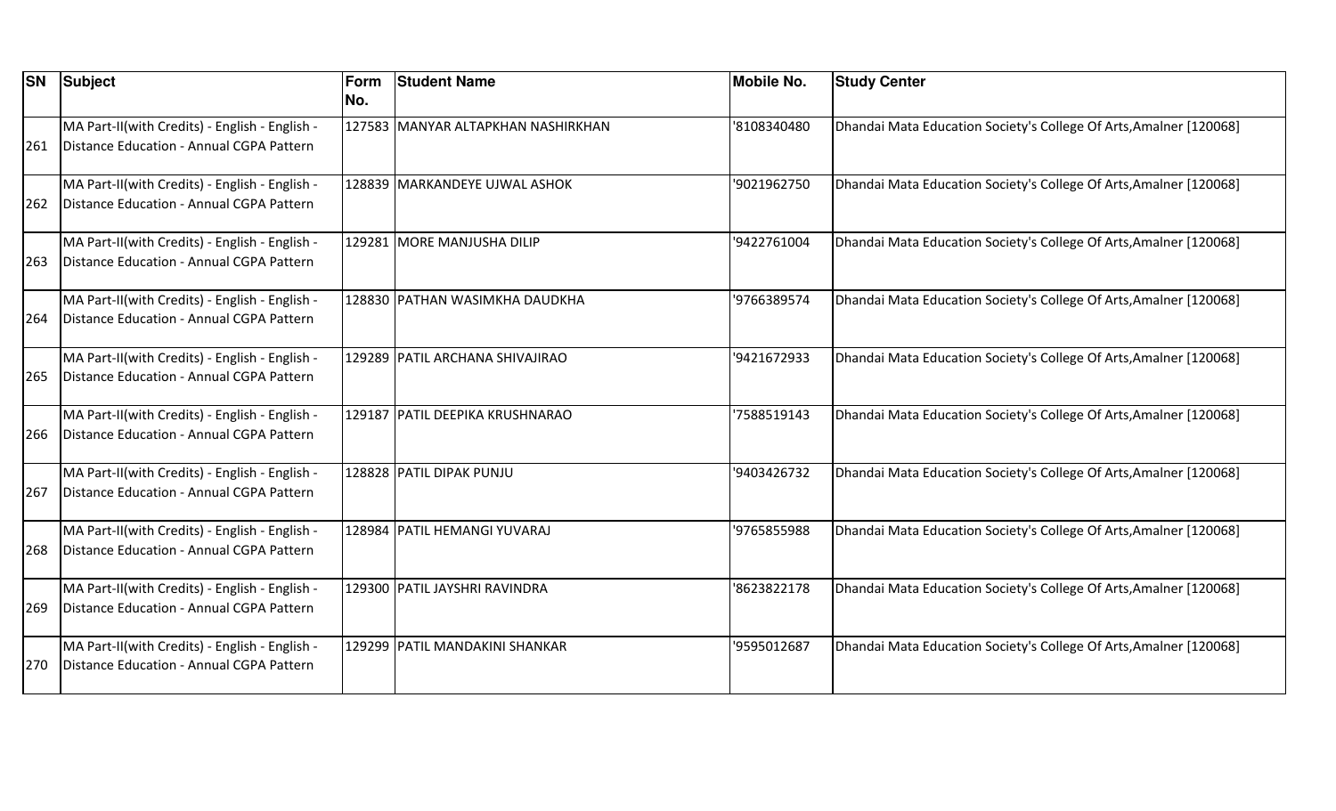| SN | Subject | Form No. | Student Name | Mobile No. | Study Center |
|---|---|---|---|---|---|
| 261 | MA Part-II(with Credits) - English - English - Distance Education - Annual CGPA Pattern | 127583 | MANYAR ALTAPKHAN NASHIRKHAN | '8108340480 | Dhandai Mata Education Society's College Of Arts,Amalner [120068] |
| 262 | MA Part-II(with Credits) - English - English - Distance Education - Annual CGPA Pattern | 128839 | MARKANDEYE UJWAL ASHOK | '9021962750 | Dhandai Mata Education Society's College Of Arts,Amalner [120068] |
| 263 | MA Part-II(with Credits) - English - English - Distance Education - Annual CGPA Pattern | 129281 | MORE MANJUSHA DILIP | '9422761004 | Dhandai Mata Education Society's College Of Arts,Amalner [120068] |
| 264 | MA Part-II(with Credits) - English - English - Distance Education - Annual CGPA Pattern | 128830 | PATHAN WASIMKHA DAUDKHA | '9766389574 | Dhandai Mata Education Society's College Of Arts,Amalner [120068] |
| 265 | MA Part-II(with Credits) - English - English - Distance Education - Annual CGPA Pattern | 129289 | PATIL ARCHANA SHIVAJIRAO | '9421672933 | Dhandai Mata Education Society's College Of Arts,Amalner [120068] |
| 266 | MA Part-II(with Credits) - English - English - Distance Education - Annual CGPA Pattern | 129187 | PATIL DEEPIKA KRUSHNARAO | '7588519143 | Dhandai Mata Education Society's College Of Arts,Amalner [120068] |
| 267 | MA Part-II(with Credits) - English - English - Distance Education - Annual CGPA Pattern | 128828 | PATIL DIPAK PUNJU | '9403426732 | Dhandai Mata Education Society's College Of Arts,Amalner [120068] |
| 268 | MA Part-II(with Credits) - English - English - Distance Education - Annual CGPA Pattern | 128984 | PATIL HEMANGI YUVARAJ | '9765855988 | Dhandai Mata Education Society's College Of Arts,Amalner [120068] |
| 269 | MA Part-II(with Credits) - English - English - Distance Education - Annual CGPA Pattern | 129300 | PATIL JAYSHRI RAVINDRA | '8623822178 | Dhandai Mata Education Society's College Of Arts,Amalner [120068] |
| 270 | MA Part-II(with Credits) - English - English - Distance Education - Annual CGPA Pattern | 129299 | PATIL MANDAKINI SHANKAR | '9595012687 | Dhandai Mata Education Society's College Of Arts,Amalner [120068] |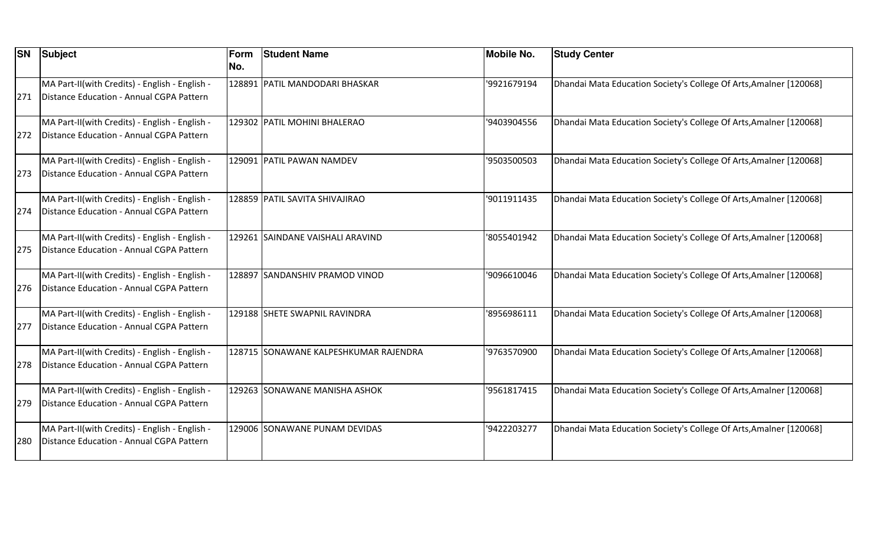| SN | Subject | Form No. | Student Name | Mobile No. | Study Center |
| --- | --- | --- | --- | --- | --- |
| 271 | MA Part-II(with Credits) - English - English - Distance Education - Annual CGPA Pattern | 128891 | PATIL MANDODARI BHASKAR | '9921679194 | Dhandai Mata Education Society's College Of Arts,Amalner [120068] |
| 272 | MA Part-II(with Credits) - English - English - Distance Education - Annual CGPA Pattern | 129302 | PATIL MOHINI BHALERAO | '9403904556 | Dhandai Mata Education Society's College Of Arts,Amalner [120068] |
| 273 | MA Part-II(with Credits) - English - English - Distance Education - Annual CGPA Pattern | 129091 | PATIL PAWAN NAMDEV | '9503500503 | Dhandai Mata Education Society's College Of Arts,Amalner [120068] |
| 274 | MA Part-II(with Credits) - English - English - Distance Education - Annual CGPA Pattern | 128859 | PATIL SAVITA SHIVAJIRAO | '9011911435 | Dhandai Mata Education Society's College Of Arts,Amalner [120068] |
| 275 | MA Part-II(with Credits) - English - English - Distance Education - Annual CGPA Pattern | 129261 | SAINDANE VAISHALI ARAVIND | '8055401942 | Dhandai Mata Education Society's College Of Arts,Amalner [120068] |
| 276 | MA Part-II(with Credits) - English - English - Distance Education - Annual CGPA Pattern | 128897 | SANDANSHIV PRAMOD VINOD | '9096610046 | Dhandai Mata Education Society's College Of Arts,Amalner [120068] |
| 277 | MA Part-II(with Credits) - English - English - Distance Education - Annual CGPA Pattern | 129188 | SHETE SWAPNIL RAVINDRA | '8956986111 | Dhandai Mata Education Society's College Of Arts,Amalner [120068] |
| 278 | MA Part-II(with Credits) - English - English - Distance Education - Annual CGPA Pattern | 128715 | SONAWANE KALPESHKUMAR RAJENDRA | '9763570900 | Dhandai Mata Education Society's College Of Arts,Amalner [120068] |
| 279 | MA Part-II(with Credits) - English - English - Distance Education - Annual CGPA Pattern | 129263 | SONAWANE MANISHA ASHOK | '9561817415 | Dhandai Mata Education Society's College Of Arts,Amalner [120068] |
| 280 | MA Part-II(with Credits) - English - English - Distance Education - Annual CGPA Pattern | 129006 | SONAWANE PUNAM DEVIDAS | '9422203277 | Dhandai Mata Education Society's College Of Arts,Amalner [120068] |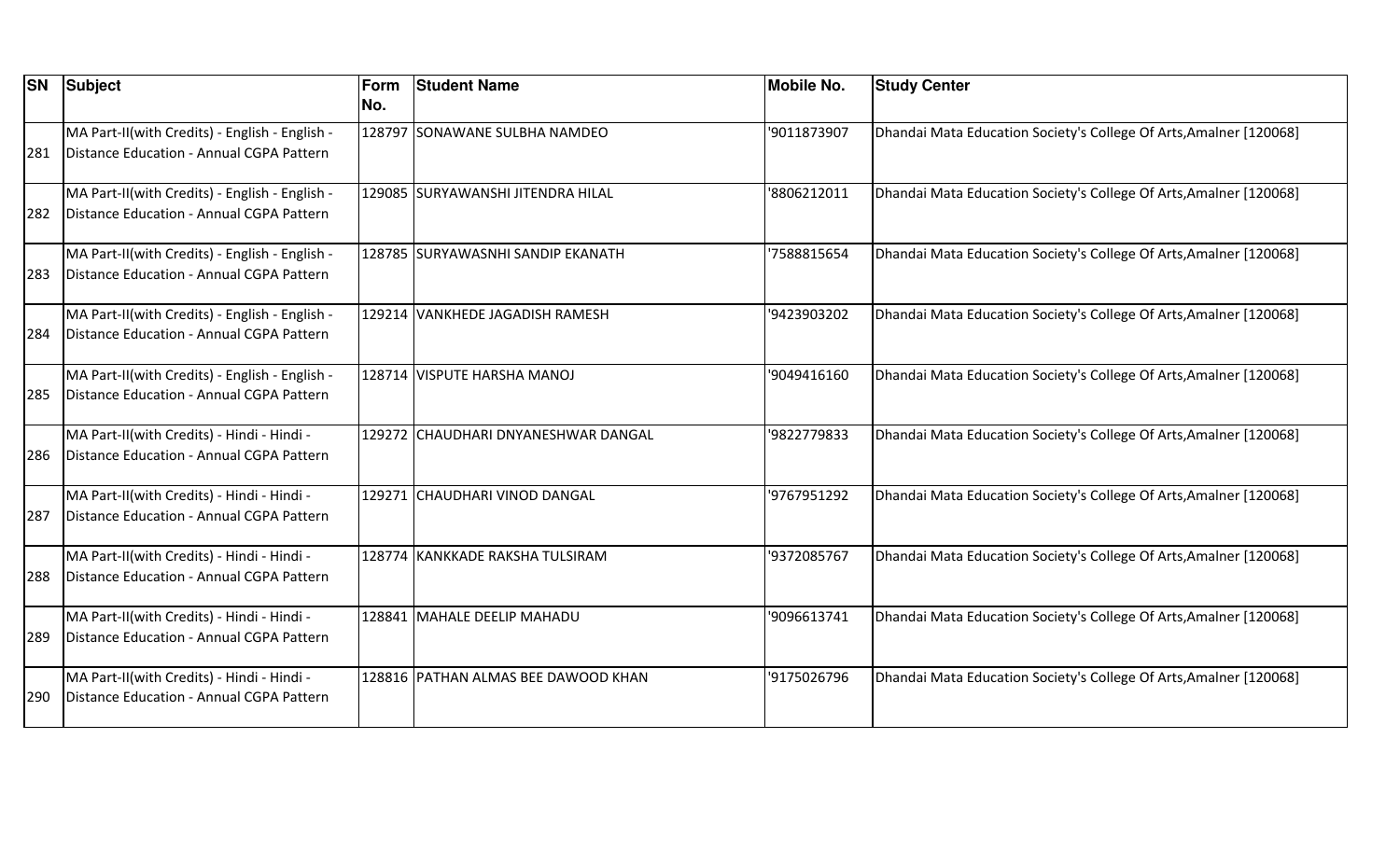| SN | Subject | Form No. | Student Name | Mobile No. | Study Center |
| --- | --- | --- | --- | --- | --- |
| 281 | MA Part-II(with Credits) - English - English - Distance Education - Annual CGPA Pattern | 128797 | SONAWANE SULBHA NAMDEO | '9011873907 | Dhandai Mata Education Society's College Of Arts,Amalner [120068] |
| 282 | MA Part-II(with Credits) - English - English - Distance Education - Annual CGPA Pattern | 129085 | SURYAWANSHI JITENDRA HILAL | '8806212011 | Dhandai Mata Education Society's College Of Arts,Amalner [120068] |
| 283 | MA Part-II(with Credits) - English - English - Distance Education - Annual CGPA Pattern | 128785 | SURYAWASNHI SANDIP EKANATH | '7588815654 | Dhandai Mata Education Society's College Of Arts,Amalner [120068] |
| 284 | MA Part-II(with Credits) - English - English - Distance Education - Annual CGPA Pattern | 129214 | VANKHEDE JAGADISH RAMESH | '9423903202 | Dhandai Mata Education Society's College Of Arts,Amalner [120068] |
| 285 | MA Part-II(with Credits) - English - English - Distance Education - Annual CGPA Pattern | 128714 | VISPUTE HARSHA MANOJ | '9049416160 | Dhandai Mata Education Society's College Of Arts,Amalner [120068] |
| 286 | MA Part-II(with Credits) - Hindi - Hindi - Distance Education - Annual CGPA Pattern | 129272 | CHAUDHARI DNYANESHWAR DANGAL | '9822779833 | Dhandai Mata Education Society's College Of Arts,Amalner [120068] |
| 287 | MA Part-II(with Credits) - Hindi - Hindi - Distance Education - Annual CGPA Pattern | 129271 | CHAUDHARI VINOD DANGAL | '9767951292 | Dhandai Mata Education Society's College Of Arts,Amalner [120068] |
| 288 | MA Part-II(with Credits) - Hindi - Hindi - Distance Education - Annual CGPA Pattern | 128774 | KANKKADE RAKSHA TULSIRAM | '9372085767 | Dhandai Mata Education Society's College Of Arts,Amalner [120068] |
| 289 | MA Part-II(with Credits) - Hindi - Hindi - Distance Education - Annual CGPA Pattern | 128841 | MAHALE DEELIP MAHADU | '9096613741 | Dhandai Mata Education Society's College Of Arts,Amalner [120068] |
| 290 | MA Part-II(with Credits) - Hindi - Hindi - Distance Education - Annual CGPA Pattern | 128816 | PATHAN ALMAS BEE DAWOOD KHAN | '9175026796 | Dhandai Mata Education Society's College Of Arts,Amalner [120068] |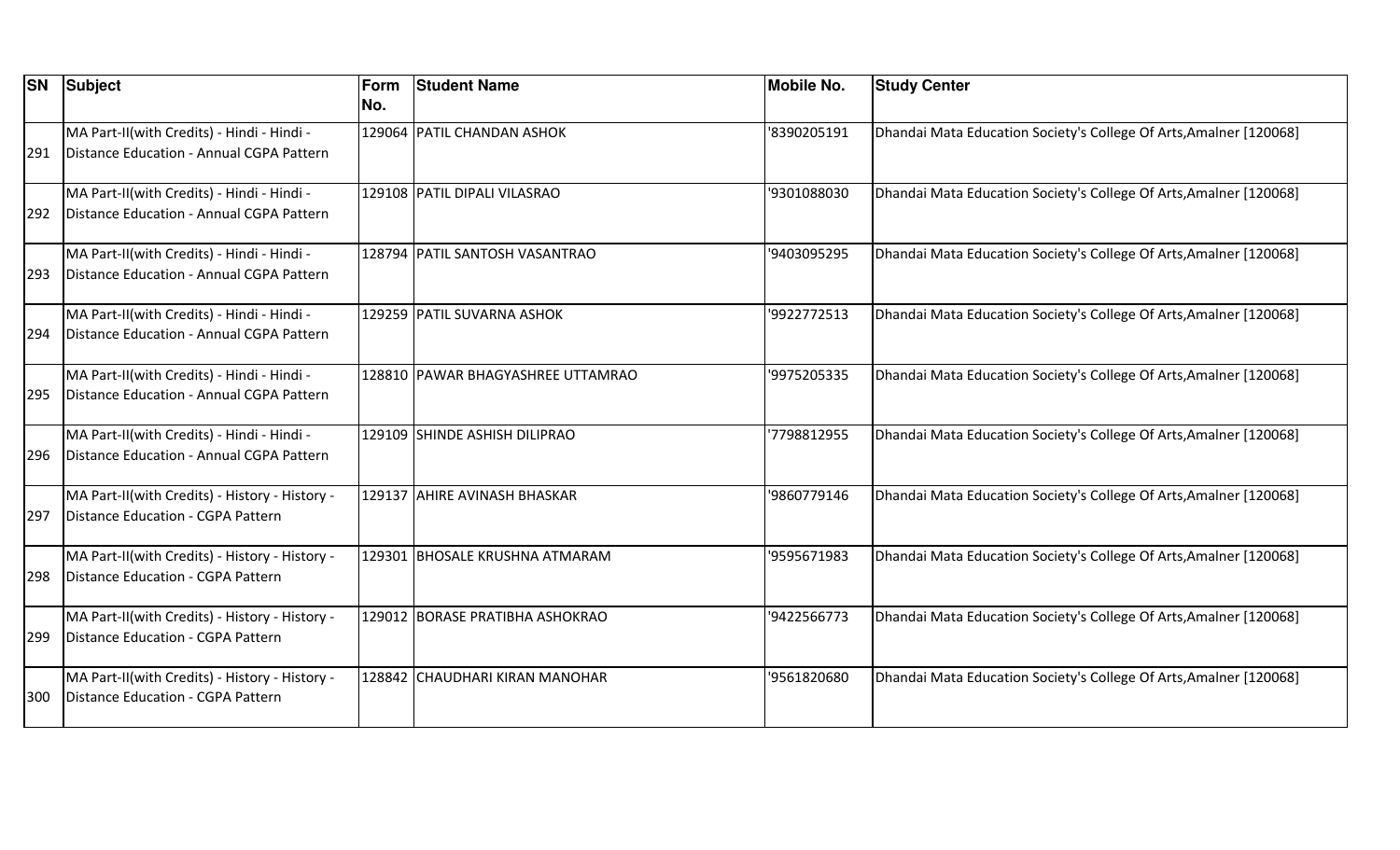| SN | Subject | Form No. | Student Name | Mobile No. | Study Center |
|---|---|---|---|---|---|
| 291 | MA Part-II(with Credits) - Hindi - Hindi - Distance Education - Annual CGPA Pattern | 129064 | PATIL CHANDAN ASHOK | '8390205191 | Dhandai Mata Education Society's College Of Arts,Amalner [120068] |
| 292 | MA Part-II(with Credits) - Hindi - Hindi - Distance Education - Annual CGPA Pattern | 129108 | PATIL DIPALI VILASRAO | '9301088030 | Dhandai Mata Education Society's College Of Arts,Amalner [120068] |
| 293 | MA Part-II(with Credits) - Hindi - Hindi - Distance Education - Annual CGPA Pattern | 128794 | PATIL SANTOSH VASANTRAO | '9403095295 | Dhandai Mata Education Society's College Of Arts,Amalner [120068] |
| 294 | MA Part-II(with Credits) - Hindi - Hindi - Distance Education - Annual CGPA Pattern | 129259 | PATIL SUVARNA ASHOK | '9922772513 | Dhandai Mata Education Society's College Of Arts,Amalner [120068] |
| 295 | MA Part-II(with Credits) - Hindi - Hindi - Distance Education - Annual CGPA Pattern | 128810 | PAWAR BHAGYASHREE UTTAMRAO | '9975205335 | Dhandai Mata Education Society's College Of Arts,Amalner [120068] |
| 296 | MA Part-II(with Credits) - Hindi - Hindi - Distance Education - Annual CGPA Pattern | 129109 | SHINDE ASHISH DILIPRAO | '7798812955 | Dhandai Mata Education Society's College Of Arts,Amalner [120068] |
| 297 | MA Part-II(with Credits) - History - History - Distance Education - CGPA Pattern | 129137 | AHIRE AVINASH BHASKAR | '9860779146 | Dhandai Mata Education Society's College Of Arts,Amalner [120068] |
| 298 | MA Part-II(with Credits) - History - History - Distance Education - CGPA Pattern | 129301 | BHOSALE KRUSHNA ATMARAM | '9595671983 | Dhandai Mata Education Society's College Of Arts,Amalner [120068] |
| 299 | MA Part-II(with Credits) - History - History - Distance Education - CGPA Pattern | 129012 | BORASE PRATIBHA ASHOKRAO | '9422566773 | Dhandai Mata Education Society's College Of Arts,Amalner [120068] |
| 300 | MA Part-II(with Credits) - History - History - Distance Education - CGPA Pattern | 128842 | CHAUDHARI KIRAN MANOHAR | '9561820680 | Dhandai Mata Education Society's College Of Arts,Amalner [120068] |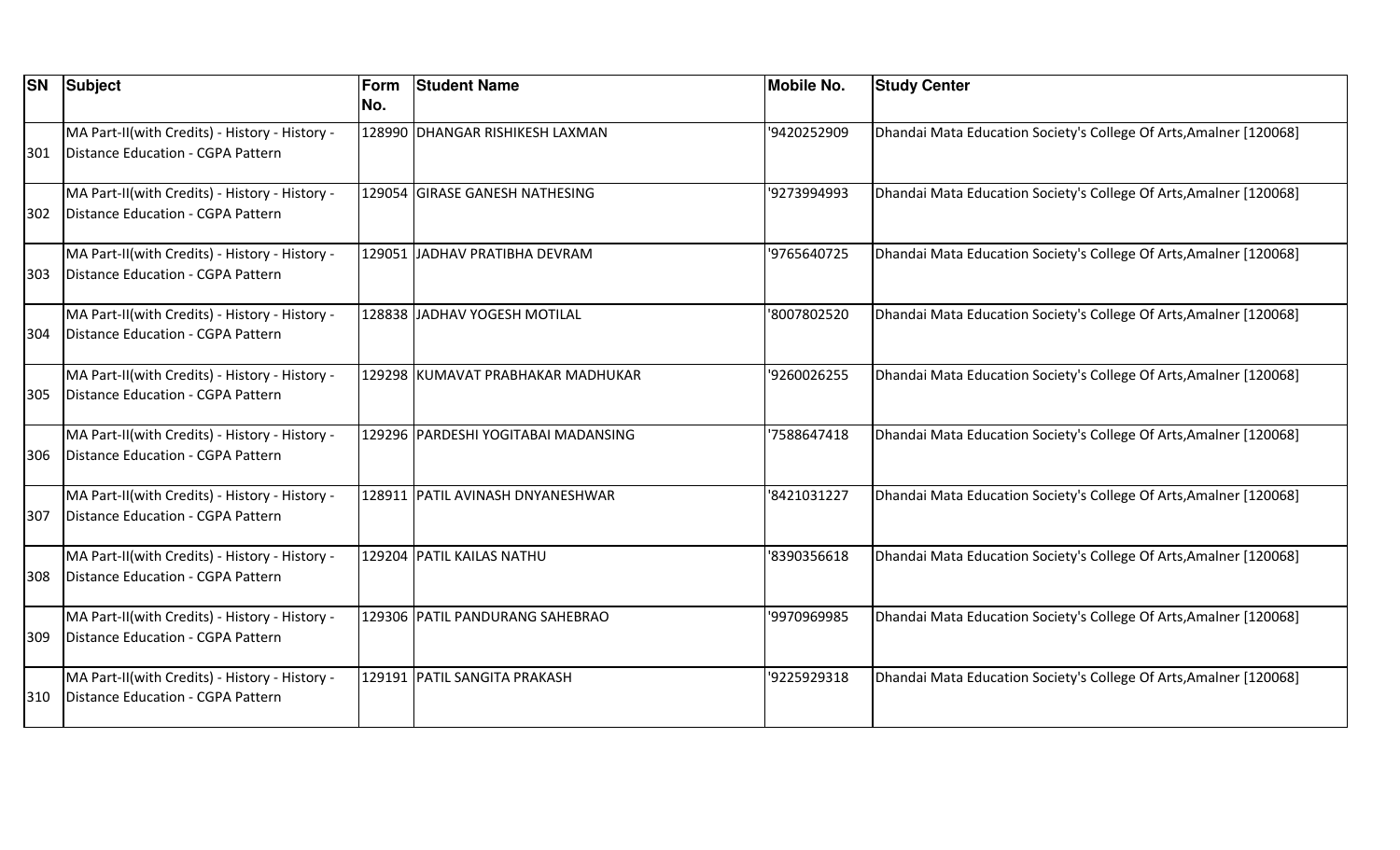| SN | Subject | Form No. | Student Name | Mobile No. | Study Center |
| --- | --- | --- | --- | --- | --- |
| 301 | MA Part-II(with Credits) - History - History - Distance Education - CGPA Pattern | 128990 | DHANGAR RISHIKESH LAXMAN | '9420252909 | Dhandai Mata Education Society's College Of Arts,Amalner [120068] |
| 302 | MA Part-II(with Credits) - History - History - Distance Education - CGPA Pattern | 129054 | GIRASE GANESH NATHESING | '9273994993 | Dhandai Mata Education Society's College Of Arts,Amalner [120068] |
| 303 | MA Part-II(with Credits) - History - History - Distance Education - CGPA Pattern | 129051 | JADHAV PRATIBHA DEVRAM | '9765640725 | Dhandai Mata Education Society's College Of Arts,Amalner [120068] |
| 304 | MA Part-II(with Credits) - History - History - Distance Education - CGPA Pattern | 128838 | JADHAV YOGESH MOTILAL | '8007802520 | Dhandai Mata Education Society's College Of Arts,Amalner [120068] |
| 305 | MA Part-II(with Credits) - History - History - Distance Education - CGPA Pattern | 129298 | KUMAVAT PRABHAKAR MADHUKAR | '9260026255 | Dhandai Mata Education Society's College Of Arts,Amalner [120068] |
| 306 | MA Part-II(with Credits) - History - History - Distance Education - CGPA Pattern | 129296 | PARDESHI YOGITABAI MADANSING | '7588647418 | Dhandai Mata Education Society's College Of Arts,Amalner [120068] |
| 307 | MA Part-II(with Credits) - History - History - Distance Education - CGPA Pattern | 128911 | PATIL AVINASH DNYANESHWAR | '8421031227 | Dhandai Mata Education Society's College Of Arts,Amalner [120068] |
| 308 | MA Part-II(with Credits) - History - History - Distance Education - CGPA Pattern | 129204 | PATIL KAILAS NATHU | '8390356618 | Dhandai Mata Education Society's College Of Arts,Amalner [120068] |
| 309 | MA Part-II(with Credits) - History - History - Distance Education - CGPA Pattern | 129306 | PATIL PANDURANG SAHEBRAO | '9970969985 | Dhandai Mata Education Society's College Of Arts,Amalner [120068] |
| 310 | MA Part-II(with Credits) - History - History - Distance Education - CGPA Pattern | 129191 | PATIL SANGITA PRAKASH | '9225929318 | Dhandai Mata Education Society's College Of Arts,Amalner [120068] |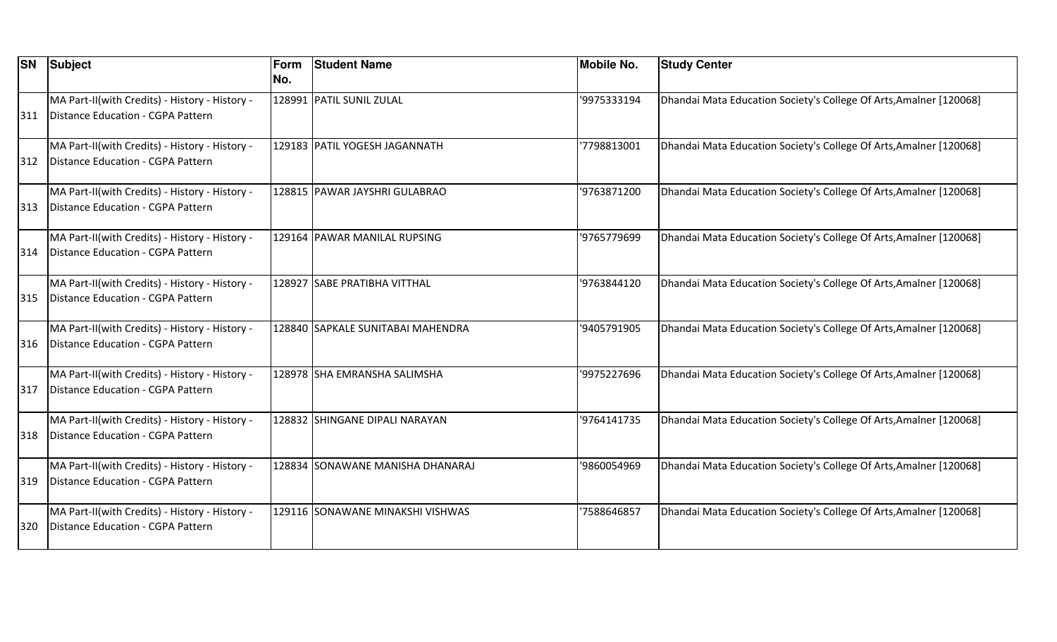| SN | Subject | Form No. | Student Name | Mobile No. | Study Center |
|---|---|---|---|---|---|
| 311 | MA Part-II(with Credits) - History - History - Distance Education - CGPA Pattern | 128991 | PATIL SUNIL ZULAL | '9975333194 | Dhandai Mata Education Society's College Of Arts,Amalner [120068] |
| 312 | MA Part-II(with Credits) - History - History - Distance Education - CGPA Pattern | 129183 | PATIL YOGESH JAGANNATH | '7798813001 | Dhandai Mata Education Society's College Of Arts,Amalner [120068] |
| 313 | MA Part-II(with Credits) - History - History - Distance Education - CGPA Pattern | 128815 | PAWAR JAYSHRI GULABRAO | '9763871200 | Dhandai Mata Education Society's College Of Arts,Amalner [120068] |
| 314 | MA Part-II(with Credits) - History - History - Distance Education - CGPA Pattern | 129164 | PAWAR MANILAL RUPSING | '9765779699 | Dhandai Mata Education Society's College Of Arts,Amalner [120068] |
| 315 | MA Part-II(with Credits) - History - History - Distance Education - CGPA Pattern | 128927 | SABE PRATIBHA VITTHAL | '9763844120 | Dhandai Mata Education Society's College Of Arts,Amalner [120068] |
| 316 | MA Part-II(with Credits) - History - History - Distance Education - CGPA Pattern | 128840 | SAPKALE SUNITABAI MAHENDRA | '9405791905 | Dhandai Mata Education Society's College Of Arts,Amalner [120068] |
| 317 | MA Part-II(with Credits) - History - History - Distance Education - CGPA Pattern | 128978 | SHA EMRANSHA SALIMSHA | '9975227696 | Dhandai Mata Education Society's College Of Arts,Amalner [120068] |
| 318 | MA Part-II(with Credits) - History - History - Distance Education - CGPA Pattern | 128832 | SHINGANE DIPALI NARAYAN | '9764141735 | Dhandai Mata Education Society's College Of Arts,Amalner [120068] |
| 319 | MA Part-II(with Credits) - History - History - Distance Education - CGPA Pattern | 128834 | SONAWANE MANISHA DHANARAJ | '9860054969 | Dhandai Mata Education Society's College Of Arts,Amalner [120068] |
| 320 | MA Part-II(with Credits) - History - History - Distance Education - CGPA Pattern | 129116 | SONAWANE MINAKSHI VISHWAS | '7588646857 | Dhandai Mata Education Society's College Of Arts,Amalner [120068] |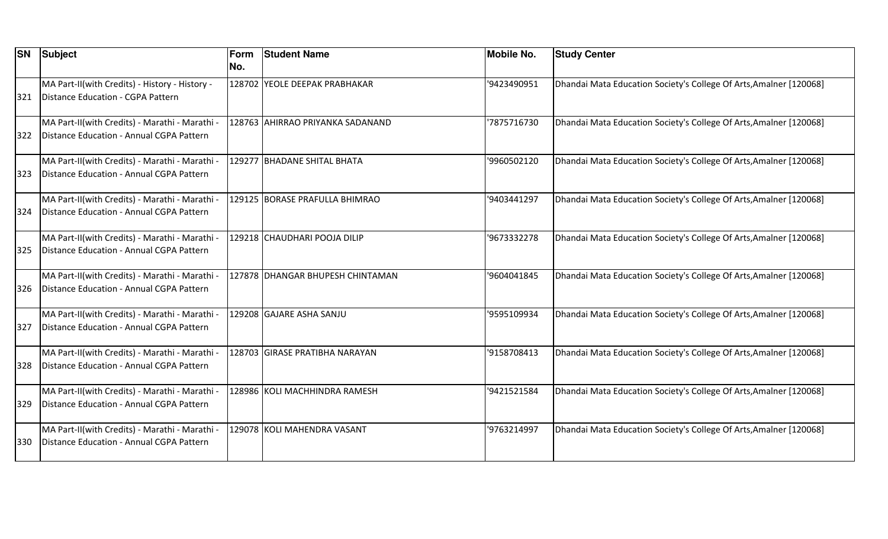| SN | Subject | Form No. | Student Name | Mobile No. | Study Center |
| --- | --- | --- | --- | --- | --- |
| 321 | MA Part-II(with Credits) - History - History - Distance Education - CGPA Pattern | 128702 | YEOLE DEEPAK PRABHAKAR | '9423490951 | Dhandai Mata Education Society's College Of Arts,Amalner [120068] |
| 322 | MA Part-II(with Credits) - Marathi - Marathi - Distance Education - Annual CGPA Pattern | 128763 | AHIRRAO PRIYANKA SADANAND | '7875716730 | Dhandai Mata Education Society's College Of Arts,Amalner [120068] |
| 323 | MA Part-II(with Credits) - Marathi - Marathi - Distance Education - Annual CGPA Pattern | 129277 | BHADANE SHITAL BHATA | '9960502120 | Dhandai Mata Education Society's College Of Arts,Amalner [120068] |
| 324 | MA Part-II(with Credits) - Marathi - Marathi - Distance Education - Annual CGPA Pattern | 129125 | BORASE PRAFULLA BHIMRAO | '9403441297 | Dhandai Mata Education Society's College Of Arts,Amalner [120068] |
| 325 | MA Part-II(with Credits) - Marathi - Marathi - Distance Education - Annual CGPA Pattern | 129218 | CHAUDHARI POOJA DILIP | '9673332278 | Dhandai Mata Education Society's College Of Arts,Amalner [120068] |
| 326 | MA Part-II(with Credits) - Marathi - Marathi - Distance Education - Annual CGPA Pattern | 127878 | DHANGAR BHUPESH CHINTAMAN | '9604041845 | Dhandai Mata Education Society's College Of Arts,Amalner [120068] |
| 327 | MA Part-II(with Credits) - Marathi - Marathi - Distance Education - Annual CGPA Pattern | 129208 | GAJARE ASHA SANJU | '9595109934 | Dhandai Mata Education Society's College Of Arts,Amalner [120068] |
| 328 | MA Part-II(with Credits) - Marathi - Marathi - Distance Education - Annual CGPA Pattern | 128703 | GIRASE PRATIBHA NARAYAN | '9158708413 | Dhandai Mata Education Society's College Of Arts,Amalner [120068] |
| 329 | MA Part-II(with Credits) - Marathi - Marathi - Distance Education - Annual CGPA Pattern | 128986 | KOLI MACHHINDRA RAMESH | '9421521584 | Dhandai Mata Education Society's College Of Arts,Amalner [120068] |
| 330 | MA Part-II(with Credits) - Marathi - Marathi - Distance Education - Annual CGPA Pattern | 129078 | KOLI MAHENDRA VASANT | '9763214997 | Dhandai Mata Education Society's College Of Arts,Amalner [120068] |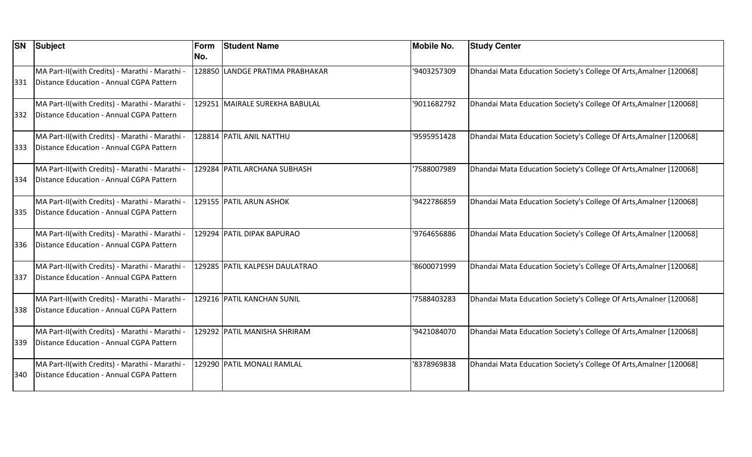| SN | Subject | Form No. | Student Name | Mobile No. | Study Center |
|---|---|---|---|---|---|
| 331 | MA Part-II(with Credits) - Marathi - Marathi - Distance Education - Annual CGPA Pattern | 128850 | LANDGE PRATIMA PRABHAKAR | '9403257309 | Dhandai Mata Education Society's College Of Arts,Amalner [120068] |
| 332 | MA Part-II(with Credits) - Marathi - Marathi - Distance Education - Annual CGPA Pattern | 129251 | MAIRALE SUREKHA BABULAL | '9011682792 | Dhandai Mata Education Society's College Of Arts,Amalner [120068] |
| 333 | MA Part-II(with Credits) - Marathi - Marathi - Distance Education - Annual CGPA Pattern | 128814 | PATIL ANIL NATTHU | '9595951428 | Dhandai Mata Education Society's College Of Arts,Amalner [120068] |
| 334 | MA Part-II(with Credits) - Marathi - Marathi - Distance Education - Annual CGPA Pattern | 129284 | PATIL ARCHANA SUBHASH | '7588007989 | Dhandai Mata Education Society's College Of Arts,Amalner [120068] |
| 335 | MA Part-II(with Credits) - Marathi - Marathi - Distance Education - Annual CGPA Pattern | 129155 | PATIL ARUN ASHOK | '9422786859 | Dhandai Mata Education Society's College Of Arts,Amalner [120068] |
| 336 | MA Part-II(with Credits) - Marathi - Marathi - Distance Education - Annual CGPA Pattern | 129294 | PATIL DIPAK BAPURAO | '9764656886 | Dhandai Mata Education Society's College Of Arts,Amalner [120068] |
| 337 | MA Part-II(with Credits) - Marathi - Marathi - Distance Education - Annual CGPA Pattern | 129285 | PATIL KALPESH DAULATRAO | '8600071999 | Dhandai Mata Education Society's College Of Arts,Amalner [120068] |
| 338 | MA Part-II(with Credits) - Marathi - Marathi - Distance Education - Annual CGPA Pattern | 129216 | PATIL KANCHAN SUNIL | '7588403283 | Dhandai Mata Education Society's College Of Arts,Amalner [120068] |
| 339 | MA Part-II(with Credits) - Marathi - Marathi - Distance Education - Annual CGPA Pattern | 129292 | PATIL MANISHA SHRIRAM | '9421084070 | Dhandai Mata Education Society's College Of Arts,Amalner [120068] |
| 340 | MA Part-II(with Credits) - Marathi - Marathi - Distance Education - Annual CGPA Pattern | 129290 | PATIL MONALI RAMLAL | '8378969838 | Dhandai Mata Education Society's College Of Arts,Amalner [120068] |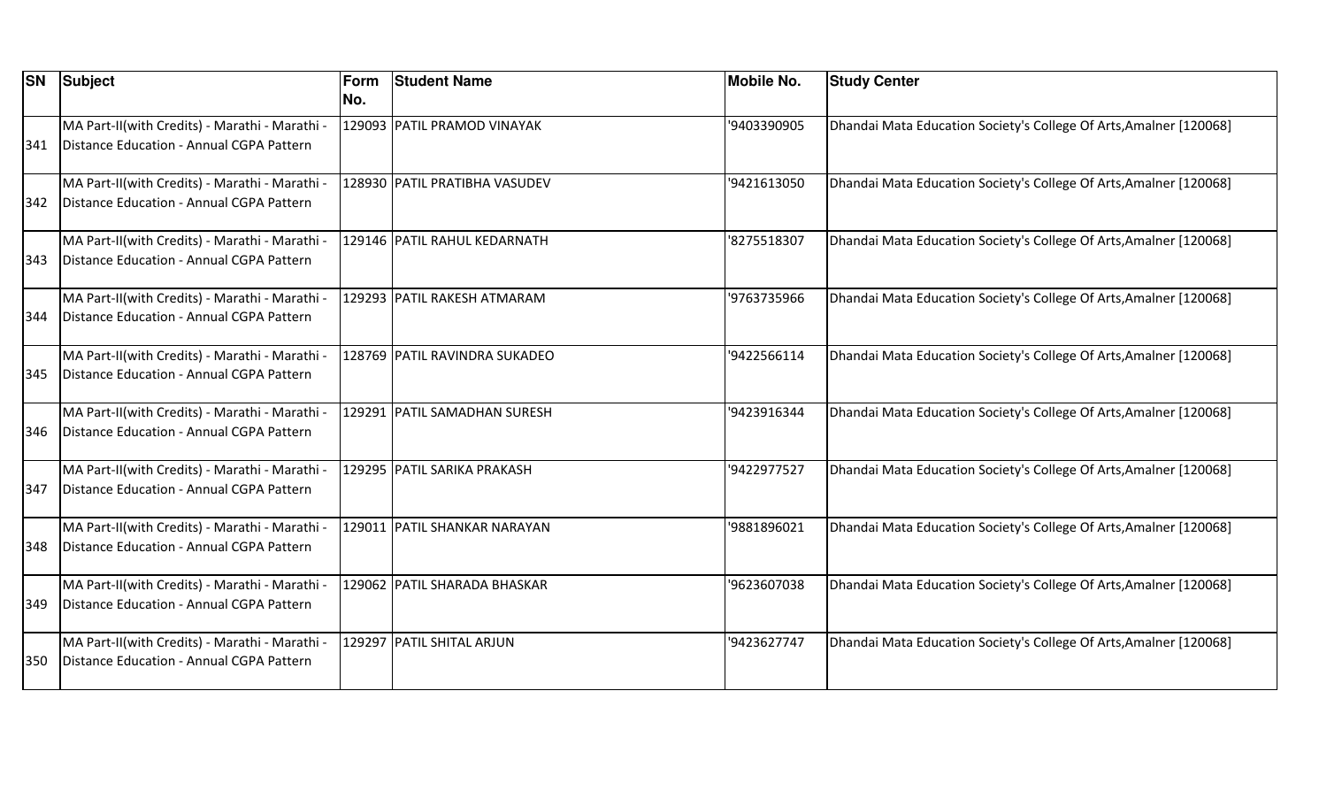| SN | Subject | Form No. | Student Name | Mobile No. | Study Center |
|---|---|---|---|---|---|
| 341 | MA Part-II(with Credits) - Marathi - Marathi - Distance Education - Annual CGPA Pattern | 129093 | PATIL PRAMOD VINAYAK | '9403390905 | Dhandai Mata Education Society's College Of Arts,Amalner [120068] |
| 342 | MA Part-II(with Credits) - Marathi - Marathi - Distance Education - Annual CGPA Pattern | 128930 | PATIL PRATIBHA VASUDEV | '9421613050 | Dhandai Mata Education Society's College Of Arts,Amalner [120068] |
| 343 | MA Part-II(with Credits) - Marathi - Marathi - Distance Education - Annual CGPA Pattern | 129146 | PATIL RAHUL KEDARNATH | '8275518307 | Dhandai Mata Education Society's College Of Arts,Amalner [120068] |
| 344 | MA Part-II(with Credits) - Marathi - Marathi - Distance Education - Annual CGPA Pattern | 129293 | PATIL RAKESH ATMARAM | '9763735966 | Dhandai Mata Education Society's College Of Arts,Amalner [120068] |
| 345 | MA Part-II(with Credits) - Marathi - Marathi - Distance Education - Annual CGPA Pattern | 128769 | PATIL RAVINDRA SUKADEO | '9422566114 | Dhandai Mata Education Society's College Of Arts,Amalner [120068] |
| 346 | MA Part-II(with Credits) - Marathi - Marathi - Distance Education - Annual CGPA Pattern | 129291 | PATIL SAMADHAN SURESH | '9423916344 | Dhandai Mata Education Society's College Of Arts,Amalner [120068] |
| 347 | MA Part-II(with Credits) - Marathi - Marathi - Distance Education - Annual CGPA Pattern | 129295 | PATIL SARIKA PRAKASH | '9422977527 | Dhandai Mata Education Society's College Of Arts,Amalner [120068] |
| 348 | MA Part-II(with Credits) - Marathi - Marathi - Distance Education - Annual CGPA Pattern | 129011 | PATIL SHANKAR NARAYAN | '9881896021 | Dhandai Mata Education Society's College Of Arts,Amalner [120068] |
| 349 | MA Part-II(with Credits) - Marathi - Marathi - Distance Education - Annual CGPA Pattern | 129062 | PATIL SHARADA BHASKAR | '9623607038 | Dhandai Mata Education Society's College Of Arts,Amalner [120068] |
| 350 | MA Part-II(with Credits) - Marathi - Marathi - Distance Education - Annual CGPA Pattern | 129297 | PATIL SHITAL ARJUN | '9423627747 | Dhandai Mata Education Society's College Of Arts,Amalner [120068] |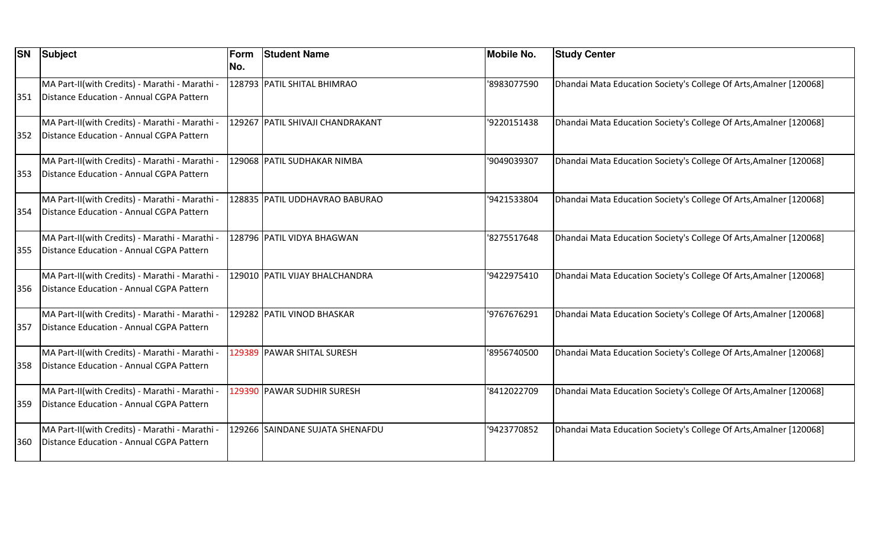| SN | Subject | Form No. | Student Name | Mobile No. | Study Center |
|---|---|---|---|---|---|
| 351 | MA Part-II(with Credits) - Marathi - Marathi - Distance Education - Annual CGPA Pattern | 128793 | PATIL SHITAL BHIMRAO | '8983077590 | Dhandai Mata Education Society's College Of Arts,Amalner [120068] |
| 352 | MA Part-II(with Credits) - Marathi - Marathi - Distance Education - Annual CGPA Pattern | 129267 | PATIL SHIVAJI CHANDRAKANT | '9220151438 | Dhandai Mata Education Society's College Of Arts,Amalner [120068] |
| 353 | MA Part-II(with Credits) - Marathi - Marathi - Distance Education - Annual CGPA Pattern | 129068 | PATIL SUDHAKAR NIMBA | '9049039307 | Dhandai Mata Education Society's College Of Arts,Amalner [120068] |
| 354 | MA Part-II(with Credits) - Marathi - Marathi - Distance Education - Annual CGPA Pattern | 128835 | PATIL UDDHAVRAO BABURAO | '9421533804 | Dhandai Mata Education Society's College Of Arts,Amalner [120068] |
| 355 | MA Part-II(with Credits) - Marathi - Marathi - Distance Education - Annual CGPA Pattern | 128796 | PATIL VIDYA BHAGWAN | '8275517648 | Dhandai Mata Education Society's College Of Arts,Amalner [120068] |
| 356 | MA Part-II(with Credits) - Marathi - Marathi - Distance Education - Annual CGPA Pattern | 129010 | PATIL VIJAY BHALCHANDRA | '9422975410 | Dhandai Mata Education Society's College Of Arts,Amalner [120068] |
| 357 | MA Part-II(with Credits) - Marathi - Marathi - Distance Education - Annual CGPA Pattern | 129282 | PATIL VINOD BHASKAR | '9767676291 | Dhandai Mata Education Society's College Of Arts,Amalner [120068] |
| 358 | MA Part-II(with Credits) - Marathi - Marathi - Distance Education - Annual CGPA Pattern | 129389 | PAWAR SHITAL SURESH | '8956740500 | Dhandai Mata Education Society's College Of Arts,Amalner [120068] |
| 359 | MA Part-II(with Credits) - Marathi - Marathi - Distance Education - Annual CGPA Pattern | 129390 | PAWAR SUDHIR SURESH | '8412022709 | Dhandai Mata Education Society's College Of Arts,Amalner [120068] |
| 360 | MA Part-II(with Credits) - Marathi - Marathi - Distance Education - Annual CGPA Pattern | 129266 | SAINDANE SUJATA SHENAFDU | '9423770852 | Dhandai Mata Education Society's College Of Arts,Amalner [120068] |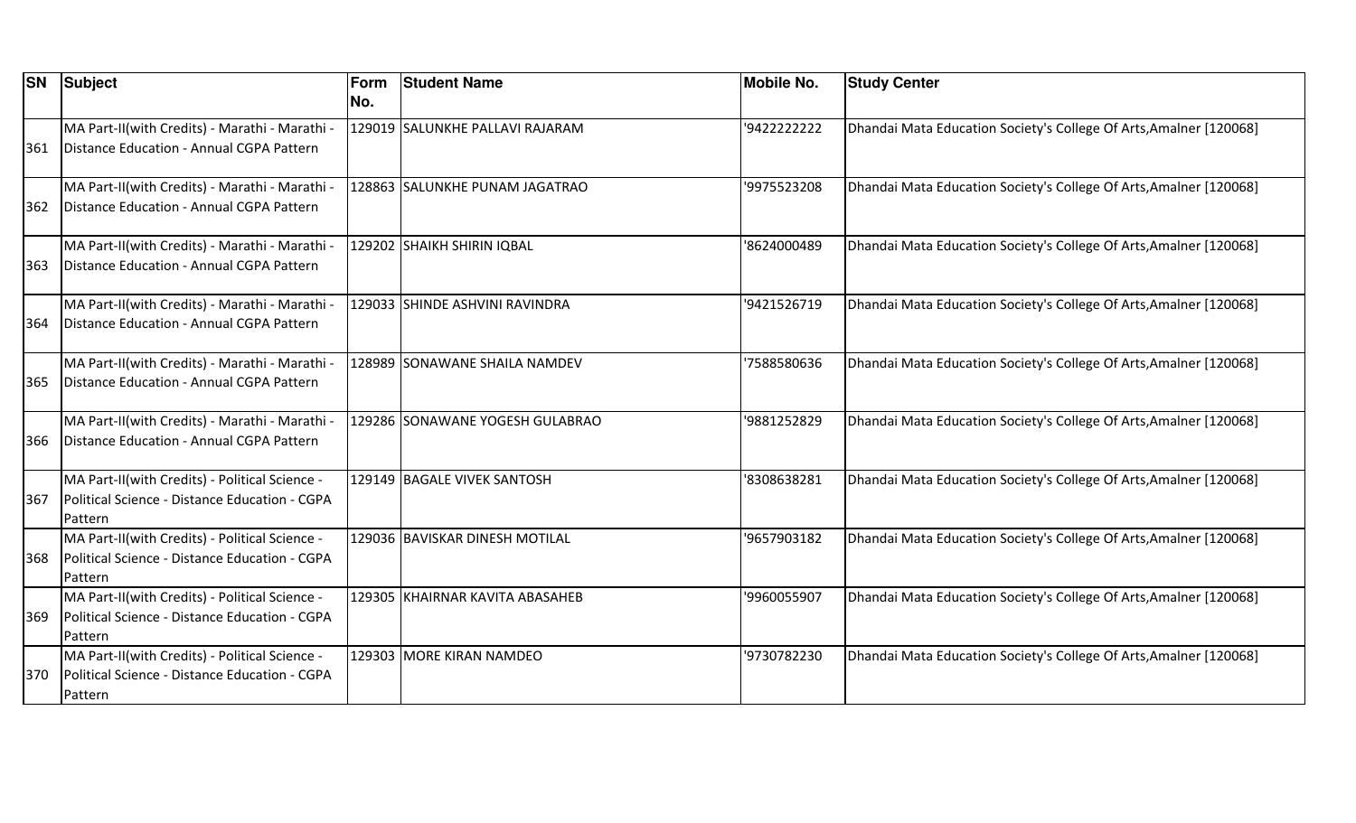| SN | Subject | Form No. | Student Name | Mobile No. | Study Center |
| --- | --- | --- | --- | --- | --- |
| 361 | MA Part-II(with Credits) - Marathi - Marathi - Distance Education - Annual CGPA Pattern | 129019 | SALUNKHE PALLAVI RAJARAM | '9422222222 | Dhandai Mata Education Society's College Of Arts,Amalner [120068] |
| 362 | MA Part-II(with Credits) - Marathi - Marathi - Distance Education - Annual CGPA Pattern | 128863 | SALUNKHE PUNAM JAGATRAO | '9975523208 | Dhandai Mata Education Society's College Of Arts,Amalner [120068] |
| 363 | MA Part-II(with Credits) - Marathi - Marathi - Distance Education - Annual CGPA Pattern | 129202 | SHAIKH SHIRIN IQBAL | '8624000489 | Dhandai Mata Education Society's College Of Arts,Amalner [120068] |
| 364 | MA Part-II(with Credits) - Marathi - Marathi - Distance Education - Annual CGPA Pattern | 129033 | SHINDE ASHVINI RAVINDRA | '9421526719 | Dhandai Mata Education Society's College Of Arts,Amalner [120068] |
| 365 | MA Part-II(with Credits) - Marathi - Marathi - Distance Education - Annual CGPA Pattern | 128989 | SONAWANE SHAILA NAMDEV | '7588580636 | Dhandai Mata Education Society's College Of Arts,Amalner [120068] |
| 366 | MA Part-II(with Credits) - Marathi - Marathi - Distance Education - Annual CGPA Pattern | 129286 | SONAWANE YOGESH GULABRAO | '9881252829 | Dhandai Mata Education Society's College Of Arts,Amalner [120068] |
| 367 | MA Part-II(with Credits) - Political Science - Political Science - Distance Education - CGPA Pattern | 129149 | BAGALE VIVEK SANTOSH | '8308638281 | Dhandai Mata Education Society's College Of Arts,Amalner [120068] |
| 368 | MA Part-II(with Credits) - Political Science - Political Science - Distance Education - CGPA Pattern | 129036 | BAVISKAR DINESH MOTILAL | '9657903182 | Dhandai Mata Education Society's College Of Arts,Amalner [120068] |
| 369 | MA Part-II(with Credits) - Political Science - Political Science - Distance Education - CGPA Pattern | 129305 | KHAIRNAR KAVITA ABASAHEB | '9960055907 | Dhandai Mata Education Society's College Of Arts,Amalner [120068] |
| 370 | MA Part-II(with Credits) - Political Science - Political Science - Distance Education - CGPA Pattern | 129303 | MORE KIRAN NAMDEO | '9730782230 | Dhandai Mata Education Society's College Of Arts,Amalner [120068] |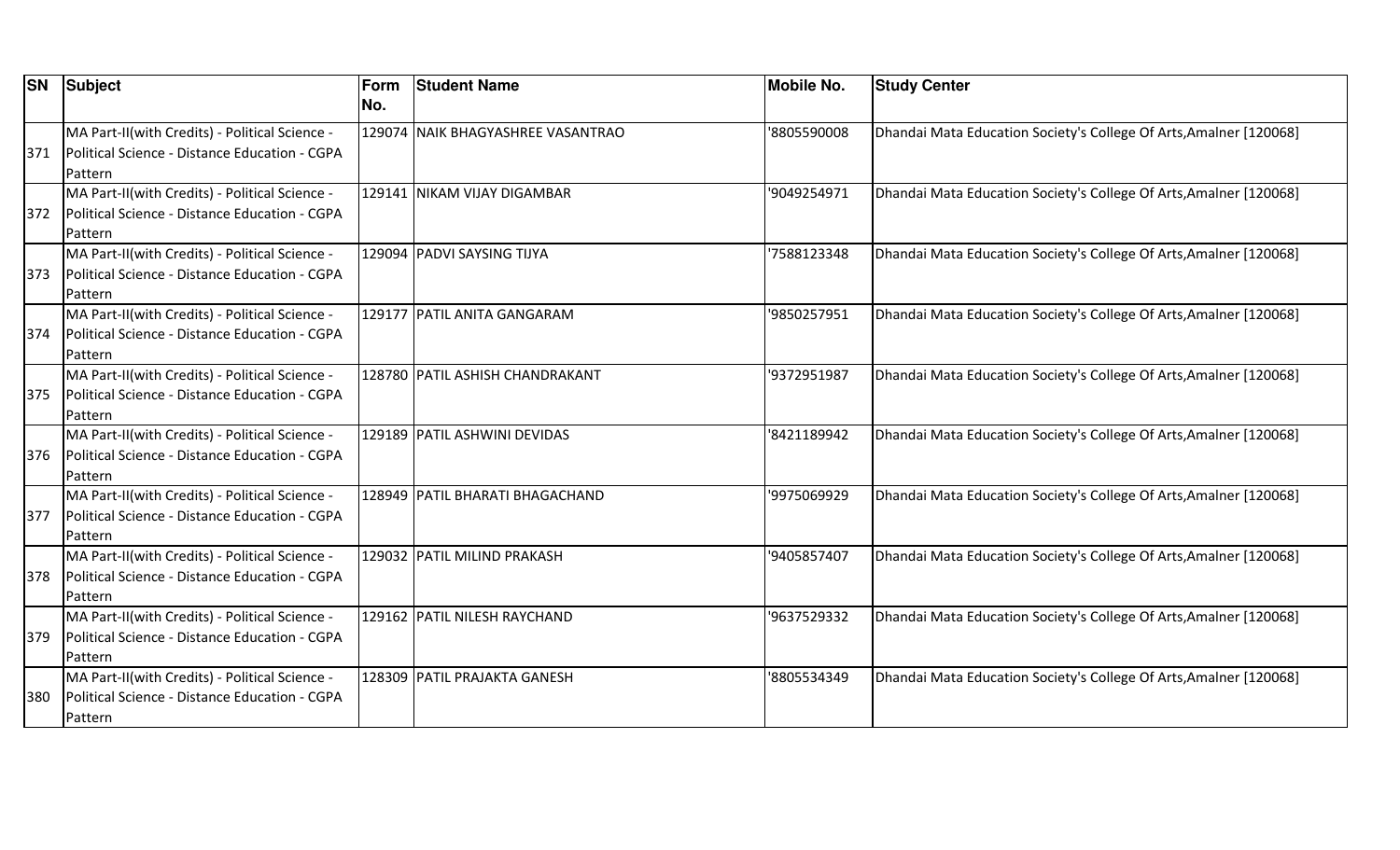| SN | Subject | Form No. | Student Name | Mobile No. | Study Center |
|---|---|---|---|---|---|
| 371 | MA Part-II(with Credits) - Political Science - Political Science - Distance Education - CGPA Pattern | 129074 | NAIK BHAGYASHREE VASANTRAO | '8805590008 | Dhandai Mata Education Society's College Of Arts,Amalner [120068] |
| 372 | MA Part-II(with Credits) - Political Science - Political Science - Distance Education - CGPA Pattern | 129141 | NIKAM VIJAY DIGAMBAR | '9049254971 | Dhandai Mata Education Society's College Of Arts,Amalner [120068] |
| 373 | MA Part-II(with Credits) - Political Science - Political Science - Distance Education - CGPA Pattern | 129094 | PADVI SAYSING TIJYA | '7588123348 | Dhandai Mata Education Society's College Of Arts,Amalner [120068] |
| 374 | MA Part-II(with Credits) - Political Science - Political Science - Distance Education - CGPA Pattern | 129177 | PATIL ANITA GANGARAM | '9850257951 | Dhandai Mata Education Society's College Of Arts,Amalner [120068] |
| 375 | MA Part-II(with Credits) - Political Science - Political Science - Distance Education - CGPA Pattern | 128780 | PATIL ASHISH CHANDRAKANT | '9372951987 | Dhandai Mata Education Society's College Of Arts,Amalner [120068] |
| 376 | MA Part-II(with Credits) - Political Science - Political Science - Distance Education - CGPA Pattern | 129189 | PATIL ASHWINI DEVIDAS | '8421189942 | Dhandai Mata Education Society's College Of Arts,Amalner [120068] |
| 377 | MA Part-II(with Credits) - Political Science - Political Science - Distance Education - CGPA Pattern | 128949 | PATIL BHARATI BHAGACHAND | '9975069929 | Dhandai Mata Education Society's College Of Arts,Amalner [120068] |
| 378 | MA Part-II(with Credits) - Political Science - Political Science - Distance Education - CGPA Pattern | 129032 | PATIL MILIND PRAKASH | '9405857407 | Dhandai Mata Education Society's College Of Arts,Amalner [120068] |
| 379 | MA Part-II(with Credits) - Political Science - Political Science - Distance Education - CGPA Pattern | 129162 | PATIL NILESH RAYCHAND | '9637529332 | Dhandai Mata Education Society's College Of Arts,Amalner [120068] |
| 380 | MA Part-II(with Credits) - Political Science - Political Science - Distance Education - CGPA Pattern | 128309 | PATIL PRAJAKTA GANESH | '8805534349 | Dhandai Mata Education Society's College Of Arts,Amalner [120068] |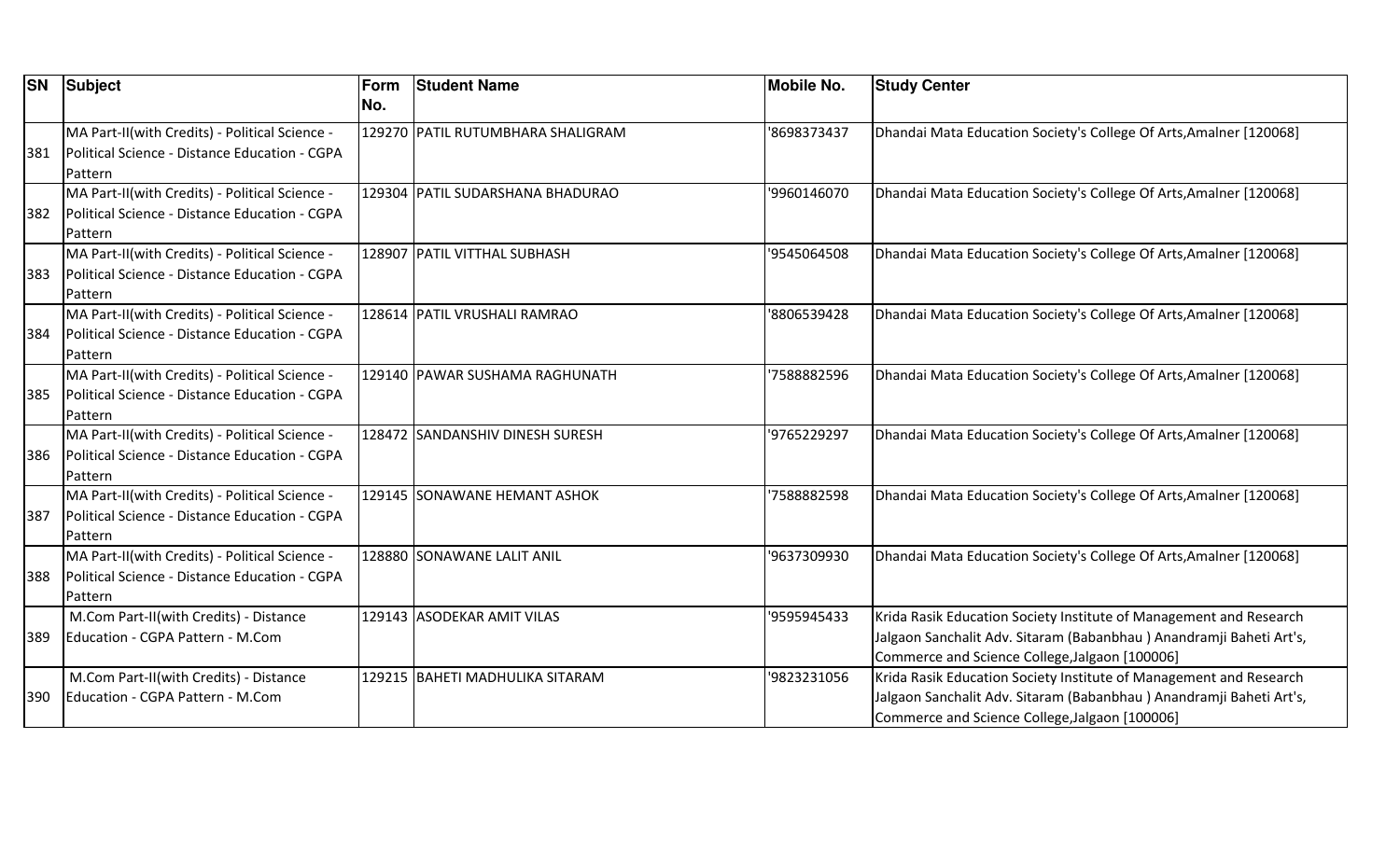| SN | Subject | Form No. | Student Name | Mobile No. | Study Center |
|---|---|---|---|---|---|
| 381 | MA Part-II(with Credits) - Political Science - Political Science - Distance Education - CGPA Pattern | 129270 | PATIL RUTUMBHARA SHALIGRAM | '8698373437 | Dhandai Mata Education Society's College Of Arts,Amalner [120068] |
| 382 | MA Part-II(with Credits) - Political Science - Political Science - Distance Education - CGPA Pattern | 129304 | PATIL SUDARSHANA BHADURAO | '9960146070 | Dhandai Mata Education Society's College Of Arts,Amalner [120068] |
| 383 | MA Part-II(with Credits) - Political Science - Political Science - Distance Education - CGPA Pattern | 128907 | PATIL VITTHAL SUBHASH | '9545064508 | Dhandai Mata Education Society's College Of Arts,Amalner [120068] |
| 384 | MA Part-II(with Credits) - Political Science - Political Science - Distance Education - CGPA Pattern | 128614 | PATIL VRUSHALI RAMRAO | '8806539428 | Dhandai Mata Education Society's College Of Arts,Amalner [120068] |
| 385 | MA Part-II(with Credits) - Political Science - Political Science - Distance Education - CGPA Pattern | 129140 | PAWAR SUSHAMA RAGHUNATH | '7588882596 | Dhandai Mata Education Society's College Of Arts,Amalner [120068] |
| 386 | MA Part-II(with Credits) - Political Science - Political Science - Distance Education - CGPA Pattern | 128472 | SANDANSHIV DINESH SURESH | '9765229297 | Dhandai Mata Education Society's College Of Arts,Amalner [120068] |
| 387 | MA Part-II(with Credits) - Political Science - Political Science - Distance Education - CGPA Pattern | 129145 | SONAWANE HEMANT ASHOK | '7588882598 | Dhandai Mata Education Society's College Of Arts,Amalner [120068] |
| 388 | MA Part-II(with Credits) - Political Science - Political Science - Distance Education - CGPA Pattern | 128880 | SONAWANE LALIT ANIL | '9637309930 | Dhandai Mata Education Society's College Of Arts,Amalner [120068] |
| 389 | M.Com Part-II(with Credits) - Distance Education - CGPA Pattern - M.Com | 129143 | ASODEKAR AMIT VILAS | '9595945433 | Krida Rasik Education Society Institute of Management and Research Jalgaon Sanchalit Adv. Sitaram (Babanbhau ) Anandramji Baheti Art's, Commerce and Science College,Jalgaon [100006] |
| 390 | M.Com Part-II(with Credits) - Distance Education - CGPA Pattern - M.Com | 129215 | BAHETI MADHULIKA SITARAM | '9823231056 | Krida Rasik Education Society Institute of Management and Research Jalgaon Sanchalit Adv. Sitaram (Babanbhau ) Anandramji Baheti Art's, Commerce and Science College,Jalgaon [100006] |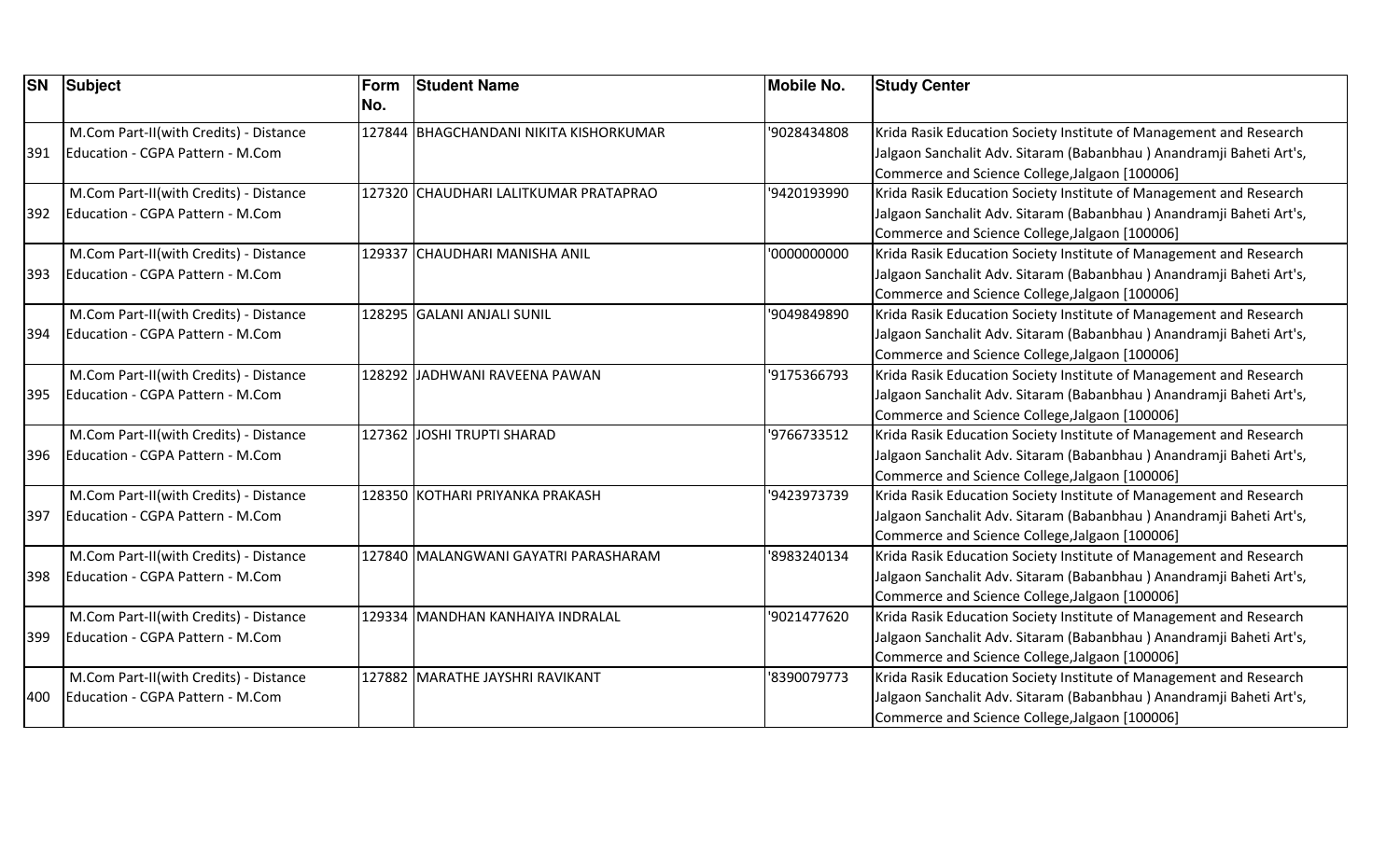| SN | Subject | Form No. | Student Name | Mobile No. | Study Center |
|---|---|---|---|---|---|
| 391 | M.Com Part-II(with Credits) - Distance Education - CGPA Pattern - M.Com | 127844 | BHAGCHANDANI NIKITA KISHORKUMAR | '9028434808 | Krida Rasik Education Society Institute of Management and Research Jalgaon Sanchalit Adv. Sitaram (Babanbhau ) Anandramji Baheti Art's, Commerce and Science College,Jalgaon [100006] |
| 392 | M.Com Part-II(with Credits) - Distance Education - CGPA Pattern - M.Com | 127320 | CHAUDHARI LALITKUMAR PRATAPRAO | '9420193990 | Krida Rasik Education Society Institute of Management and Research Jalgaon Sanchalit Adv. Sitaram (Babanbhau ) Anandramji Baheti Art's, Commerce and Science College,Jalgaon [100006] |
| 393 | M.Com Part-II(with Credits) - Distance Education - CGPA Pattern - M.Com | 129337 | CHAUDHARI MANISHA ANIL | '0000000000 | Krida Rasik Education Society Institute of Management and Research Jalgaon Sanchalit Adv. Sitaram (Babanbhau ) Anandramji Baheti Art's, Commerce and Science College,Jalgaon [100006] |
| 394 | M.Com Part-II(with Credits) - Distance Education - CGPA Pattern - M.Com | 128295 | GALANI ANJALI SUNIL | '9049849890 | Krida Rasik Education Society Institute of Management and Research Jalgaon Sanchalit Adv. Sitaram (Babanbhau ) Anandramji Baheti Art's, Commerce and Science College,Jalgaon [100006] |
| 395 | M.Com Part-II(with Credits) - Distance Education - CGPA Pattern - M.Com | 128292 | JADHWANI RAVEENA PAWAN | '9175366793 | Krida Rasik Education Society Institute of Management and Research Jalgaon Sanchalit Adv. Sitaram (Babanbhau ) Anandramji Baheti Art's, Commerce and Science College,Jalgaon [100006] |
| 396 | M.Com Part-II(with Credits) - Distance Education - CGPA Pattern - M.Com | 127362 | JOSHI TRUPTI SHARAD | '9766733512 | Krida Rasik Education Society Institute of Management and Research Jalgaon Sanchalit Adv. Sitaram (Babanbhau ) Anandramji Baheti Art's, Commerce and Science College,Jalgaon [100006] |
| 397 | M.Com Part-II(with Credits) - Distance Education - CGPA Pattern - M.Com | 128350 | KOTHARI PRIYANKA PRAKASH | '9423973739 | Krida Rasik Education Society Institute of Management and Research Jalgaon Sanchalit Adv. Sitaram (Babanbhau ) Anandramji Baheti Art's, Commerce and Science College,Jalgaon [100006] |
| 398 | M.Com Part-II(with Credits) - Distance Education - CGPA Pattern - M.Com | 127840 | MALANGWANI GAYATRI PARASHARAM | '8983240134 | Krida Rasik Education Society Institute of Management and Research Jalgaon Sanchalit Adv. Sitaram (Babanbhau ) Anandramji Baheti Art's, Commerce and Science College,Jalgaon [100006] |
| 399 | M.Com Part-II(with Credits) - Distance Education - CGPA Pattern - M.Com | 129334 | MANDHAN KANHAIYA INDRALAL | '9021477620 | Krida Rasik Education Society Institute of Management and Research Jalgaon Sanchalit Adv. Sitaram (Babanbhau ) Anandramji Baheti Art's, Commerce and Science College,Jalgaon [100006] |
| 400 | M.Com Part-II(with Credits) - Distance Education - CGPA Pattern - M.Com | 127882 | MARATHE JAYSHRI RAVIKANT | '8390079773 | Krida Rasik Education Society Institute of Management and Research Jalgaon Sanchalit Adv. Sitaram (Babanbhau ) Anandramji Baheti Art's, Commerce and Science College,Jalgaon [100006] |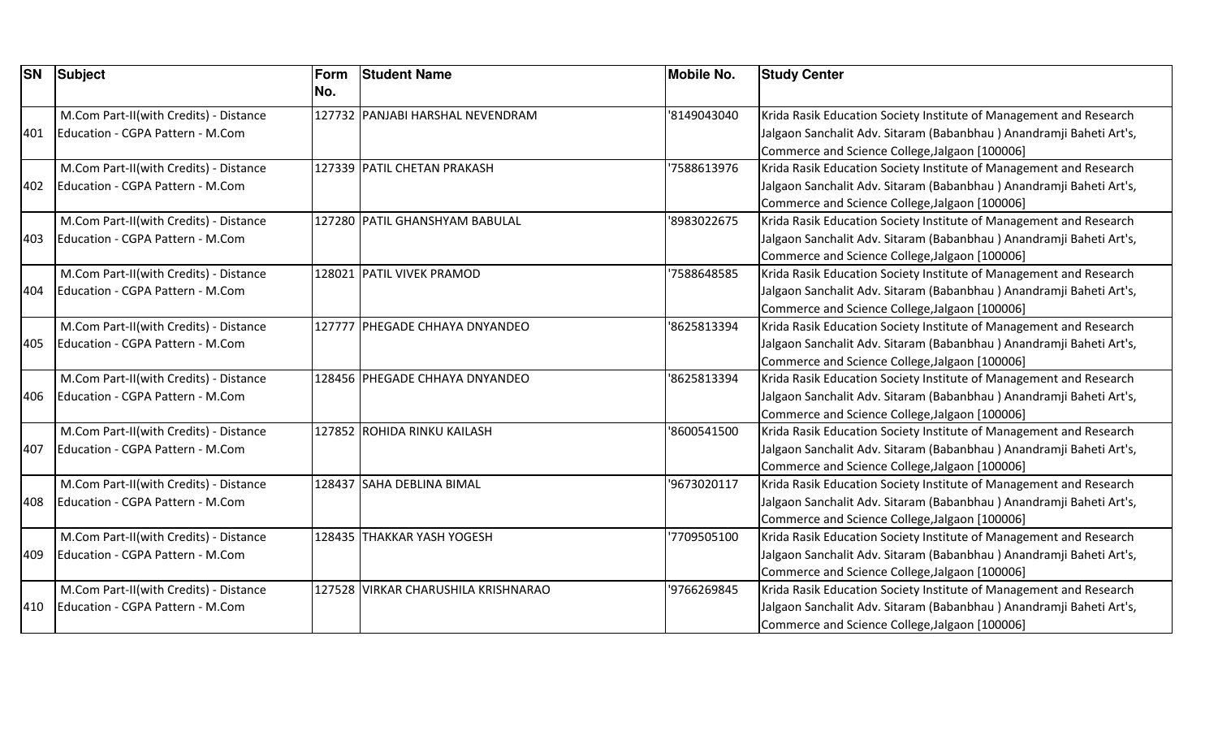| SN | Subject | Form No. | Student Name | Mobile No. | Study Center |
|---|---|---|---|---|---|
| 401 | M.Com Part-II(with Credits) - Distance Education - CGPA Pattern - M.Com | 127732 | PANJABI HARSHAL NEVENDRAM | '8149043040 | Krida Rasik Education Society Institute of Management and Research Jalgaon Sanchalit Adv. Sitaram (Babanbhau ) Anandramji Baheti Art's, Commerce and Science College,Jalgaon [100006] |
| 402 | M.Com Part-II(with Credits) - Distance Education - CGPA Pattern - M.Com | 127339 | PATIL CHETAN PRAKASH | '7588613976 | Krida Rasik Education Society Institute of Management and Research Jalgaon Sanchalit Adv. Sitaram (Babanbhau ) Anandramji Baheti Art's, Commerce and Science College,Jalgaon [100006] |
| 403 | M.Com Part-II(with Credits) - Distance Education - CGPA Pattern - M.Com | 127280 | PATIL GHANSHYAM BABULAL | '8983022675 | Krida Rasik Education Society Institute of Management and Research Jalgaon Sanchalit Adv. Sitaram (Babanbhau ) Anandramji Baheti Art's, Commerce and Science College,Jalgaon [100006] |
| 404 | M.Com Part-II(with Credits) - Distance Education - CGPA Pattern - M.Com | 128021 | PATIL VIVEK PRAMOD | '7588648585 | Krida Rasik Education Society Institute of Management and Research Jalgaon Sanchalit Adv. Sitaram (Babanbhau ) Anandramji Baheti Art's, Commerce and Science College,Jalgaon [100006] |
| 405 | M.Com Part-II(with Credits) - Distance Education - CGPA Pattern - M.Com | 127777 | PHEGADE CHHAYA DNYANDEO | '8625813394 | Krida Rasik Education Society Institute of Management and Research Jalgaon Sanchalit Adv. Sitaram (Babanbhau ) Anandramji Baheti Art's, Commerce and Science College,Jalgaon [100006] |
| 406 | M.Com Part-II(with Credits) - Distance Education - CGPA Pattern - M.Com | 128456 | PHEGADE CHHAYA DNYANDEO | '8625813394 | Krida Rasik Education Society Institute of Management and Research Jalgaon Sanchalit Adv. Sitaram (Babanbhau ) Anandramji Baheti Art's, Commerce and Science College,Jalgaon [100006] |
| 407 | M.Com Part-II(with Credits) - Distance Education - CGPA Pattern - M.Com | 127852 | ROHIDA RINKU KAILASH | '8600541500 | Krida Rasik Education Society Institute of Management and Research Jalgaon Sanchalit Adv. Sitaram (Babanbhau ) Anandramji Baheti Art's, Commerce and Science College,Jalgaon [100006] |
| 408 | M.Com Part-II(with Credits) - Distance Education - CGPA Pattern - M.Com | 128437 | SAHA DEBLINA BIMAL | '9673020117 | Krida Rasik Education Society Institute of Management and Research Jalgaon Sanchalit Adv. Sitaram (Babanbhau ) Anandramji Baheti Art's, Commerce and Science College,Jalgaon [100006] |
| 409 | M.Com Part-II(with Credits) - Distance Education - CGPA Pattern - M.Com | 128435 | THAKKAR YASH YOGESH | '7709505100 | Krida Rasik Education Society Institute of Management and Research Jalgaon Sanchalit Adv. Sitaram (Babanbhau ) Anandramji Baheti Art's, Commerce and Science College,Jalgaon [100006] |
| 410 | M.Com Part-II(with Credits) - Distance Education - CGPA Pattern - M.Com | 127528 | VIRKAR CHARUSHILA KRISHNARAO | '9766269845 | Krida Rasik Education Society Institute of Management and Research Jalgaon Sanchalit Adv. Sitaram (Babanbhau ) Anandramji Baheti Art's, Commerce and Science College,Jalgaon [100006] |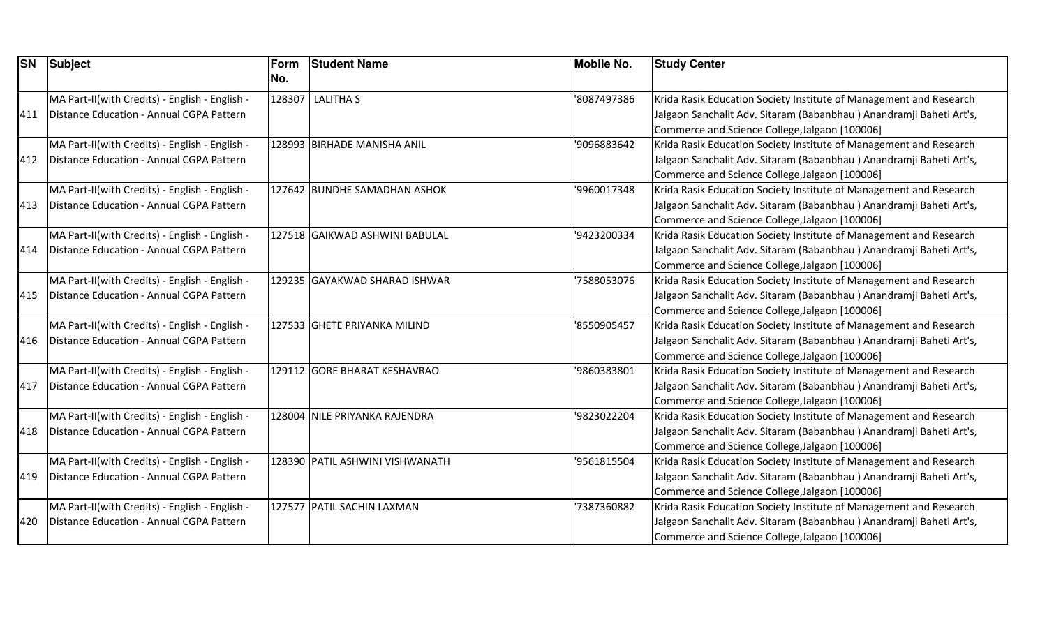| SN | Subject | Form No. | Student Name | Mobile No. | Study Center |
|---|---|---|---|---|---|
| 411 | MA Part-II(with Credits) - English - English - Distance Education - Annual CGPA Pattern | 128307 | LALITHA S | '8087497386 | Krida Rasik Education Society Institute of Management and Research Jalgaon Sanchalit Adv. Sitaram (Babanbhau ) Anandramji Baheti Art's, Commerce and Science College,Jalgaon [100006] |
| 412 | MA Part-II(with Credits) - English - English - Distance Education - Annual CGPA Pattern | 128993 | BIRHADE MANISHA ANIL | '9096883642 | Krida Rasik Education Society Institute of Management and Research Jalgaon Sanchalit Adv. Sitaram (Babanbhau ) Anandramji Baheti Art's, Commerce and Science College,Jalgaon [100006] |
| 413 | MA Part-II(with Credits) - English - English - Distance Education - Annual CGPA Pattern | 127642 | BUNDHE SAMADHAN ASHOK | '9960017348 | Krida Rasik Education Society Institute of Management and Research Jalgaon Sanchalit Adv. Sitaram (Babanbhau ) Anandramji Baheti Art's, Commerce and Science College,Jalgaon [100006] |
| 414 | MA Part-II(with Credits) - English - English - Distance Education - Annual CGPA Pattern | 127518 | GAIKWAD ASHWINI BABULAL | '9423200334 | Krida Rasik Education Society Institute of Management and Research Jalgaon Sanchalit Adv. Sitaram (Babanbhau ) Anandramji Baheti Art's, Commerce and Science College,Jalgaon [100006] |
| 415 | MA Part-II(with Credits) - English - English - Distance Education - Annual CGPA Pattern | 129235 | GAYAKWAD SHARAD ISHWAR | '7588053076 | Krida Rasik Education Society Institute of Management and Research Jalgaon Sanchalit Adv. Sitaram (Babanbhau ) Anandramji Baheti Art's, Commerce and Science College,Jalgaon [100006] |
| 416 | MA Part-II(with Credits) - English - English - Distance Education - Annual CGPA Pattern | 127533 | GHETE PRIYANKA MILIND | '8550905457 | Krida Rasik Education Society Institute of Management and Research Jalgaon Sanchalit Adv. Sitaram (Babanbhau ) Anandramji Baheti Art's, Commerce and Science College,Jalgaon [100006] |
| 417 | MA Part-II(with Credits) - English - English - Distance Education - Annual CGPA Pattern | 129112 | GORE BHARAT KESHAVRAO | '9860383801 | Krida Rasik Education Society Institute of Management and Research Jalgaon Sanchalit Adv. Sitaram (Babanbhau ) Anandramji Baheti Art's, Commerce and Science College,Jalgaon [100006] |
| 418 | MA Part-II(with Credits) - English - English - Distance Education - Annual CGPA Pattern | 128004 | NILE PRIYANKA RAJENDRA | '9823022204 | Krida Rasik Education Society Institute of Management and Research Jalgaon Sanchalit Adv. Sitaram (Babanbhau ) Anandramji Baheti Art's, Commerce and Science College,Jalgaon [100006] |
| 419 | MA Part-II(with Credits) - English - English - Distance Education - Annual CGPA Pattern | 128390 | PATIL ASHWINI VISHWANATH | '9561815504 | Krida Rasik Education Society Institute of Management and Research Jalgaon Sanchalit Adv. Sitaram (Babanbhau ) Anandramji Baheti Art's, Commerce and Science College,Jalgaon [100006] |
| 420 | MA Part-II(with Credits) - English - English - Distance Education - Annual CGPA Pattern | 127577 | PATIL SACHIN LAXMAN | '7387360882 | Krida Rasik Education Society Institute of Management and Research Jalgaon Sanchalit Adv. Sitaram (Babanbhau ) Anandramji Baheti Art's, Commerce and Science College,Jalgaon [100006] |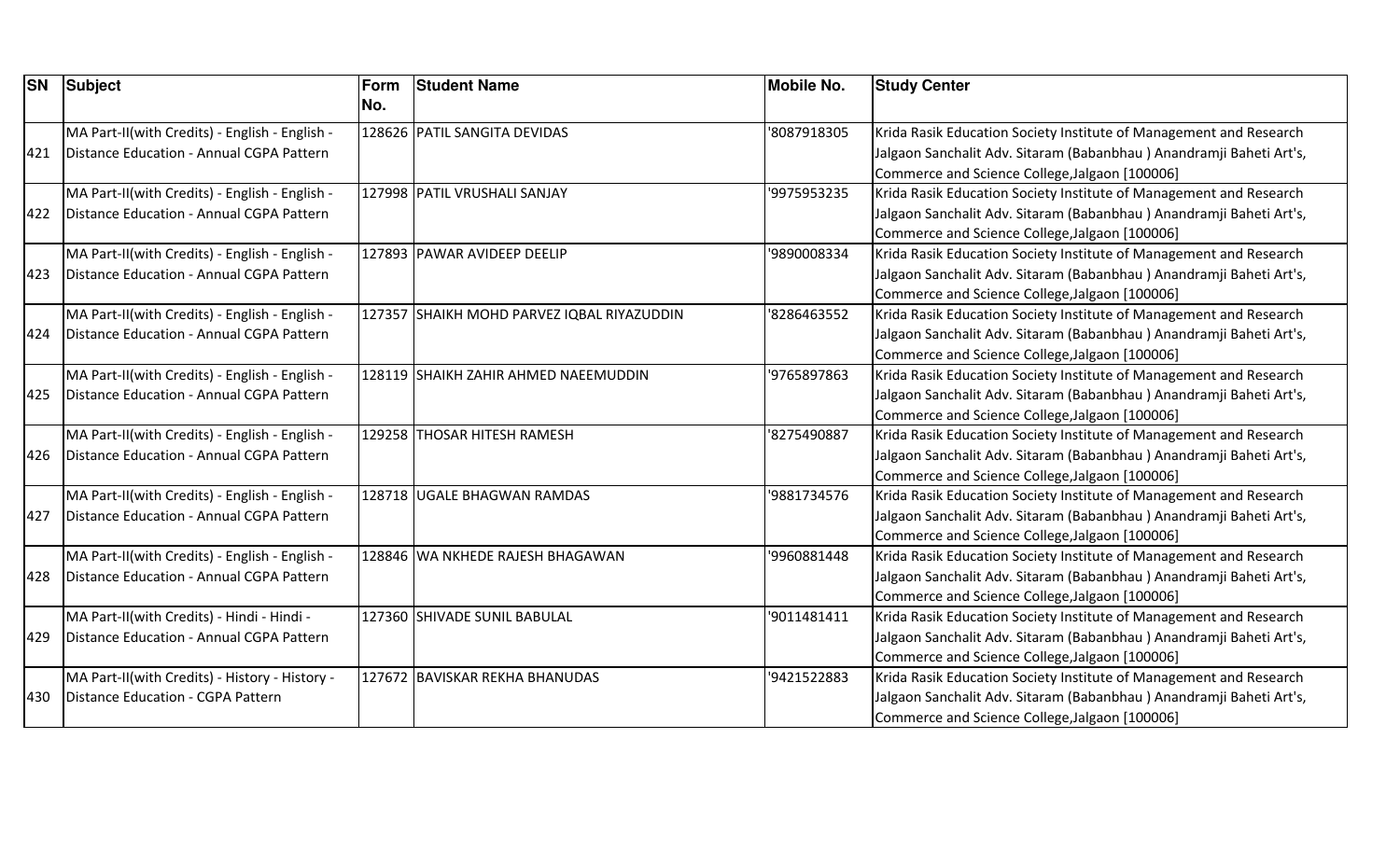| SN | Subject | Form No. | Student Name | Mobile No. | Study Center |
|---|---|---|---|---|---|
| 421 | MA Part-II(with Credits) - English - English - Distance Education - Annual CGPA Pattern | 128626 | PATIL SANGITA DEVIDAS | '8087918305 | Krida Rasik Education Society Institute of Management and Research Jalgaon Sanchalit Adv. Sitaram (Babanbhau ) Anandramji Baheti Art's, Commerce and Science College,Jalgaon [100006] |
| 422 | MA Part-II(with Credits) - English - English - Distance Education - Annual CGPA Pattern | 127998 | PATIL VRUSHALI SANJAY | '9975953235 | Krida Rasik Education Society Institute of Management and Research Jalgaon Sanchalit Adv. Sitaram (Babanbhau ) Anandramji Baheti Art's, Commerce and Science College,Jalgaon [100006] |
| 423 | MA Part-II(with Credits) - English - English - Distance Education - Annual CGPA Pattern | 127893 | PAWAR AVIDEEP DEELIP | '9890008334 | Krida Rasik Education Society Institute of Management and Research Jalgaon Sanchalit Adv. Sitaram (Babanbhau ) Anandramji Baheti Art's, Commerce and Science College,Jalgaon [100006] |
| 424 | MA Part-II(with Credits) - English - English - Distance Education - Annual CGPA Pattern | 127357 | SHAIKH MOHD PARVEZ IQBAL RIYAZUDDIN | '8286463552 | Krida Rasik Education Society Institute of Management and Research Jalgaon Sanchalit Adv. Sitaram (Babanbhau ) Anandramji Baheti Art's, Commerce and Science College,Jalgaon [100006] |
| 425 | MA Part-II(with Credits) - English - English - Distance Education - Annual CGPA Pattern | 128119 | SHAIKH ZAHIR AHMED NAEEMUDDIN | '9765897863 | Krida Rasik Education Society Institute of Management and Research Jalgaon Sanchalit Adv. Sitaram (Babanbhau ) Anandramji Baheti Art's, Commerce and Science College,Jalgaon [100006] |
| 426 | MA Part-II(with Credits) - English - English - Distance Education - Annual CGPA Pattern | 129258 | THOSAR HITESH RAMESH | '8275490887 | Krida Rasik Education Society Institute of Management and Research Jalgaon Sanchalit Adv. Sitaram (Babanbhau ) Anandramji Baheti Art's, Commerce and Science College,Jalgaon [100006] |
| 427 | MA Part-II(with Credits) - English - English - Distance Education - Annual CGPA Pattern | 128718 | UGALE BHAGWAN RAMDAS | '9881734576 | Krida Rasik Education Society Institute of Management and Research Jalgaon Sanchalit Adv. Sitaram (Babanbhau ) Anandramji Baheti Art's, Commerce and Science College,Jalgaon [100006] |
| 428 | MA Part-II(with Credits) - English - English - Distance Education - Annual CGPA Pattern | 128846 | WA NKHEDE RAJESH BHAGAWAN | '9960881448 | Krida Rasik Education Society Institute of Management and Research Jalgaon Sanchalit Adv. Sitaram (Babanbhau ) Anandramji Baheti Art's, Commerce and Science College,Jalgaon [100006] |
| 429 | MA Part-II(with Credits) - Hindi - Hindi - Distance Education - Annual CGPA Pattern | 127360 | SHIVADE SUNIL BABULAL | '9011481411 | Krida Rasik Education Society Institute of Management and Research Jalgaon Sanchalit Adv. Sitaram (Babanbhau ) Anandramji Baheti Art's, Commerce and Science College,Jalgaon [100006] |
| 430 | MA Part-II(with Credits) - History - History - Distance Education - CGPA Pattern | 127672 | BAVISKAR REKHA BHANUDAS | '9421522883 | Krida Rasik Education Society Institute of Management and Research Jalgaon Sanchalit Adv. Sitaram (Babanbhau ) Anandramji Baheti Art's, Commerce and Science College,Jalgaon [100006] |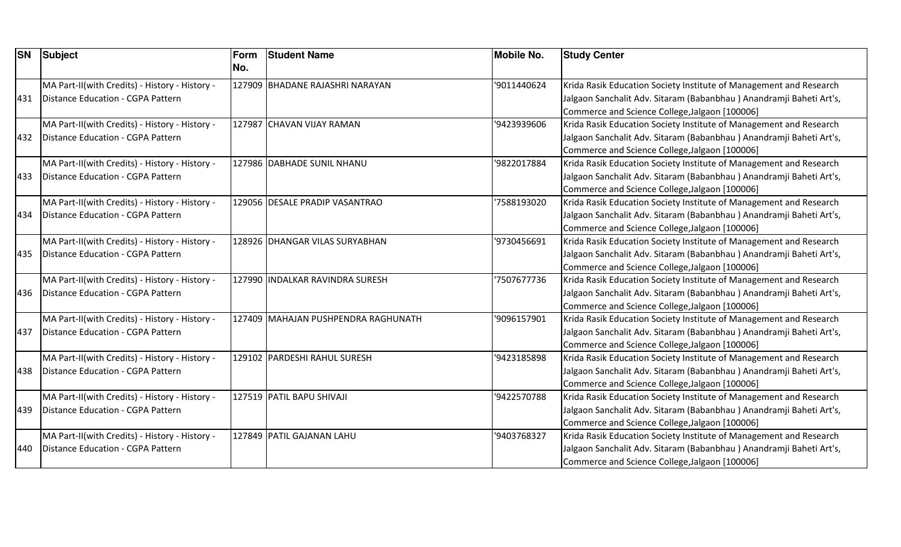| SN | Subject | Form No. | Student Name | Mobile No. | Study Center |
|---|---|---|---|---|---|
| 431 | MA Part-II(with Credits) - History - History - Distance Education - CGPA Pattern | 127909 | BHADANE RAJASHRI NARAYAN | '9011440624 | Krida Rasik Education Society Institute of Management and Research Jalgaon Sanchalit Adv. Sitaram (Babanbhau ) Anandramji Baheti Art's, Commerce and Science College,Jalgaon [100006] |
| 432 | MA Part-II(with Credits) - History - History - Distance Education - CGPA Pattern | 127987 | CHAVAN VIJAY RAMAN | '9423939606 | Krida Rasik Education Society Institute of Management and Research Jalgaon Sanchalit Adv. Sitaram (Babanbhau ) Anandramji Baheti Art's, Commerce and Science College,Jalgaon [100006] |
| 433 | MA Part-II(with Credits) - History - History - Distance Education - CGPA Pattern | 127986 | DABHADE SUNIL NHANU | '9822017884 | Krida Rasik Education Society Institute of Management and Research Jalgaon Sanchalit Adv. Sitaram (Babanbhau ) Anandramji Baheti Art's, Commerce and Science College,Jalgaon [100006] |
| 434 | MA Part-II(with Credits) - History - History - Distance Education - CGPA Pattern | 129056 | DESALE PRADIP VASANTRAO | '7588193020 | Krida Rasik Education Society Institute of Management and Research Jalgaon Sanchalit Adv. Sitaram (Babanbhau ) Anandramji Baheti Art's, Commerce and Science College,Jalgaon [100006] |
| 435 | MA Part-II(with Credits) - History - History - Distance Education - CGPA Pattern | 128926 | DHANGAR VILAS SURYABHAN | '9730456691 | Krida Rasik Education Society Institute of Management and Research Jalgaon Sanchalit Adv. Sitaram (Babanbhau ) Anandramji Baheti Art's, Commerce and Science College,Jalgaon [100006] |
| 436 | MA Part-II(with Credits) - History - History - Distance Education - CGPA Pattern | 127990 | INDALKAR RAVINDRA SURESH | '7507677736 | Krida Rasik Education Society Institute of Management and Research Jalgaon Sanchalit Adv. Sitaram (Babanbhau ) Anandramji Baheti Art's, Commerce and Science College,Jalgaon [100006] |
| 437 | MA Part-II(with Credits) - History - History - Distance Education - CGPA Pattern | 127409 | MAHAJAN PUSHPENDRA RAGHUNATH | '9096157901 | Krida Rasik Education Society Institute of Management and Research Jalgaon Sanchalit Adv. Sitaram (Babanbhau ) Anandramji Baheti Art's, Commerce and Science College,Jalgaon [100006] |
| 438 | MA Part-II(with Credits) - History - History - Distance Education - CGPA Pattern | 129102 | PARDESHI RAHUL SURESH | '9423185898 | Krida Rasik Education Society Institute of Management and Research Jalgaon Sanchalit Adv. Sitaram (Babanbhau ) Anandramji Baheti Art's, Commerce and Science College,Jalgaon [100006] |
| 439 | MA Part-II(with Credits) - History - History - Distance Education - CGPA Pattern | 127519 | PATIL BAPU SHIVAJI | '9422570788 | Krida Rasik Education Society Institute of Management and Research Jalgaon Sanchalit Adv. Sitaram (Babanbhau ) Anandramji Baheti Art's, Commerce and Science College,Jalgaon [100006] |
| 440 | MA Part-II(with Credits) - History - History - Distance Education - CGPA Pattern | 127849 | PATIL GAJANAN LAHU | '9403768327 | Krida Rasik Education Society Institute of Management and Research Jalgaon Sanchalit Adv. Sitaram (Babanbhau ) Anandramji Baheti Art's, Commerce and Science College,Jalgaon [100006] |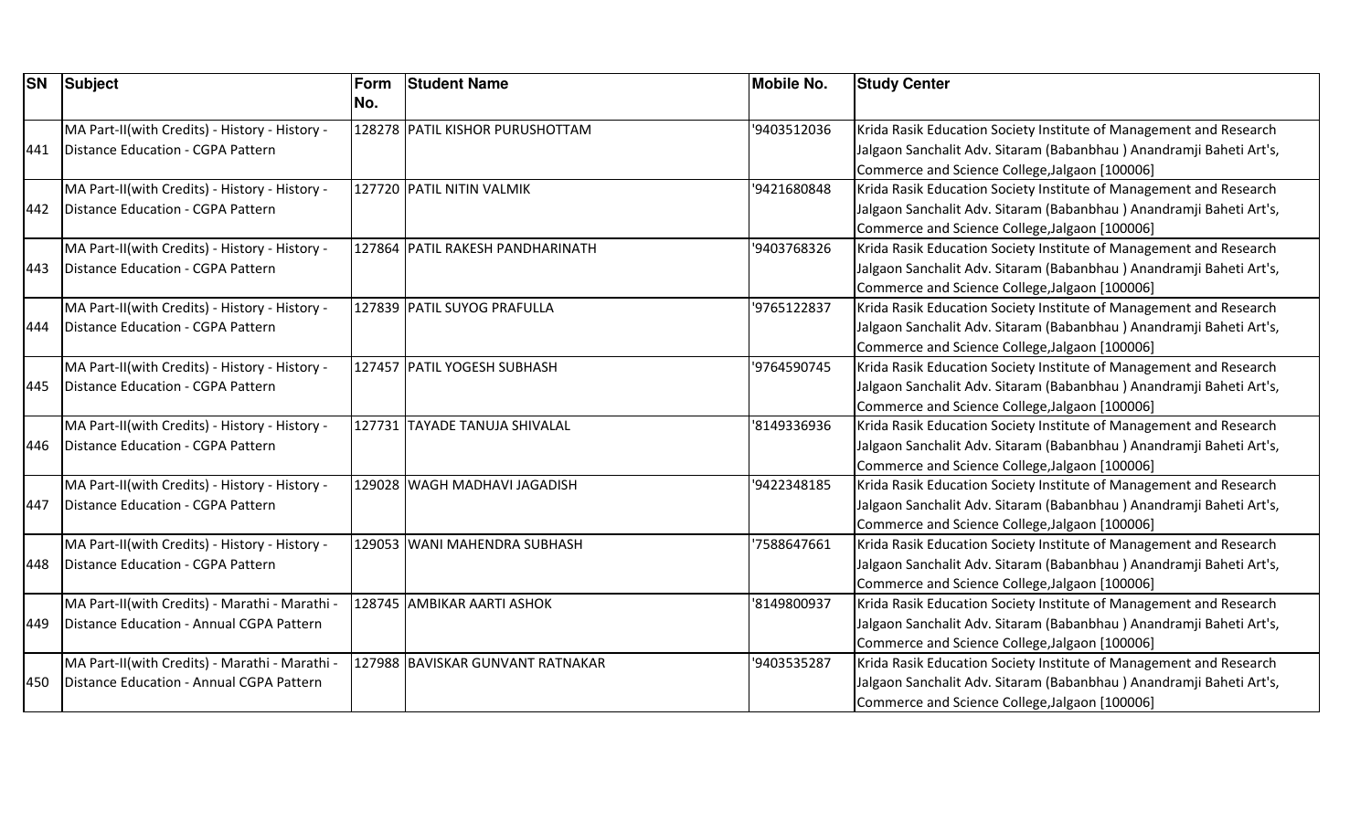| SN | Subject | Form No. | Student Name | Mobile No. | Study Center |
|---|---|---|---|---|---|
| 441 | MA Part-II(with Credits) - History - History - Distance Education - CGPA Pattern | 128278 | PATIL KISHOR PURUSHOTTAM | '9403512036 | Krida Rasik Education Society Institute of Management and Research Jalgaon Sanchalit Adv. Sitaram (Babanbhau ) Anandramji Baheti Art's, Commerce and Science College,Jalgaon [100006] |
| 442 | MA Part-II(with Credits) - History - History - Distance Education - CGPA Pattern | 127720 | PATIL NITIN VALMIK | '9421680848 | Krida Rasik Education Society Institute of Management and Research Jalgaon Sanchalit Adv. Sitaram (Babanbhau ) Anandramji Baheti Art's, Commerce and Science College,Jalgaon [100006] |
| 443 | MA Part-II(with Credits) - History - History - Distance Education - CGPA Pattern | 127864 | PATIL RAKESH PANDHARINATH | '9403768326 | Krida Rasik Education Society Institute of Management and Research Jalgaon Sanchalit Adv. Sitaram (Babanbhau ) Anandramji Baheti Art's, Commerce and Science College,Jalgaon [100006] |
| 444 | MA Part-II(with Credits) - History - History - Distance Education - CGPA Pattern | 127839 | PATIL SUYOG PRAFULLA | '9765122837 | Krida Rasik Education Society Institute of Management and Research Jalgaon Sanchalit Adv. Sitaram (Babanbhau ) Anandramji Baheti Art's, Commerce and Science College,Jalgaon [100006] |
| 445 | MA Part-II(with Credits) - History - History - Distance Education - CGPA Pattern | 127457 | PATIL YOGESH SUBHASH | '9764590745 | Krida Rasik Education Society Institute of Management and Research Jalgaon Sanchalit Adv. Sitaram (Babanbhau ) Anandramji Baheti Art's, Commerce and Science College,Jalgaon [100006] |
| 446 | MA Part-II(with Credits) - History - History - Distance Education - CGPA Pattern | 127731 | TAYADE TANUJA SHIVALAL | '8149336936 | Krida Rasik Education Society Institute of Management and Research Jalgaon Sanchalit Adv. Sitaram (Babanbhau ) Anandramji Baheti Art's, Commerce and Science College,Jalgaon [100006] |
| 447 | MA Part-II(with Credits) - History - History - Distance Education - CGPA Pattern | 129028 | WAGH MADHAVI JAGADISH | '9422348185 | Krida Rasik Education Society Institute of Management and Research Jalgaon Sanchalit Adv. Sitaram (Babanbhau ) Anandramji Baheti Art's, Commerce and Science College,Jalgaon [100006] |
| 448 | MA Part-II(with Credits) - History - History - Distance Education - CGPA Pattern | 129053 | WANI MAHENDRA SUBHASH | '7588647661 | Krida Rasik Education Society Institute of Management and Research Jalgaon Sanchalit Adv. Sitaram (Babanbhau ) Anandramji Baheti Art's, Commerce and Science College,Jalgaon [100006] |
| 449 | MA Part-II(with Credits) - Marathi - Marathi - Distance Education - Annual CGPA Pattern | 128745 | AMBIKAR AARTI ASHOK | '8149800937 | Krida Rasik Education Society Institute of Management and Research Jalgaon Sanchalit Adv. Sitaram (Babanbhau ) Anandramji Baheti Art's, Commerce and Science College,Jalgaon [100006] |
| 450 | MA Part-II(with Credits) - Marathi - Marathi - Distance Education - Annual CGPA Pattern | 127988 | BAVISKAR GUNVANT RATNAKAR | '9403535287 | Krida Rasik Education Society Institute of Management and Research Jalgaon Sanchalit Adv. Sitaram (Babanbhau ) Anandramji Baheti Art's, Commerce and Science College,Jalgaon [100006] |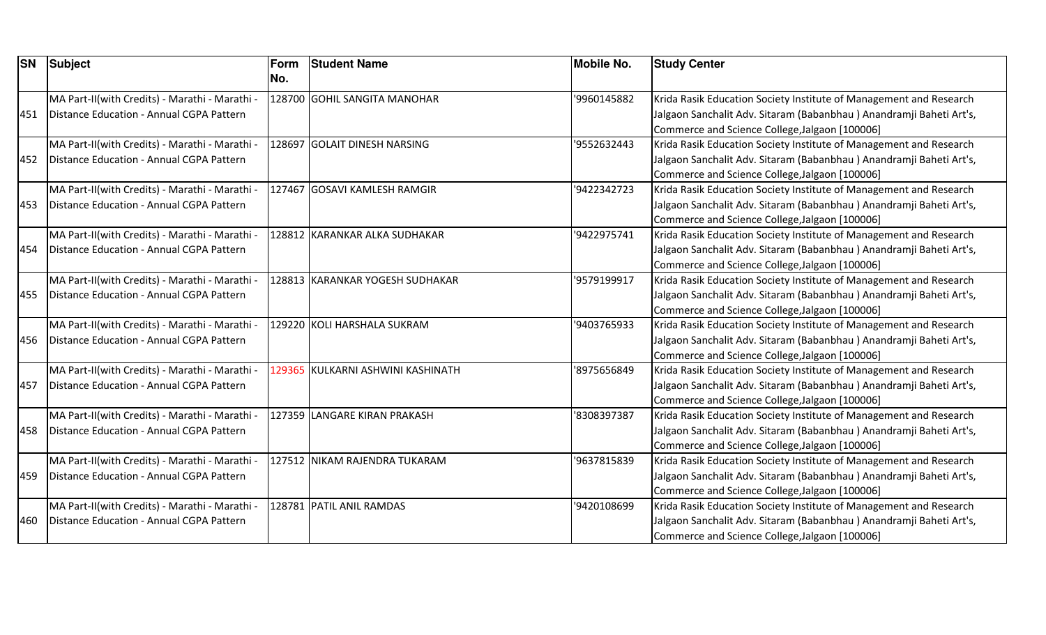| SN | Subject | Form No. | Student Name | Mobile No. | Study Center |
|---|---|---|---|---|---|
| 451 | MA Part-II(with Credits) - Marathi - Marathi - Distance Education - Annual CGPA Pattern | 128700 | GOHIL SANGITA MANOHAR | '9960145882 | Krida Rasik Education Society Institute of Management and Research Jalgaon Sanchalit Adv. Sitaram (Babanbhau ) Anandramji Baheti Art's, Commerce and Science College,Jalgaon [100006] |
| 452 | MA Part-II(with Credits) - Marathi - Marathi - Distance Education - Annual CGPA Pattern | 128697 | GOLAIT DINESH NARSING | '9552632443 | Krida Rasik Education Society Institute of Management and Research Jalgaon Sanchalit Adv. Sitaram (Babanbhau ) Anandramji Baheti Art's, Commerce and Science College,Jalgaon [100006] |
| 453 | MA Part-II(with Credits) - Marathi - Marathi - Distance Education - Annual CGPA Pattern | 127467 | GOSAVI KAMLESH RAMGIR | '9422342723 | Krida Rasik Education Society Institute of Management and Research Jalgaon Sanchalit Adv. Sitaram (Babanbhau ) Anandramji Baheti Art's, Commerce and Science College,Jalgaon [100006] |
| 454 | MA Part-II(with Credits) - Marathi - Marathi - Distance Education - Annual CGPA Pattern | 128812 | KARANKAR ALKA SUDHAKAR | '9422975741 | Krida Rasik Education Society Institute of Management and Research Jalgaon Sanchalit Adv. Sitaram (Babanbhau ) Anandramji Baheti Art's, Commerce and Science College,Jalgaon [100006] |
| 455 | MA Part-II(with Credits) - Marathi - Marathi - Distance Education - Annual CGPA Pattern | 128813 | KARANKAR YOGESH SUDHAKAR | '9579199917 | Krida Rasik Education Society Institute of Management and Research Jalgaon Sanchalit Adv. Sitaram (Babanbhau ) Anandramji Baheti Art's, Commerce and Science College,Jalgaon [100006] |
| 456 | MA Part-II(with Credits) - Marathi - Marathi - Distance Education - Annual CGPA Pattern | 129220 | KOLI HARSHALA SUKRAM | '9403765933 | Krida Rasik Education Society Institute of Management and Research Jalgaon Sanchalit Adv. Sitaram (Babanbhau ) Anandramji Baheti Art's, Commerce and Science College,Jalgaon [100006] |
| 457 | MA Part-II(with Credits) - Marathi - Marathi - Distance Education - Annual CGPA Pattern | 129365 | KULKARNI ASHWINI KASHINATH | '8975656849 | Krida Rasik Education Society Institute of Management and Research Jalgaon Sanchalit Adv. Sitaram (Babanbhau ) Anandramji Baheti Art's, Commerce and Science College,Jalgaon [100006] |
| 458 | MA Part-II(with Credits) - Marathi - Marathi - Distance Education - Annual CGPA Pattern | 127359 | LANGARE KIRAN PRAKASH | '8308397387 | Krida Rasik Education Society Institute of Management and Research Jalgaon Sanchalit Adv. Sitaram (Babanbhau ) Anandramji Baheti Art's, Commerce and Science College,Jalgaon [100006] |
| 459 | MA Part-II(with Credits) - Marathi - Marathi - Distance Education - Annual CGPA Pattern | 127512 | NIKAM RAJENDRA TUKARAM | '9637815839 | Krida Rasik Education Society Institute of Management and Research Jalgaon Sanchalit Adv. Sitaram (Babanbhau ) Anandramji Baheti Art's, Commerce and Science College,Jalgaon [100006] |
| 460 | MA Part-II(with Credits) - Marathi - Marathi - Distance Education - Annual CGPA Pattern | 128781 | PATIL ANIL RAMDAS | '9420108699 | Krida Rasik Education Society Institute of Management and Research Jalgaon Sanchalit Adv. Sitaram (Babanbhau ) Anandramji Baheti Art's, Commerce and Science College,Jalgaon [100006] |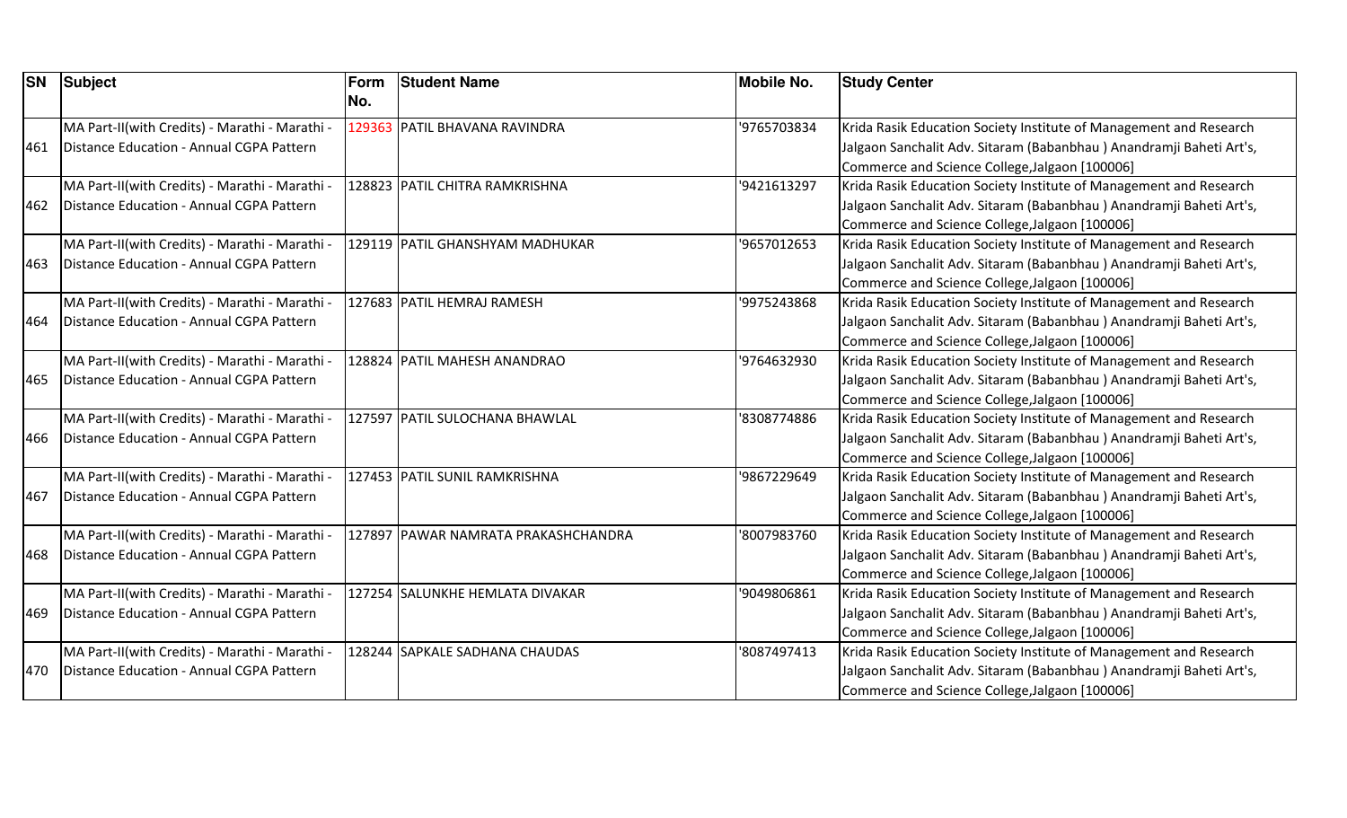| SN | Subject | Form No. | Student Name | Mobile No. | Study Center |
|---|---|---|---|---|---|
| 461 | MA Part-II(with Credits) - Marathi - Marathi - Distance Education - Annual CGPA Pattern | 129363 | PATIL BHAVANA RAVINDRA | '9765703834 | Krida Rasik Education Society Institute of Management and Research Jalgaon Sanchalit Adv. Sitaram (Babanbhau ) Anandramji Baheti Art's, Commerce and Science College,Jalgaon [100006] |
| 462 | MA Part-II(with Credits) - Marathi - Marathi - Distance Education - Annual CGPA Pattern | 128823 | PATIL CHITRA RAMKRISHNA | '9421613297 | Krida Rasik Education Society Institute of Management and Research Jalgaon Sanchalit Adv. Sitaram (Babanbhau ) Anandramji Baheti Art's, Commerce and Science College,Jalgaon [100006] |
| 463 | MA Part-II(with Credits) - Marathi - Marathi - Distance Education - Annual CGPA Pattern | 129119 | PATIL GHANSHYAM MADHUKAR | '9657012653 | Krida Rasik Education Society Institute of Management and Research Jalgaon Sanchalit Adv. Sitaram (Babanbhau ) Anandramji Baheti Art's, Commerce and Science College,Jalgaon [100006] |
| 464 | MA Part-II(with Credits) - Marathi - Marathi - Distance Education - Annual CGPA Pattern | 127683 | PATIL HEMRAJ RAMESH | '9975243868 | Krida Rasik Education Society Institute of Management and Research Jalgaon Sanchalit Adv. Sitaram (Babanbhau ) Anandramji Baheti Art's, Commerce and Science College,Jalgaon [100006] |
| 465 | MA Part-II(with Credits) - Marathi - Marathi - Distance Education - Annual CGPA Pattern | 128824 | PATIL MAHESH ANANDRAO | '9764632930 | Krida Rasik Education Society Institute of Management and Research Jalgaon Sanchalit Adv. Sitaram (Babanbhau ) Anandramji Baheti Art's, Commerce and Science College,Jalgaon [100006] |
| 466 | MA Part-II(with Credits) - Marathi - Marathi - Distance Education - Annual CGPA Pattern | 127597 | PATIL SULOCHANA BHAWLAL | '8308774886 | Krida Rasik Education Society Institute of Management and Research Jalgaon Sanchalit Adv. Sitaram (Babanbhau ) Anandramji Baheti Art's, Commerce and Science College,Jalgaon [100006] |
| 467 | MA Part-II(with Credits) - Marathi - Marathi - Distance Education - Annual CGPA Pattern | 127453 | PATIL SUNIL RAMKRISHNA | '9867229649 | Krida Rasik Education Society Institute of Management and Research Jalgaon Sanchalit Adv. Sitaram (Babanbhau ) Anandramji Baheti Art's, Commerce and Science College,Jalgaon [100006] |
| 468 | MA Part-II(with Credits) - Marathi - Marathi - Distance Education - Annual CGPA Pattern | 127897 | PAWAR NAMRATA PRAKASHCHANDRA | '8007983760 | Krida Rasik Education Society Institute of Management and Research Jalgaon Sanchalit Adv. Sitaram (Babanbhau ) Anandramji Baheti Art's, Commerce and Science College,Jalgaon [100006] |
| 469 | MA Part-II(with Credits) - Marathi - Marathi - Distance Education - Annual CGPA Pattern | 127254 | SALUNKHE HEMLATA DIVAKAR | '9049806861 | Krida Rasik Education Society Institute of Management and Research Jalgaon Sanchalit Adv. Sitaram (Babanbhau ) Anandramji Baheti Art's, Commerce and Science College,Jalgaon [100006] |
| 470 | MA Part-II(with Credits) - Marathi - Marathi - Distance Education - Annual CGPA Pattern | 128244 | SAPKALE SADHANA CHAUDAS | '8087497413 | Krida Rasik Education Society Institute of Management and Research Jalgaon Sanchalit Adv. Sitaram (Babanbhau ) Anandramji Baheti Art's, Commerce and Science College,Jalgaon [100006] |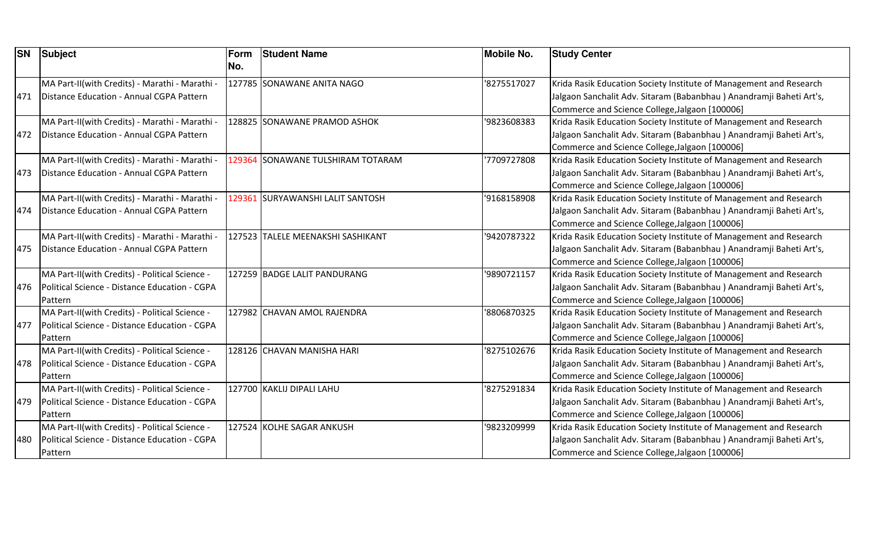| SN | Subject | Form No. | Student Name | Mobile No. | Study Center |
|---|---|---|---|---|---|
| 471 | MA Part-II(with Credits) - Marathi - Marathi - Distance Education - Annual CGPA Pattern | 127785 | SONAWANE ANITA NAGO | '8275517027 | Krida Rasik Education Society Institute of Management and Research Jalgaon Sanchalit Adv. Sitaram (Babanbhau ) Anandramji Baheti Art's, Commerce and Science College,Jalgaon [100006] |
| 472 | MA Part-II(with Credits) - Marathi - Marathi - Distance Education - Annual CGPA Pattern | 128825 | SONAWANE PRAMOD ASHOK | '9823608383 | Krida Rasik Education Society Institute of Management and Research Jalgaon Sanchalit Adv. Sitaram (Babanbhau ) Anandramji Baheti Art's, Commerce and Science College,Jalgaon [100006] |
| 473 | MA Part-II(with Credits) - Marathi - Marathi - Distance Education - Annual CGPA Pattern | 129364 | SONAWANE TULSHIRAM TOTARAM | '7709727808 | Krida Rasik Education Society Institute of Management and Research Jalgaon Sanchalit Adv. Sitaram (Babanbhau ) Anandramji Baheti Art's, Commerce and Science College,Jalgaon [100006] |
| 474 | MA Part-II(with Credits) - Marathi - Marathi - Distance Education - Annual CGPA Pattern | 129361 | SURYAWANSHI LALIT SANTOSH | '9168158908 | Krida Rasik Education Society Institute of Management and Research Jalgaon Sanchalit Adv. Sitaram (Babanbhau ) Anandramji Baheti Art's, Commerce and Science College,Jalgaon [100006] |
| 475 | MA Part-II(with Credits) - Marathi - Marathi - Distance Education - Annual CGPA Pattern | 127523 | TALELE MEENAKSHI SASHIKANT | '9420787322 | Krida Rasik Education Society Institute of Management and Research Jalgaon Sanchalit Adv. Sitaram (Babanbhau ) Anandramji Baheti Art's, Commerce and Science College,Jalgaon [100006] |
| 476 | MA Part-II(with Credits) - Political Science - Political Science - Distance Education - CGPA Pattern | 127259 | BADGE LALIT PANDURANG | '9890721157 | Krida Rasik Education Society Institute of Management and Research Jalgaon Sanchalit Adv. Sitaram (Babanbhau ) Anandramji Baheti Art's, Commerce and Science College,Jalgaon [100006] |
| 477 | MA Part-II(with Credits) - Political Science - Political Science - Distance Education - CGPA Pattern | 127982 | CHAVAN AMOL RAJENDRA | '8806870325 | Krida Rasik Education Society Institute of Management and Research Jalgaon Sanchalit Adv. Sitaram (Babanbhau ) Anandramji Baheti Art's, Commerce and Science College,Jalgaon [100006] |
| 478 | MA Part-II(with Credits) - Political Science - Political Science - Distance Education - CGPA Pattern | 128126 | CHAVAN MANISHA HARI | '8275102676 | Krida Rasik Education Society Institute of Management and Research Jalgaon Sanchalit Adv. Sitaram (Babanbhau ) Anandramji Baheti Art's, Commerce and Science College,Jalgaon [100006] |
| 479 | MA Part-II(with Credits) - Political Science - Political Science - Distance Education - CGPA Pattern | 127700 | KAKLIJ DIPALI LAHU | '8275291834 | Krida Rasik Education Society Institute of Management and Research Jalgaon Sanchalit Adv. Sitaram (Babanbhau ) Anandramji Baheti Art's, Commerce and Science College,Jalgaon [100006] |
| 480 | MA Part-II(with Credits) - Political Science - Political Science - Distance Education - CGPA Pattern | 127524 | KOLHE SAGAR ANKUSH | '9823209999 | Krida Rasik Education Society Institute of Management and Research Jalgaon Sanchalit Adv. Sitaram (Babanbhau ) Anandramji Baheti Art's, Commerce and Science College,Jalgaon [100006] |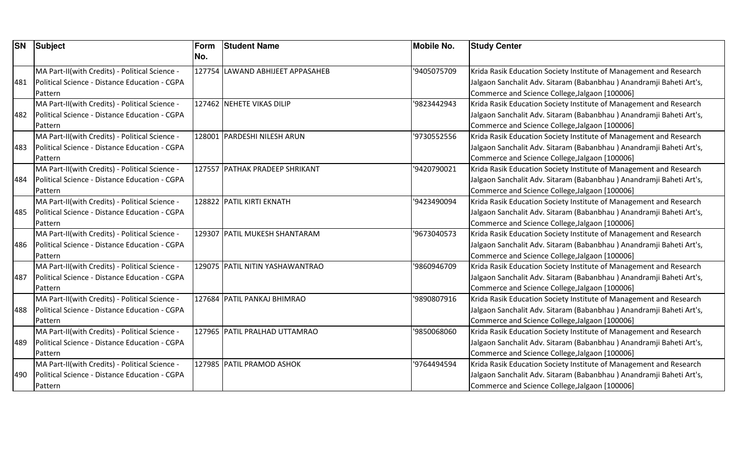| SN | Subject | Form No. | Student Name | Mobile No. | Study Center |
|---|---|---|---|---|---|
| 481 | MA Part-II(with Credits) - Political Science - Political Science - Distance Education - CGPA Pattern | 127754 | LAWAND ABHIJEET APPASAHEB | '9405075709 | Krida Rasik Education Society Institute of Management and Research Jalgaon Sanchalit Adv. Sitaram (Babanbhau ) Anandramji Baheti Art's, Commerce and Science College,Jalgaon [100006] |
| 482 | MA Part-II(with Credits) - Political Science - Political Science - Distance Education - CGPA Pattern | 127462 | NEHETE VIKAS DILIP | '9823442943 | Krida Rasik Education Society Institute of Management and Research Jalgaon Sanchalit Adv. Sitaram (Babanbhau ) Anandramji Baheti Art's, Commerce and Science College,Jalgaon [100006] |
| 483 | MA Part-II(with Credits) - Political Science - Political Science - Distance Education - CGPA Pattern | 128001 | PARDESHI NILESH ARUN | '9730552556 | Krida Rasik Education Society Institute of Management and Research Jalgaon Sanchalit Adv. Sitaram (Babanbhau ) Anandramji Baheti Art's, Commerce and Science College,Jalgaon [100006] |
| 484 | MA Part-II(with Credits) - Political Science - Political Science - Distance Education - CGPA Pattern | 127557 | PATHAK PRADEEP SHRIKANT | '9420790021 | Krida Rasik Education Society Institute of Management and Research Jalgaon Sanchalit Adv. Sitaram (Babanbhau ) Anandramji Baheti Art's, Commerce and Science College,Jalgaon [100006] |
| 485 | MA Part-II(with Credits) - Political Science - Political Science - Distance Education - CGPA Pattern | 128822 | PATIL KIRTI EKNATH | '9423490094 | Krida Rasik Education Society Institute of Management and Research Jalgaon Sanchalit Adv. Sitaram (Babanbhau ) Anandramji Baheti Art's, Commerce and Science College,Jalgaon [100006] |
| 486 | MA Part-II(with Credits) - Political Science - Political Science - Distance Education - CGPA Pattern | 129307 | PATIL MUKESH SHANTARAM | '9673040573 | Krida Rasik Education Society Institute of Management and Research Jalgaon Sanchalit Adv. Sitaram (Babanbhau ) Anandramji Baheti Art's, Commerce and Science College,Jalgaon [100006] |
| 487 | MA Part-II(with Credits) - Political Science - Political Science - Distance Education - CGPA Pattern | 129075 | PATIL NITIN YASHAWANTRAO | '9860946709 | Krida Rasik Education Society Institute of Management and Research Jalgaon Sanchalit Adv. Sitaram (Babanbhau ) Anandramji Baheti Art's, Commerce and Science College,Jalgaon [100006] |
| 488 | MA Part-II(with Credits) - Political Science - Political Science - Distance Education - CGPA Pattern | 127684 | PATIL PANKAJ BHIMRAO | '9890807916 | Krida Rasik Education Society Institute of Management and Research Jalgaon Sanchalit Adv. Sitaram (Babanbhau ) Anandramji Baheti Art's, Commerce and Science College,Jalgaon [100006] |
| 489 | MA Part-II(with Credits) - Political Science - Political Science - Distance Education - CGPA Pattern | 127965 | PATIL PRALHAD UTTAMRAO | '9850068060 | Krida Rasik Education Society Institute of Management and Research Jalgaon Sanchalit Adv. Sitaram (Babanbhau ) Anandramji Baheti Art's, Commerce and Science College,Jalgaon [100006] |
| 490 | MA Part-II(with Credits) - Political Science - Political Science - Distance Education - CGPA Pattern | 127985 | PATIL PRAMOD ASHOK | '9764494594 | Krida Rasik Education Society Institute of Management and Research Jalgaon Sanchalit Adv. Sitaram (Babanbhau ) Anandramji Baheti Art's, Commerce and Science College,Jalgaon [100006] |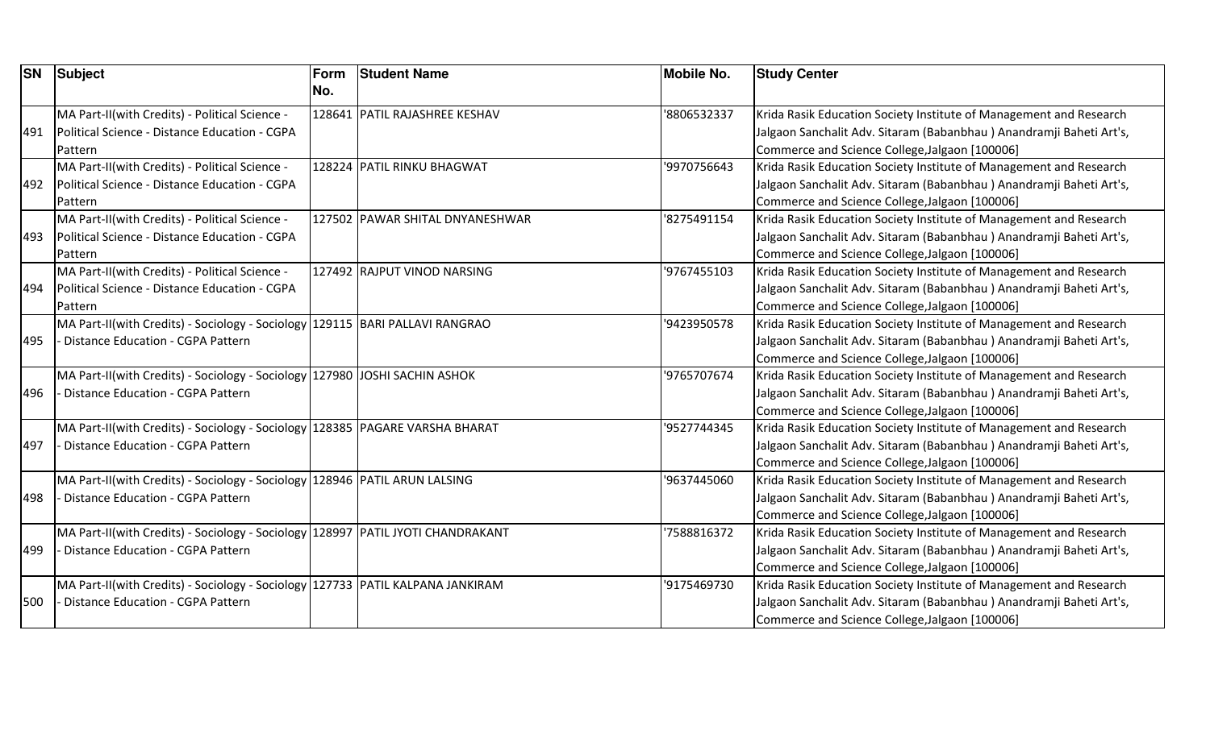| SN | Subject | Form No. | Student Name | Mobile No. | Study Center |
|---|---|---|---|---|---|
| 491 | MA Part-II(with Credits) - Political Science - Political Science - Distance Education - CGPA Pattern | 128641 | PATIL RAJASHREE KESHAV | '8806532337 | Krida Rasik Education Society Institute of Management and Research Jalgaon Sanchalit Adv. Sitaram (Babanbhau ) Anandramji Baheti Art's, Commerce and Science College,Jalgaon [100006] |
| 492 | MA Part-II(with Credits) - Political Science - Political Science - Distance Education - CGPA Pattern | 128224 | PATIL RINKU BHAGWAT | '9970756643 | Krida Rasik Education Society Institute of Management and Research Jalgaon Sanchalit Adv. Sitaram (Babanbhau ) Anandramji Baheti Art's, Commerce and Science College,Jalgaon [100006] |
| 493 | MA Part-II(with Credits) - Political Science - Political Science - Distance Education - CGPA Pattern | 127502 | PAWAR SHITAL DNYANESHWAR | '8275491154 | Krida Rasik Education Society Institute of Management and Research Jalgaon Sanchalit Adv. Sitaram (Babanbhau ) Anandramji Baheti Art's, Commerce and Science College,Jalgaon [100006] |
| 494 | MA Part-II(with Credits) - Political Science - Political Science - Distance Education - CGPA Pattern | 127492 | RAJPUT VINOD NARSING | '9767455103 | Krida Rasik Education Society Institute of Management and Research Jalgaon Sanchalit Adv. Sitaram (Babanbhau ) Anandramji Baheti Art's, Commerce and Science College,Jalgaon [100006] |
| 495 | MA Part-II(with Credits) - Sociology - Sociology - Distance Education - CGPA Pattern | 129115 | BARI PALLAVI RANGRAO | '9423950578 | Krida Rasik Education Society Institute of Management and Research Jalgaon Sanchalit Adv. Sitaram (Babanbhau ) Anandramji Baheti Art's, Commerce and Science College,Jalgaon [100006] |
| 496 | MA Part-II(with Credits) - Sociology - Sociology - Distance Education - CGPA Pattern | 127980 | JOSHI SACHIN ASHOK | '9765707674 | Krida Rasik Education Society Institute of Management and Research Jalgaon Sanchalit Adv. Sitaram (Babanbhau ) Anandramji Baheti Art's, Commerce and Science College,Jalgaon [100006] |
| 497 | MA Part-II(with Credits) - Sociology - Sociology - Distance Education - CGPA Pattern | 128385 | PAGARE VARSHA BHARAT | '9527744345 | Krida Rasik Education Society Institute of Management and Research Jalgaon Sanchalit Adv. Sitaram (Babanbhau ) Anandramji Baheti Art's, Commerce and Science College,Jalgaon [100006] |
| 498 | MA Part-II(with Credits) - Sociology - Sociology - Distance Education - CGPA Pattern | 128946 | PATIL ARUN LALSING | '9637445060 | Krida Rasik Education Society Institute of Management and Research Jalgaon Sanchalit Adv. Sitaram (Babanbhau ) Anandramji Baheti Art's, Commerce and Science College,Jalgaon [100006] |
| 499 | MA Part-II(with Credits) - Sociology - Sociology - Distance Education - CGPA Pattern | 128997 | PATIL JYOTI CHANDRAKANT | '7588816372 | Krida Rasik Education Society Institute of Management and Research Jalgaon Sanchalit Adv. Sitaram (Babanbhau ) Anandramji Baheti Art's, Commerce and Science College,Jalgaon [100006] |
| 500 | MA Part-II(with Credits) - Sociology - Sociology - Distance Education - CGPA Pattern | 127733 | PATIL KALPANA JANKIRAM | '9175469730 | Krida Rasik Education Society Institute of Management and Research Jalgaon Sanchalit Adv. Sitaram (Babanbhau ) Anandramji Baheti Art's, Commerce and Science College,Jalgaon [100006] |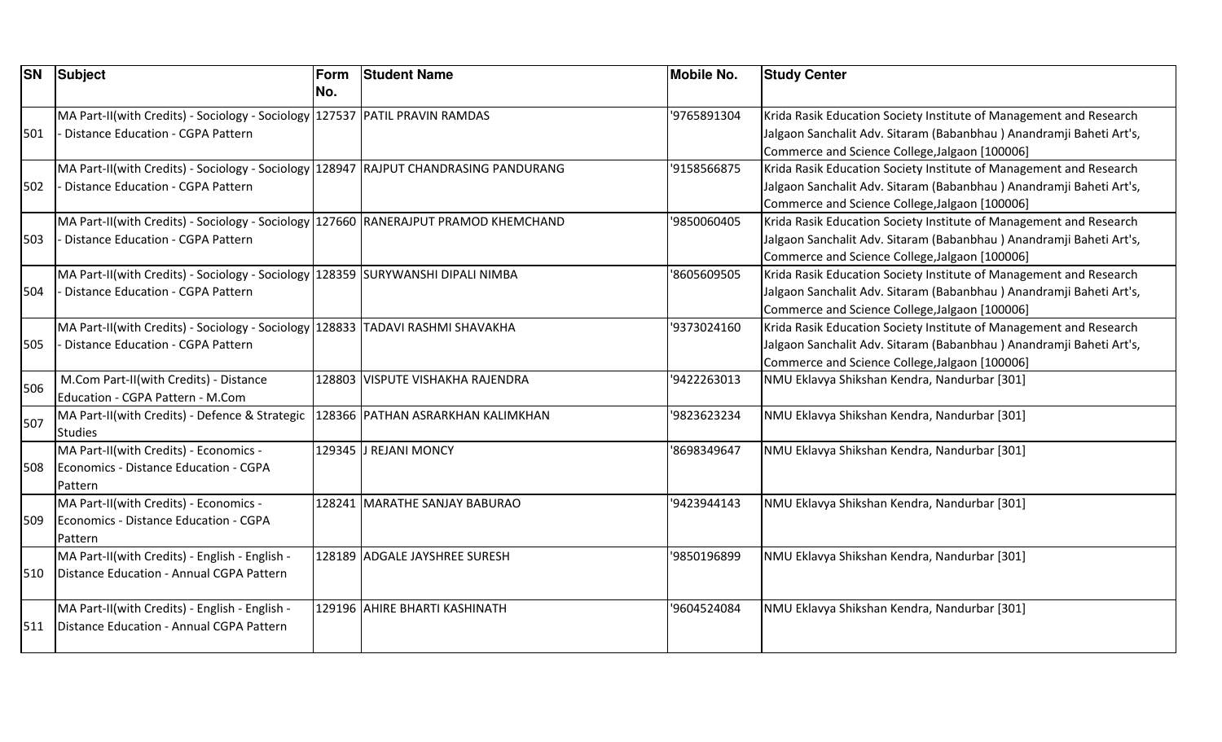| SN | Subject | Form No. | Student Name | Mobile No. | Study Center |
|---|---|---|---|---|---|
| 501 | MA Part-II(with Credits) - Sociology - Sociology - Distance Education - CGPA Pattern | 127537 | PATIL PRAVIN RAMDAS | '9765891304 | Krida Rasik Education Society Institute of Management and Research Jalgaon Sanchalit Adv. Sitaram (Babanbhau ) Anandramji Baheti Art's, Commerce and Science College,Jalgaon [100006] |
| 502 | MA Part-II(with Credits) - Sociology - Sociology - Distance Education - CGPA Pattern | 128947 | RAJPUT CHANDRASING PANDURANG | '9158566875 | Krida Rasik Education Society Institute of Management and Research Jalgaon Sanchalit Adv. Sitaram (Babanbhau ) Anandramji Baheti Art's, Commerce and Science College,Jalgaon [100006] |
| 503 | MA Part-II(with Credits) - Sociology - Sociology - Distance Education - CGPA Pattern | 127660 | RANERAJPUT PRAMOD KHEMCHAND | '9850060405 | Krida Rasik Education Society Institute of Management and Research Jalgaon Sanchalit Adv. Sitaram (Babanbhau ) Anandramji Baheti Art's, Commerce and Science College,Jalgaon [100006] |
| 504 | MA Part-II(with Credits) - Sociology - Sociology - Distance Education - CGPA Pattern | 128359 | SURYWANSHI DIPALI NIMBA | '8605609505 | Krida Rasik Education Society Institute of Management and Research Jalgaon Sanchalit Adv. Sitaram (Babanbhau ) Anandramji Baheti Art's, Commerce and Science College,Jalgaon [100006] |
| 505 | MA Part-II(with Credits) - Sociology - Sociology - Distance Education - CGPA Pattern | 128833 | TADAVI RASHMI SHAVAKHA | '9373024160 | Krida Rasik Education Society Institute of Management and Research Jalgaon Sanchalit Adv. Sitaram (Babanbhau ) Anandramji Baheti Art's, Commerce and Science College,Jalgaon [100006] |
| 506 | M.Com Part-II(with Credits) - Distance Education - CGPA Pattern - M.Com | 128803 | VISPUTE VISHAKHA RAJENDRA | '9422263013 | NMU Eklavya Shikshan Kendra, Nandurbar [301] |
| 507 | MA Part-II(with Credits) - Defence & Strategic Studies | 128366 | PATHAN ASRARKHAN KALIMKHAN | '9823623234 | NMU Eklavya Shikshan Kendra, Nandurbar [301] |
| 508 | MA Part-II(with Credits) - Economics - Economics - Distance Education - CGPA Pattern | 129345 | J REJANI MONCY | '8698349647 | NMU Eklavya Shikshan Kendra, Nandurbar [301] |
| 509 | MA Part-II(with Credits) - Economics - Economics - Distance Education - CGPA Pattern | 128241 | MARATHE SANJAY BABURAO | '9423944143 | NMU Eklavya Shikshan Kendra, Nandurbar [301] |
| 510 | MA Part-II(with Credits) - English - English - Distance Education - Annual CGPA Pattern | 128189 | ADGALE JAYSHREE SURESH | '9850196899 | NMU Eklavya Shikshan Kendra, Nandurbar [301] |
| 511 | MA Part-II(with Credits) - English - English - Distance Education - Annual CGPA Pattern | 129196 | AHIRE BHARTI KASHINATH | '9604524084 | NMU Eklavya Shikshan Kendra, Nandurbar [301] |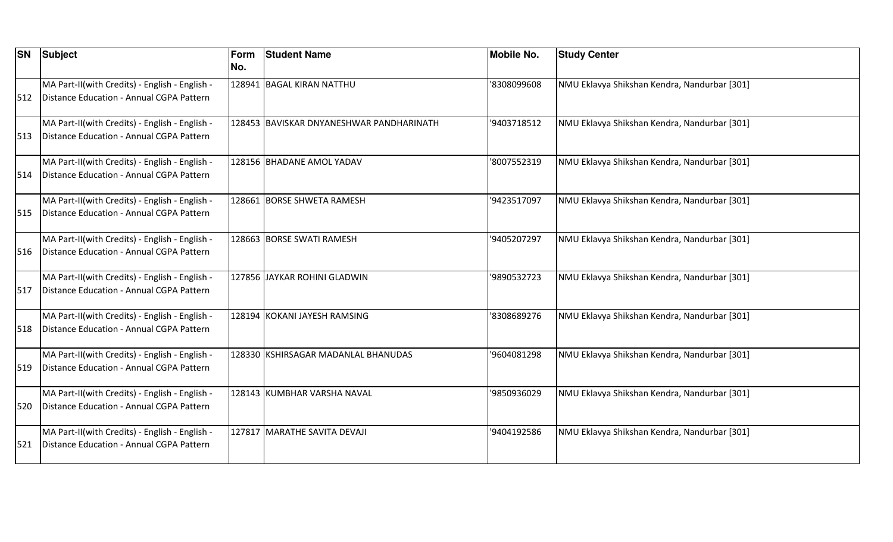| SN | Subject | Form No. | Student Name | Mobile No. | Study Center |
|---|---|---|---|---|---|
| 512 | MA Part-II(with Credits) - English - English - Distance Education - Annual CGPA Pattern | 128941 | BAGAL KIRAN NATTHU | '8308099608 | NMU Eklavya Shikshan Kendra, Nandurbar [301] |
| 513 | MA Part-II(with Credits) - English - English - Distance Education - Annual CGPA Pattern | 128453 | BAVISKAR DNYANESHWAR PANDHARINATH | '9403718512 | NMU Eklavya Shikshan Kendra, Nandurbar [301] |
| 514 | MA Part-II(with Credits) - English - English - Distance Education - Annual CGPA Pattern | 128156 | BHADANE AMOL YADAV | '8007552319 | NMU Eklavya Shikshan Kendra, Nandurbar [301] |
| 515 | MA Part-II(with Credits) - English - English - Distance Education - Annual CGPA Pattern | 128661 | BORSE SHWETA RAMESH | '9423517097 | NMU Eklavya Shikshan Kendra, Nandurbar [301] |
| 516 | MA Part-II(with Credits) - English - English - Distance Education - Annual CGPA Pattern | 128663 | BORSE SWATI RAMESH | '9405207297 | NMU Eklavya Shikshan Kendra, Nandurbar [301] |
| 517 | MA Part-II(with Credits) - English - English - Distance Education - Annual CGPA Pattern | 127856 | JAYKAR ROHINI GLADWIN | '9890532723 | NMU Eklavya Shikshan Kendra, Nandurbar [301] |
| 518 | MA Part-II(with Credits) - English - English - Distance Education - Annual CGPA Pattern | 128194 | KOKANI JAYESH RAMSING | '8308689276 | NMU Eklavya Shikshan Kendra, Nandurbar [301] |
| 519 | MA Part-II(with Credits) - English - English - Distance Education - Annual CGPA Pattern | 128330 | KSHIRSAGAR MADANLAL BHANUDAS | '9604081298 | NMU Eklavya Shikshan Kendra, Nandurbar [301] |
| 520 | MA Part-II(with Credits) - English - English - Distance Education - Annual CGPA Pattern | 128143 | KUMBHAR VARSHA NAVAL | '9850936029 | NMU Eklavya Shikshan Kendra, Nandurbar [301] |
| 521 | MA Part-II(with Credits) - English - English - Distance Education - Annual CGPA Pattern | 127817 | MARATHE SAVITA DEVAJI | '9404192586 | NMU Eklavya Shikshan Kendra, Nandurbar [301] |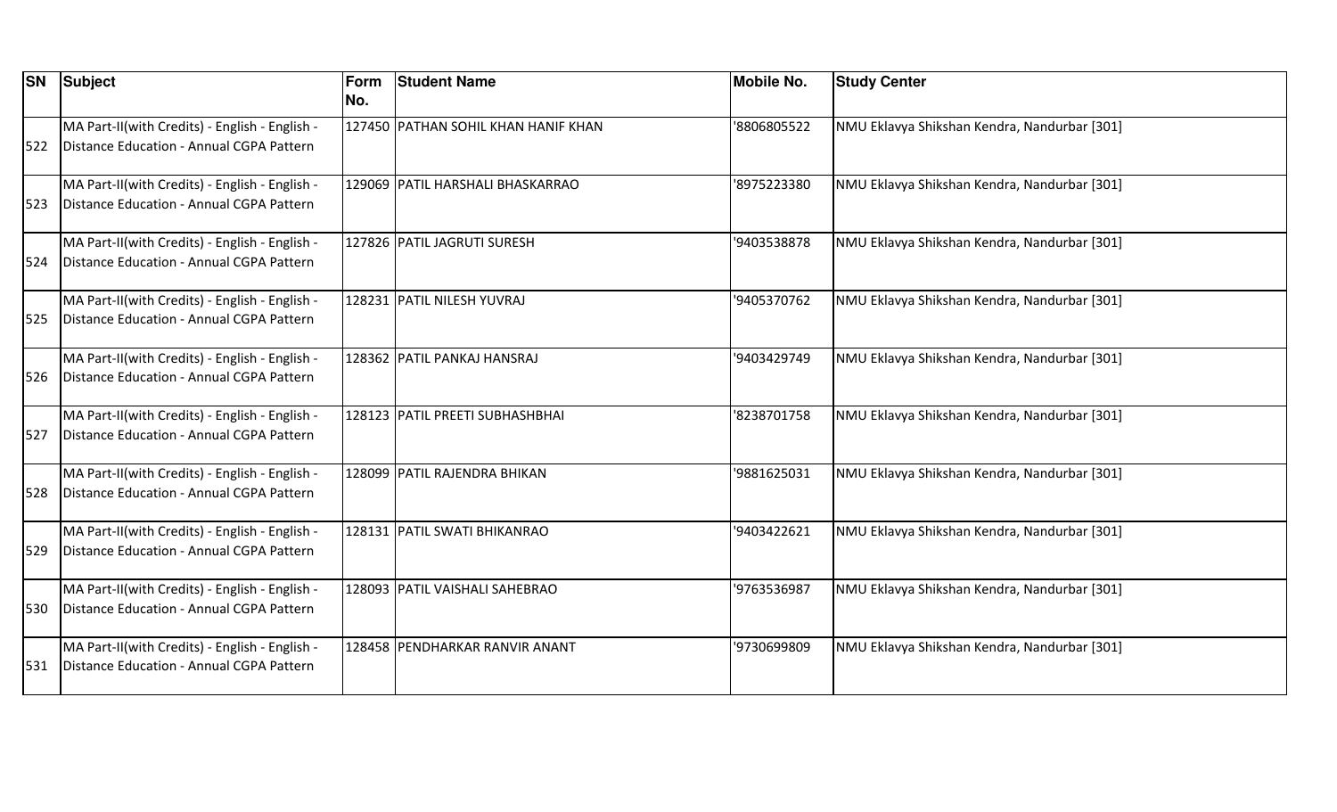| SN | Subject | Form No. | Student Name | Mobile No. | Study Center |
|---|---|---|---|---|---|
| 522 | MA Part-II(with Credits) - English - English - Distance Education - Annual CGPA Pattern | 127450 | PATHAN SOHIL KHAN HANIF KHAN | '8806805522 | NMU Eklavya Shikshan Kendra, Nandurbar [301] |
| 523 | MA Part-II(with Credits) - English - English - Distance Education - Annual CGPA Pattern | 129069 | PATIL HARSHALI BHASKARRAO | '8975223380 | NMU Eklavya Shikshan Kendra, Nandurbar [301] |
| 524 | MA Part-II(with Credits) - English - English - Distance Education - Annual CGPA Pattern | 127826 | PATIL JAGRUTI SURESH | '9403538878 | NMU Eklavya Shikshan Kendra, Nandurbar [301] |
| 525 | MA Part-II(with Credits) - English - English - Distance Education - Annual CGPA Pattern | 128231 | PATIL NILESH YUVRAJ | '9405370762 | NMU Eklavya Shikshan Kendra, Nandurbar [301] |
| 526 | MA Part-II(with Credits) - English - English - Distance Education - Annual CGPA Pattern | 128362 | PATIL PANKAJ HANSRAJ | '9403429749 | NMU Eklavya Shikshan Kendra, Nandurbar [301] |
| 527 | MA Part-II(with Credits) - English - English - Distance Education - Annual CGPA Pattern | 128123 | PATIL PREETI SUBHASHBHAI | '8238701758 | NMU Eklavya Shikshan Kendra, Nandurbar [301] |
| 528 | MA Part-II(with Credits) - English - English - Distance Education - Annual CGPA Pattern | 128099 | PATIL RAJENDRA BHIKAN | '9881625031 | NMU Eklavya Shikshan Kendra, Nandurbar [301] |
| 529 | MA Part-II(with Credits) - English - English - Distance Education - Annual CGPA Pattern | 128131 | PATIL SWATI BHIKANRAO | '9403422621 | NMU Eklavya Shikshan Kendra, Nandurbar [301] |
| 530 | MA Part-II(with Credits) - English - English - Distance Education - Annual CGPA Pattern | 128093 | PATIL VAISHALI SAHEBRAO | '9763536987 | NMU Eklavya Shikshan Kendra, Nandurbar [301] |
| 531 | MA Part-II(with Credits) - English - English - Distance Education - Annual CGPA Pattern | 128458 | PENDHARKAR RANVIR ANANT | '9730699809 | NMU Eklavya Shikshan Kendra, Nandurbar [301] |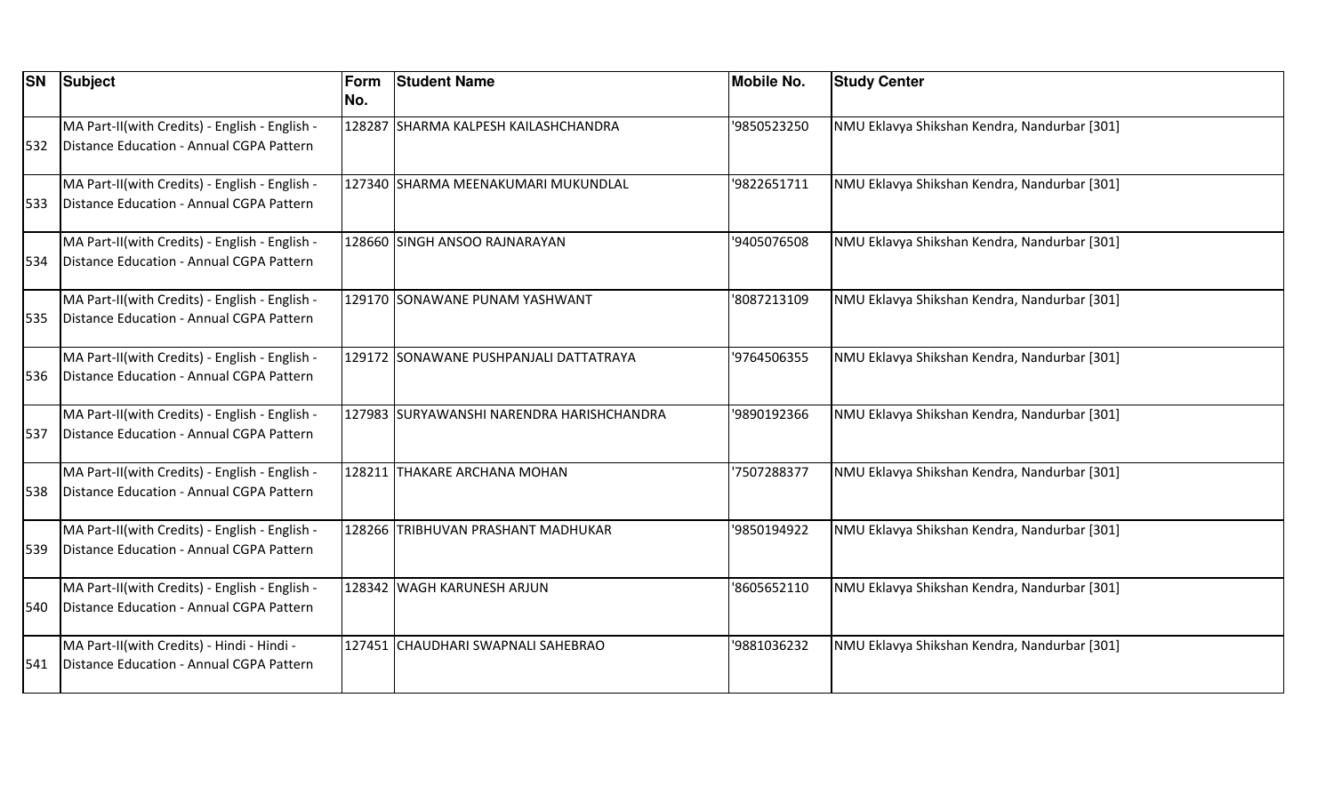| SN | Subject | Form No. | Student Name | Mobile No. | Study Center |
|---|---|---|---|---|---|
| 532 | MA Part-II(with Credits) - English - English - Distance Education - Annual CGPA Pattern | 128287 | SHARMA KALPESH KAILASHCHANDRA | '9850523250 | NMU Eklavya Shikshan Kendra, Nandurbar [301] |
| 533 | MA Part-II(with Credits) - English - English - Distance Education - Annual CGPA Pattern | 127340 | SHARMA MEENAKUMARI MUKUNDLAL | '9822651711 | NMU Eklavya Shikshan Kendra, Nandurbar [301] |
| 534 | MA Part-II(with Credits) - English - English - Distance Education - Annual CGPA Pattern | 128660 | SINGH ANSOO RAJNARAYAN | '9405076508 | NMU Eklavya Shikshan Kendra, Nandurbar [301] |
| 535 | MA Part-II(with Credits) - English - English - Distance Education - Annual CGPA Pattern | 129170 | SONAWANE PUNAM YASHWANT | '8087213109 | NMU Eklavya Shikshan Kendra, Nandurbar [301] |
| 536 | MA Part-II(with Credits) - English - English - Distance Education - Annual CGPA Pattern | 129172 | SONAWANE PUSHPANJALI DATTATRAYA | '9764506355 | NMU Eklavya Shikshan Kendra, Nandurbar [301] |
| 537 | MA Part-II(with Credits) - English - English - Distance Education - Annual CGPA Pattern | 127983 | SURYAWANSHI NARENDRA HARISHCHANDRA | '9890192366 | NMU Eklavya Shikshan Kendra, Nandurbar [301] |
| 538 | MA Part-II(with Credits) - English - English - Distance Education - Annual CGPA Pattern | 128211 | THAKARE ARCHANA MOHAN | '7507288377 | NMU Eklavya Shikshan Kendra, Nandurbar [301] |
| 539 | MA Part-II(with Credits) - English - English - Distance Education - Annual CGPA Pattern | 128266 | TRIBHUVAN PRASHANT MADHUKAR | '9850194922 | NMU Eklavya Shikshan Kendra, Nandurbar [301] |
| 540 | MA Part-II(with Credits) - English - English - Distance Education - Annual CGPA Pattern | 128342 | WAGH KARUNESH ARJUN | '8605652110 | NMU Eklavya Shikshan Kendra, Nandurbar [301] |
| 541 | MA Part-II(with Credits) - Hindi - Hindi - Distance Education - Annual CGPA Pattern | 127451 | CHAUDHARI SWAPNALI SAHEBRAO | '9881036232 | NMU Eklavya Shikshan Kendra, Nandurbar [301] |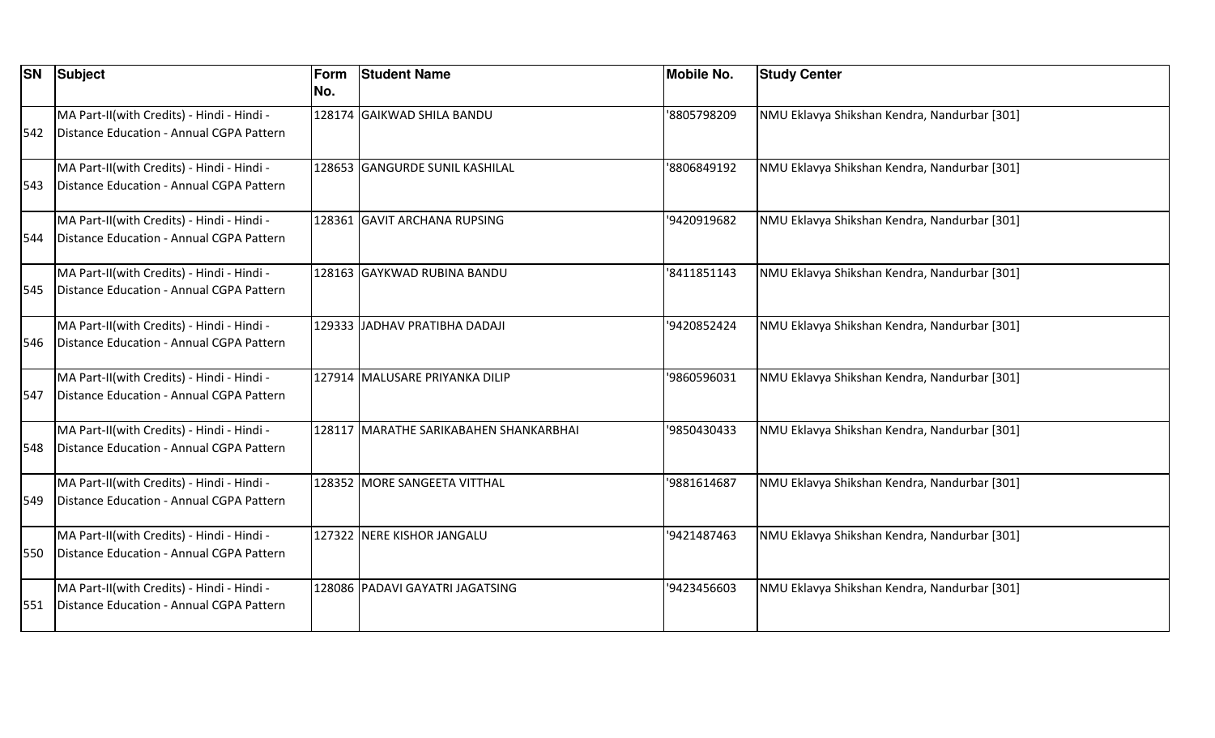| SN | Subject | Form No. | Student Name | Mobile No. | Study Center |
|---|---|---|---|---|---|
| 542 | MA Part-II(with Credits) - Hindi - Hindi - Distance Education - Annual CGPA Pattern | 128174 | GAIKWAD SHILA BANDU | '8805798209 | NMU Eklavya Shikshan Kendra, Nandurbar [301] |
| 543 | MA Part-II(with Credits) - Hindi - Hindi - Distance Education - Annual CGPA Pattern | 128653 | GANGURDE SUNIL KASHILAL | '8806849192 | NMU Eklavya Shikshan Kendra, Nandurbar [301] |
| 544 | MA Part-II(with Credits) - Hindi - Hindi - Distance Education - Annual CGPA Pattern | 128361 | GAVIT ARCHANA RUPSING | '9420919682 | NMU Eklavya Shikshan Kendra, Nandurbar [301] |
| 545 | MA Part-II(with Credits) - Hindi - Hindi - Distance Education - Annual CGPA Pattern | 128163 | GAYKWAD RUBINA BANDU | '8411851143 | NMU Eklavya Shikshan Kendra, Nandurbar [301] |
| 546 | MA Part-II(with Credits) - Hindi - Hindi - Distance Education - Annual CGPA Pattern | 129333 | JADHAV PRATIBHA DADAJI | '9420852424 | NMU Eklavya Shikshan Kendra, Nandurbar [301] |
| 547 | MA Part-II(with Credits) - Hindi - Hindi - Distance Education - Annual CGPA Pattern | 127914 | MALUSARE PRIYANKA DILIP | '9860596031 | NMU Eklavya Shikshan Kendra, Nandurbar [301] |
| 548 | MA Part-II(with Credits) - Hindi - Hindi - Distance Education - Annual CGPA Pattern | 128117 | MARATHE SARIKABAHEN SHANKARBHAI | '9850430433 | NMU Eklavya Shikshan Kendra, Nandurbar [301] |
| 549 | MA Part-II(with Credits) - Hindi - Hindi - Distance Education - Annual CGPA Pattern | 128352 | MORE SANGEETA VITTHAL | '9881614687 | NMU Eklavya Shikshan Kendra, Nandurbar [301] |
| 550 | MA Part-II(with Credits) - Hindi - Hindi - Distance Education - Annual CGPA Pattern | 127322 | NERE KISHOR JANGALU | '9421487463 | NMU Eklavya Shikshan Kendra, Nandurbar [301] |
| 551 | MA Part-II(with Credits) - Hindi - Hindi - Distance Education - Annual CGPA Pattern | 128086 | PADAVI GAYATRI JAGATSING | '9423456603 | NMU Eklavya Shikshan Kendra, Nandurbar [301] |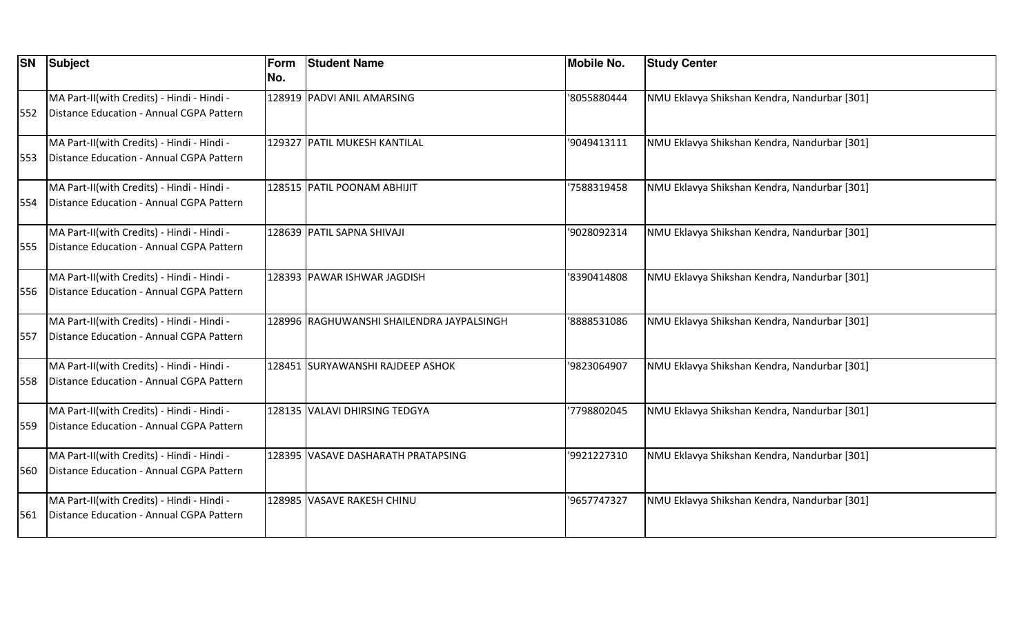| SN | Subject | Form No. | Student Name | Mobile No. | Study Center |
|---|---|---|---|---|---|
| 552 | MA Part-II(with Credits) - Hindi - Hindi - Distance Education - Annual CGPA Pattern | 128919 | PADVI ANIL AMARSING | '8055880444 | NMU Eklavya Shikshan Kendra, Nandurbar [301] |
| 553 | MA Part-II(with Credits) - Hindi - Hindi - Distance Education - Annual CGPA Pattern | 129327 | PATIL MUKESH KANTILAL | '9049413111 | NMU Eklavya Shikshan Kendra, Nandurbar [301] |
| 554 | MA Part-II(with Credits) - Hindi - Hindi - Distance Education - Annual CGPA Pattern | 128515 | PATIL POONAM ABHIJIT | '7588319458 | NMU Eklavya Shikshan Kendra, Nandurbar [301] |
| 555 | MA Part-II(with Credits) - Hindi - Hindi - Distance Education - Annual CGPA Pattern | 128639 | PATIL SAPNA SHIVAJI | '9028092314 | NMU Eklavya Shikshan Kendra, Nandurbar [301] |
| 556 | MA Part-II(with Credits) - Hindi - Hindi - Distance Education - Annual CGPA Pattern | 128393 | PAWAR ISHWAR JAGDISH | '8390414808 | NMU Eklavya Shikshan Kendra, Nandurbar [301] |
| 557 | MA Part-II(with Credits) - Hindi - Hindi - Distance Education - Annual CGPA Pattern | 128996 | RAGHUWANSHI SHAILENDRA JAYPALSINGH | '8888531086 | NMU Eklavya Shikshan Kendra, Nandurbar [301] |
| 558 | MA Part-II(with Credits) - Hindi - Hindi - Distance Education - Annual CGPA Pattern | 128451 | SURYAWANSHI RAJDEEP ASHOK | '9823064907 | NMU Eklavya Shikshan Kendra, Nandurbar [301] |
| 559 | MA Part-II(with Credits) - Hindi - Hindi - Distance Education - Annual CGPA Pattern | 128135 | VALAVI DHIRSING TEDGYA | '7798802045 | NMU Eklavya Shikshan Kendra, Nandurbar [301] |
| 560 | MA Part-II(with Credits) - Hindi - Hindi - Distance Education - Annual CGPA Pattern | 128395 | VASAVE DASHARATH PRATAPSING | '9921227310 | NMU Eklavya Shikshan Kendra, Nandurbar [301] |
| 561 | MA Part-II(with Credits) - Hindi - Hindi - Distance Education - Annual CGPA Pattern | 128985 | VASAVE RAKESH CHINU | '9657747327 | NMU Eklavya Shikshan Kendra, Nandurbar [301] |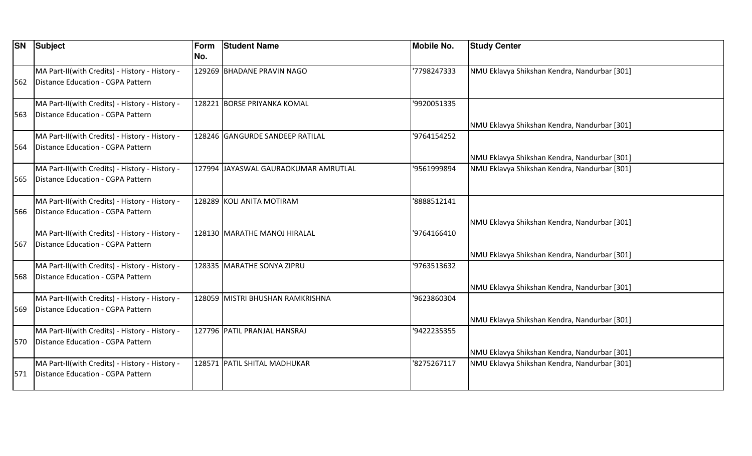| SN | Subject | Form No. | Student Name | Mobile No. | Study Center |
|---|---|---|---|---|---|
| 562 | MA Part-II(with Credits) - History - History - Distance Education - CGPA Pattern | 129269 | BHADANE PRAVIN NAGO | '7798247333 | NMU Eklavya Shikshan Kendra, Nandurbar [301] |
| 563 | MA Part-II(with Credits) - History - History - Distance Education - CGPA Pattern | 128221 | BORSE PRIYANKA KOMAL | '9920051335 | NMU Eklavya Shikshan Kendra, Nandurbar [301] |
| 564 | MA Part-II(with Credits) - History - History - Distance Education - CGPA Pattern | 128246 | GANGURDE SANDEEP RATILAL | '9764154252 | NMU Eklavya Shikshan Kendra, Nandurbar [301] |
| 565 | MA Part-II(with Credits) - History - History - Distance Education - CGPA Pattern | 127994 | JAYASWAL GAURAOKUMAR AMRUTLAL | '9561999894 | NMU Eklavya Shikshan Kendra, Nandurbar [301] |
| 566 | MA Part-II(with Credits) - History - History - Distance Education - CGPA Pattern | 128289 | KOLI ANITA MOTIRAM | '8888512141 | NMU Eklavya Shikshan Kendra, Nandurbar [301] |
| 567 | MA Part-II(with Credits) - History - History - Distance Education - CGPA Pattern | 128130 | MARATHE MANOJ HIRALAL | '9764166410 | NMU Eklavya Shikshan Kendra, Nandurbar [301] |
| 568 | MA Part-II(with Credits) - History - History - Distance Education - CGPA Pattern | 128335 | MARATHE SONYA ZIPRU | '9763513632 | NMU Eklavya Shikshan Kendra, Nandurbar [301] |
| 569 | MA Part-II(with Credits) - History - History - Distance Education - CGPA Pattern | 128059 | MISTRI BHUSHAN RAMKRISHNA | '9623860304 | NMU Eklavya Shikshan Kendra, Nandurbar [301] |
| 570 | MA Part-II(with Credits) - History - History - Distance Education - CGPA Pattern | 127796 | PATIL PRANJAL HANSRAJ | '9422235355 | NMU Eklavya Shikshan Kendra, Nandurbar [301] |
| 571 | MA Part-II(with Credits) - History - History - Distance Education - CGPA Pattern | 128571 | PATIL SHITAL MADHUKAR | '8275267117 | NMU Eklavya Shikshan Kendra, Nandurbar [301] |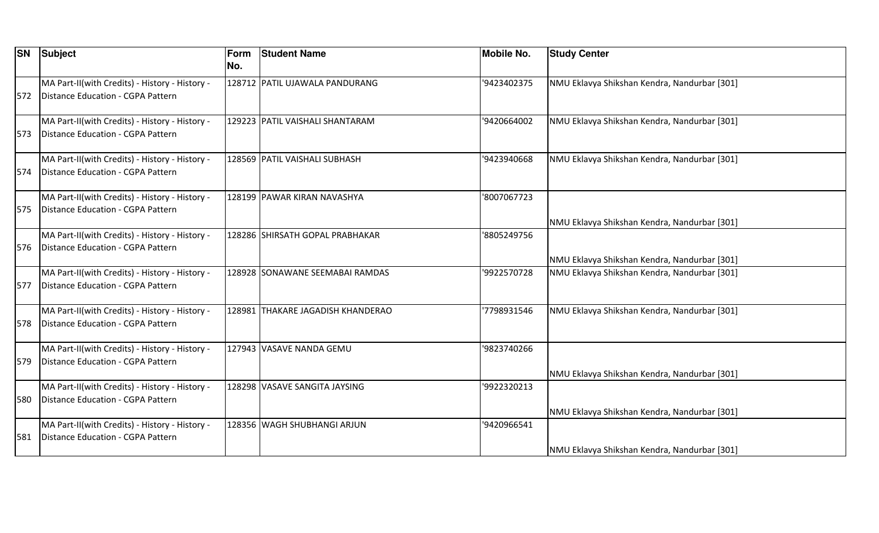| SN | Subject | Form No. | Student Name | Mobile No. | Study Center |
|---|---|---|---|---|---|
| 572 | MA Part-II(with Credits) - History - History - Distance Education - CGPA Pattern | 128712 | PATIL UJAWALA PANDURANG | '9423402375 | NMU Eklavya Shikshan Kendra, Nandurbar [301] |
| 573 | MA Part-II(with Credits) - History - History - Distance Education - CGPA Pattern | 129223 | PATIL VAISHALI SHANTARAM | '9420664002 | NMU Eklavya Shikshan Kendra, Nandurbar [301] |
| 574 | MA Part-II(with Credits) - History - History - Distance Education - CGPA Pattern | 128569 | PATIL VAISHALI SUBHASH | '9423940668 | NMU Eklavya Shikshan Kendra, Nandurbar [301] |
| 575 | MA Part-II(with Credits) - History - History - Distance Education - CGPA Pattern | 128199 | PAWAR KIRAN NAVASHYA | '8007067723 | NMU Eklavya Shikshan Kendra, Nandurbar [301] |
| 576 | MA Part-II(with Credits) - History - History - Distance Education - CGPA Pattern | 128286 | SHIRSATH GOPAL PRABHAKAR | '8805249756 | NMU Eklavya Shikshan Kendra, Nandurbar [301] |
| 577 | MA Part-II(with Credits) - History - History - Distance Education - CGPA Pattern | 128928 | SONAWANE SEEMABAI RAMDAS | '9922570728 | NMU Eklavya Shikshan Kendra, Nandurbar [301] |
| 578 | MA Part-II(with Credits) - History - History - Distance Education - CGPA Pattern | 128981 | THAKARE JAGADISH KHANDERAO | '7798931546 | NMU Eklavya Shikshan Kendra, Nandurbar [301] |
| 579 | MA Part-II(with Credits) - History - History - Distance Education - CGPA Pattern | 127943 | VASAVE NANDA GEMU | '9823740266 | NMU Eklavya Shikshan Kendra, Nandurbar [301] |
| 580 | MA Part-II(with Credits) - History - History - Distance Education - CGPA Pattern | 128298 | VASAVE SANGITA JAYSING | '9922320213 | NMU Eklavya Shikshan Kendra, Nandurbar [301] |
| 581 | MA Part-II(with Credits) - History - History - Distance Education - CGPA Pattern | 128356 | WAGH SHUBHANGI ARJUN | '9420966541 | NMU Eklavya Shikshan Kendra, Nandurbar [301] |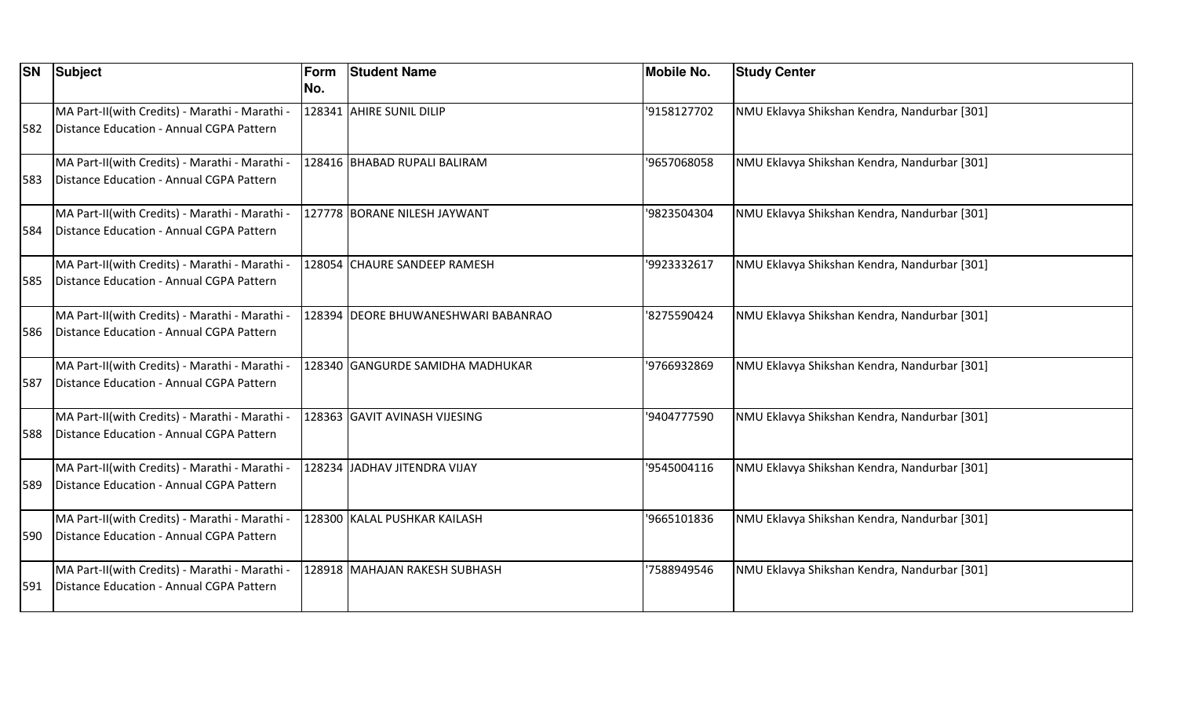| SN | Subject | Form No. | Student Name | Mobile No. | Study Center |
|---|---|---|---|---|---|
| 582 | MA Part-II(with Credits) - Marathi - Marathi - Distance Education - Annual CGPA Pattern | 128341 | AHIRE SUNIL DILIP | '9158127702 | NMU Eklavya Shikshan Kendra, Nandurbar [301] |
| 583 | MA Part-II(with Credits) - Marathi - Marathi - Distance Education - Annual CGPA Pattern | 128416 | BHABAD RUPALI BALIRAM | '9657068058 | NMU Eklavya Shikshan Kendra, Nandurbar [301] |
| 584 | MA Part-II(with Credits) - Marathi - Marathi - Distance Education - Annual CGPA Pattern | 127778 | BORANE NILESH JAYWANT | '9823504304 | NMU Eklavya Shikshan Kendra, Nandurbar [301] |
| 585 | MA Part-II(with Credits) - Marathi - Marathi - Distance Education - Annual CGPA Pattern | 128054 | CHAURE SANDEEP RAMESH | '9923332617 | NMU Eklavya Shikshan Kendra, Nandurbar [301] |
| 586 | MA Part-II(with Credits) - Marathi - Marathi - Distance Education - Annual CGPA Pattern | 128394 | DEORE BHUWANESHWARI BABANRAO | '8275590424 | NMU Eklavya Shikshan Kendra, Nandurbar [301] |
| 587 | MA Part-II(with Credits) - Marathi - Marathi - Distance Education - Annual CGPA Pattern | 128340 | GANGURDE SAMIDHA MADHUKAR | '9766932869 | NMU Eklavya Shikshan Kendra, Nandurbar [301] |
| 588 | MA Part-II(with Credits) - Marathi - Marathi - Distance Education - Annual CGPA Pattern | 128363 | GAVIT AVINASH VIJESING | '9404777590 | NMU Eklavya Shikshan Kendra, Nandurbar [301] |
| 589 | MA Part-II(with Credits) - Marathi - Marathi - Distance Education - Annual CGPA Pattern | 128234 | JADHAV JITENDRA VIJAY | '9545004116 | NMU Eklavya Shikshan Kendra, Nandurbar [301] |
| 590 | MA Part-II(with Credits) - Marathi - Marathi - Distance Education - Annual CGPA Pattern | 128300 | KALAL PUSHKAR KAILASH | '9665101836 | NMU Eklavya Shikshan Kendra, Nandurbar [301] |
| 591 | MA Part-II(with Credits) - Marathi - Marathi - Distance Education - Annual CGPA Pattern | 128918 | MAHAJAN RAKESH SUBHASH | '7588949546 | NMU Eklavya Shikshan Kendra, Nandurbar [301] |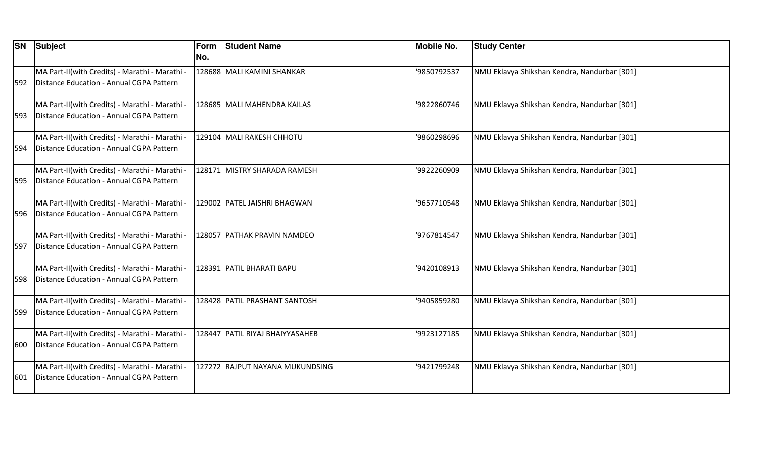| SN | Subject | Form No. | Student Name | Mobile No. | Study Center |
|---|---|---|---|---|---|
| 592 | MA Part-II(with Credits) - Marathi - Marathi - Distance Education - Annual CGPA Pattern | 128688 | MALI KAMINI SHANKAR | '9850792537 | NMU Eklavya Shikshan Kendra, Nandurbar [301] |
| 593 | MA Part-II(with Credits) - Marathi - Marathi - Distance Education - Annual CGPA Pattern | 128685 | MALI MAHENDRA KAILAS | '9822860746 | NMU Eklavya Shikshan Kendra, Nandurbar [301] |
| 594 | MA Part-II(with Credits) - Marathi - Marathi - Distance Education - Annual CGPA Pattern | 129104 | MALI RAKESH CHHOTU | '9860298696 | NMU Eklavya Shikshan Kendra, Nandurbar [301] |
| 595 | MA Part-II(with Credits) - Marathi - Marathi - Distance Education - Annual CGPA Pattern | 128171 | MISTRY SHARADA RAMESH | '9922260909 | NMU Eklavya Shikshan Kendra, Nandurbar [301] |
| 596 | MA Part-II(with Credits) - Marathi - Marathi - Distance Education - Annual CGPA Pattern | 129002 | PATEL JAISHRI BHAGWAN | '9657710548 | NMU Eklavya Shikshan Kendra, Nandurbar [301] |
| 597 | MA Part-II(with Credits) - Marathi - Marathi - Distance Education - Annual CGPA Pattern | 128057 | PATHAK PRAVIN NAMDEO | '9767814547 | NMU Eklavya Shikshan Kendra, Nandurbar [301] |
| 598 | MA Part-II(with Credits) - Marathi - Marathi - Distance Education - Annual CGPA Pattern | 128391 | PATIL BHARATI BAPU | '9420108913 | NMU Eklavya Shikshan Kendra, Nandurbar [301] |
| 599 | MA Part-II(with Credits) - Marathi - Marathi - Distance Education - Annual CGPA Pattern | 128428 | PATIL PRASHANT SANTOSH | '9405859280 | NMU Eklavya Shikshan Kendra, Nandurbar [301] |
| 600 | MA Part-II(with Credits) - Marathi - Marathi - Distance Education - Annual CGPA Pattern | 128447 | PATIL RIYAJ BHAIYYASAHEB | '9923127185 | NMU Eklavya Shikshan Kendra, Nandurbar [301] |
| 601 | MA Part-II(with Credits) - Marathi - Marathi - Distance Education - Annual CGPA Pattern | 127272 | RAJPUT NAYANA MUKUNDSING | '9421799248 | NMU Eklavya Shikshan Kendra, Nandurbar [301] |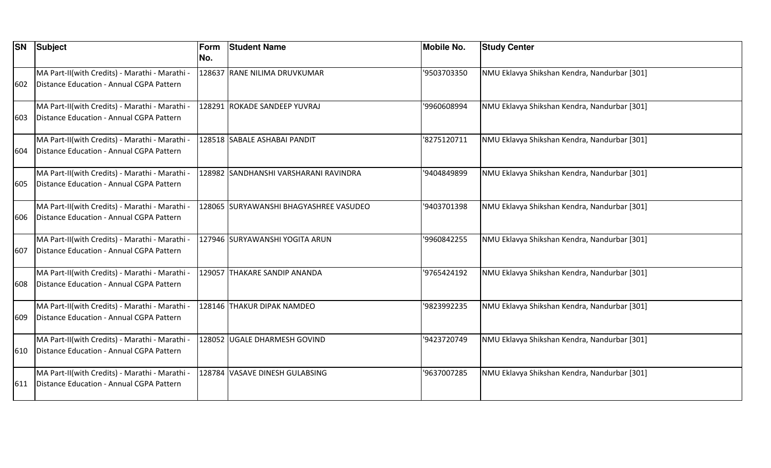| SN | Subject | Form No. | Student Name | Mobile No. | Study Center |
|---|---|---|---|---|---|
| 602 | MA Part-II(with Credits) - Marathi - Marathi - Distance Education - Annual CGPA Pattern | 128637 | RANE NILIMA DRUVKUMAR | '9503703350 | NMU Eklavya Shikshan Kendra, Nandurbar [301] |
| 603 | MA Part-II(with Credits) - Marathi - Marathi - Distance Education - Annual CGPA Pattern | 128291 | ROKADE SANDEEP YUVRAJ | '9960608994 | NMU Eklavya Shikshan Kendra, Nandurbar [301] |
| 604 | MA Part-II(with Credits) - Marathi - Marathi - Distance Education - Annual CGPA Pattern | 128518 | SABALE ASHABAI PANDIT | '8275120711 | NMU Eklavya Shikshan Kendra, Nandurbar [301] |
| 605 | MA Part-II(with Credits) - Marathi - Marathi - Distance Education - Annual CGPA Pattern | 128982 | SANDHANSHI VARSHARANI RAVINDRA | '9404849899 | NMU Eklavya Shikshan Kendra, Nandurbar [301] |
| 606 | MA Part-II(with Credits) - Marathi - Marathi - Distance Education - Annual CGPA Pattern | 128065 | SURYAWANSHI BHAGYASHREE VASUDEO | '9403701398 | NMU Eklavya Shikshan Kendra, Nandurbar [301] |
| 607 | MA Part-II(with Credits) - Marathi - Marathi - Distance Education - Annual CGPA Pattern | 127946 | SURYAWANSHI YOGITA ARUN | '9960842255 | NMU Eklavya Shikshan Kendra, Nandurbar [301] |
| 608 | MA Part-II(with Credits) - Marathi - Marathi - Distance Education - Annual CGPA Pattern | 129057 | THAKARE SANDIP ANANDA | '9765424192 | NMU Eklavya Shikshan Kendra, Nandurbar [301] |
| 609 | MA Part-II(with Credits) - Marathi - Marathi - Distance Education - Annual CGPA Pattern | 128146 | THAKUR DIPAK NAMDEO | '9823992235 | NMU Eklavya Shikshan Kendra, Nandurbar [301] |
| 610 | MA Part-II(with Credits) - Marathi - Marathi - Distance Education - Annual CGPA Pattern | 128052 | UGALE DHARMESH GOVIND | '9423720749 | NMU Eklavya Shikshan Kendra, Nandurbar [301] |
| 611 | MA Part-II(with Credits) - Marathi - Marathi - Distance Education - Annual CGPA Pattern | 128784 | VASAVE DINESH GULABSING | '9637007285 | NMU Eklavya Shikshan Kendra, Nandurbar [301] |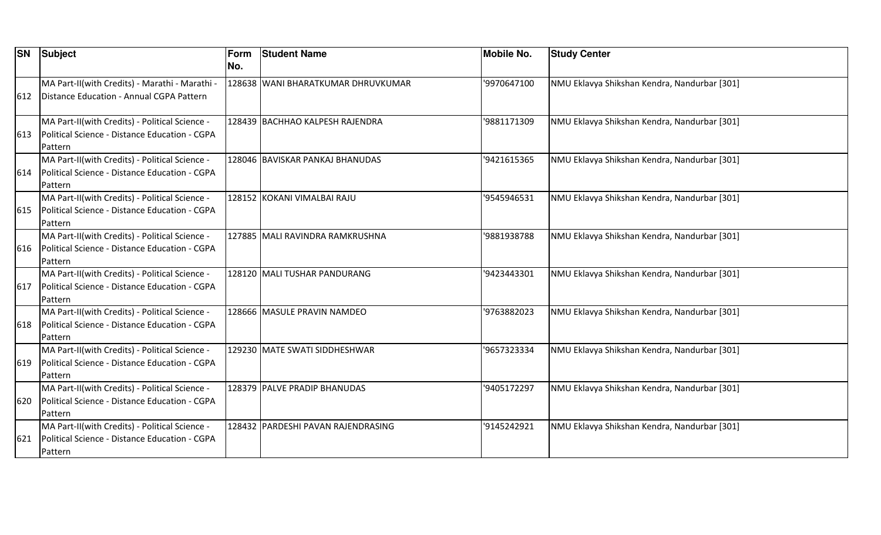| SN | Subject | Form No. | Student Name | Mobile No. | Study Center |
|---|---|---|---|---|---|
| 612 | MA Part-II(with Credits) - Marathi - Marathi - Distance Education - Annual CGPA Pattern | 128638 | WANI BHARATKUMAR DHRUVKUMAR | '9970647100 | NMU Eklavya Shikshan Kendra, Nandurbar [301] |
| 613 | MA Part-II(with Credits) - Political Science - Political Science - Distance Education - CGPA Pattern | 128439 | BACHHAO KALPESH RAJENDRA | '9881171309 | NMU Eklavya Shikshan Kendra, Nandurbar [301] |
| 614 | MA Part-II(with Credits) - Political Science - Political Science - Distance Education - CGPA Pattern | 128046 | BAVISKAR PANKAJ BHANUDAS | '9421615365 | NMU Eklavya Shikshan Kendra, Nandurbar [301] |
| 615 | MA Part-II(with Credits) - Political Science - Political Science - Distance Education - CGPA Pattern | 128152 | KOKANI VIMALBAI RAJU | '9545946531 | NMU Eklavya Shikshan Kendra, Nandurbar [301] |
| 616 | MA Part-II(with Credits) - Political Science - Political Science - Distance Education - CGPA Pattern | 127885 | MALI RAVINDRA RAMKRUSHNA | '9881938788 | NMU Eklavya Shikshan Kendra, Nandurbar [301] |
| 617 | MA Part-II(with Credits) - Political Science - Political Science - Distance Education - CGPA Pattern | 128120 | MALI TUSHAR PANDURANG | '9423443301 | NMU Eklavya Shikshan Kendra, Nandurbar [301] |
| 618 | MA Part-II(with Credits) - Political Science - Political Science - Distance Education - CGPA Pattern | 128666 | MASULE PRAVIN NAMDEO | '9763882023 | NMU Eklavya Shikshan Kendra, Nandurbar [301] |
| 619 | MA Part-II(with Credits) - Political Science - Political Science - Distance Education - CGPA Pattern | 129230 | MATE SWATI SIDDHESHWAR | '9657323334 | NMU Eklavya Shikshan Kendra, Nandurbar [301] |
| 620 | MA Part-II(with Credits) - Political Science - Political Science - Distance Education - CGPA Pattern | 128379 | PALVE PRADIP BHANUDAS | '9405172297 | NMU Eklavya Shikshan Kendra, Nandurbar [301] |
| 621 | MA Part-II(with Credits) - Political Science - Political Science - Distance Education - CGPA Pattern | 128432 | PARDESHI PAVAN RAJENDRASING | '9145242921 | NMU Eklavya Shikshan Kendra, Nandurbar [301] |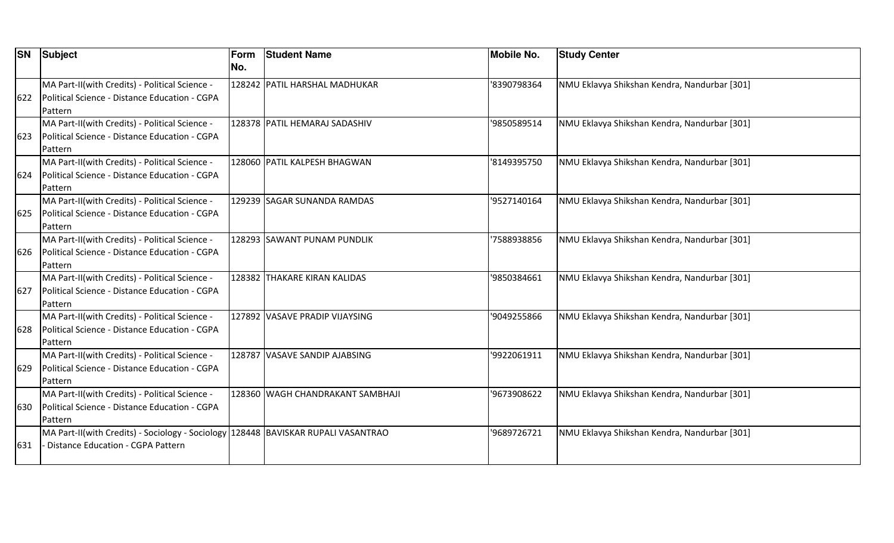| SN | Subject | Form No. | Student Name | Mobile No. | Study Center |
|---|---|---|---|---|---|
| 622 | MA Part-II(with Credits) - Political Science - Political Science - Distance Education - CGPA Pattern | 128242 | PATIL HARSHAL MADHUKAR | '8390798364 | NMU Eklavya Shikshan Kendra, Nandurbar [301] |
| 623 | MA Part-II(with Credits) - Political Science - Political Science - Distance Education - CGPA Pattern | 128378 | PATIL HEMARAJ SADASHIV | '9850589514 | NMU Eklavya Shikshan Kendra, Nandurbar [301] |
| 624 | MA Part-II(with Credits) - Political Science - Political Science - Distance Education - CGPA Pattern | 128060 | PATIL KALPESH BHAGWAN | '8149395750 | NMU Eklavya Shikshan Kendra, Nandurbar [301] |
| 625 | MA Part-II(with Credits) - Political Science - Political Science - Distance Education - CGPA Pattern | 129239 | SAGAR SUNANDA RAMDAS | '9527140164 | NMU Eklavya Shikshan Kendra, Nandurbar [301] |
| 626 | MA Part-II(with Credits) - Political Science - Political Science - Distance Education - CGPA Pattern | 128293 | SAWANT PUNAM PUNDLIK | '7588938856 | NMU Eklavya Shikshan Kendra, Nandurbar [301] |
| 627 | MA Part-II(with Credits) - Political Science - Political Science - Distance Education - CGPA Pattern | 128382 | THAKARE KIRAN KALIDAS | '9850384661 | NMU Eklavya Shikshan Kendra, Nandurbar [301] |
| 628 | MA Part-II(with Credits) - Political Science - Political Science - Distance Education - CGPA Pattern | 127892 | VASAVE PRADIP VIJAYSING | '9049255866 | NMU Eklavya Shikshan Kendra, Nandurbar [301] |
| 629 | MA Part-II(with Credits) - Political Science - Political Science - Distance Education - CGPA Pattern | 128787 | VASAVE SANDIP AJABSING | '9922061911 | NMU Eklavya Shikshan Kendra, Nandurbar [301] |
| 630 | MA Part-II(with Credits) - Political Science - Political Science - Distance Education - CGPA Pattern | 128360 | WAGH CHANDRAKANT SAMBHAJI | '9673908622 | NMU Eklavya Shikshan Kendra, Nandurbar [301] |
| 631 | MA Part-II(with Credits) - Sociology - Sociology - Distance Education - CGPA Pattern | 128448 | BAVISKAR RUPALI VASANTRAO | '9689726721 | NMU Eklavya Shikshan Kendra, Nandurbar [301] |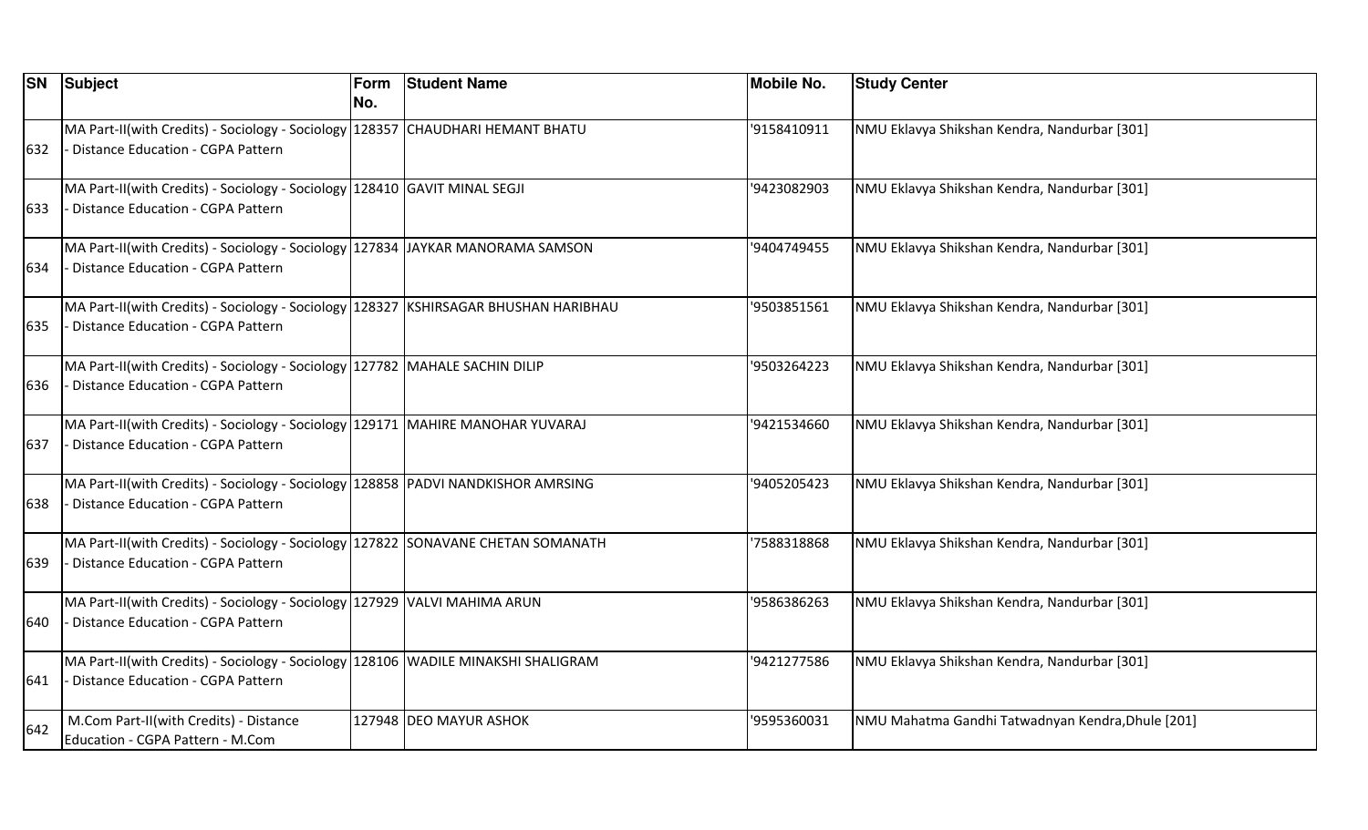| SN | Subject | Form No. | Student Name | Mobile No. | Study Center |
|---|---|---|---|---|---|
| 632 | MA Part-II(with Credits) - Sociology - Sociology - Distance Education - CGPA Pattern | 128357 | CHAUDHARI HEMANT BHATU | '9158410911 | NMU Eklavya Shikshan Kendra, Nandurbar [301] |
| 633 | MA Part-II(with Credits) - Sociology - Sociology - Distance Education - CGPA Pattern | 128410 | GAVIT MINAL SEGJI | '9423082903 | NMU Eklavya Shikshan Kendra, Nandurbar [301] |
| 634 | MA Part-II(with Credits) - Sociology - Sociology - Distance Education - CGPA Pattern | 127834 | JAYKAR MANORAMA SAMSON | '9404749455 | NMU Eklavya Shikshan Kendra, Nandurbar [301] |
| 635 | MA Part-II(with Credits) - Sociology - Sociology - Distance Education - CGPA Pattern | 128327 | KSHIRSAGAR BHUSHAN HARIBHAU | '9503851561 | NMU Eklavya Shikshan Kendra, Nandurbar [301] |
| 636 | MA Part-II(with Credits) - Sociology - Sociology - Distance Education - CGPA Pattern | 127782 | MAHALE SACHIN DILIP | '9503264223 | NMU Eklavya Shikshan Kendra, Nandurbar [301] |
| 637 | MA Part-II(with Credits) - Sociology - Sociology - Distance Education - CGPA Pattern | 129171 | MAHIRE MANOHAR YUVARAJ | '9421534660 | NMU Eklavya Shikshan Kendra, Nandurbar [301] |
| 638 | MA Part-II(with Credits) - Sociology - Sociology - Distance Education - CGPA Pattern | 128858 | PADVI NANDKISHOR AMRSING | '9405205423 | NMU Eklavya Shikshan Kendra, Nandurbar [301] |
| 639 | MA Part-II(with Credits) - Sociology - Sociology - Distance Education - CGPA Pattern | 127822 | SONAVANE CHETAN SOMANATH | '7588318868 | NMU Eklavya Shikshan Kendra, Nandurbar [301] |
| 640 | MA Part-II(with Credits) - Sociology - Sociology - Distance Education - CGPA Pattern | 127929 | VALVI MAHIMA ARUN | '9586386263 | NMU Eklavya Shikshan Kendra, Nandurbar [301] |
| 641 | MA Part-II(with Credits) - Sociology - Sociology - Distance Education - CGPA Pattern | 128106 | WADILE MINAKSHI SHALIGRAM | '9421277586 | NMU Eklavya Shikshan Kendra, Nandurbar [301] |
| 642 | M.Com Part-II(with Credits) - Distance Education - CGPA Pattern - M.Com | 127948 | DEO MAYUR ASHOK | '9595360031 | NMU Mahatma Gandhi Tatwadnyan Kendra,Dhule [201] |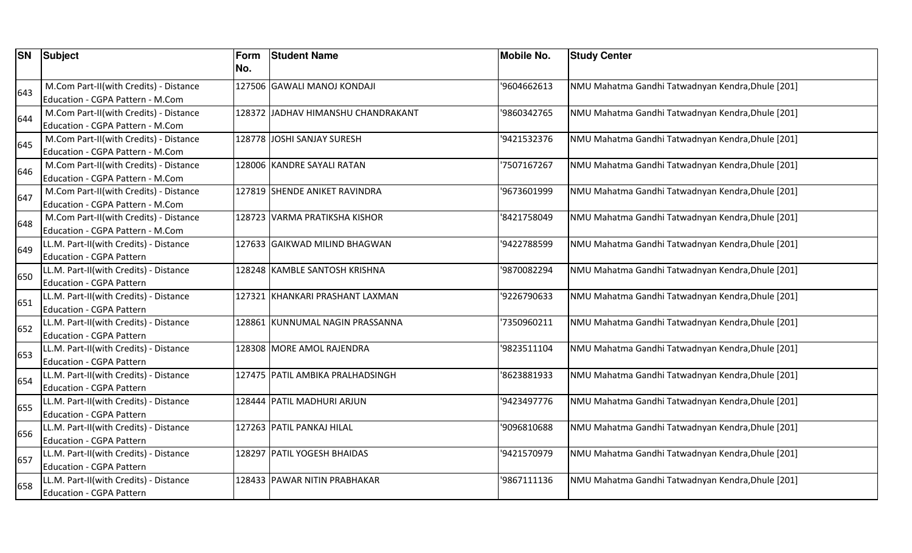| SN | Subject | Form No. | Student Name | Mobile No. | Study Center |
|---|---|---|---|---|---|
| 643 | M.Com Part-II(with Credits) - Distance Education - CGPA Pattern - M.Com | 127506 | GAWALI MANOJ KONDAJI | '9604662613 | NMU Mahatma Gandhi Tatwadnyan Kendra,Dhule [201] |
| 644 | M.Com Part-II(with Credits) - Distance Education - CGPA Pattern - M.Com | 128372 | JADHAV HIMANSHU CHANDRAKANT | '9860342765 | NMU Mahatma Gandhi Tatwadnyan Kendra,Dhule [201] |
| 645 | M.Com Part-II(with Credits) - Distance Education - CGPA Pattern - M.Com | 128778 | JOSHI SANJAY SURESH | '9421532376 | NMU Mahatma Gandhi Tatwadnyan Kendra,Dhule [201] |
| 646 | M.Com Part-II(with Credits) - Distance Education - CGPA Pattern - M.Com | 128006 | KANDRE SAYALI RATAN | '7507167267 | NMU Mahatma Gandhi Tatwadnyan Kendra,Dhule [201] |
| 647 | M.Com Part-II(with Credits) - Distance Education - CGPA Pattern - M.Com | 127819 | SHENDE ANIKET RAVINDRA | '9673601999 | NMU Mahatma Gandhi Tatwadnyan Kendra,Dhule [201] |
| 648 | M.Com Part-II(with Credits) - Distance Education - CGPA Pattern - M.Com | 128723 | VARMA PRATIKSHA KISHOR | '8421758049 | NMU Mahatma Gandhi Tatwadnyan Kendra,Dhule [201] |
| 649 | LL.M. Part-II(with Credits) - Distance Education - CGPA Pattern | 127633 | GAIKWAD MILIND BHAGWAN | '9422788599 | NMU Mahatma Gandhi Tatwadnyan Kendra,Dhule [201] |
| 650 | LL.M. Part-II(with Credits) - Distance Education - CGPA Pattern | 128248 | KAMBLE SANTOSH KRISHNA | '9870082294 | NMU Mahatma Gandhi Tatwadnyan Kendra,Dhule [201] |
| 651 | LL.M. Part-II(with Credits) - Distance Education - CGPA Pattern | 127321 | KHANKARI PRASHANT LAXMAN | '9226790633 | NMU Mahatma Gandhi Tatwadnyan Kendra,Dhule [201] |
| 652 | LL.M. Part-II(with Credits) - Distance Education - CGPA Pattern | 128861 | KUNNUMAL NAGIN PRASSANNA | '7350960211 | NMU Mahatma Gandhi Tatwadnyan Kendra,Dhule [201] |
| 653 | LL.M. Part-II(with Credits) - Distance Education - CGPA Pattern | 128308 | MORE AMOL RAJENDRA | '9823511104 | NMU Mahatma Gandhi Tatwadnyan Kendra,Dhule [201] |
| 654 | LL.M. Part-II(with Credits) - Distance Education - CGPA Pattern | 127475 | PATIL AMBIKA PRALHADSINGH | '8623881933 | NMU Mahatma Gandhi Tatwadnyan Kendra,Dhule [201] |
| 655 | LL.M. Part-II(with Credits) - Distance Education - CGPA Pattern | 128444 | PATIL MADHURI ARJUN | '9423497776 | NMU Mahatma Gandhi Tatwadnyan Kendra,Dhule [201] |
| 656 | LL.M. Part-II(with Credits) - Distance Education - CGPA Pattern | 127263 | PATIL PANKAJ HILAL | '9096810688 | NMU Mahatma Gandhi Tatwadnyan Kendra,Dhule [201] |
| 657 | LL.M. Part-II(with Credits) - Distance Education - CGPA Pattern | 128297 | PATIL YOGESH BHAIDAS | '9421570979 | NMU Mahatma Gandhi Tatwadnyan Kendra,Dhule [201] |
| 658 | LL.M. Part-II(with Credits) - Distance Education - CGPA Pattern | 128433 | PAWAR NITIN PRABHAKAR | '9867111136 | NMU Mahatma Gandhi Tatwadnyan Kendra,Dhule [201] |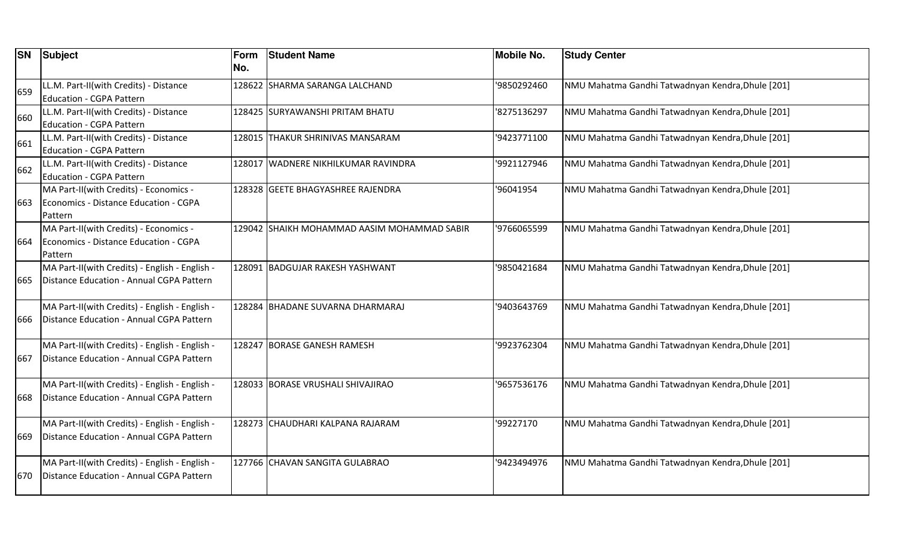| SN | Subject | Form No. | Student Name | Mobile No. | Study Center |
|---|---|---|---|---|---|
| 659 | LL.M. Part-II(with Credits) - Distance Education - CGPA Pattern | 128622 | SHARMA SARANGA LALCHAND | '9850292460 | NMU Mahatma Gandhi Tatwadnyan Kendra,Dhule [201] |
| 660 | LL.M. Part-II(with Credits) - Distance Education - CGPA Pattern | 128425 | SURYAWANSHI PRITAM BHATU | '8275136297 | NMU Mahatma Gandhi Tatwadnyan Kendra,Dhule [201] |
| 661 | LL.M. Part-II(with Credits) - Distance Education - CGPA Pattern | 128015 | THAKUR SHRINIVAS MANSARAM | '9423771100 | NMU Mahatma Gandhi Tatwadnyan Kendra,Dhule [201] |
| 662 | LL.M. Part-II(with Credits) - Distance Education - CGPA Pattern | 128017 | WADNERE NIKHILKUMAR RAVINDRA | '9921127946 | NMU Mahatma Gandhi Tatwadnyan Kendra,Dhule [201] |
| 663 | MA Part-II(with Credits) - Economics - Economics - Distance Education - CGPA Pattern | 128328 | GEETE BHAGYASHREE RAJENDRA | '96041954 | NMU Mahatma Gandhi Tatwadnyan Kendra,Dhule [201] |
| 664 | MA Part-II(with Credits) - Economics - Economics - Distance Education - CGPA Pattern | 129042 | SHAIKH MOHAMMAD AASIM MOHAMMAD SABIR | '9766065599 | NMU Mahatma Gandhi Tatwadnyan Kendra,Dhule [201] |
| 665 | MA Part-II(with Credits) - English - English - Distance Education - Annual CGPA Pattern | 128091 | BADGUJAR RAKESH YASHWANT | '9850421684 | NMU Mahatma Gandhi Tatwadnyan Kendra,Dhule [201] |
| 666 | MA Part-II(with Credits) - English - English - Distance Education - Annual CGPA Pattern | 128284 | BHADANE SUVARNA DHARMARAJ | '9403643769 | NMU Mahatma Gandhi Tatwadnyan Kendra,Dhule [201] |
| 667 | MA Part-II(with Credits) - English - English - Distance Education - Annual CGPA Pattern | 128247 | BORASE GANESH RAMESH | '9923762304 | NMU Mahatma Gandhi Tatwadnyan Kendra,Dhule [201] |
| 668 | MA Part-II(with Credits) - English - English - Distance Education - Annual CGPA Pattern | 128033 | BORASE VRUSHALI SHIVAJIRAO | '9657536176 | NMU Mahatma Gandhi Tatwadnyan Kendra,Dhule [201] |
| 669 | MA Part-II(with Credits) - English - English - Distance Education - Annual CGPA Pattern | 128273 | CHAUDHARI KALPANA RAJARAM | '99227170 | NMU Mahatma Gandhi Tatwadnyan Kendra,Dhule [201] |
| 670 | MA Part-II(with Credits) - English - English - Distance Education - Annual CGPA Pattern | 127766 | CHAVAN SANGITA GULABRAO | '9423494976 | NMU Mahatma Gandhi Tatwadnyan Kendra,Dhule [201] |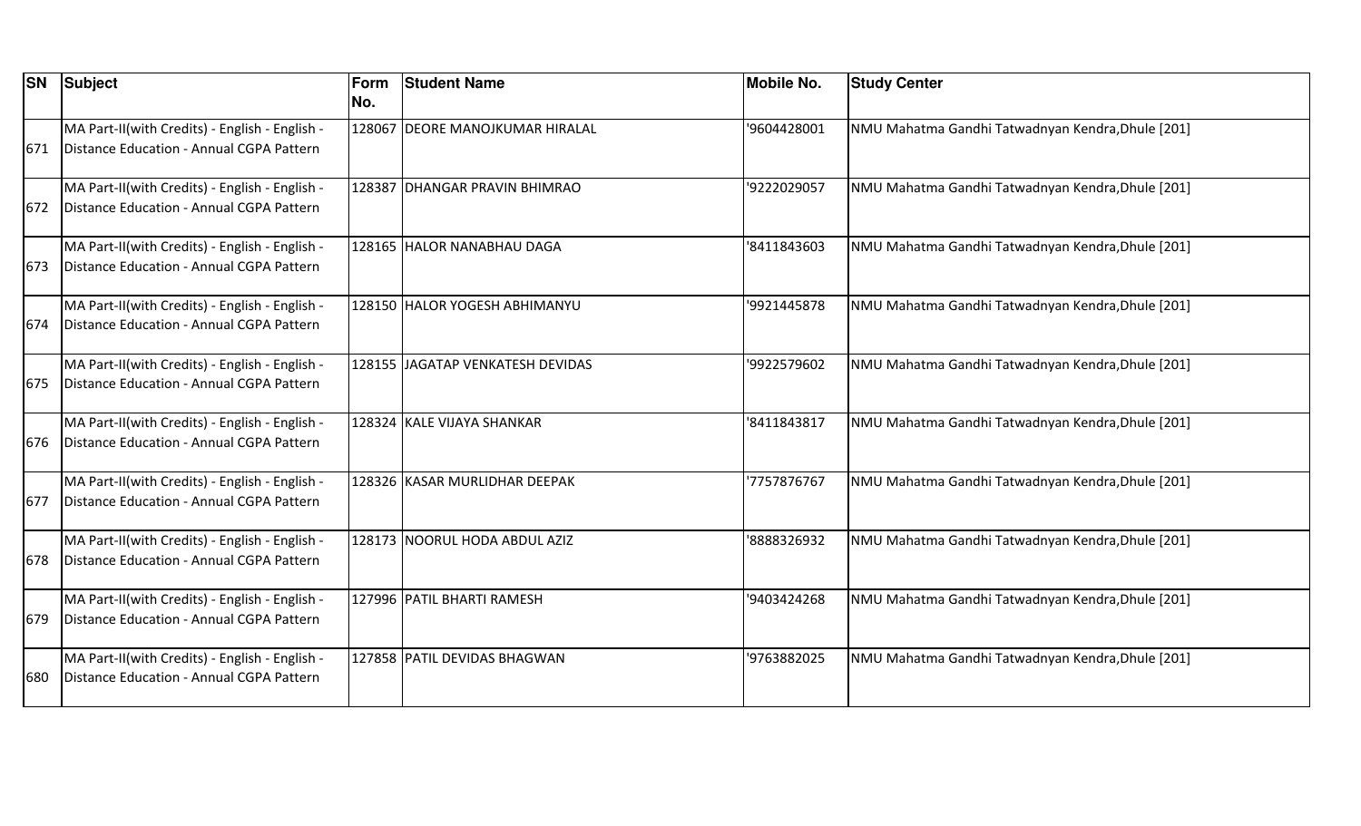| SN | Subject | Form No. | Student Name | Mobile No. | Study Center |
|---|---|---|---|---|---|
| 671 | MA Part-II(with Credits) - English - English - Distance Education - Annual CGPA Pattern | 128067 | DEORE MANOJKUMAR HIRALAL | '9604428001 | NMU Mahatma Gandhi Tatwadnyan Kendra,Dhule [201] |
| 672 | MA Part-II(with Credits) - English - English - Distance Education - Annual CGPA Pattern | 128387 | DHANGAR PRAVIN BHIMRAO | '9222029057 | NMU Mahatma Gandhi Tatwadnyan Kendra,Dhule [201] |
| 673 | MA Part-II(with Credits) - English - English - Distance Education - Annual CGPA Pattern | 128165 | HALOR NANABHAU DAGA | '8411843603 | NMU Mahatma Gandhi Tatwadnyan Kendra,Dhule [201] |
| 674 | MA Part-II(with Credits) - English - English - Distance Education - Annual CGPA Pattern | 128150 | HALOR YOGESH ABHIMANYU | '9921445878 | NMU Mahatma Gandhi Tatwadnyan Kendra,Dhule [201] |
| 675 | MA Part-II(with Credits) - English - English - Distance Education - Annual CGPA Pattern | 128155 | JAGATAP VENKATESH DEVIDAS | '9922579602 | NMU Mahatma Gandhi Tatwadnyan Kendra,Dhule [201] |
| 676 | MA Part-II(with Credits) - English - English - Distance Education - Annual CGPA Pattern | 128324 | KALE VIJAYA SHANKAR | '8411843817 | NMU Mahatma Gandhi Tatwadnyan Kendra,Dhule [201] |
| 677 | MA Part-II(with Credits) - English - English - Distance Education - Annual CGPA Pattern | 128326 | KASAR MURLIDHAR DEEPAK | '7757876767 | NMU Mahatma Gandhi Tatwadnyan Kendra,Dhule [201] |
| 678 | MA Part-II(with Credits) - English - English - Distance Education - Annual CGPA Pattern | 128173 | NOORUL HODA ABDUL AZIZ | '8888326932 | NMU Mahatma Gandhi Tatwadnyan Kendra,Dhule [201] |
| 679 | MA Part-II(with Credits) - English - English - Distance Education - Annual CGPA Pattern | 127996 | PATIL BHARTI RAMESH | '9403424268 | NMU Mahatma Gandhi Tatwadnyan Kendra,Dhule [201] |
| 680 | MA Part-II(with Credits) - English - English - Distance Education - Annual CGPA Pattern | 127858 | PATIL DEVIDAS BHAGWAN | '9763882025 | NMU Mahatma Gandhi Tatwadnyan Kendra,Dhule [201] |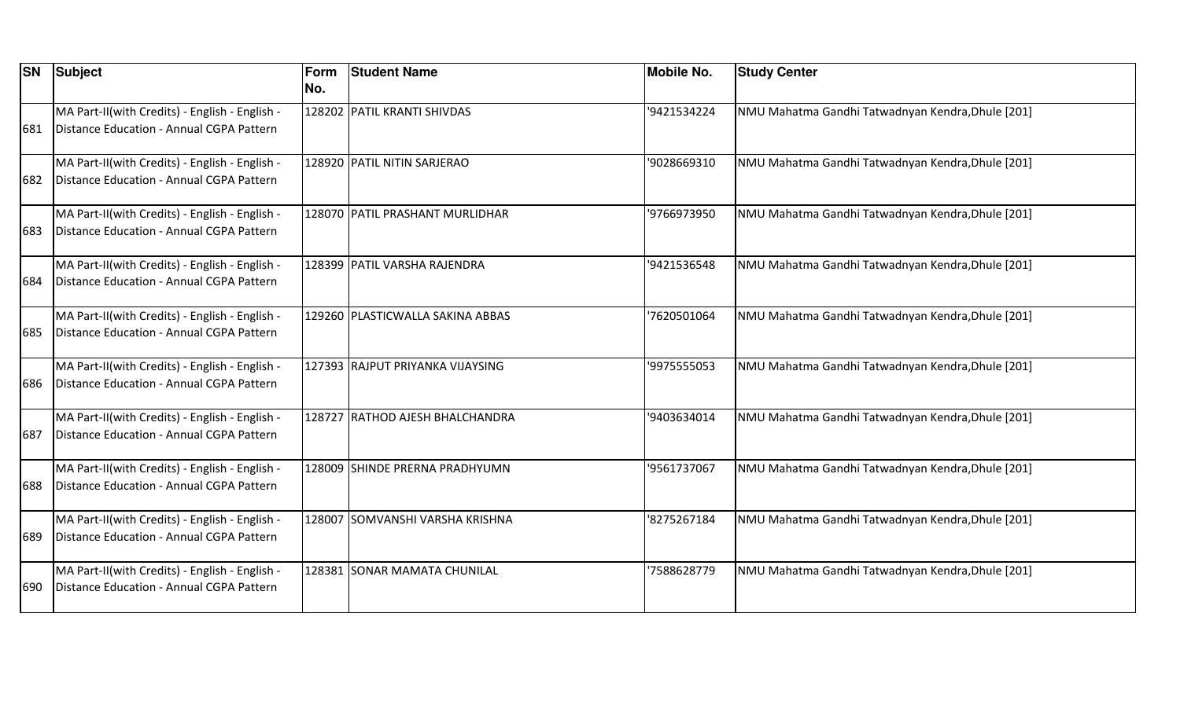| SN | Subject | Form No. | Student Name | Mobile No. | Study Center |
|---|---|---|---|---|---|
| 681 | MA Part-II(with Credits) - English - English - Distance Education - Annual CGPA Pattern | 128202 | PATIL KRANTI SHIVDAS | '9421534224 | NMU Mahatma Gandhi Tatwadnyan Kendra,Dhule [201] |
| 682 | MA Part-II(with Credits) - English - English - Distance Education - Annual CGPA Pattern | 128920 | PATIL NITIN SARJERAO | '9028669310 | NMU Mahatma Gandhi Tatwadnyan Kendra,Dhule [201] |
| 683 | MA Part-II(with Credits) - English - English - Distance Education - Annual CGPA Pattern | 128070 | PATIL PRASHANT MURLIDHAR | '9766973950 | NMU Mahatma Gandhi Tatwadnyan Kendra,Dhule [201] |
| 684 | MA Part-II(with Credits) - English - English - Distance Education - Annual CGPA Pattern | 128399 | PATIL VARSHA RAJENDRA | '9421536548 | NMU Mahatma Gandhi Tatwadnyan Kendra,Dhule [201] |
| 685 | MA Part-II(with Credits) - English - English - Distance Education - Annual CGPA Pattern | 129260 | PLASTICWALLA SAKINA ABBAS | '7620501064 | NMU Mahatma Gandhi Tatwadnyan Kendra,Dhule [201] |
| 686 | MA Part-II(with Credits) - English - English - Distance Education - Annual CGPA Pattern | 127393 | RAJPUT PRIYANKA VIJAYSING | '9975555053 | NMU Mahatma Gandhi Tatwadnyan Kendra,Dhule [201] |
| 687 | MA Part-II(with Credits) - English - English - Distance Education - Annual CGPA Pattern | 128727 | RATHOD AJESH BHALCHANDRA | '9403634014 | NMU Mahatma Gandhi Tatwadnyan Kendra,Dhule [201] |
| 688 | MA Part-II(with Credits) - English - English - Distance Education - Annual CGPA Pattern | 128009 | SHINDE PRERNA PRADHYUMN | '9561737067 | NMU Mahatma Gandhi Tatwadnyan Kendra,Dhule [201] |
| 689 | MA Part-II(with Credits) - English - English - Distance Education - Annual CGPA Pattern | 128007 | SOMVANSHI VARSHA KRISHNA | '8275267184 | NMU Mahatma Gandhi Tatwadnyan Kendra,Dhule [201] |
| 690 | MA Part-II(with Credits) - English - English - Distance Education - Annual CGPA Pattern | 128381 | SONAR MAMATA CHUNILAL | '7588628779 | NMU Mahatma Gandhi Tatwadnyan Kendra,Dhule [201] |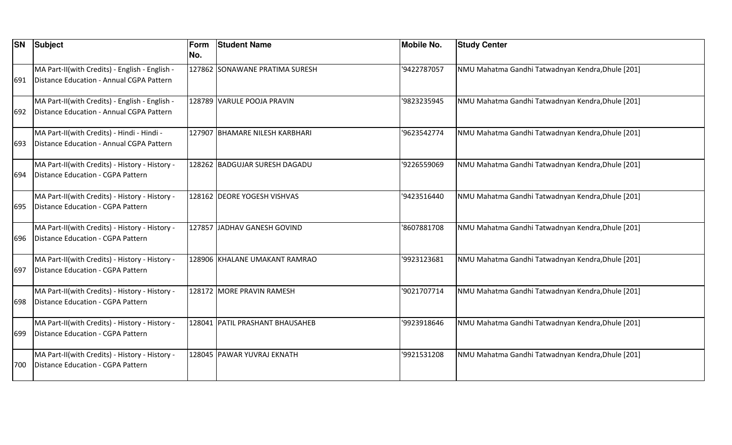| SN | Subject | Form No. | Student Name | Mobile No. | Study Center |
|---|---|---|---|---|---|
| 691 | MA Part-II(with Credits) - English - English - Distance Education - Annual CGPA Pattern | 127862 | SONAWANE PRATIMA SURESH | '9422787057 | NMU Mahatma Gandhi Tatwadnyan Kendra,Dhule [201] |
| 692 | MA Part-II(with Credits) - English - English - Distance Education - Annual CGPA Pattern | 128789 | VARULE POOJA PRAVIN | '9823235945 | NMU Mahatma Gandhi Tatwadnyan Kendra,Dhule [201] |
| 693 | MA Part-II(with Credits) - Hindi - Hindi - Distance Education - Annual CGPA Pattern | 127907 | BHAMARE NILESH KARBHARI | '9623542774 | NMU Mahatma Gandhi Tatwadnyan Kendra,Dhule [201] |
| 694 | MA Part-II(with Credits) - History - History - Distance Education - CGPA Pattern | 128262 | BADGUJAR SURESH DAGADU | '9226559069 | NMU Mahatma Gandhi Tatwadnyan Kendra,Dhule [201] |
| 695 | MA Part-II(with Credits) - History - History - Distance Education - CGPA Pattern | 128162 | DEORE YOGESH VISHVAS | '9423516440 | NMU Mahatma Gandhi Tatwadnyan Kendra,Dhule [201] |
| 696 | MA Part-II(with Credits) - History - History - Distance Education - CGPA Pattern | 127857 | JADHAV GANESH GOVIND | '8607881708 | NMU Mahatma Gandhi Tatwadnyan Kendra,Dhule [201] |
| 697 | MA Part-II(with Credits) - History - History - Distance Education - CGPA Pattern | 128906 | KHALANE UMAKANT RAMRAO | '9923123681 | NMU Mahatma Gandhi Tatwadnyan Kendra,Dhule [201] |
| 698 | MA Part-II(with Credits) - History - History - Distance Education - CGPA Pattern | 128172 | MORE PRAVIN RAMESH | '9021707714 | NMU Mahatma Gandhi Tatwadnyan Kendra,Dhule [201] |
| 699 | MA Part-II(with Credits) - History - History - Distance Education - CGPA Pattern | 128041 | PATIL PRASHANT BHAUSAHEB | '9923918646 | NMU Mahatma Gandhi Tatwadnyan Kendra,Dhule [201] |
| 700 | MA Part-II(with Credits) - History - History - Distance Education - CGPA Pattern | 128045 | PAWAR YUVRAJ EKNATH | '9921531208 | NMU Mahatma Gandhi Tatwadnyan Kendra,Dhule [201] |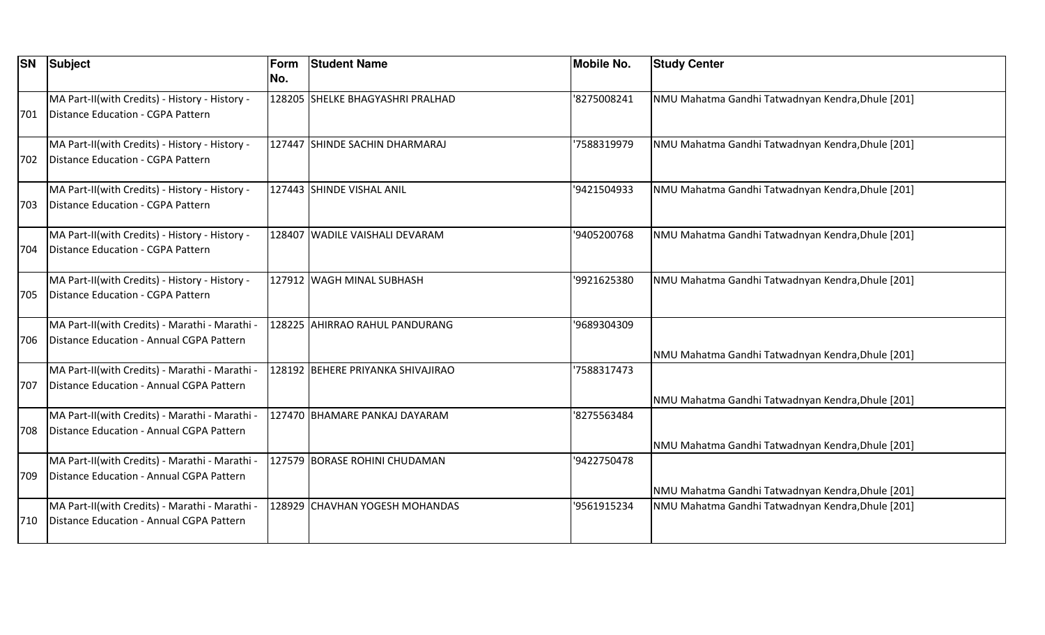| SN | Subject | Form No. | Student Name | Mobile No. | Study Center |
|---|---|---|---|---|---|
| 701 | MA Part-II(with Credits) - History - History - Distance Education - CGPA Pattern | 128205 | SHELKE BHAGYASHRI PRALHAD | '8275008241 | NMU Mahatma Gandhi Tatwadnyan Kendra,Dhule [201] |
| 702 | MA Part-II(with Credits) - History - History - Distance Education - CGPA Pattern | 127447 | SHINDE SACHIN DHARMARAJ | '7588319979 | NMU Mahatma Gandhi Tatwadnyan Kendra,Dhule [201] |
| 703 | MA Part-II(with Credits) - History - History - Distance Education - CGPA Pattern | 127443 | SHINDE VISHAL ANIL | '9421504933 | NMU Mahatma Gandhi Tatwadnyan Kendra,Dhule [201] |
| 704 | MA Part-II(with Credits) - History - History - Distance Education - CGPA Pattern | 128407 | WADILE VAISHALI DEVARAM | '9405200768 | NMU Mahatma Gandhi Tatwadnyan Kendra,Dhule [201] |
| 705 | MA Part-II(with Credits) - History - History - Distance Education - CGPA Pattern | 127912 | WAGH MINAL SUBHASH | '9921625380 | NMU Mahatma Gandhi Tatwadnyan Kendra,Dhule [201] |
| 706 | MA Part-II(with Credits) - Marathi - Marathi - Distance Education - Annual CGPA Pattern | 128225 | AHIRRAO RAHUL PANDURANG | '9689304309 | NMU Mahatma Gandhi Tatwadnyan Kendra,Dhule [201] |
| 707 | MA Part-II(with Credits) - Marathi - Marathi - Distance Education - Annual CGPA Pattern | 128192 | BEHERE PRIYANKA SHIVAJIRAO | '7588317473 | NMU Mahatma Gandhi Tatwadnyan Kendra,Dhule [201] |
| 708 | MA Part-II(with Credits) - Marathi - Marathi - Distance Education - Annual CGPA Pattern | 127470 | BHAMARE PANKAJ DAYARAM | '8275563484 | NMU Mahatma Gandhi Tatwadnyan Kendra,Dhule [201] |
| 709 | MA Part-II(with Credits) - Marathi - Marathi - Distance Education - Annual CGPA Pattern | 127579 | BORASE ROHINI CHUDAMAN | '9422750478 | NMU Mahatma Gandhi Tatwadnyan Kendra,Dhule [201] |
| 710 | MA Part-II(with Credits) - Marathi - Marathi - Distance Education - Annual CGPA Pattern | 128929 | CHAVHAN YOGESH MOHANDAS | '9561915234 | NMU Mahatma Gandhi Tatwadnyan Kendra,Dhule [201] |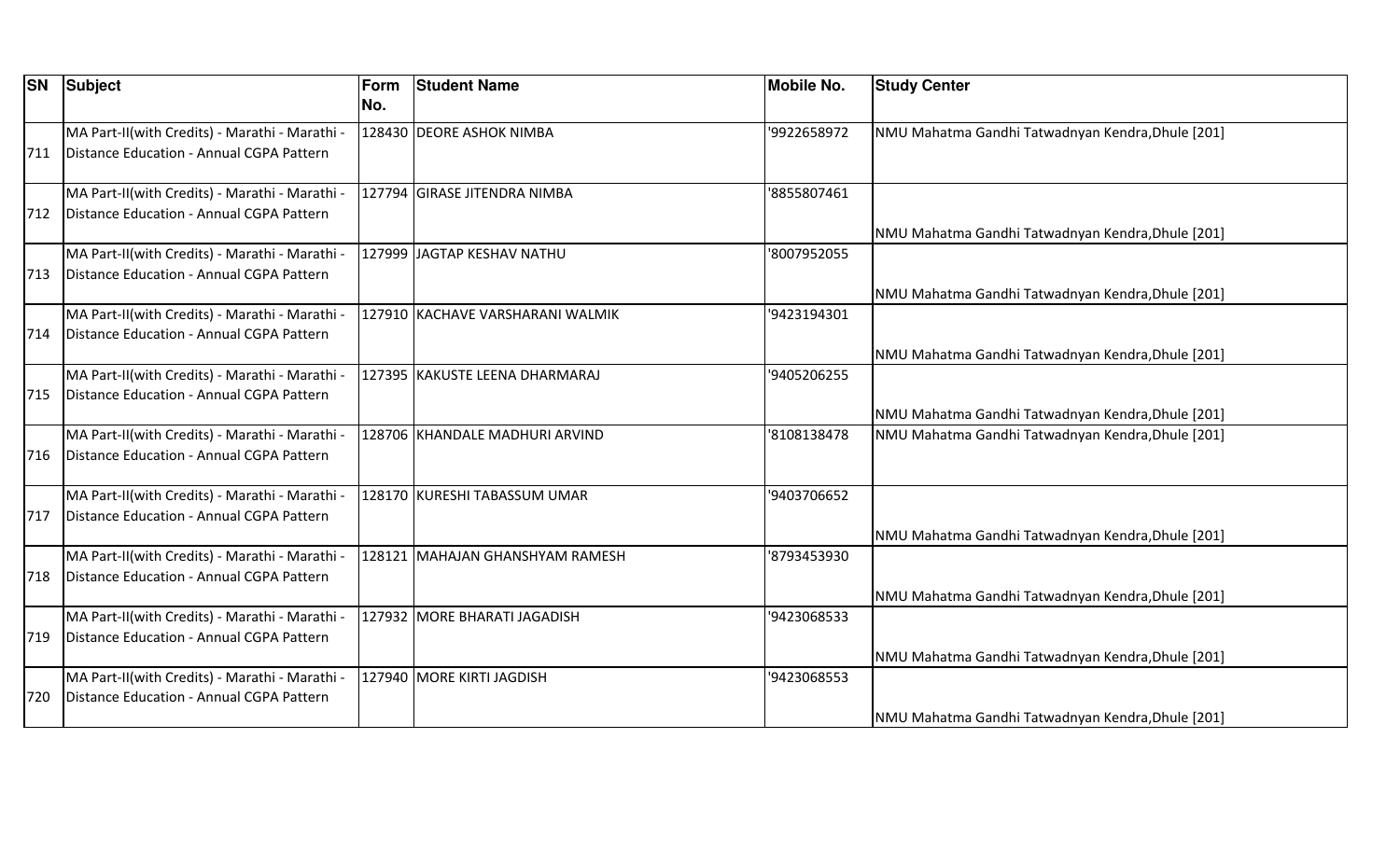| SN | Subject | Form No. | Student Name | Mobile No. | Study Center |
|---|---|---|---|---|---|
| 711 | MA Part-II(with Credits) - Marathi - Marathi - Distance Education - Annual CGPA Pattern | 128430 | DEORE ASHOK NIMBA | '9922658972 | NMU Mahatma Gandhi Tatwadnyan Kendra,Dhule [201] |
| 712 | MA Part-II(with Credits) - Marathi - Marathi - Distance Education - Annual CGPA Pattern | 127794 | GIRASE JITENDRA NIMBA | '8855807461 | NMU Mahatma Gandhi Tatwadnyan Kendra,Dhule [201] |
| 713 | MA Part-II(with Credits) - Marathi - Marathi - Distance Education - Annual CGPA Pattern | 127999 | JAGTAP KESHAV NATHU | '8007952055 | NMU Mahatma Gandhi Tatwadnyan Kendra,Dhule [201] |
| 714 | MA Part-II(with Credits) - Marathi - Marathi - Distance Education - Annual CGPA Pattern | 127910 | KACHAVE VARSHARANI WALMIK | '9423194301 | NMU Mahatma Gandhi Tatwadnyan Kendra,Dhule [201] |
| 715 | MA Part-II(with Credits) - Marathi - Marathi - Distance Education - Annual CGPA Pattern | 127395 | KAKUSTE LEENA DHARMARAJ | '9405206255 | NMU Mahatma Gandhi Tatwadnyan Kendra,Dhule [201] |
| 716 | MA Part-II(with Credits) - Marathi - Marathi - Distance Education - Annual CGPA Pattern | 128706 | KHANDALE MADHURI ARVIND | '8108138478 | NMU Mahatma Gandhi Tatwadnyan Kendra,Dhule [201] |
| 717 | MA Part-II(with Credits) - Marathi - Marathi - Distance Education - Annual CGPA Pattern | 128170 | KURESHI TABASSUM UMAR | '9403706652 | NMU Mahatma Gandhi Tatwadnyan Kendra,Dhule [201] |
| 718 | MA Part-II(with Credits) - Marathi - Marathi - Distance Education - Annual CGPA Pattern | 128121 | MAHAJAN GHANSHYAM RAMESH | '8793453930 | NMU Mahatma Gandhi Tatwadnyan Kendra,Dhule [201] |
| 719 | MA Part-II(with Credits) - Marathi - Marathi - Distance Education - Annual CGPA Pattern | 127932 | MORE BHARATI JAGADISH | '9423068533 | NMU Mahatma Gandhi Tatwadnyan Kendra,Dhule [201] |
| 720 | MA Part-II(with Credits) - Marathi - Marathi - Distance Education - Annual CGPA Pattern | 127940 | MORE KIRTI JAGDISH | '9423068553 | NMU Mahatma Gandhi Tatwadnyan Kendra,Dhule [201] |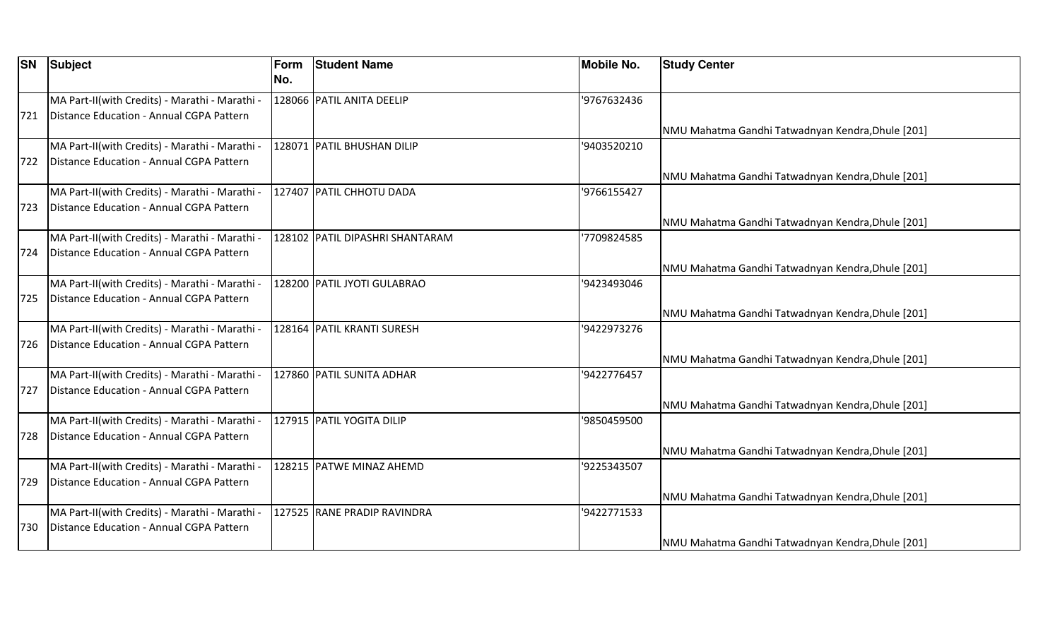| SN | Subject | Form No. | Student Name | Mobile No. | Study Center |
|---|---|---|---|---|---|
| 721 | MA Part-II(with Credits) - Marathi - Marathi - Distance Education - Annual CGPA Pattern | 128066 | PATIL ANITA DEELIP | '9767632436 | NMU Mahatma Gandhi Tatwadnyan Kendra,Dhule [201] |
| 722 | MA Part-II(with Credits) - Marathi - Marathi - Distance Education - Annual CGPA Pattern | 128071 | PATIL BHUSHAN DILIP | '9403520210 | NMU Mahatma Gandhi Tatwadnyan Kendra,Dhule [201] |
| 723 | MA Part-II(with Credits) - Marathi - Marathi - Distance Education - Annual CGPA Pattern | 127407 | PATIL CHHOTU DADA | '9766155427 | NMU Mahatma Gandhi Tatwadnyan Kendra,Dhule [201] |
| 724 | MA Part-II(with Credits) - Marathi - Marathi - Distance Education - Annual CGPA Pattern | 128102 | PATIL DIPASHRI SHANTARAM | '7709824585 | NMU Mahatma Gandhi Tatwadnyan Kendra,Dhule [201] |
| 725 | MA Part-II(with Credits) - Marathi - Marathi - Distance Education - Annual CGPA Pattern | 128200 | PATIL JYOTI GULABRAO | '9423493046 | NMU Mahatma Gandhi Tatwadnyan Kendra,Dhule [201] |
| 726 | MA Part-II(with Credits) - Marathi - Marathi - Distance Education - Annual CGPA Pattern | 128164 | PATIL KRANTI SURESH | '9422973276 | NMU Mahatma Gandhi Tatwadnyan Kendra,Dhule [201] |
| 727 | MA Part-II(with Credits) - Marathi - Marathi - Distance Education - Annual CGPA Pattern | 127860 | PATIL SUNITA ADHAR | '9422776457 | NMU Mahatma Gandhi Tatwadnyan Kendra,Dhule [201] |
| 728 | MA Part-II(with Credits) - Marathi - Marathi - Distance Education - Annual CGPA Pattern | 127915 | PATIL YOGITA DILIP | '9850459500 | NMU Mahatma Gandhi Tatwadnyan Kendra,Dhule [201] |
| 729 | MA Part-II(with Credits) - Marathi - Marathi - Distance Education - Annual CGPA Pattern | 128215 | PATWE MINAZ AHEMD | '9225343507 | NMU Mahatma Gandhi Tatwadnyan Kendra,Dhule [201] |
| 730 | MA Part-II(with Credits) - Marathi - Marathi - Distance Education - Annual CGPA Pattern | 127525 | RANE PRADIP RAVINDRA | '9422771533 | NMU Mahatma Gandhi Tatwadnyan Kendra,Dhule [201] |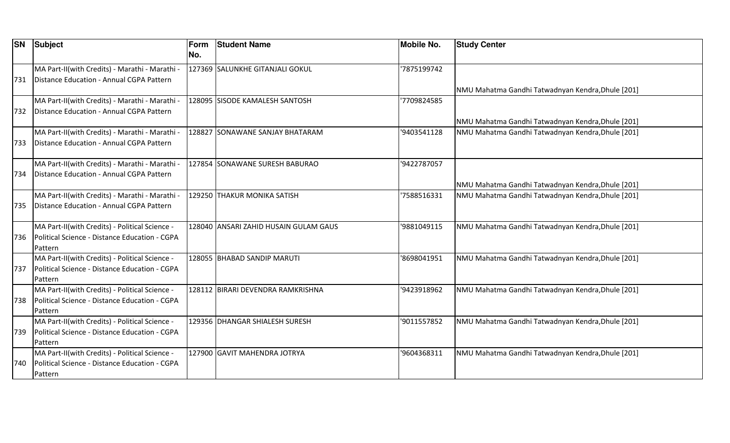| SN | Subject | Form No. | Student Name | Mobile No. | Study Center |
|---|---|---|---|---|---|
| 731 | MA Part-II(with Credits) - Marathi - Marathi - Distance Education - Annual CGPA Pattern | 127369 | SALUNKHE GITANJALI GOKUL | '7875199742 | NMU Mahatma Gandhi Tatwadnyan Kendra,Dhule [201] |
| 732 | MA Part-II(with Credits) - Marathi - Marathi - Distance Education - Annual CGPA Pattern | 128095 | SISODE KAMALESH SANTOSH | '7709824585 | NMU Mahatma Gandhi Tatwadnyan Kendra,Dhule [201] |
| 733 | MA Part-II(with Credits) - Marathi - Marathi - Distance Education - Annual CGPA Pattern | 128827 | SONAWANE SANJAY BHATARAM | '9403541128 | NMU Mahatma Gandhi Tatwadnyan Kendra,Dhule [201] |
| 734 | MA Part-II(with Credits) - Marathi - Marathi - Distance Education - Annual CGPA Pattern | 127854 | SONAWANE SURESH BABURAO | '9422787057 | NMU Mahatma Gandhi Tatwadnyan Kendra,Dhule [201] |
| 735 | MA Part-II(with Credits) - Marathi - Marathi - Distance Education - Annual CGPA Pattern | 129250 | THAKUR MONIKA SATISH | '7588516331 | NMU Mahatma Gandhi Tatwadnyan Kendra,Dhule [201] |
| 736 | MA Part-II(with Credits) - Political Science - Political Science - Distance Education - CGPA Pattern | 128040 | ANSARI ZAHID HUSAIN GULAM GAUS | '9881049115 | NMU Mahatma Gandhi Tatwadnyan Kendra,Dhule [201] |
| 737 | MA Part-II(with Credits) - Political Science - Political Science - Distance Education - CGPA Pattern | 128055 | BHABAD SANDIP MARUTI | '8698041951 | NMU Mahatma Gandhi Tatwadnyan Kendra,Dhule [201] |
| 738 | MA Part-II(with Credits) - Political Science - Political Science - Distance Education - CGPA Pattern | 128112 | BIRARI DEVENDRA RAMKRISHNA | '9423918962 | NMU Mahatma Gandhi Tatwadnyan Kendra,Dhule [201] |
| 739 | MA Part-II(with Credits) - Political Science - Political Science - Distance Education - CGPA Pattern | 129356 | DHANGAR SHIALESH SURESH | '9011557852 | NMU Mahatma Gandhi Tatwadnyan Kendra,Dhule [201] |
| 740 | MA Part-II(with Credits) - Political Science - Political Science - Distance Education - CGPA Pattern | 127900 | GAVIT MAHENDRA JOTRYA | '9604368311 | NMU Mahatma Gandhi Tatwadnyan Kendra,Dhule [201] |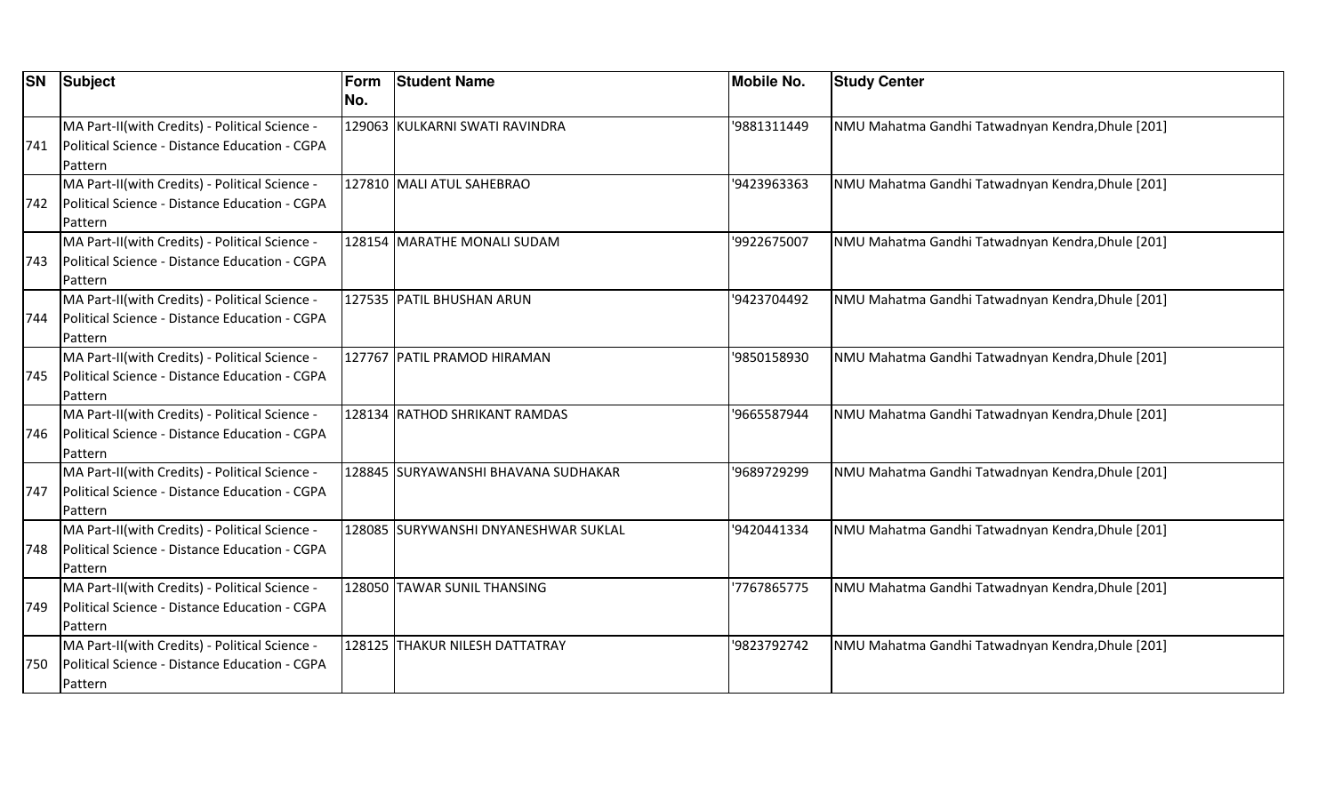| SN | Subject | Form No. | Student Name | Mobile No. | Study Center |
|---|---|---|---|---|---|
| 741 | MA Part-II(with Credits) - Political Science - Political Science - Distance Education - CGPA Pattern | 129063 | KULKARNI SWATI RAVINDRA | '9881311449 | NMU Mahatma Gandhi Tatwadnyan Kendra,Dhule [201] |
| 742 | MA Part-II(with Credits) - Political Science - Political Science - Distance Education - CGPA Pattern | 127810 | MALI ATUL SAHEBRAO | '9423963363 | NMU Mahatma Gandhi Tatwadnyan Kendra,Dhule [201] |
| 743 | MA Part-II(with Credits) - Political Science - Political Science - Distance Education - CGPA Pattern | 128154 | MARATHE MONALI SUDAM | '9922675007 | NMU Mahatma Gandhi Tatwadnyan Kendra,Dhule [201] |
| 744 | MA Part-II(with Credits) - Political Science - Political Science - Distance Education - CGPA Pattern | 127535 | PATIL BHUSHAN ARUN | '9423704492 | NMU Mahatma Gandhi Tatwadnyan Kendra,Dhule [201] |
| 745 | MA Part-II(with Credits) - Political Science - Political Science - Distance Education - CGPA Pattern | 127767 | PATIL PRAMOD HIRAMAN | '9850158930 | NMU Mahatma Gandhi Tatwadnyan Kendra,Dhule [201] |
| 746 | MA Part-II(with Credits) - Political Science - Political Science - Distance Education - CGPA Pattern | 128134 | RATHOD SHRIKANT RAMDAS | '9665587944 | NMU Mahatma Gandhi Tatwadnyan Kendra,Dhule [201] |
| 747 | MA Part-II(with Credits) - Political Science - Political Science - Distance Education - CGPA Pattern | 128845 | SURYAWANSHI BHAVANA SUDHAKAR | '9689729299 | NMU Mahatma Gandhi Tatwadnyan Kendra,Dhule [201] |
| 748 | MA Part-II(with Credits) - Political Science - Political Science - Distance Education - CGPA Pattern | 128085 | SURYWANSHI DNYANESHWAR SUKLAL | '9420441334 | NMU Mahatma Gandhi Tatwadnyan Kendra,Dhule [201] |
| 749 | MA Part-II(with Credits) - Political Science - Political Science - Distance Education - CGPA Pattern | 128050 | TAWAR SUNIL THANSING | '7767865775 | NMU Mahatma Gandhi Tatwadnyan Kendra,Dhule [201] |
| 750 | MA Part-II(with Credits) - Political Science - Political Science - Distance Education - CGPA Pattern | 128125 | THAKUR NILESH DATTATRAY | '9823792742 | NMU Mahatma Gandhi Tatwadnyan Kendra,Dhule [201] |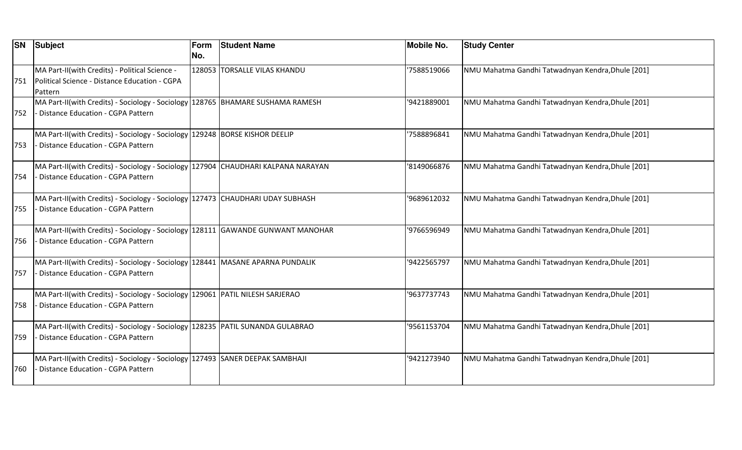| SN | Subject | Form No. | Student Name | Mobile No. | Study Center |
|---|---|---|---|---|---|
| 751 | MA Part-II(with Credits) - Political Science - Political Science - Distance Education - CGPA Pattern | 128053 | TORSALLE VILAS KHANDU | '7588519066 | NMU Mahatma Gandhi Tatwadnyan Kendra,Dhule [201] |
| 752 | MA Part-II(with Credits) - Sociology - Sociology - Distance Education - CGPA Pattern | 128765 | BHAMARE SUSHAMA RAMESH | '9421889001 | NMU Mahatma Gandhi Tatwadnyan Kendra,Dhule [201] |
| 753 | MA Part-II(with Credits) - Sociology - Sociology - Distance Education - CGPA Pattern | 129248 | BORSE KISHOR DEELIP | '7588896841 | NMU Mahatma Gandhi Tatwadnyan Kendra,Dhule [201] |
| 754 | MA Part-II(with Credits) - Sociology - Sociology - Distance Education - CGPA Pattern | 127904 | CHAUDHARI KALPANA NARAYAN | '8149066876 | NMU Mahatma Gandhi Tatwadnyan Kendra,Dhule [201] |
| 755 | MA Part-II(with Credits) - Sociology - Sociology - Distance Education - CGPA Pattern | 127473 | CHAUDHARI UDAY SUBHASH | '9689612032 | NMU Mahatma Gandhi Tatwadnyan Kendra,Dhule [201] |
| 756 | MA Part-II(with Credits) - Sociology - Sociology - Distance Education - CGPA Pattern | 128111 | GAWANDE GUNWANT MANOHAR | '9766596949 | NMU Mahatma Gandhi Tatwadnyan Kendra,Dhule [201] |
| 757 | MA Part-II(with Credits) - Sociology - Sociology - Distance Education - CGPA Pattern | 128441 | MASANE APARNA PUNDALIK | '9422565797 | NMU Mahatma Gandhi Tatwadnyan Kendra,Dhule [201] |
| 758 | MA Part-II(with Credits) - Sociology - Sociology - Distance Education - CGPA Pattern | 129061 | PATIL NILESH SARJERAO | '9637737743 | NMU Mahatma Gandhi Tatwadnyan Kendra,Dhule [201] |
| 759 | MA Part-II(with Credits) - Sociology - Sociology - Distance Education - CGPA Pattern | 128235 | PATIL SUNANDA GULABRAO | '9561153704 | NMU Mahatma Gandhi Tatwadnyan Kendra,Dhule [201] |
| 760 | MA Part-II(with Credits) - Sociology - Sociology - Distance Education - CGPA Pattern | 127493 | SANER DEEPAK SAMBHAJI | '9421273940 | NMU Mahatma Gandhi Tatwadnyan Kendra,Dhule [201] |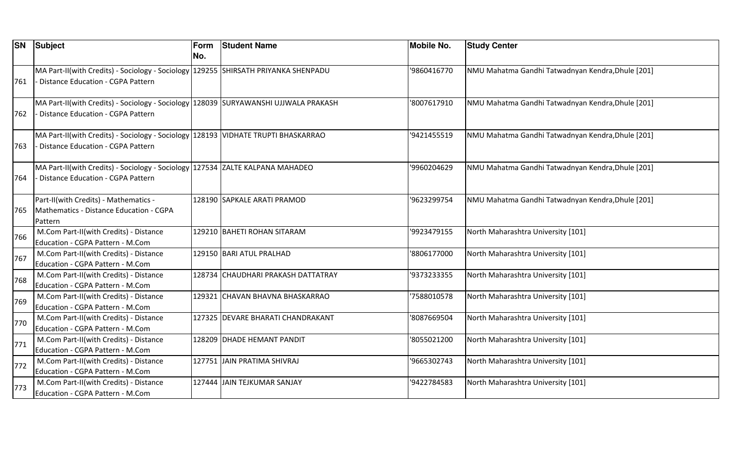| SN | Subject | Form No. | Student Name | Mobile No. | Study Center |
|---|---|---|---|---|---|
| 761 | MA Part-II(with Credits) - Sociology - Sociology - Distance Education - CGPA Pattern | 129255 | SHIRSATH PRIYANKA SHENPADU | '9860416770 | NMU Mahatma Gandhi Tatwadnyan Kendra,Dhule [201] |
| 762 | MA Part-II(with Credits) - Sociology - Sociology - Distance Education - CGPA Pattern | 128039 | SURYAWANSHI UJJWALA PRAKASH | '8007617910 | NMU Mahatma Gandhi Tatwadnyan Kendra,Dhule [201] |
| 763 | MA Part-II(with Credits) - Sociology - Sociology - Distance Education - CGPA Pattern | 128193 | VIDHATE TRUPTI BHASKARRAO | '9421455519 | NMU Mahatma Gandhi Tatwadnyan Kendra,Dhule [201] |
| 764 | MA Part-II(with Credits) - Sociology - Sociology - Distance Education - CGPA Pattern | 127534 | ZALTE KALPANA MAHADEO | '9960204629 | NMU Mahatma Gandhi Tatwadnyan Kendra,Dhule [201] |
| 765 | Part-II(with Credits) - Mathematics - Mathematics - Distance Education - CGPA Pattern | 128190 | SAPKALE ARATI PRAMOD | '9623299754 | NMU Mahatma Gandhi Tatwadnyan Kendra,Dhule [201] |
| 766 | M.Com Part-II(with Credits) - Distance Education - CGPA Pattern - M.Com | 129210 | BAHETI ROHAN SITARAM | '9923479155 | North Maharashtra University [101] |
| 767 | M.Com Part-II(with Credits) - Distance Education - CGPA Pattern - M.Com | 129150 | BARI ATUL PRALHAD | '8806177000 | North Maharashtra University [101] |
| 768 | M.Com Part-II(with Credits) - Distance Education - CGPA Pattern - M.Com | 128734 | CHAUDHARI PRAKASH DATTATRAY | '9373233355 | North Maharashtra University [101] |
| 769 | M.Com Part-II(with Credits) - Distance Education - CGPA Pattern - M.Com | 129321 | CHAVAN BHAVNA BHASKARRAO | '7588010578 | North Maharashtra University [101] |
| 770 | M.Com Part-II(with Credits) - Distance Education - CGPA Pattern - M.Com | 127325 | DEVARE BHARATI CHANDRAKANT | '8087669504 | North Maharashtra University [101] |
| 771 | M.Com Part-II(with Credits) - Distance Education - CGPA Pattern - M.Com | 128209 | DHADE HEMANT PANDIT | '8055021200 | North Maharashtra University [101] |
| 772 | M.Com Part-II(with Credits) - Distance Education - CGPA Pattern - M.Com | 127751 | JAIN PRATIMA SHIVRAJ | '9665302743 | North Maharashtra University [101] |
| 773 | M.Com Part-II(with Credits) - Distance Education - CGPA Pattern - M.Com | 127444 | JAIN TEJKUMAR SANJAY | '9422784583 | North Maharashtra University [101] |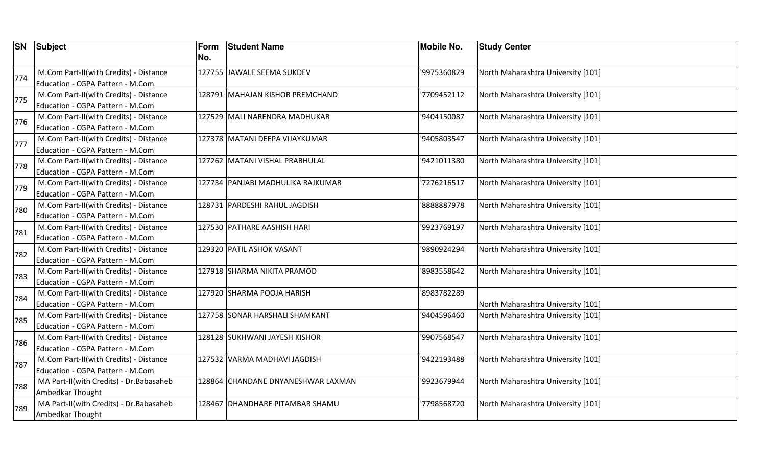| SN | Subject | Form No. | Student Name | Mobile No. | Study Center |
|---|---|---|---|---|---|
| 774 | M.Com Part-II(with Credits) - Distance Education - CGPA Pattern - M.Com | 127755 | JAWALE SEEMA SUKDEV | '9975360829 | North Maharashtra University [101] |
| 775 | M.Com Part-II(with Credits) - Distance Education - CGPA Pattern - M.Com | 128791 | MAHAJAN KISHOR PREMCHAND | '7709452112 | North Maharashtra University [101] |
| 776 | M.Com Part-II(with Credits) - Distance Education - CGPA Pattern - M.Com | 127529 | MALI NARENDRA MADHUKAR | '9404150087 | North Maharashtra University [101] |
| 777 | M.Com Part-II(with Credits) - Distance Education - CGPA Pattern - M.Com | 127378 | MATANI DEEPA VIJAYKUMAR | '9405803547 | North Maharashtra University [101] |
| 778 | M.Com Part-II(with Credits) - Distance Education - CGPA Pattern - M.Com | 127262 | MATANI VISHAL PRABHULAL | '9421011380 | North Maharashtra University [101] |
| 779 | M.Com Part-II(with Credits) - Distance Education - CGPA Pattern - M.Com | 127734 | PANJABI MADHULIKA RAJKUMAR | '7276216517 | North Maharashtra University [101] |
| 780 | M.Com Part-II(with Credits) - Distance Education - CGPA Pattern - M.Com | 128731 | PARDESHI RAHUL JAGDISH | '8888887978 | North Maharashtra University [101] |
| 781 | M.Com Part-II(with Credits) - Distance Education - CGPA Pattern - M.Com | 127530 | PATHARE AASHISH HARI | '9923769197 | North Maharashtra University [101] |
| 782 | M.Com Part-II(with Credits) - Distance Education - CGPA Pattern - M.Com | 129320 | PATIL ASHOK VASANT | '9890924294 | North Maharashtra University [101] |
| 783 | M.Com Part-II(with Credits) - Distance Education - CGPA Pattern - M.Com | 127918 | SHARMA NIKITA PRAMOD | '8983558642 | North Maharashtra University [101] |
| 784 | M.Com Part-II(with Credits) - Distance Education - CGPA Pattern - M.Com | 127920 | SHARMA POOJA HARISH | '8983782289 | North Maharashtra University [101] |
| 785 | M.Com Part-II(with Credits) - Distance Education - CGPA Pattern - M.Com | 127758 | SONAR HARSHALI SHAMKANT | '9404596460 | North Maharashtra University [101] |
| 786 | M.Com Part-II(with Credits) - Distance Education - CGPA Pattern - M.Com | 128128 | SUKHWANI JAYESH KISHOR | '9907568547 | North Maharashtra University [101] |
| 787 | M.Com Part-II(with Credits) - Distance Education - CGPA Pattern - M.Com | 127532 | VARMA MADHAVI JAGDISH | '9422193488 | North Maharashtra University [101] |
| 788 | MA Part-II(with Credits) - Dr.Babasaheb Ambedkar Thought | 128864 | CHANDANE DNYANESHWAR LAXMAN | '9923679944 | North Maharashtra University [101] |
| 789 | MA Part-II(with Credits) - Dr.Babasaheb Ambedkar Thought | 128467 | DHANDHARE PITAMBAR SHAMU | '7798568720 | North Maharashtra University [101] |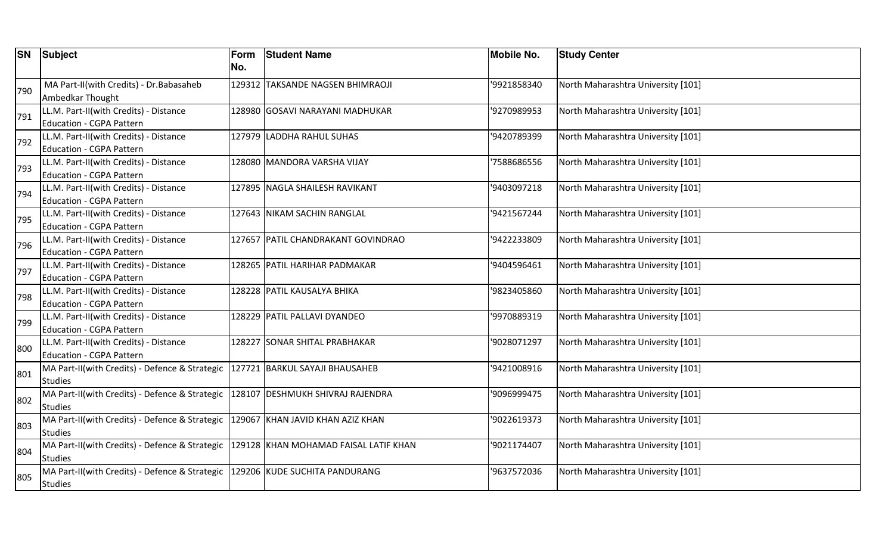| SN | Subject | Form No. | Student Name | Mobile No. | Study Center |
|---|---|---|---|---|---|
| 790 | MA Part-II(with Credits) - Dr.Babasaheb Ambedkar Thought | 129312 | TAKSANDE NAGSEN BHIMRAOJI | '9921858340 | North Maharashtra University [101] |
| 791 | LL.M. Part-II(with Credits) - Distance Education - CGPA Pattern | 128980 | GOSAVI NARAYANI MADHUKAR | '9270989953 | North Maharashtra University [101] |
| 792 | LL.M. Part-II(with Credits) - Distance Education - CGPA Pattern | 127979 | LADDHA RAHUL SUHAS | '9420789399 | North Maharashtra University [101] |
| 793 | LL.M. Part-II(with Credits) - Distance Education - CGPA Pattern | 128080 | MANDORA VARSHA VIJAY | '7588686556 | North Maharashtra University [101] |
| 794 | LL.M. Part-II(with Credits) - Distance Education - CGPA Pattern | 127895 | NAGLA SHAILESH RAVIKANT | '9403097218 | North Maharashtra University [101] |
| 795 | LL.M. Part-II(with Credits) - Distance Education - CGPA Pattern | 127643 | NIKAM SACHIN RANGLAL | '9421567244 | North Maharashtra University [101] |
| 796 | LL.M. Part-II(with Credits) - Distance Education - CGPA Pattern | 127657 | PATIL CHANDRAKANT GOVINDRAO | '9422233809 | North Maharashtra University [101] |
| 797 | LL.M. Part-II(with Credits) - Distance Education - CGPA Pattern | 128265 | PATIL HARIHAR PADMAKAR | '9404596461 | North Maharashtra University [101] |
| 798 | LL.M. Part-II(with Credits) - Distance Education - CGPA Pattern | 128228 | PATIL KAUSALYA BHIKA | '9823405860 | North Maharashtra University [101] |
| 799 | LL.M. Part-II(with Credits) - Distance Education - CGPA Pattern | 128229 | PATIL PALLAVI DYANDEO | '9970889319 | North Maharashtra University [101] |
| 800 | LL.M. Part-II(with Credits) - Distance Education - CGPA Pattern | 128227 | SONAR SHITAL PRABHAKAR | '9028071297 | North Maharashtra University [101] |
| 801 | MA Part-II(with Credits) - Defence & Strategic Studies | 127721 | BARKUL SAYAJI BHAUSAHEB | '9421008916 | North Maharashtra University [101] |
| 802 | MA Part-II(with Credits) - Defence & Strategic Studies | 128107 | DESHMUKH SHIVRAJ RAJENDRA | '9096999475 | North Maharashtra University [101] |
| 803 | MA Part-II(with Credits) - Defence & Strategic Studies | 129067 | KHAN JAVID KHAN AZIZ KHAN | '9022619373 | North Maharashtra University [101] |
| 804 | MA Part-II(with Credits) - Defence & Strategic Studies | 129128 | KHAN MOHAMAD FAISAL LATIF KHAN | '9021174407 | North Maharashtra University [101] |
| 805 | MA Part-II(with Credits) - Defence & Strategic Studies | 129206 | KUDE SUCHITA PANDURANG | '9637572036 | North Maharashtra University [101] |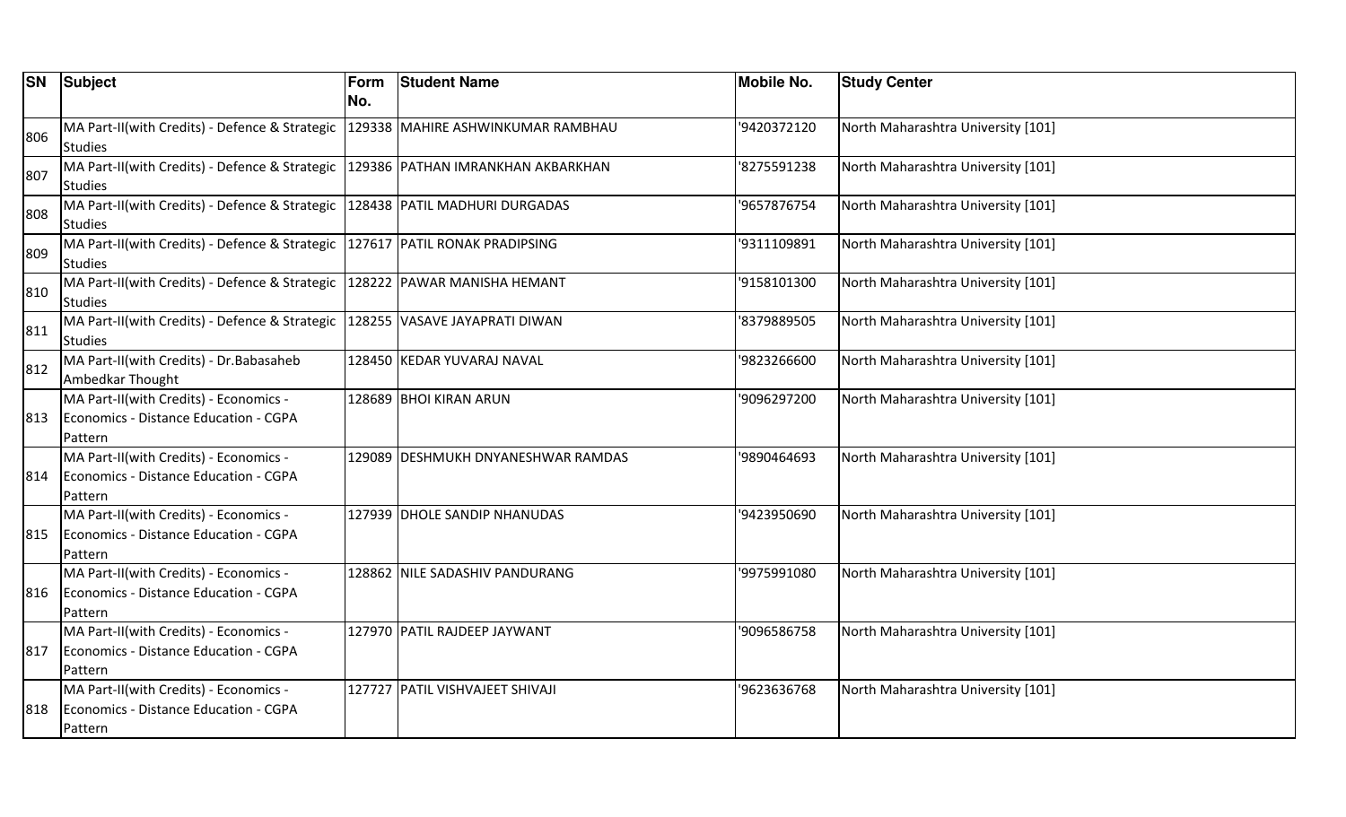| SN | Subject | Form No. | Student Name | Mobile No. | Study Center |
|---|---|---|---|---|---|
| 806 | MA Part-II(with Credits) - Defence & Strategic Studies | 129338 | MAHIRE ASHWINKUMAR RAMBHAU | '9420372120 | North Maharashtra University [101] |
| 807 | MA Part-II(with Credits) - Defence & Strategic Studies | 129386 | PATHAN IMRANKHAN AKBARKHAN | '8275591238 | North Maharashtra University [101] |
| 808 | MA Part-II(with Credits) - Defence & Strategic Studies | 128438 | PATIL MADHURI DURGADAS | '9657876754 | North Maharashtra University [101] |
| 809 | MA Part-II(with Credits) - Defence & Strategic Studies | 127617 | PATIL RONAK PRADIPSING | '9311109891 | North Maharashtra University [101] |
| 810 | MA Part-II(with Credits) - Defence & Strategic Studies | 128222 | PAWAR MANISHA HEMANT | '9158101300 | North Maharashtra University [101] |
| 811 | MA Part-II(with Credits) - Defence & Strategic Studies | 128255 | VASAVE JAYAPRATI DIWAN | '8379889505 | North Maharashtra University [101] |
| 812 | MA Part-II(with Credits) - Dr.Babasaheb Ambedkar Thought | 128450 | KEDAR YUVARAJ NAVAL | '9823266600 | North Maharashtra University [101] |
| 813 | MA Part-II(with Credits) - Economics - Economics - Distance Education - CGPA Pattern | 128689 | BHOI KIRAN ARUN | '9096297200 | North Maharashtra University [101] |
| 814 | MA Part-II(with Credits) - Economics - Economics - Distance Education - CGPA Pattern | 129089 | DESHMUKH DNYANESHWAR RAMDAS | '9890464693 | North Maharashtra University [101] |
| 815 | MA Part-II(with Credits) - Economics - Economics - Distance Education - CGPA Pattern | 127939 | DHOLE SANDIP NHANUDAS | '9423950690 | North Maharashtra University [101] |
| 816 | MA Part-II(with Credits) - Economics - Economics - Distance Education - CGPA Pattern | 128862 | NILE SADASHIV PANDURANG | '9975991080 | North Maharashtra University [101] |
| 817 | MA Part-II(with Credits) - Economics - Economics - Distance Education - CGPA Pattern | 127970 | PATIL RAJDEEP JAYWANT | '9096586758 | North Maharashtra University [101] |
| 818 | MA Part-II(with Credits) - Economics - Economics - Distance Education - CGPA Pattern | 127727 | PATIL VISHVAJEET SHIVAJI | '9623636768 | North Maharashtra University [101] |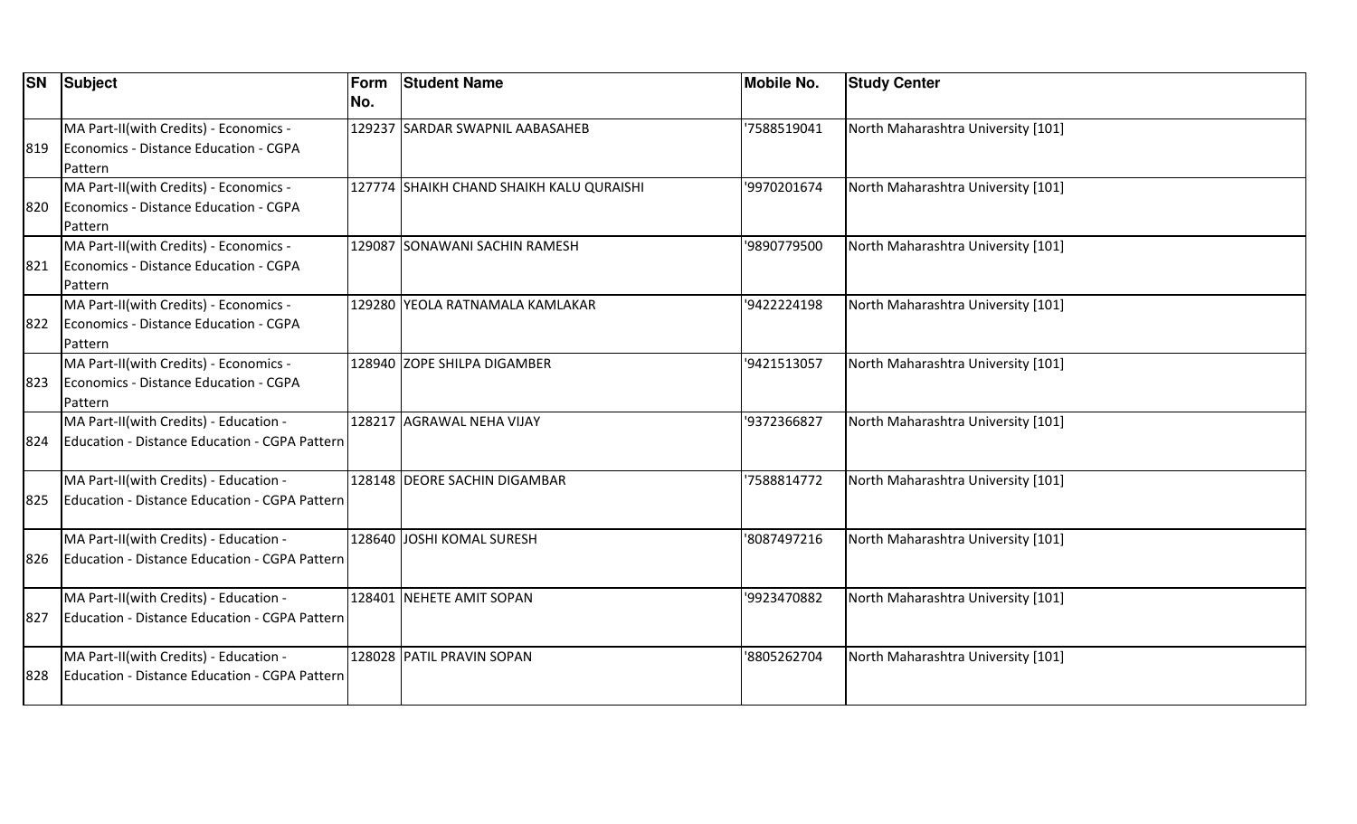| SN | Subject | Form No. | Student Name | Mobile No. | Study Center |
|---|---|---|---|---|---|
| 819 | MA Part-II(with Credits) - Economics - Economics - Distance Education - CGPA Pattern | 129237 | SARDAR SWAPNIL AABASAHEB | '7588519041 | North Maharashtra University [101] |
| 820 | MA Part-II(with Credits) - Economics - Economics - Distance Education - CGPA Pattern | 127774 | SHAIKH CHAND SHAIKH KALU QURAISHI | '9970201674 | North Maharashtra University [101] |
| 821 | MA Part-II(with Credits) - Economics - Economics - Distance Education - CGPA Pattern | 129087 | SONAWANI SACHIN RAMESH | '9890779500 | North Maharashtra University [101] |
| 822 | MA Part-II(with Credits) - Economics - Economics - Distance Education - CGPA Pattern | 129280 | YEOLA RATNAMALA KAMLAKAR | '9422224198 | North Maharashtra University [101] |
| 823 | MA Part-II(with Credits) - Economics - Economics - Distance Education - CGPA Pattern | 128940 | ZOPE SHILPA DIGAMBER | '9421513057 | North Maharashtra University [101] |
| 824 | MA Part-II(with Credits) - Education - Education - Distance Education - CGPA Pattern | 128217 | AGRAWAL NEHA VIJAY | '9372366827 | North Maharashtra University [101] |
| 825 | MA Part-II(with Credits) - Education - Education - Distance Education - CGPA Pattern | 128148 | DEORE SACHIN DIGAMBAR | '7588814772 | North Maharashtra University [101] |
| 826 | MA Part-II(with Credits) - Education - Education - Distance Education - CGPA Pattern | 128640 | JOSHI KOMAL SURESH | '8087497216 | North Maharashtra University [101] |
| 827 | MA Part-II(with Credits) - Education - Education - Distance Education - CGPA Pattern | 128401 | NEHETE AMIT SOPAN | '9923470882 | North Maharashtra University [101] |
| 828 | MA Part-II(with Credits) - Education - Education - Distance Education - CGPA Pattern | 128028 | PATIL PRAVIN SOPAN | '8805262704 | North Maharashtra University [101] |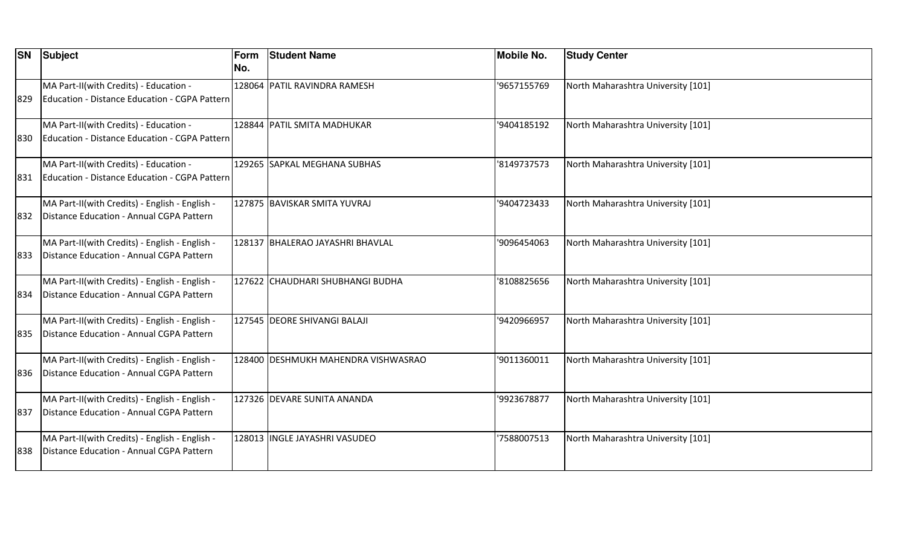| SN | Subject | Form No. | Student Name | Mobile No. | Study Center |
| --- | --- | --- | --- | --- | --- |
| 829 | MA Part-II(with Credits) - Education - Education - Distance Education - CGPA Pattern | 128064 | PATIL RAVINDRA RAMESH | '9657155769 | North Maharashtra University [101] |
| 830 | MA Part-II(with Credits) - Education - Education - Distance Education - CGPA Pattern | 128844 | PATIL SMITA MADHUKAR | '9404185192 | North Maharashtra University [101] |
| 831 | MA Part-II(with Credits) - Education - Education - Distance Education - CGPA Pattern | 129265 | SAPKAL MEGHANA SUBHAS | '8149737573 | North Maharashtra University [101] |
| 832 | MA Part-II(with Credits) - English - English - Distance Education - Annual CGPA Pattern | 127875 | BAVISKAR SMITA YUVRAJ | '9404723433 | North Maharashtra University [101] |
| 833 | MA Part-II(with Credits) - English - English - Distance Education - Annual CGPA Pattern | 128137 | BHALERAO JAYASHRI BHAVLAL | '9096454063 | North Maharashtra University [101] |
| 834 | MA Part-II(with Credits) - English - English - Distance Education - Annual CGPA Pattern | 127622 | CHAUDHARI SHUBHANGI BUDHA | '8108825656 | North Maharashtra University [101] |
| 835 | MA Part-II(with Credits) - English - English - Distance Education - Annual CGPA Pattern | 127545 | DEORE SHIVANGI BALAJI | '9420966957 | North Maharashtra University [101] |
| 836 | MA Part-II(with Credits) - English - English - Distance Education - Annual CGPA Pattern | 128400 | DESHMUKH MAHENDRA VISHWASRAO | '9011360011 | North Maharashtra University [101] |
| 837 | MA Part-II(with Credits) - English - English - Distance Education - Annual CGPA Pattern | 127326 | DEVARE SUNITA ANANDA | '9923678877 | North Maharashtra University [101] |
| 838 | MA Part-II(with Credits) - English - English - Distance Education - Annual CGPA Pattern | 128013 | INGLE JAYASHRI VASUDEO | '7588007513 | North Maharashtra University [101] |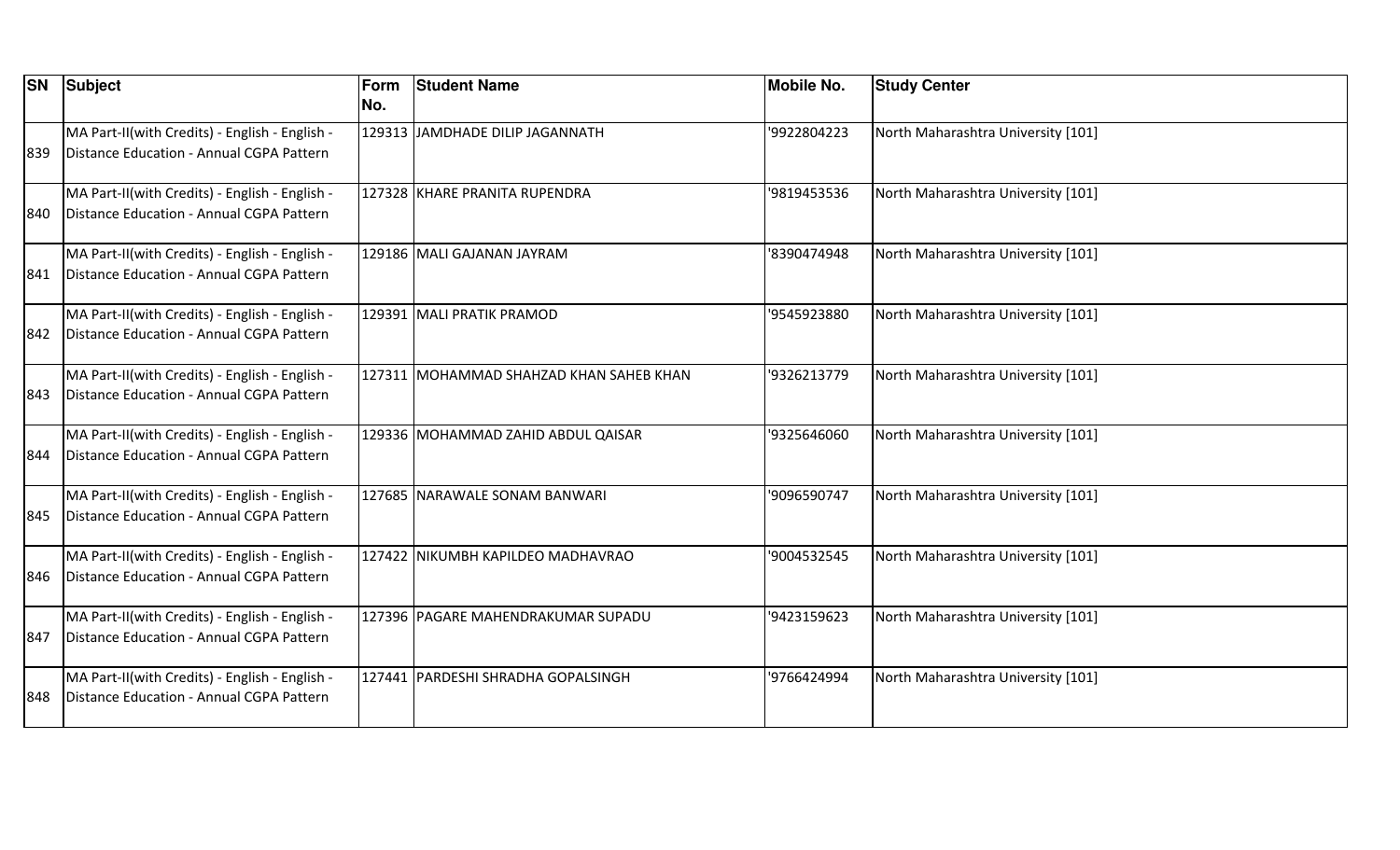| SN | Subject | Form No. | Student Name | Mobile No. | Study Center |
|---|---|---|---|---|---|
| 839 | MA Part-II(with Credits) - English - English - Distance Education - Annual CGPA Pattern | 129313 | JAMDHADE DILIP JAGANNATH | '9922804223 | North Maharashtra University [101] |
| 840 | MA Part-II(with Credits) - English - English - Distance Education - Annual CGPA Pattern | 127328 | KHARE PRANITA RUPENDRA | '9819453536 | North Maharashtra University [101] |
| 841 | MA Part-II(with Credits) - English - English - Distance Education - Annual CGPA Pattern | 129186 | MALI GAJANAN JAYRAM | '8390474948 | North Maharashtra University [101] |
| 842 | MA Part-II(with Credits) - English - English - Distance Education - Annual CGPA Pattern | 129391 | MALI PRATIK PRAMOD | '9545923880 | North Maharashtra University [101] |
| 843 | MA Part-II(with Credits) - English - English - Distance Education - Annual CGPA Pattern | 127311 | MOHAMMAD SHAHZAD KHAN SAHEB KHAN | '9326213779 | North Maharashtra University [101] |
| 844 | MA Part-II(with Credits) - English - English - Distance Education - Annual CGPA Pattern | 129336 | MOHAMMAD ZAHID ABDUL QAISAR | '9325646060 | North Maharashtra University [101] |
| 845 | MA Part-II(with Credits) - English - English - Distance Education - Annual CGPA Pattern | 127685 | NARAWALE SONAM BANWARI | '9096590747 | North Maharashtra University [101] |
| 846 | MA Part-II(with Credits) - English - English - Distance Education - Annual CGPA Pattern | 127422 | NIKUMBH KAPILDEO MADHAVRAO | '9004532545 | North Maharashtra University [101] |
| 847 | MA Part-II(with Credits) - English - English - Distance Education - Annual CGPA Pattern | 127396 | PAGARE MAHENDRAKUMAR SUPADU | '9423159623 | North Maharashtra University [101] |
| 848 | MA Part-II(with Credits) - English - English - Distance Education - Annual CGPA Pattern | 127441 | PARDESHI SHRADHA GOPALSINGH | '9766424994 | North Maharashtra University [101] |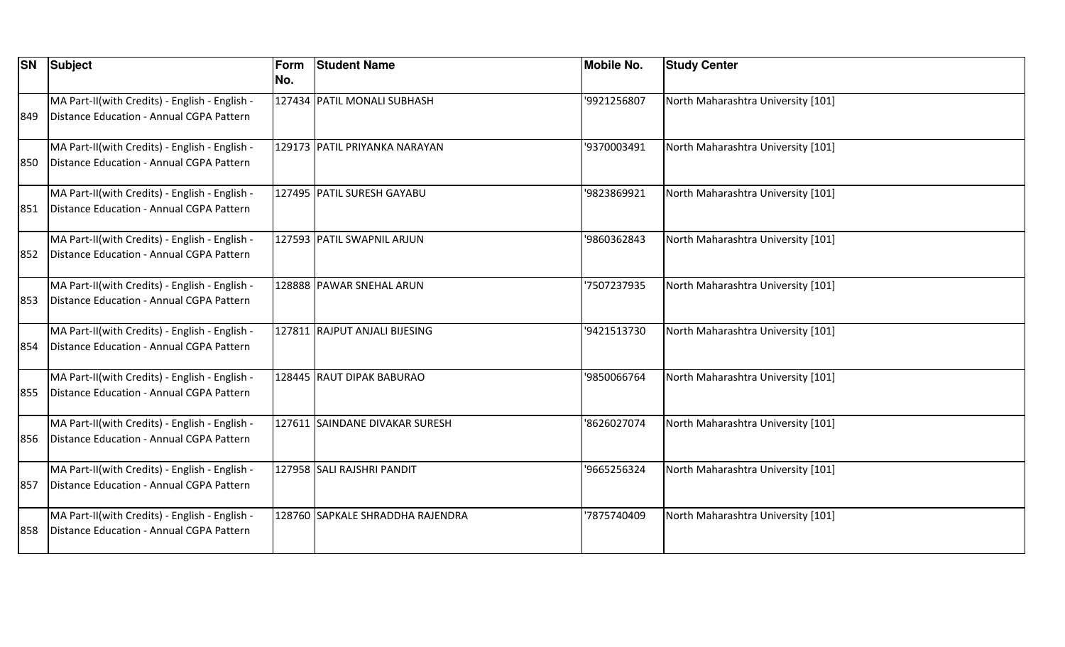| SN | Subject | Form No. | Student Name | Mobile No. | Study Center |
|---|---|---|---|---|---|
| 849 | MA Part-II(with Credits) - English - English - Distance Education - Annual CGPA Pattern | 127434 | PATIL MONALI SUBHASH | '9921256807 | North Maharashtra University [101] |
| 850 | MA Part-II(with Credits) - English - English - Distance Education - Annual CGPA Pattern | 129173 | PATIL PRIYANKA NARAYAN | '9370003491 | North Maharashtra University [101] |
| 851 | MA Part-II(with Credits) - English - English - Distance Education - Annual CGPA Pattern | 127495 | PATIL SURESH GAYABU | '9823869921 | North Maharashtra University [101] |
| 852 | MA Part-II(with Credits) - English - English - Distance Education - Annual CGPA Pattern | 127593 | PATIL SWAPNIL ARJUN | '9860362843 | North Maharashtra University [101] |
| 853 | MA Part-II(with Credits) - English - English - Distance Education - Annual CGPA Pattern | 128888 | PAWAR SNEHAL ARUN | '7507237935 | North Maharashtra University [101] |
| 854 | MA Part-II(with Credits) - English - English - Distance Education - Annual CGPA Pattern | 127811 | RAJPUT ANJALI BIJESING | '9421513730 | North Maharashtra University [101] |
| 855 | MA Part-II(with Credits) - English - English - Distance Education - Annual CGPA Pattern | 128445 | RAUT DIPAK BABURAO | '9850066764 | North Maharashtra University [101] |
| 856 | MA Part-II(with Credits) - English - English - Distance Education - Annual CGPA Pattern | 127611 | SAINDANE DIVAKAR SURESH | '8626027074 | North Maharashtra University [101] |
| 857 | MA Part-II(with Credits) - English - English - Distance Education - Annual CGPA Pattern | 127958 | SALI RAJSHRI PANDIT | '9665256324 | North Maharashtra University [101] |
| 858 | MA Part-II(with Credits) - English - English - Distance Education - Annual CGPA Pattern | 128760 | SAPKALE SHRADDHA RAJENDRA | '7875740409 | North Maharashtra University [101] |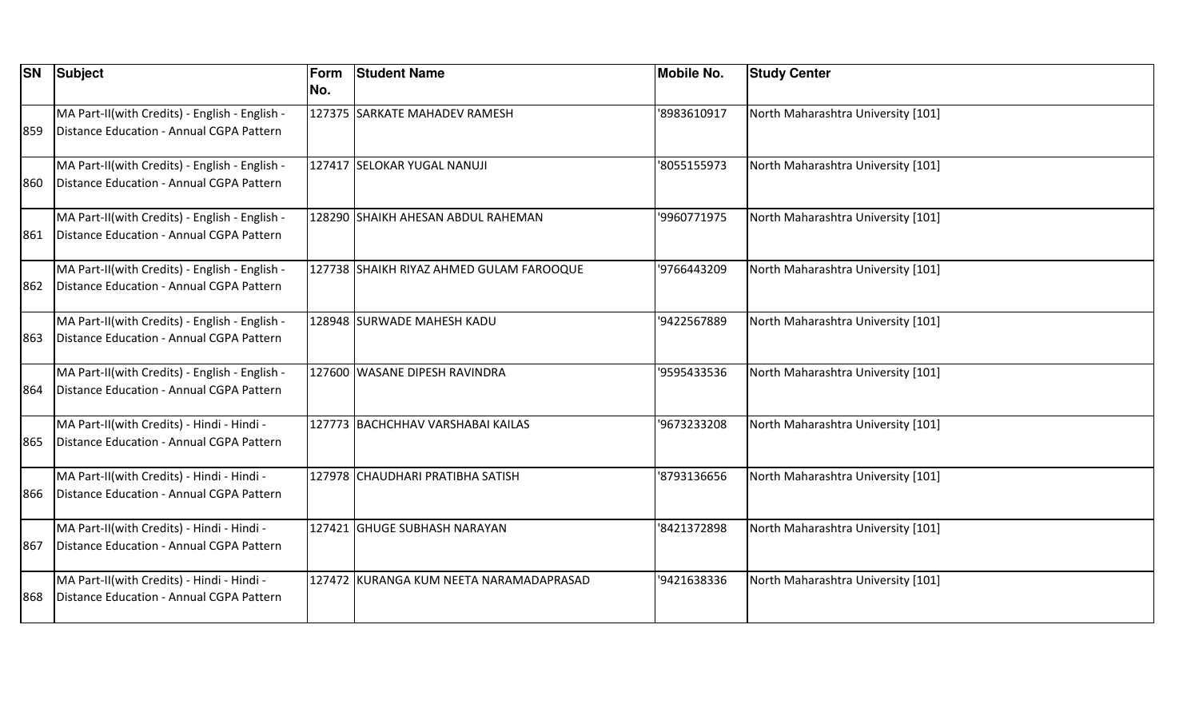| SN | Subject | Form No. | Student Name | Mobile No. | Study Center |
|---|---|---|---|---|---|
| 859 | MA Part-II(with Credits) - English - English - Distance Education - Annual CGPA Pattern | 127375 | SARKATE MAHADEV RAMESH | '8983610917 | North Maharashtra University [101] |
| 860 | MA Part-II(with Credits) - English - English - Distance Education - Annual CGPA Pattern | 127417 | SELOKAR YUGAL NANUJI | '8055155973 | North Maharashtra University [101] |
| 861 | MA Part-II(with Credits) - English - English - Distance Education - Annual CGPA Pattern | 128290 | SHAIKH AHESAN ABDUL RAHEMAN | '9960771975 | North Maharashtra University [101] |
| 862 | MA Part-II(with Credits) - English - English - Distance Education - Annual CGPA Pattern | 127738 | SHAIKH RIYAZ AHMED GULAM FAROOQUE | '9766443209 | North Maharashtra University [101] |
| 863 | MA Part-II(with Credits) - English - English - Distance Education - Annual CGPA Pattern | 128948 | SURWADE MAHESH KADU | '9422567889 | North Maharashtra University [101] |
| 864 | MA Part-II(with Credits) - English - English - Distance Education - Annual CGPA Pattern | 127600 | WASANE DIPESH RAVINDRA | '9595433536 | North Maharashtra University [101] |
| 865 | MA Part-II(with Credits) - Hindi - Hindi - Distance Education - Annual CGPA Pattern | 127773 | BACHCHHAV VARSHABAI KAILAS | '9673233208 | North Maharashtra University [101] |
| 866 | MA Part-II(with Credits) - Hindi - Hindi - Distance Education - Annual CGPA Pattern | 127978 | CHAUDHARI PRATIBHA SATISH | '8793136656 | North Maharashtra University [101] |
| 867 | MA Part-II(with Credits) - Hindi - Hindi - Distance Education - Annual CGPA Pattern | 127421 | GHUGE SUBHASH NARAYAN | '8421372898 | North Maharashtra University [101] |
| 868 | MA Part-II(with Credits) - Hindi - Hindi - Distance Education - Annual CGPA Pattern | 127472 | KURANGA KUM NEETA NARAMADAPRASAD | '9421638336 | North Maharashtra University [101] |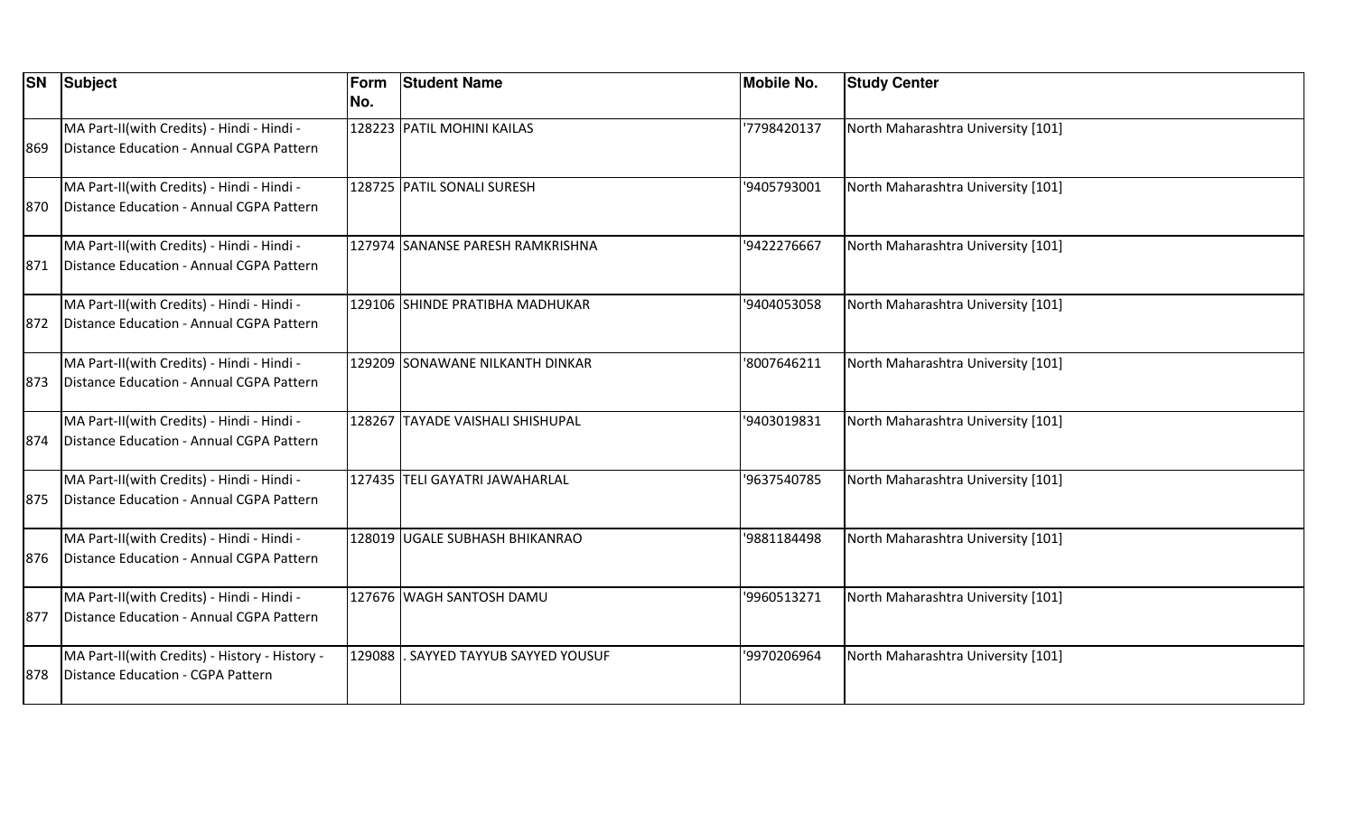| SN | Subject | Form No. | Student Name | Mobile No. | Study Center |
|---|---|---|---|---|---|
| 869 | MA Part-II(with Credits) - Hindi - Hindi - Distance Education - Annual CGPA Pattern | 128223 | PATIL MOHINI KAILAS | '7798420137 | North Maharashtra University [101] |
| 870 | MA Part-II(with Credits) - Hindi - Hindi - Distance Education - Annual CGPA Pattern | 128725 | PATIL SONALI SURESH | '9405793001 | North Maharashtra University [101] |
| 871 | MA Part-II(with Credits) - Hindi - Hindi - Distance Education - Annual CGPA Pattern | 127974 | SANANSE PARESH RAMKRISHNA | '9422276667 | North Maharashtra University [101] |
| 872 | MA Part-II(with Credits) - Hindi - Hindi - Distance Education - Annual CGPA Pattern | 129106 | SHINDE PRATIBHA MADHUKAR | '9404053058 | North Maharashtra University [101] |
| 873 | MA Part-II(with Credits) - Hindi - Hindi - Distance Education - Annual CGPA Pattern | 129209 | SONAWANE NILKANTH DINKAR | '8007646211 | North Maharashtra University [101] |
| 874 | MA Part-II(with Credits) - Hindi - Hindi - Distance Education - Annual CGPA Pattern | 128267 | TAYADE VAISHALI SHISHUPAL | '9403019831 | North Maharashtra University [101] |
| 875 | MA Part-II(with Credits) - Hindi - Hindi - Distance Education - Annual CGPA Pattern | 127435 | TELI GAYATRI JAWAHARLAL | '9637540785 | North Maharashtra University [101] |
| 876 | MA Part-II(with Credits) - Hindi - Hindi - Distance Education - Annual CGPA Pattern | 128019 | UGALE SUBHASH BHIKANRAO | '9881184498 | North Maharashtra University [101] |
| 877 | MA Part-II(with Credits) - Hindi - Hindi - Distance Education - Annual CGPA Pattern | 127676 | WAGH SANTOSH DAMU | '9960513271 | North Maharashtra University [101] |
| 878 | MA Part-II(with Credits) - History - History - Distance Education - CGPA Pattern | 129088 | . SAYYED TAYYUB SAYYED YOUSUF | '9970206964 | North Maharashtra University [101] |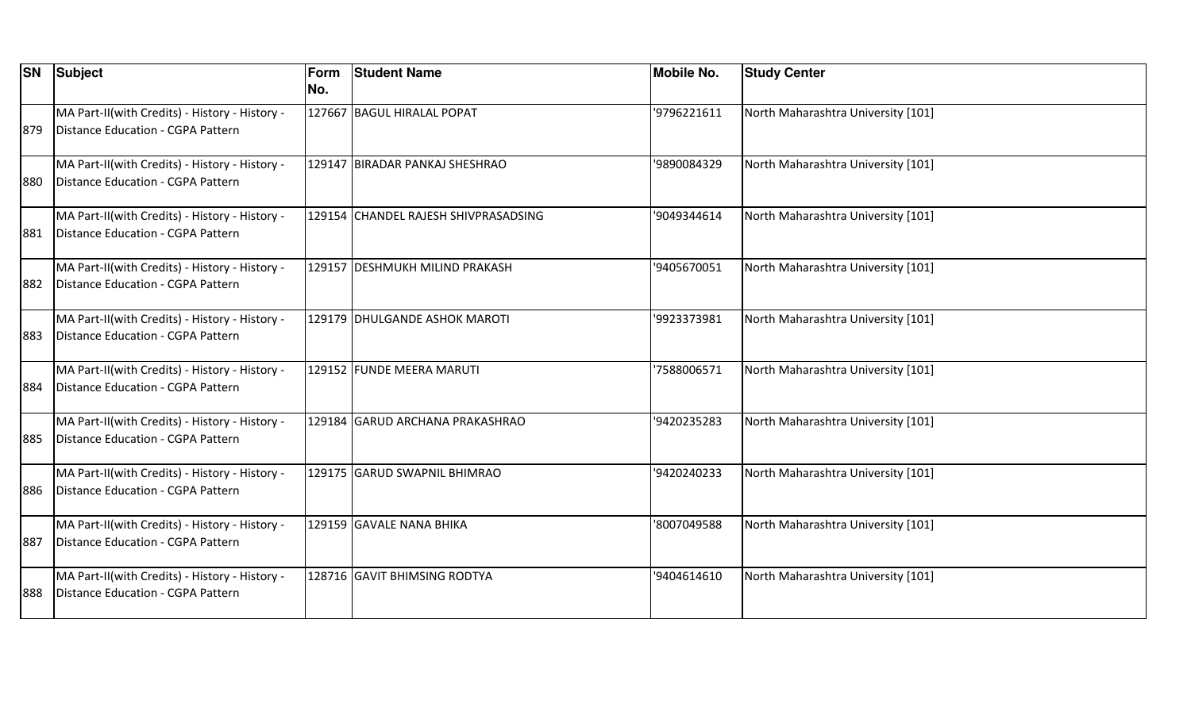| SN | Subject | Form No. | Student Name | Mobile No. | Study Center |
|---|---|---|---|---|---|
| 879 | MA Part-II(with Credits) - History - History - Distance Education - CGPA Pattern | 127667 | BAGUL HIRALAL POPAT | '9796221611 | North Maharashtra University [101] |
| 880 | MA Part-II(with Credits) - History - History - Distance Education - CGPA Pattern | 129147 | BIRADAR PANKAJ SHESHRAO | '9890084329 | North Maharashtra University [101] |
| 881 | MA Part-II(with Credits) - History - History - Distance Education - CGPA Pattern | 129154 | CHANDEL RAJESH SHIVPRASADSING | '9049344614 | North Maharashtra University [101] |
| 882 | MA Part-II(with Credits) - History - History - Distance Education - CGPA Pattern | 129157 | DESHMUKH MILIND PRAKASH | '9405670051 | North Maharashtra University [101] |
| 883 | MA Part-II(with Credits) - History - History - Distance Education - CGPA Pattern | 129179 | DHULGANDE ASHOK MAROTI | '9923373981 | North Maharashtra University [101] |
| 884 | MA Part-II(with Credits) - History - History - Distance Education - CGPA Pattern | 129152 | FUNDE MEERA MARUTI | '7588006571 | North Maharashtra University [101] |
| 885 | MA Part-II(with Credits) - History - History - Distance Education - CGPA Pattern | 129184 | GARUD ARCHANA PRAKASHRAO | '9420235283 | North Maharashtra University [101] |
| 886 | MA Part-II(with Credits) - History - History - Distance Education - CGPA Pattern | 129175 | GARUD SWAPNIL BHIMRAO | '9420240233 | North Maharashtra University [101] |
| 887 | MA Part-II(with Credits) - History - History - Distance Education - CGPA Pattern | 129159 | GAVALE NANA BHIKA | '8007049588 | North Maharashtra University [101] |
| 888 | MA Part-II(with Credits) - History - History - Distance Education - CGPA Pattern | 128716 | GAVIT BHIMSING RODTYA | '9404614610 | North Maharashtra University [101] |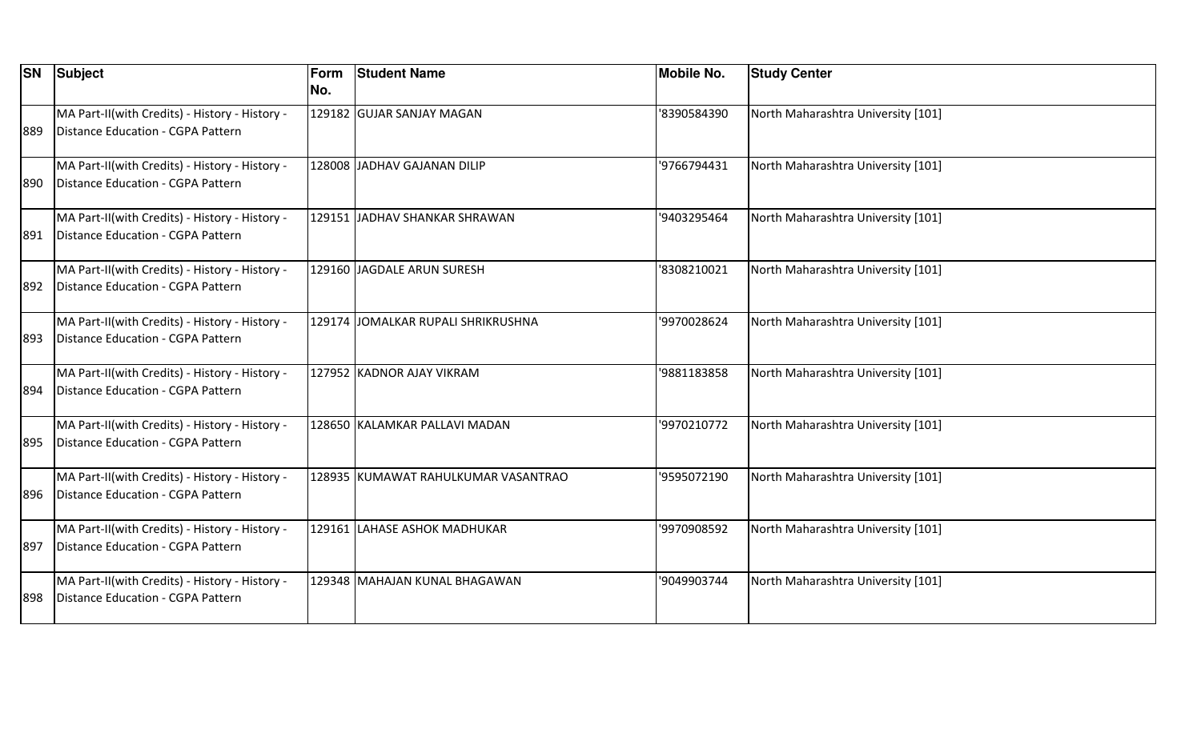| SN | Subject | Form No. | Student Name | Mobile No. | Study Center |
| --- | --- | --- | --- | --- | --- |
| 889 | MA Part-II(with Credits) - History - History - Distance Education - CGPA Pattern | 129182 | GUJAR SANJAY MAGAN | '8390584390 | North Maharashtra University [101] |
| 890 | MA Part-II(with Credits) - History - History - Distance Education - CGPA Pattern | 128008 | JADHAV GAJANAN DILIP | '9766794431 | North Maharashtra University [101] |
| 891 | MA Part-II(with Credits) - History - History - Distance Education - CGPA Pattern | 129151 | JADHAV SHANKAR SHRAWAN | '9403295464 | North Maharashtra University [101] |
| 892 | MA Part-II(with Credits) - History - History - Distance Education - CGPA Pattern | 129160 | JAGDALE ARUN SURESH | '8308210021 | North Maharashtra University [101] |
| 893 | MA Part-II(with Credits) - History - History - Distance Education - CGPA Pattern | 129174 | JOMALKAR RUPALI SHRIKRUSHNA | '9970028624 | North Maharashtra University [101] |
| 894 | MA Part-II(with Credits) - History - History - Distance Education - CGPA Pattern | 127952 | KADNOR AJAY VIKRAM | '9881183858 | North Maharashtra University [101] |
| 895 | MA Part-II(with Credits) - History - History - Distance Education - CGPA Pattern | 128650 | KALAMKAR PALLAVI MADAN | '9970210772 | North Maharashtra University [101] |
| 896 | MA Part-II(with Credits) - History - History - Distance Education - CGPA Pattern | 128935 | KUMAWAT RAHULKUMAR VASANTRAO | '9595072190 | North Maharashtra University [101] |
| 897 | MA Part-II(with Credits) - History - History - Distance Education - CGPA Pattern | 129161 | LAHASE ASHOK MADHUKAR | '9970908592 | North Maharashtra University [101] |
| 898 | MA Part-II(with Credits) - History - History - Distance Education - CGPA Pattern | 129348 | MAHAJAN KUNAL BHAGAWAN | '9049903744 | North Maharashtra University [101] |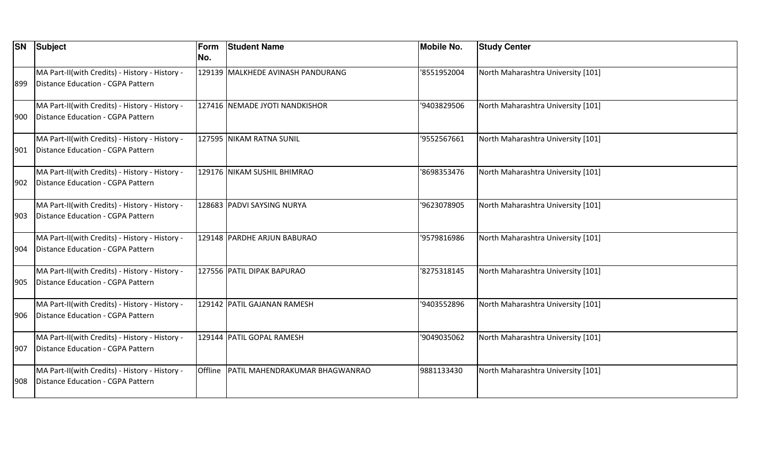| SN | Subject | Form No. | Student Name | Mobile No. | Study Center |
|---|---|---|---|---|---|
| 899 | MA Part-II(with Credits) - History - History - Distance Education - CGPA Pattern | 129139 | MALKHEDE AVINASH PANDURANG | '8551952004 | North Maharashtra University [101] |
| 900 | MA Part-II(with Credits) - History - History - Distance Education - CGPA Pattern | 127416 | NEMADE JYOTI NANDKISHOR | '9403829506 | North Maharashtra University [101] |
| 901 | MA Part-II(with Credits) - History - History - Distance Education - CGPA Pattern | 127595 | NIKAM RATNA SUNIL | '9552567661 | North Maharashtra University [101] |
| 902 | MA Part-II(with Credits) - History - History - Distance Education - CGPA Pattern | 129176 | NIKAM SUSHIL BHIMRAO | '8698353476 | North Maharashtra University [101] |
| 903 | MA Part-II(with Credits) - History - History - Distance Education - CGPA Pattern | 128683 | PADVI SAYSING NURYA | '9623078905 | North Maharashtra University [101] |
| 904 | MA Part-II(with Credits) - History - History - Distance Education - CGPA Pattern | 129148 | PARDHE ARJUN BABURAO | '9579816986 | North Maharashtra University [101] |
| 905 | MA Part-II(with Credits) - History - History - Distance Education - CGPA Pattern | 127556 | PATIL DIPAK BAPURAO | '8275318145 | North Maharashtra University [101] |
| 906 | MA Part-II(with Credits) - History - History - Distance Education - CGPA Pattern | 129142 | PATIL GAJANAN RAMESH | '9403552896 | North Maharashtra University [101] |
| 907 | MA Part-II(with Credits) - History - History - Distance Education - CGPA Pattern | 129144 | PATIL GOPAL RAMESH | '9049035062 | North Maharashtra University [101] |
| 908 | MA Part-II(with Credits) - History - History - Distance Education - CGPA Pattern | Offline | PATIL MAHENDRAKUMAR BHAGWANRAO | 9881133430 | North Maharashtra University [101] |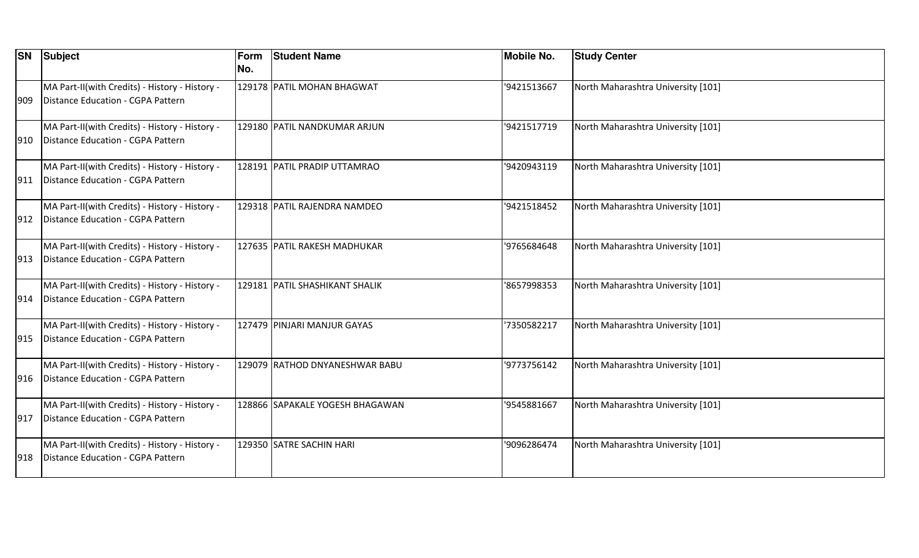| SN | Subject | Form No. | Student Name | Mobile No. | Study Center |
|---|---|---|---|---|---|
| 909 | MA Part-II(with Credits) - History - History - Distance Education - CGPA Pattern | 129178 | PATIL MOHAN BHAGWAT | '9421513667 | North Maharashtra University [101] |
| 910 | MA Part-II(with Credits) - History - History - Distance Education - CGPA Pattern | 129180 | PATIL NANDKUMAR ARJUN | '9421517719 | North Maharashtra University [101] |
| 911 | MA Part-II(with Credits) - History - History - Distance Education - CGPA Pattern | 128191 | PATIL PRADIP UTTAMRAO | '9420943119 | North Maharashtra University [101] |
| 912 | MA Part-II(with Credits) - History - History - Distance Education - CGPA Pattern | 129318 | PATIL RAJENDRA NAMDEO | '9421518452 | North Maharashtra University [101] |
| 913 | MA Part-II(with Credits) - History - History - Distance Education - CGPA Pattern | 127635 | PATIL RAKESH MADHUKAR | '9765684648 | North Maharashtra University [101] |
| 914 | MA Part-II(with Credits) - History - History - Distance Education - CGPA Pattern | 129181 | PATIL SHASHIKANT SHALIK | '8657998353 | North Maharashtra University [101] |
| 915 | MA Part-II(with Credits) - History - History - Distance Education - CGPA Pattern | 127479 | PINJARI MANJUR GAYAS | '7350582217 | North Maharashtra University [101] |
| 916 | MA Part-II(with Credits) - History - History - Distance Education - CGPA Pattern | 129079 | RATHOD DNYANESHWAR BABU | '9773756142 | North Maharashtra University [101] |
| 917 | MA Part-II(with Credits) - History - History - Distance Education - CGPA Pattern | 128866 | SAPAKALE YOGESH BHAGAWAN | '9545881667 | North Maharashtra University [101] |
| 918 | MA Part-II(with Credits) - History - History - Distance Education - CGPA Pattern | 129350 | SATRE SACHIN HARI | '9096286474 | North Maharashtra University [101] |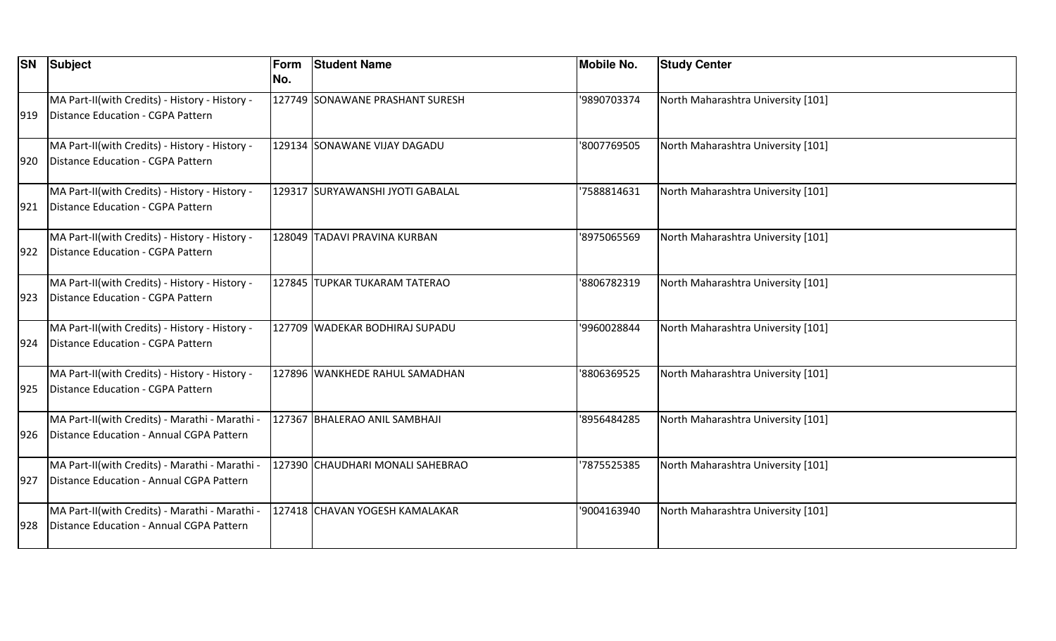| SN | Subject | Form No. | Student Name | Mobile No. | Study Center |
|---|---|---|---|---|---|
| 919 | MA Part-II(with Credits) - History - History - Distance Education - CGPA Pattern | 127749 | SONAWANE PRASHANT SURESH | '9890703374 | North Maharashtra University [101] |
| 920 | MA Part-II(with Credits) - History - History - Distance Education - CGPA Pattern | 129134 | SONAWANE VIJAY DAGADU | '8007769505 | North Maharashtra University [101] |
| 921 | MA Part-II(with Credits) - History - History - Distance Education - CGPA Pattern | 129317 | SURYAWANSHI JYOTI GABALAL | '7588814631 | North Maharashtra University [101] |
| 922 | MA Part-II(with Credits) - History - History - Distance Education - CGPA Pattern | 128049 | TADAVI PRAVINA KURBAN | '8975065569 | North Maharashtra University [101] |
| 923 | MA Part-II(with Credits) - History - History - Distance Education - CGPA Pattern | 127845 | TUPKAR TUKARAM TATERAO | '8806782319 | North Maharashtra University [101] |
| 924 | MA Part-II(with Credits) - History - History - Distance Education - CGPA Pattern | 127709 | WADEKAR BODHIRAJ SUPADU | '9960028844 | North Maharashtra University [101] |
| 925 | MA Part-II(with Credits) - History - History - Distance Education - CGPA Pattern | 127896 | WANKHEDE RAHUL SAMADHAN | '8806369525 | North Maharashtra University [101] |
| 926 | MA Part-II(with Credits) - Marathi - Marathi - Distance Education - Annual CGPA Pattern | 127367 | BHALERAO ANIL SAMBHAJI | '8956484285 | North Maharashtra University [101] |
| 927 | MA Part-II(with Credits) - Marathi - Marathi - Distance Education - Annual CGPA Pattern | 127390 | CHAUDHARI MONALI SAHEBRAO | '7875525385 | North Maharashtra University [101] |
| 928 | MA Part-II(with Credits) - Marathi - Marathi - Distance Education - Annual CGPA Pattern | 127418 | CHAVAN YOGESH KAMALAKAR | '9004163940 | North Maharashtra University [101] |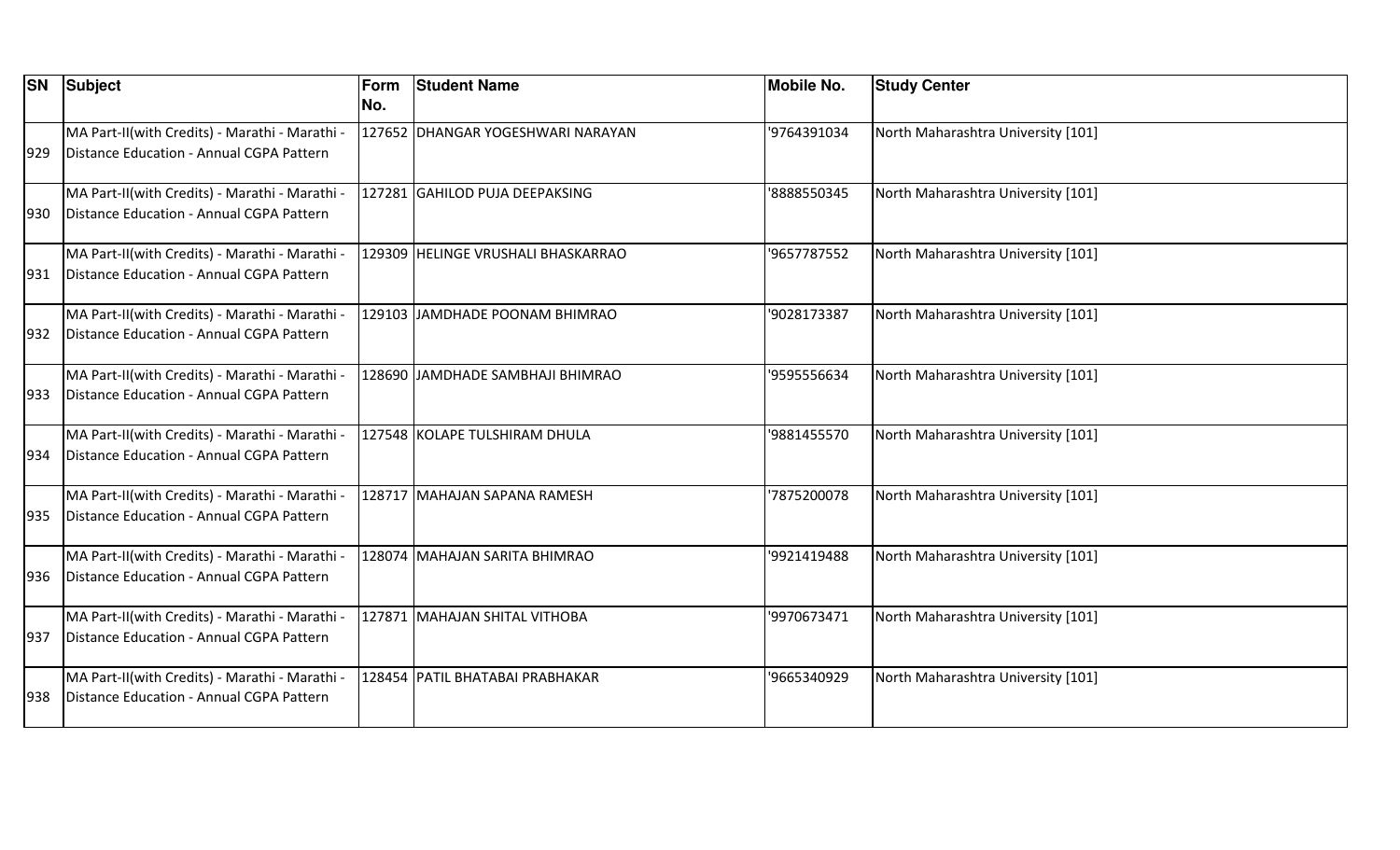| SN | Subject | Form No. | Student Name | Mobile No. | Study Center |
|---|---|---|---|---|---|
| 929 | MA Part-II(with Credits) - Marathi - Marathi - Distance Education - Annual CGPA Pattern | 127652 | DHANGAR YOGESHWARI NARAYAN | '9764391034 | North Maharashtra University [101] |
| 930 | MA Part-II(with Credits) - Marathi - Marathi - Distance Education - Annual CGPA Pattern | 127281 | GAHILOD PUJA DEEPAKSING | '8888550345 | North Maharashtra University [101] |
| 931 | MA Part-II(with Credits) - Marathi - Marathi - Distance Education - Annual CGPA Pattern | 129309 | HELINGE VRUSHALI BHASKARRAO | '9657787552 | North Maharashtra University [101] |
| 932 | MA Part-II(with Credits) - Marathi - Marathi - Distance Education - Annual CGPA Pattern | 129103 | JAMDHADE POONAM BHIMRAO | '9028173387 | North Maharashtra University [101] |
| 933 | MA Part-II(with Credits) - Marathi - Marathi - Distance Education - Annual CGPA Pattern | 128690 | JAMDHADE SAMBHAJI BHIMRAO | '9595556634 | North Maharashtra University [101] |
| 934 | MA Part-II(with Credits) - Marathi - Marathi - Distance Education - Annual CGPA Pattern | 127548 | KOLAPE TULSHIRAM DHULA | '9881455570 | North Maharashtra University [101] |
| 935 | MA Part-II(with Credits) - Marathi - Marathi - Distance Education - Annual CGPA Pattern | 128717 | MAHAJAN SAPANA RAMESH | '7875200078 | North Maharashtra University [101] |
| 936 | MA Part-II(with Credits) - Marathi - Marathi - Distance Education - Annual CGPA Pattern | 128074 | MAHAJAN SARITA BHIMRAO | '9921419488 | North Maharashtra University [101] |
| 937 | MA Part-II(with Credits) - Marathi - Marathi - Distance Education - Annual CGPA Pattern | 127871 | MAHAJAN SHITAL VITHOBA | '9970673471 | North Maharashtra University [101] |
| 938 | MA Part-II(with Credits) - Marathi - Marathi - Distance Education - Annual CGPA Pattern | 128454 | PATIL BHATABAI PRABHAKAR | '9665340929 | North Maharashtra University [101] |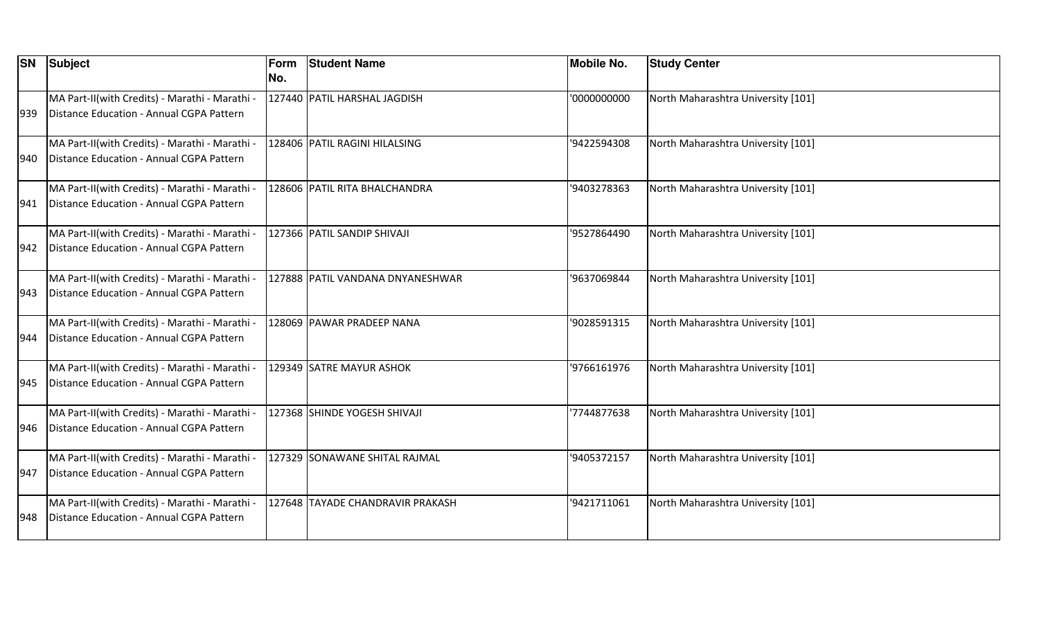| SN | Subject | Form No. | Student Name | Mobile No. | Study Center |
|---|---|---|---|---|---|
| 939 | MA Part-II(with Credits) - Marathi - Marathi - Distance Education - Annual CGPA Pattern | 127440 | PATIL HARSHAL JAGDISH | '0000000000 | North Maharashtra University [101] |
| 940 | MA Part-II(with Credits) - Marathi - Marathi - Distance Education - Annual CGPA Pattern | 128406 | PATIL RAGINI HILALSING | '9422594308 | North Maharashtra University [101] |
| 941 | MA Part-II(with Credits) - Marathi - Marathi - Distance Education - Annual CGPA Pattern | 128606 | PATIL RITA BHALCHANDRA | '9403278363 | North Maharashtra University [101] |
| 942 | MA Part-II(with Credits) - Marathi - Marathi - Distance Education - Annual CGPA Pattern | 127366 | PATIL SANDIP SHIVAJI | '9527864490 | North Maharashtra University [101] |
| 943 | MA Part-II(with Credits) - Marathi - Marathi - Distance Education - Annual CGPA Pattern | 127888 | PATIL VANDANA DNYANESHWAR | '9637069844 | North Maharashtra University [101] |
| 944 | MA Part-II(with Credits) - Marathi - Marathi - Distance Education - Annual CGPA Pattern | 128069 | PAWAR PRADEEP NANA | '9028591315 | North Maharashtra University [101] |
| 945 | MA Part-II(with Credits) - Marathi - Marathi - Distance Education - Annual CGPA Pattern | 129349 | SATRE MAYUR ASHOK | '9766161976 | North Maharashtra University [101] |
| 946 | MA Part-II(with Credits) - Marathi - Marathi - Distance Education - Annual CGPA Pattern | 127368 | SHINDE YOGESH SHIVAJI | '7744877638 | North Maharashtra University [101] |
| 947 | MA Part-II(with Credits) - Marathi - Marathi - Distance Education - Annual CGPA Pattern | 127329 | SONAWANE SHITAL RAJMAL | '9405372157 | North Maharashtra University [101] |
| 948 | MA Part-II(with Credits) - Marathi - Marathi - Distance Education - Annual CGPA Pattern | 127648 | TAYADE CHANDRAVIR PRAKASH | '9421711061 | North Maharashtra University [101] |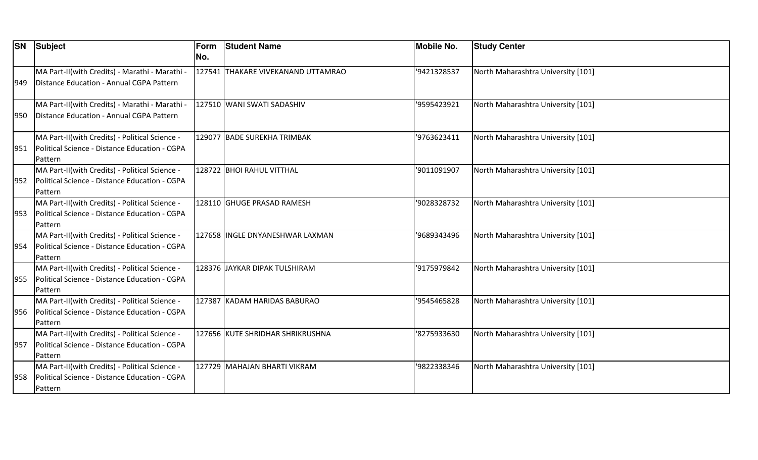| SN | Subject | Form No. | Student Name | Mobile No. | Study Center |
|---|---|---|---|---|---|
| 949 | MA Part-II(with Credits) - Marathi - Marathi - Distance Education - Annual CGPA Pattern | 127541 | THAKARE VIVEKANAND UTTAMRAO | '9421328537 | North Maharashtra University [101] |
| 950 | MA Part-II(with Credits) - Marathi - Marathi - Distance Education - Annual CGPA Pattern | 127510 | WANI SWATI SADASHIV | '9595423921 | North Maharashtra University [101] |
| 951 | MA Part-II(with Credits) - Political Science - Political Science - Distance Education - CGPA Pattern | 129077 | BADE SUREKHA TRIMBAK | '9763623411 | North Maharashtra University [101] |
| 952 | MA Part-II(with Credits) - Political Science - Political Science - Distance Education - CGPA Pattern | 128722 | BHOI RAHUL VITTHAL | '9011091907 | North Maharashtra University [101] |
| 953 | MA Part-II(with Credits) - Political Science - Political Science - Distance Education - CGPA Pattern | 128110 | GHUGE PRASAD RAMESH | '9028328732 | North Maharashtra University [101] |
| 954 | MA Part-II(with Credits) - Political Science - Political Science - Distance Education - CGPA Pattern | 127658 | INGLE DNYANESHWAR LAXMAN | '9689343496 | North Maharashtra University [101] |
| 955 | MA Part-II(with Credits) - Political Science - Political Science - Distance Education - CGPA Pattern | 128376 | JAYKAR DIPAK TULSHIRAM | '9175979842 | North Maharashtra University [101] |
| 956 | MA Part-II(with Credits) - Political Science - Political Science - Distance Education - CGPA Pattern | 127387 | KADAM HARIDAS BABURAO | '9545465828 | North Maharashtra University [101] |
| 957 | MA Part-II(with Credits) - Political Science - Political Science - Distance Education - CGPA Pattern | 127656 | KUTE SHRIDHAR SHRIKRUSHNA | '8275933630 | North Maharashtra University [101] |
| 958 | MA Part-II(with Credits) - Political Science - Political Science - Distance Education - CGPA Pattern | 127729 | MAHAJAN BHARTI VIKRAM | '9822338346 | North Maharashtra University [101] |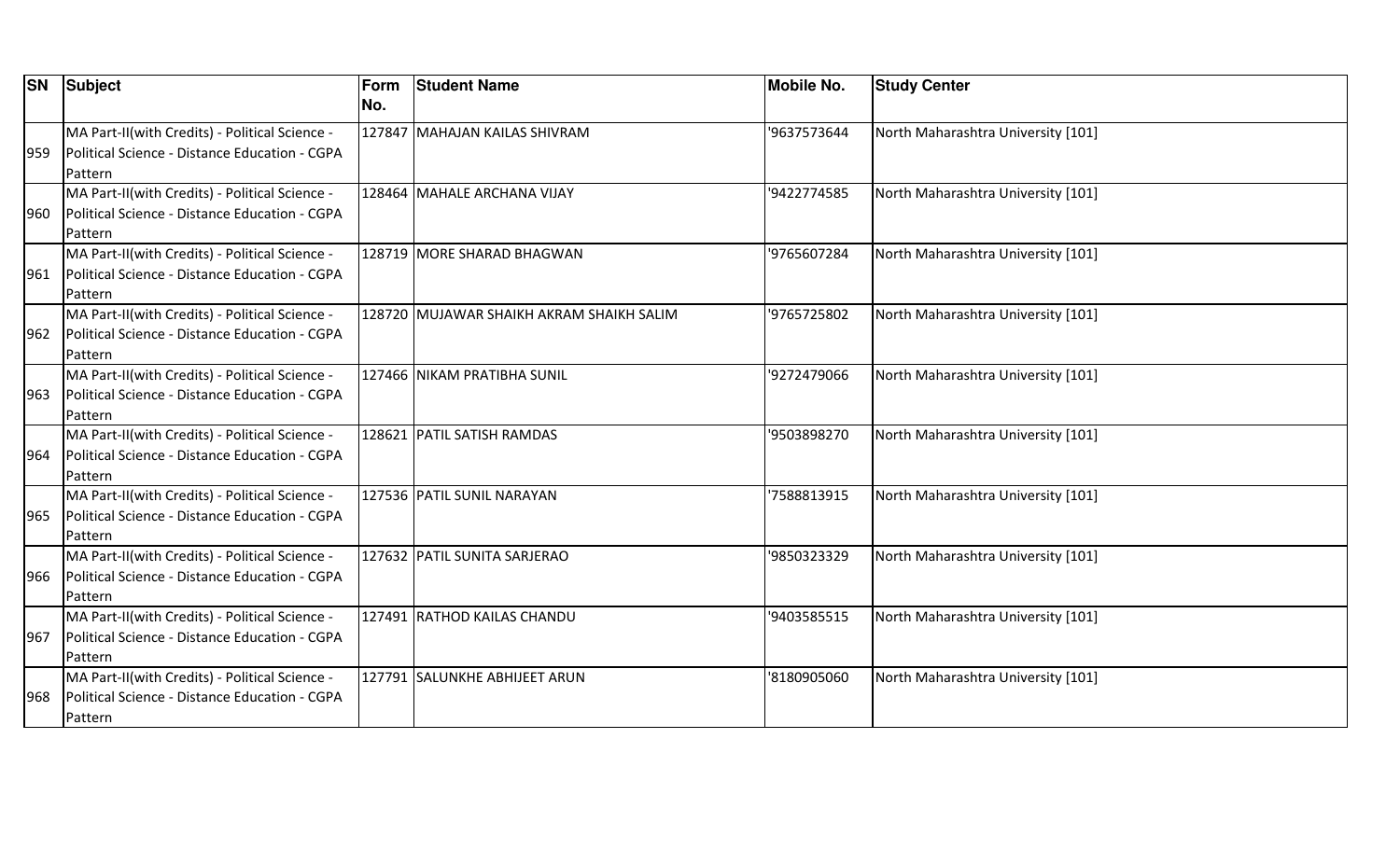| SN | Subject | Form No. | Student Name | Mobile No. | Study Center |
|---|---|---|---|---|---|
| 959 | MA Part-II(with Credits) - Political Science - Political Science - Distance Education - CGPA Pattern | 127847 | MAHAJAN KAILAS SHIVRAM | '9637573644 | North Maharashtra University [101] |
| 960 | MA Part-II(with Credits) - Political Science - Political Science - Distance Education - CGPA Pattern | 128464 | MAHALE ARCHANA VIJAY | '9422774585 | North Maharashtra University [101] |
| 961 | MA Part-II(with Credits) - Political Science - Political Science - Distance Education - CGPA Pattern | 128719 | MORE SHARAD BHAGWAN | '9765607284 | North Maharashtra University [101] |
| 962 | MA Part-II(with Credits) - Political Science - Political Science - Distance Education - CGPA Pattern | 128720 | MUJAWAR SHAIKH AKRAM SHAIKH SALIM | '9765725802 | North Maharashtra University [101] |
| 963 | MA Part-II(with Credits) - Political Science - Political Science - Distance Education - CGPA Pattern | 127466 | NIKAM PRATIBHA SUNIL | '9272479066 | North Maharashtra University [101] |
| 964 | MA Part-II(with Credits) - Political Science - Political Science - Distance Education - CGPA Pattern | 128621 | PATIL SATISH RAMDAS | '9503898270 | North Maharashtra University [101] |
| 965 | MA Part-II(with Credits) - Political Science - Political Science - Distance Education - CGPA Pattern | 127536 | PATIL SUNIL NARAYAN | '7588813915 | North Maharashtra University [101] |
| 966 | MA Part-II(with Credits) - Political Science - Political Science - Distance Education - CGPA Pattern | 127632 | PATIL SUNITA SARJERAO | '9850323329 | North Maharashtra University [101] |
| 967 | MA Part-II(with Credits) - Political Science - Political Science - Distance Education - CGPA Pattern | 127491 | RATHOD KAILAS CHANDU | '9403585515 | North Maharashtra University [101] |
| 968 | MA Part-II(with Credits) - Political Science - Political Science - Distance Education - CGPA Pattern | 127791 | SALUNKHE ABHIJEET ARUN | '8180905060 | North Maharashtra University [101] |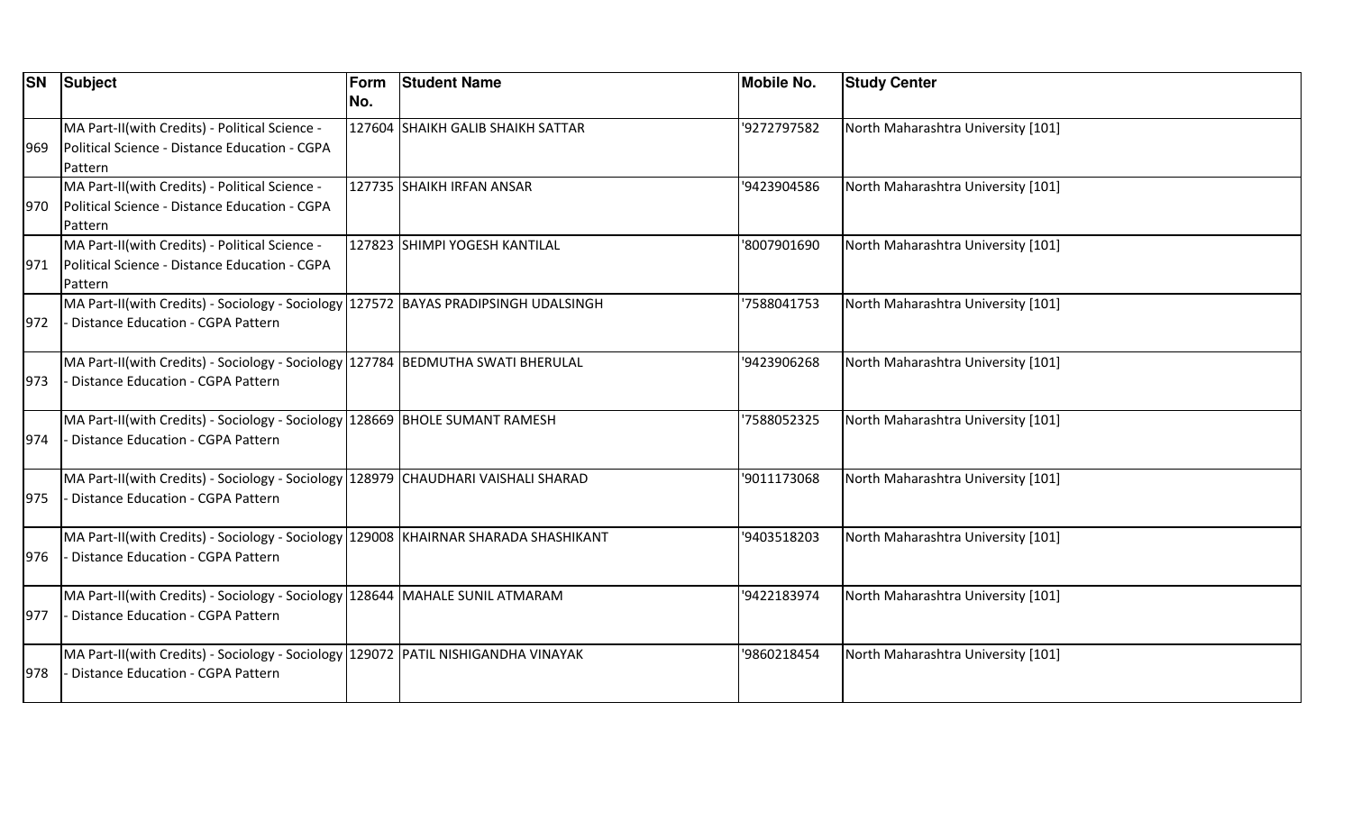| SN | Subject | Form No. | Student Name | Mobile No. | Study Center |
|---|---|---|---|---|---|
| 969 | MA Part-II(with Credits) - Political Science - Political Science - Distance Education - CGPA Pattern | 127604 | SHAIKH GALIB SHAIKH SATTAR | '9272797582 | North Maharashtra University [101] |
| 970 | MA Part-II(with Credits) - Political Science - Political Science - Distance Education - CGPA Pattern | 127735 | SHAIKH IRFAN ANSAR | '9423904586 | North Maharashtra University [101] |
| 971 | MA Part-II(with Credits) - Political Science - Political Science - Distance Education - CGPA Pattern | 127823 | SHIMPI YOGESH KANTILAL | '8007901690 | North Maharashtra University [101] |
| 972 | MA Part-II(with Credits) - Sociology - Sociology - Distance Education - CGPA Pattern | 127572 | BAYAS PRADIPSINGH UDALSINGH | '7588041753 | North Maharashtra University [101] |
| 973 | MA Part-II(with Credits) - Sociology - Sociology - Distance Education - CGPA Pattern | 127784 | BEDMUTHA SWATI BHERULAL | '9423906268 | North Maharashtra University [101] |
| 974 | MA Part-II(with Credits) - Sociology - Sociology - Distance Education - CGPA Pattern | 128669 | BHOLE SUMANT RAMESH | '7588052325 | North Maharashtra University [101] |
| 975 | MA Part-II(with Credits) - Sociology - Sociology - Distance Education - CGPA Pattern | 128979 | CHAUDHARI VAISHALI SHARAD | '9011173068 | North Maharashtra University [101] |
| 976 | MA Part-II(with Credits) - Sociology - Sociology - Distance Education - CGPA Pattern | 129008 | KHAIRNAR SHARADA SHASHIKANT | '9403518203 | North Maharashtra University [101] |
| 977 | MA Part-II(with Credits) - Sociology - Sociology - Distance Education - CGPA Pattern | 128644 | MAHALE SUNIL ATMARAM | '9422183974 | North Maharashtra University [101] |
| 978 | MA Part-II(with Credits) - Sociology - Sociology - Distance Education - CGPA Pattern | 129072 | PATIL NISHIGANDHA VINAYAK | '9860218454 | North Maharashtra University [101] |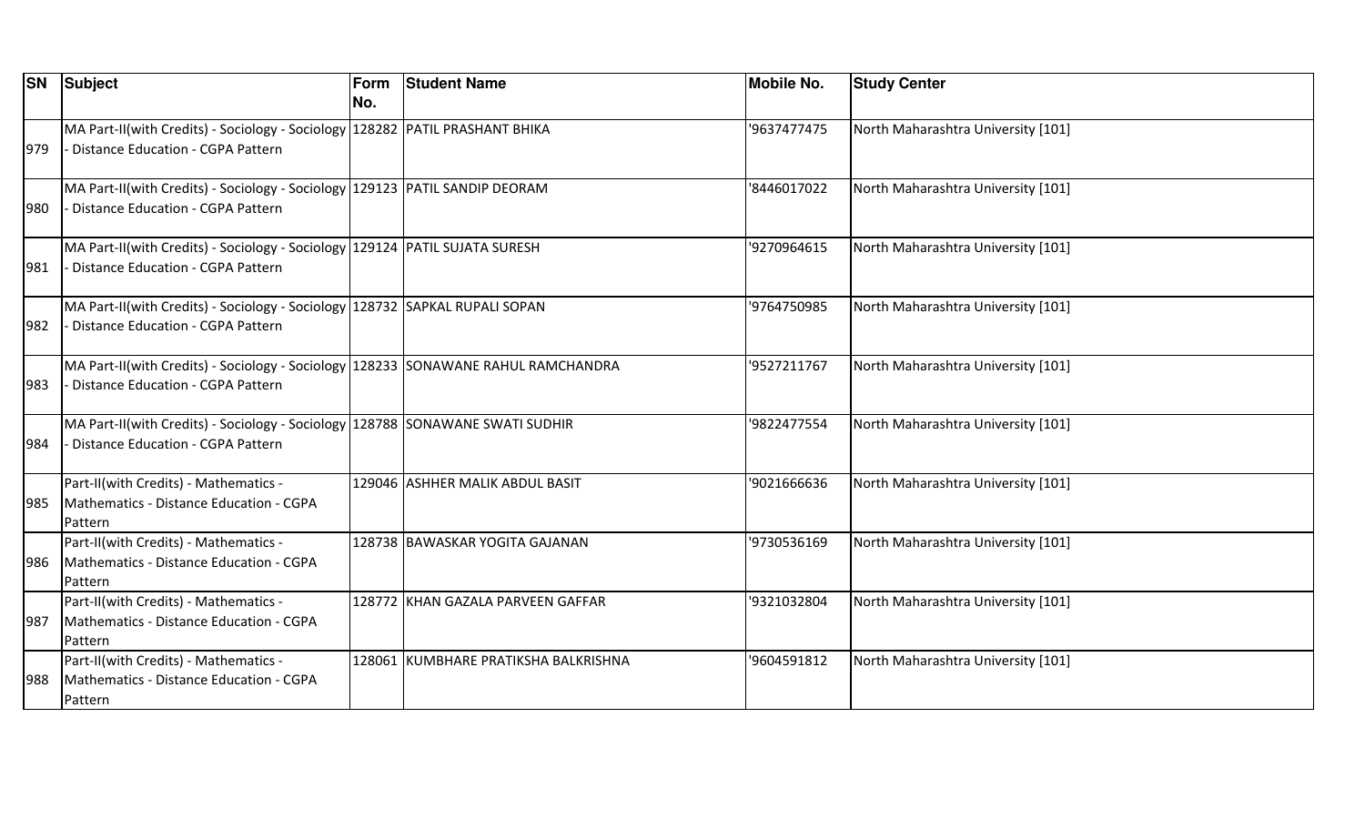| SN | Subject | Form No. | Student Name | Mobile No. | Study Center |
|---|---|---|---|---|---|
| 979 | MA Part-II(with Credits) - Sociology - Sociology - Distance Education - CGPA Pattern | 128282 | PATIL PRASHANT BHIKA | '9637477475 | North Maharashtra University [101] |
| 980 | MA Part-II(with Credits) - Sociology - Sociology - Distance Education - CGPA Pattern | 129123 | PATIL SANDIP DEORAM | '8446017022 | North Maharashtra University [101] |
| 981 | MA Part-II(with Credits) - Sociology - Sociology - Distance Education - CGPA Pattern | 129124 | PATIL SUJATA SURESH | '9270964615 | North Maharashtra University [101] |
| 982 | MA Part-II(with Credits) - Sociology - Sociology - Distance Education - CGPA Pattern | 128732 | SAPKAL RUPALI SOPAN | '9764750985 | North Maharashtra University [101] |
| 983 | MA Part-II(with Credits) - Sociology - Sociology - Distance Education - CGPA Pattern | 128233 | SONAWANE RAHUL RAMCHANDRA | '9527211767 | North Maharashtra University [101] |
| 984 | MA Part-II(with Credits) - Sociology - Sociology - Distance Education - CGPA Pattern | 128788 | SONAWANE SWATI SUDHIR | '9822477554 | North Maharashtra University [101] |
| 985 | Part-II(with Credits) - Mathematics - Mathematics - Distance Education - CGPA Pattern | 129046 | ASHHER MALIK ABDUL BASIT | '9021666636 | North Maharashtra University [101] |
| 986 | Part-II(with Credits) - Mathematics - Mathematics - Distance Education - CGPA Pattern | 128738 | BAWASKAR YOGITA GAJANAN | '9730536169 | North Maharashtra University [101] |
| 987 | Part-II(with Credits) - Mathematics - Mathematics - Distance Education - CGPA Pattern | 128772 | KHAN GAZALA PARVEEN GAFFAR | '9321032804 | North Maharashtra University [101] |
| 988 | Part-II(with Credits) - Mathematics - Mathematics - Distance Education - CGPA Pattern | 128061 | KUMBHARE PRATIKSHA BALKRISHNA | '9604591812 | North Maharashtra University [101] |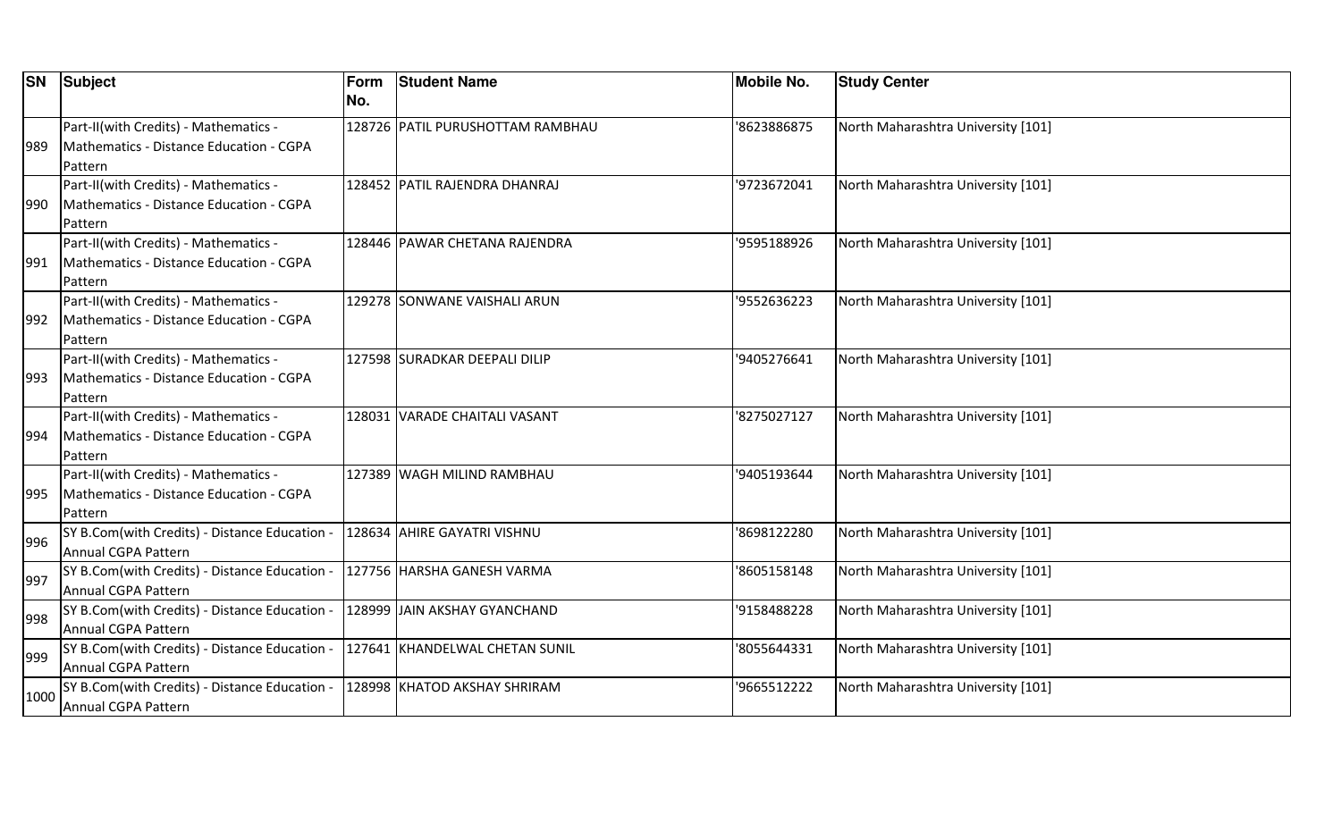| SN | Subject | Form No. | Student Name | Mobile No. | Study Center |
|---|---|---|---|---|---|
| 989 | Part-II(with Credits) - Mathematics - Mathematics - Distance Education - CGPA Pattern | 128726 | PATIL PURUSHOTTAM RAMBHAU | '8623886875 | North Maharashtra University [101] |
| 990 | Part-II(with Credits) - Mathematics - Mathematics - Distance Education - CGPA Pattern | 128452 | PATIL RAJENDRA DHANRAJ | '9723672041 | North Maharashtra University [101] |
| 991 | Part-II(with Credits) - Mathematics - Mathematics - Distance Education - CGPA Pattern | 128446 | PAWAR CHETANA RAJENDRA | '9595188926 | North Maharashtra University [101] |
| 992 | Part-II(with Credits) - Mathematics - Mathematics - Distance Education - CGPA Pattern | 129278 | SONWANE VAISHALI ARUN | '9552636223 | North Maharashtra University [101] |
| 993 | Part-II(with Credits) - Mathematics - Mathematics - Distance Education - CGPA Pattern | 127598 | SURADKAR DEEPALI DILIP | '9405276641 | North Maharashtra University [101] |
| 994 | Part-II(with Credits) - Mathematics - Mathematics - Distance Education - CGPA Pattern | 128031 | VARADE CHAITALI VASANT | '8275027127 | North Maharashtra University [101] |
| 995 | Part-II(with Credits) - Mathematics - Mathematics - Distance Education - CGPA Pattern | 127389 | WAGH MILIND RAMBHAU | '9405193644 | North Maharashtra University [101] |
| 996 | SY B.Com(with Credits) - Distance Education - Annual CGPA Pattern | 128634 | AHIRE GAYATRI VISHNU | '8698122280 | North Maharashtra University [101] |
| 997 | SY B.Com(with Credits) - Distance Education - Annual CGPA Pattern | 127756 | HARSHA GANESH VARMA | '8605158148 | North Maharashtra University [101] |
| 998 | SY B.Com(with Credits) - Distance Education - Annual CGPA Pattern | 128999 | JAIN AKSHAY GYANCHAND | '9158488228 | North Maharashtra University [101] |
| 999 | SY B.Com(with Credits) - Distance Education - Annual CGPA Pattern | 127641 | KHANDELWAL CHETAN SUNIL | '8055644331 | North Maharashtra University [101] |
| 1000 | SY B.Com(with Credits) - Distance Education - Annual CGPA Pattern | 128998 | KHATOD AKSHAY SHRIRAM | '9665512222 | North Maharashtra University [101] |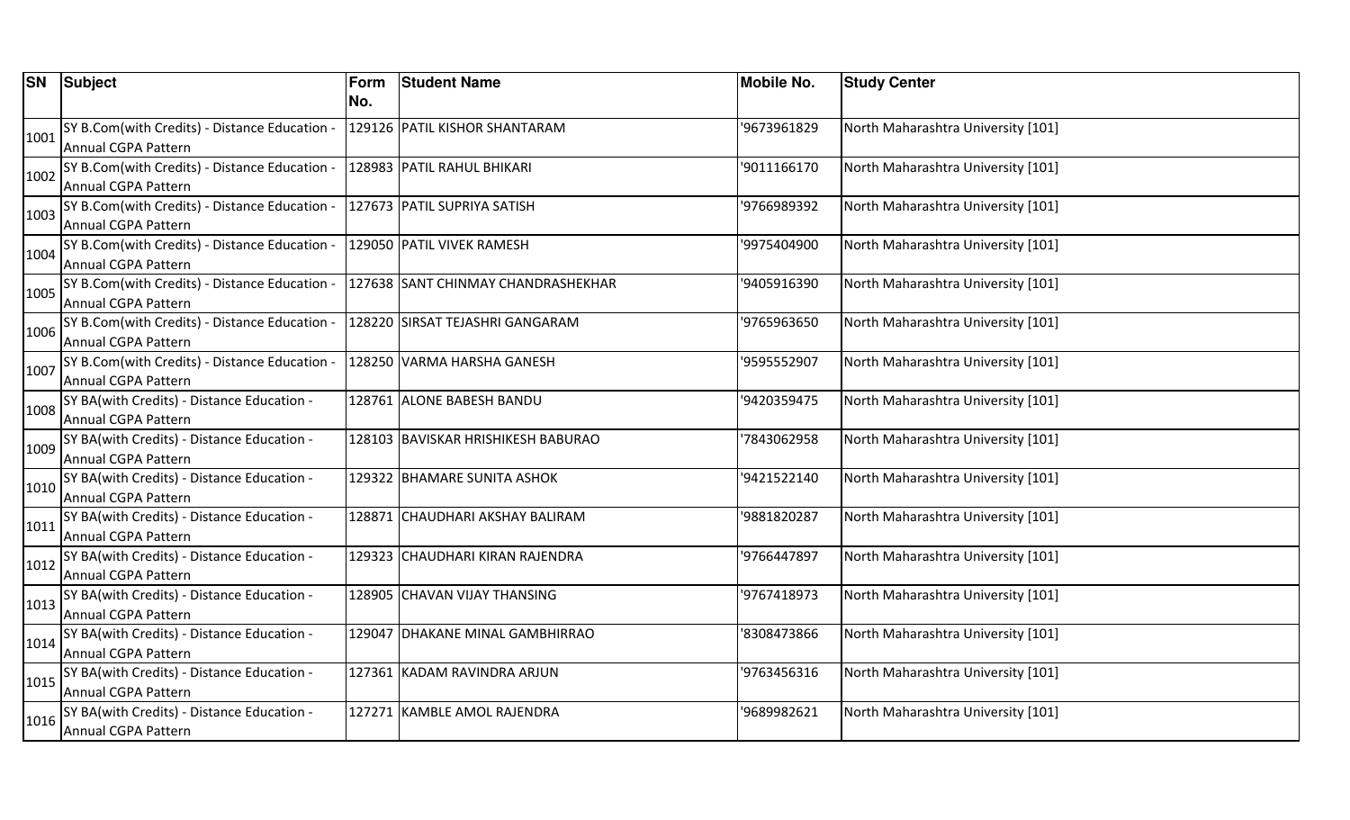| SN | Subject | Form No. | Student Name | Mobile No. | Study Center |
|---|---|---|---|---|---|
| 1001 | SY B.Com(with Credits) - Distance Education - Annual CGPA Pattern | 129126 | PATIL KISHOR SHANTARAM | '9673961829 | North Maharashtra University [101] |
| 1002 | SY B.Com(with Credits) - Distance Education - Annual CGPA Pattern | 128983 | PATIL RAHUL BHIKARI | '9011166170 | North Maharashtra University [101] |
| 1003 | SY B.Com(with Credits) - Distance Education - Annual CGPA Pattern | 127673 | PATIL SUPRIYA SATISH | '9766989392 | North Maharashtra University [101] |
| 1004 | SY B.Com(with Credits) - Distance Education - Annual CGPA Pattern | 129050 | PATIL VIVEK RAMESH | '9975404900 | North Maharashtra University [101] |
| 1005 | SY B.Com(with Credits) - Distance Education - Annual CGPA Pattern | 127638 | SANT CHINMAY CHANDRASHEKHAR | '9405916390 | North Maharashtra University [101] |
| 1006 | SY B.Com(with Credits) - Distance Education - Annual CGPA Pattern | 128220 | SIRSAT TEJASHRI GANGARAM | '9765963650 | North Maharashtra University [101] |
| 1007 | SY B.Com(with Credits) - Distance Education - Annual CGPA Pattern | 128250 | VARMA HARSHA GANESH | '9595552907 | North Maharashtra University [101] |
| 1008 | SY BA(with Credits) - Distance Education - Annual CGPA Pattern | 128761 | ALONE BABESH BANDU | '9420359475 | North Maharashtra University [101] |
| 1009 | SY BA(with Credits) - Distance Education - Annual CGPA Pattern | 128103 | BAVISKAR HRISHIKESH BABURAO | '7843062958 | North Maharashtra University [101] |
| 1010 | SY BA(with Credits) - Distance Education - Annual CGPA Pattern | 129322 | BHAMARE SUNITA ASHOK | '9421522140 | North Maharashtra University [101] |
| 1011 | SY BA(with Credits) - Distance Education - Annual CGPA Pattern | 128871 | CHAUDHARI AKSHAY BALIRAM | '9881820287 | North Maharashtra University [101] |
| 1012 | SY BA(with Credits) - Distance Education - Annual CGPA Pattern | 129323 | CHAUDHARI KIRAN RAJENDRA | '9766447897 | North Maharashtra University [101] |
| 1013 | SY BA(with Credits) - Distance Education - Annual CGPA Pattern | 128905 | CHAVAN VIJAY THANSING | '9767418973 | North Maharashtra University [101] |
| 1014 | SY BA(with Credits) - Distance Education - Annual CGPA Pattern | 129047 | DHAKANE MINAL GAMBHIRRAO | '8308473866 | North Maharashtra University [101] |
| 1015 | SY BA(with Credits) - Distance Education - Annual CGPA Pattern | 127361 | KADAM RAVINDRA ARJUN | '9763456316 | North Maharashtra University [101] |
| 1016 | SY BA(with Credits) - Distance Education - Annual CGPA Pattern | 127271 | KAMBLE AMOL RAJENDRA | '9689982621 | North Maharashtra University [101] |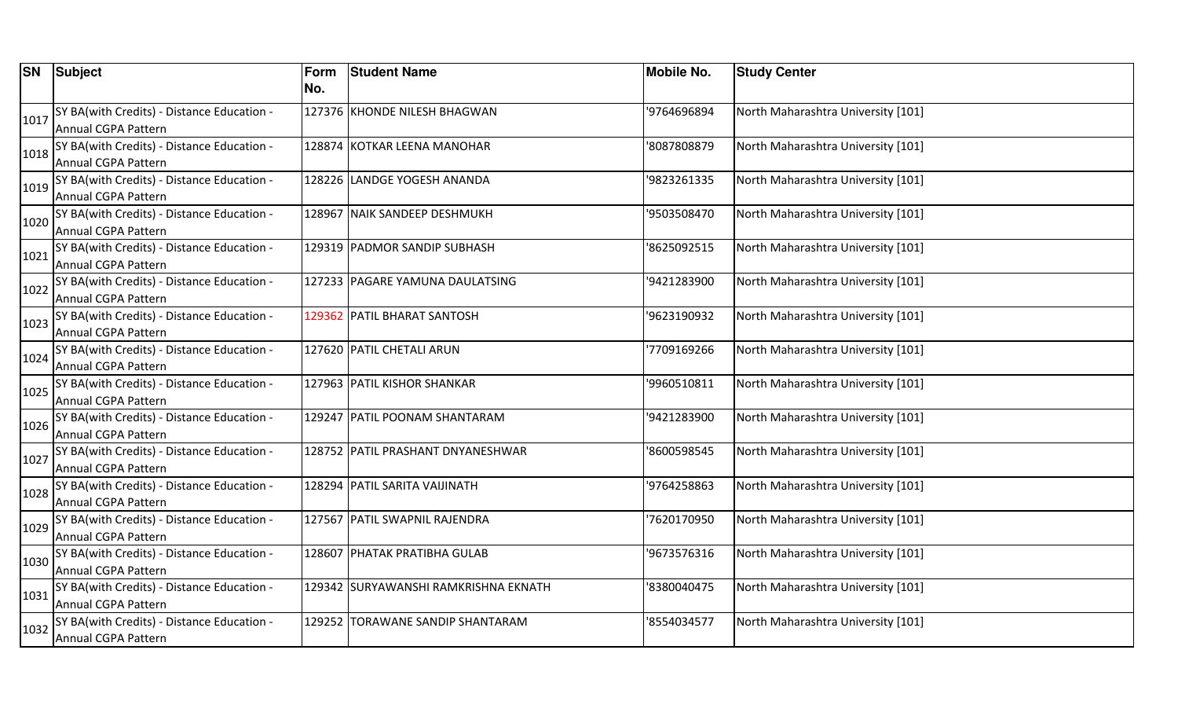| SN | Subject | Form No. | Student Name | Mobile No. | Study Center |
|---|---|---|---|---|---|
| 1017 | SY BA(with Credits) - Distance Education - Annual CGPA Pattern | 127376 | KHONDE NILESH BHAGWAN | '9764696894 | North Maharashtra University [101] |
| 1018 | SY BA(with Credits) - Distance Education - Annual CGPA Pattern | 128874 | KOTKAR LEENA MANOHAR | '8087808879 | North Maharashtra University [101] |
| 1019 | SY BA(with Credits) - Distance Education - Annual CGPA Pattern | 128226 | LANDGE YOGESH ANANDA | '9823261335 | North Maharashtra University [101] |
| 1020 | SY BA(with Credits) - Distance Education - Annual CGPA Pattern | 128967 | NAIK SANDEEP DESHMUKH | '9503508470 | North Maharashtra University [101] |
| 1021 | SY BA(with Credits) - Distance Education - Annual CGPA Pattern | 129319 | PADMOR SANDIP SUBHASH | '8625092515 | North Maharashtra University [101] |
| 1022 | SY BA(with Credits) - Distance Education - Annual CGPA Pattern | 127233 | PAGARE YAMUNA DAULATSING | '9421283900 | North Maharashtra University [101] |
| 1023 | SY BA(with Credits) - Distance Education - Annual CGPA Pattern | 129362 | PATIL BHARAT SANTOSH | '9623190932 | North Maharashtra University [101] |
| 1024 | SY BA(with Credits) - Distance Education - Annual CGPA Pattern | 127620 | PATIL CHETALI ARUN | '7709169266 | North Maharashtra University [101] |
| 1025 | SY BA(with Credits) - Distance Education - Annual CGPA Pattern | 127963 | PATIL KISHOR SHANKAR | '9960510811 | North Maharashtra University [101] |
| 1026 | SY BA(with Credits) - Distance Education - Annual CGPA Pattern | 129247 | PATIL POONAM SHANTARAM | '9421283900 | North Maharashtra University [101] |
| 1027 | SY BA(with Credits) - Distance Education - Annual CGPA Pattern | 128752 | PATIL PRASHANT DNYANESHWAR | '8600598545 | North Maharashtra University [101] |
| 1028 | SY BA(with Credits) - Distance Education - Annual CGPA Pattern | 128294 | PATIL SARITA VAIJINATH | '9764258863 | North Maharashtra University [101] |
| 1029 | SY BA(with Credits) - Distance Education - Annual CGPA Pattern | 127567 | PATIL SWAPNIL RAJENDRA | '7620170950 | North Maharashtra University [101] |
| 1030 | SY BA(with Credits) - Distance Education - Annual CGPA Pattern | 128607 | PHATAK PRATIBHA GULAB | '9673576316 | North Maharashtra University [101] |
| 1031 | SY BA(with Credits) - Distance Education - Annual CGPA Pattern | 129342 | SURYAWANSHI RAMKRISHNA EKNATH | '8380040475 | North Maharashtra University [101] |
| 1032 | SY BA(with Credits) - Distance Education - Annual CGPA Pattern | 129252 | TORAWANE SANDIP SHANTARAM | '8554034577 | North Maharashtra University [101] |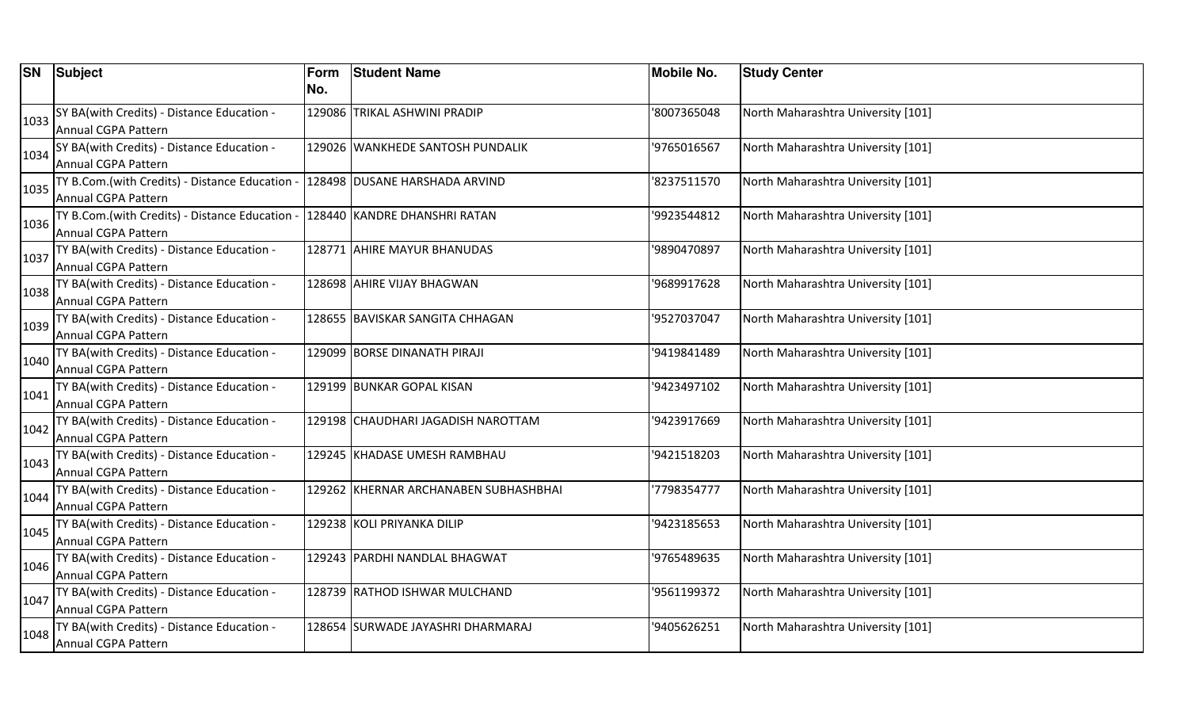| SN | Subject | Form No. | Student Name | Mobile No. | Study Center |
|---|---|---|---|---|---|
| 1033 | SY BA(with Credits) - Distance Education - Annual CGPA Pattern | 129086 | TRIKAL ASHWINI PRADIP | '8007365048 | North Maharashtra University [101] |
| 1034 | SY BA(with Credits) - Distance Education - Annual CGPA Pattern | 129026 | WANKHEDE SANTOSH PUNDALIK | '9765016567 | North Maharashtra University [101] |
| 1035 | TY B.Com.(with Credits) - Distance Education - Annual CGPA Pattern | 128498 | DUSANE HARSHADA ARVIND | '8237511570 | North Maharashtra University [101] |
| 1036 | TY B.Com.(with Credits) - Distance Education - Annual CGPA Pattern | 128440 | KANDRE DHANSHRI RATAN | '9923544812 | North Maharashtra University [101] |
| 1037 | TY BA(with Credits) - Distance Education - Annual CGPA Pattern | 128771 | AHIRE MAYUR BHANUDAS | '9890470897 | North Maharashtra University [101] |
| 1038 | TY BA(with Credits) - Distance Education - Annual CGPA Pattern | 128698 | AHIRE VIJAY BHAGWAN | '9689917628 | North Maharashtra University [101] |
| 1039 | TY BA(with Credits) - Distance Education - Annual CGPA Pattern | 128655 | BAVISKAR SANGITA CHHAGAN | '9527037047 | North Maharashtra University [101] |
| 1040 | TY BA(with Credits) - Distance Education - Annual CGPA Pattern | 129099 | BORSE DINANATH PIRAJI | '9419841489 | North Maharashtra University [101] |
| 1041 | TY BA(with Credits) - Distance Education - Annual CGPA Pattern | 129199 | BUNKAR GOPAL KISAN | '9423497102 | North Maharashtra University [101] |
| 1042 | TY BA(with Credits) - Distance Education - Annual CGPA Pattern | 129198 | CHAUDHARI JAGADISH NAROTTAM | '9423917669 | North Maharashtra University [101] |
| 1043 | TY BA(with Credits) - Distance Education - Annual CGPA Pattern | 129245 | KHADASE UMESH RAMBHAU | '9421518203 | North Maharashtra University [101] |
| 1044 | TY BA(with Credits) - Distance Education - Annual CGPA Pattern | 129262 | KHERNAR ARCHANABEN SUBHASHBHAI | '7798354777 | North Maharashtra University [101] |
| 1045 | TY BA(with Credits) - Distance Education - Annual CGPA Pattern | 129238 | KOLI PRIYANKA DILIP | '9423185653 | North Maharashtra University [101] |
| 1046 | TY BA(with Credits) - Distance Education - Annual CGPA Pattern | 129243 | PARDHI NANDLAL BHAGWAT | '9765489635 | North Maharashtra University [101] |
| 1047 | TY BA(with Credits) - Distance Education - Annual CGPA Pattern | 128739 | RATHOD ISHWAR MULCHAND | '9561199372 | North Maharashtra University [101] |
| 1048 | TY BA(with Credits) - Distance Education - Annual CGPA Pattern | 128654 | SURWADE JAYASHRI DHARMARAJ | '9405626251 | North Maharashtra University [101] |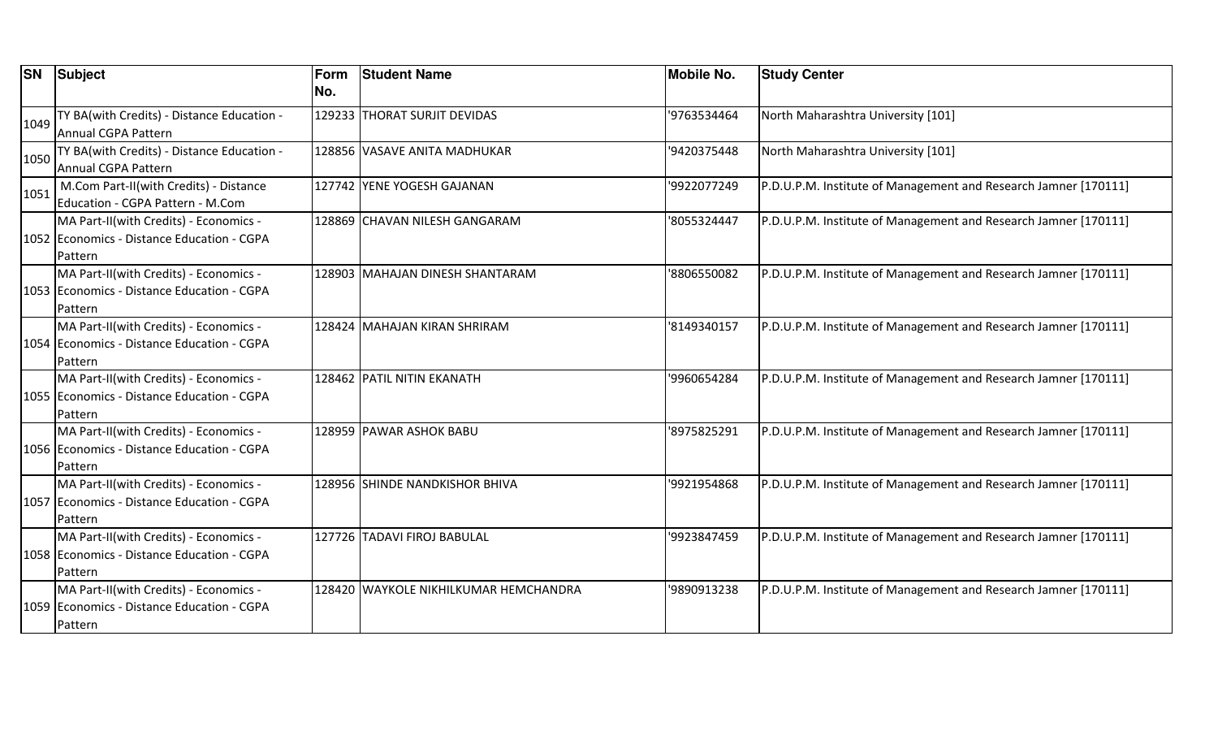| SN | Subject | Form No. | Student Name | Mobile No. | Study Center |
|---|---|---|---|---|---|
| 1049 | TY BA(with Credits) - Distance Education - Annual CGPA Pattern | 129233 | THORAT SURJIT DEVIDAS | '9763534464 | North Maharashtra University [101] |
| 1050 | TY BA(with Credits) - Distance Education - Annual CGPA Pattern | 128856 | VASAVE ANITA MADHUKAR | '9420375448 | North Maharashtra University [101] |
| 1051 | M.Com Part-II(with Credits) - Distance Education - CGPA Pattern - M.Com | 127742 | YENE YOGESH GAJANAN | '9922077249 | P.D.U.P.M. Institute of Management and Research Jamner [170111] |
| 1052 | MA Part-II(with Credits) - Economics - Economics - Distance Education - CGPA Pattern | 128869 | CHAVAN NILESH GANGARAM | '8055324447 | P.D.U.P.M. Institute of Management and Research Jamner [170111] |
| 1053 | MA Part-II(with Credits) - Economics - Economics - Distance Education - CGPA Pattern | 128903 | MAHAJAN DINESH SHANTARAM | '8806550082 | P.D.U.P.M. Institute of Management and Research Jamner [170111] |
| 1054 | MA Part-II(with Credits) - Economics - Economics - Distance Education - CGPA Pattern | 128424 | MAHAJAN KIRAN SHRIRAM | '8149340157 | P.D.U.P.M. Institute of Management and Research Jamner [170111] |
| 1055 | MA Part-II(with Credits) - Economics - Economics - Distance Education - CGPA Pattern | 128462 | PATIL NITIN EKANATH | '9960654284 | P.D.U.P.M. Institute of Management and Research Jamner [170111] |
| 1056 | MA Part-II(with Credits) - Economics - Economics - Distance Education - CGPA Pattern | 128959 | PAWAR ASHOK BABU | '8975825291 | P.D.U.P.M. Institute of Management and Research Jamner [170111] |
| 1057 | MA Part-II(with Credits) - Economics - Economics - Distance Education - CGPA Pattern | 128956 | SHINDE NANDKISHOR BHIVA | '9921954868 | P.D.U.P.M. Institute of Management and Research Jamner [170111] |
| 1058 | MA Part-II(with Credits) - Economics - Economics - Distance Education - CGPA Pattern | 127726 | TADAVI FIROJ BABULAL | '9923847459 | P.D.U.P.M. Institute of Management and Research Jamner [170111] |
| 1059 | MA Part-II(with Credits) - Economics - Economics - Distance Education - CGPA Pattern | 128420 | WAYKOLE NIKHILKUMAR HEMCHANDRA | '9890913238 | P.D.U.P.M. Institute of Management and Research Jamner [170111] |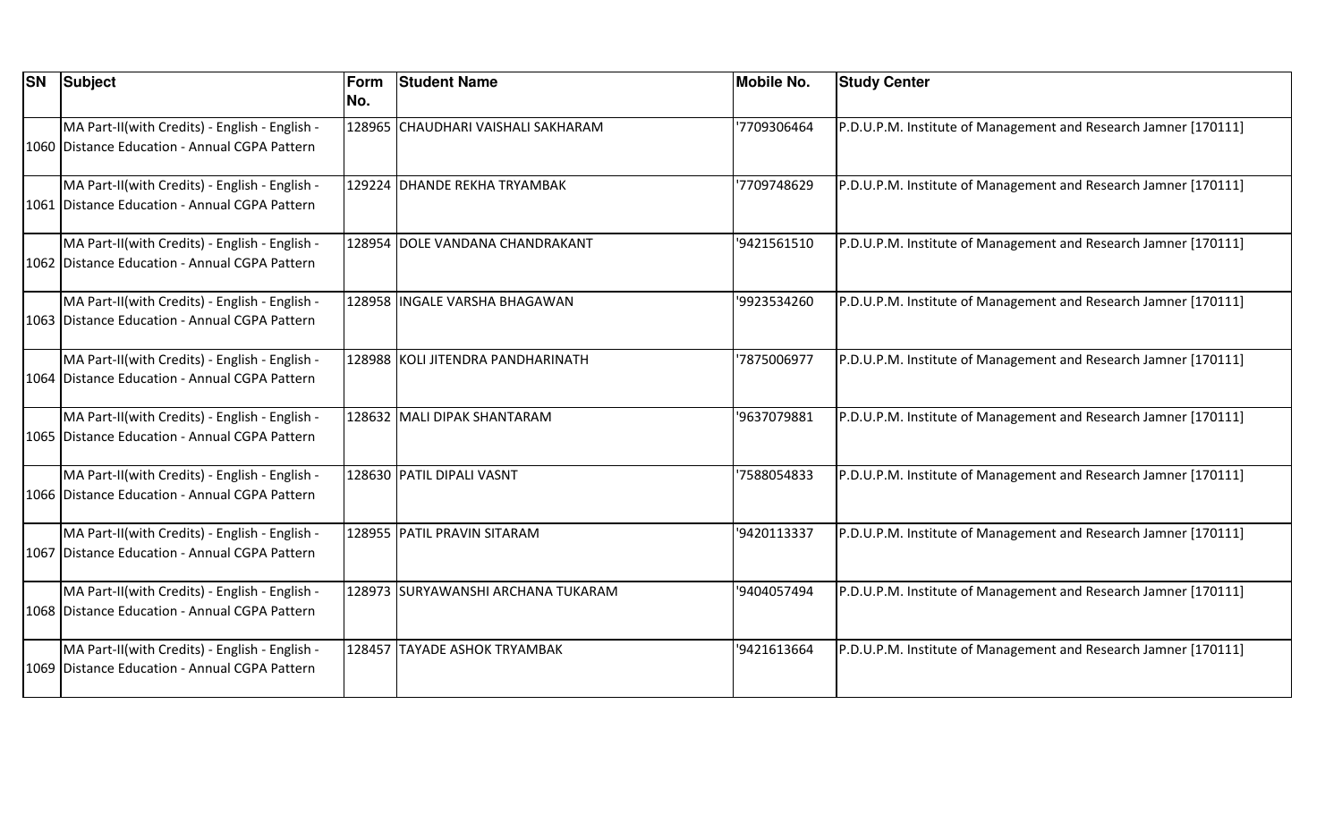| SN | Subject | Form No. | Student Name | Mobile No. | Study Center |
|---|---|---|---|---|---|
| 1060 | MA Part-II(with Credits) - English - English - Distance Education - Annual CGPA Pattern | 128965 | CHAUDHARI VAISHALI SAKHARAM | '7709306464 | P.D.U.P.M. Institute of Management and Research Jamner [170111] |
| 1061 | MA Part-II(with Credits) - English - English - Distance Education - Annual CGPA Pattern | 129224 | DHANDE REKHA TRYAMBAK | '7709748629 | P.D.U.P.M. Institute of Management and Research Jamner [170111] |
| 1062 | MA Part-II(with Credits) - English - English - Distance Education - Annual CGPA Pattern | 128954 | DOLE VANDANA CHANDRAKANT | '9421561510 | P.D.U.P.M. Institute of Management and Research Jamner [170111] |
| 1063 | MA Part-II(with Credits) - English - English - Distance Education - Annual CGPA Pattern | 128958 | INGALE VARSHA BHAGAWAN | '9923534260 | P.D.U.P.M. Institute of Management and Research Jamner [170111] |
| 1064 | MA Part-II(with Credits) - English - English - Distance Education - Annual CGPA Pattern | 128988 | KOLI JITENDRA PANDHARINATH | '7875006977 | P.D.U.P.M. Institute of Management and Research Jamner [170111] |
| 1065 | MA Part-II(with Credits) - English - English - Distance Education - Annual CGPA Pattern | 128632 | MALI DIPAK SHANTARAM | '9637079881 | P.D.U.P.M. Institute of Management and Research Jamner [170111] |
| 1066 | MA Part-II(with Credits) - English - English - Distance Education - Annual CGPA Pattern | 128630 | PATIL DIPALI VASNT | '7588054833 | P.D.U.P.M. Institute of Management and Research Jamner [170111] |
| 1067 | MA Part-II(with Credits) - English - English - Distance Education - Annual CGPA Pattern | 128955 | PATIL PRAVIN SITARAM | '9420113337 | P.D.U.P.M. Institute of Management and Research Jamner [170111] |
| 1068 | MA Part-II(with Credits) - English - English - Distance Education - Annual CGPA Pattern | 128973 | SURYAWANSHI ARCHANA TUKARAM | '9404057494 | P.D.U.P.M. Institute of Management and Research Jamner [170111] |
| 1069 | MA Part-II(with Credits) - English - English - Distance Education - Annual CGPA Pattern | 128457 | TAYADE ASHOK TRYAMBAK | '9421613664 | P.D.U.P.M. Institute of Management and Research Jamner [170111] |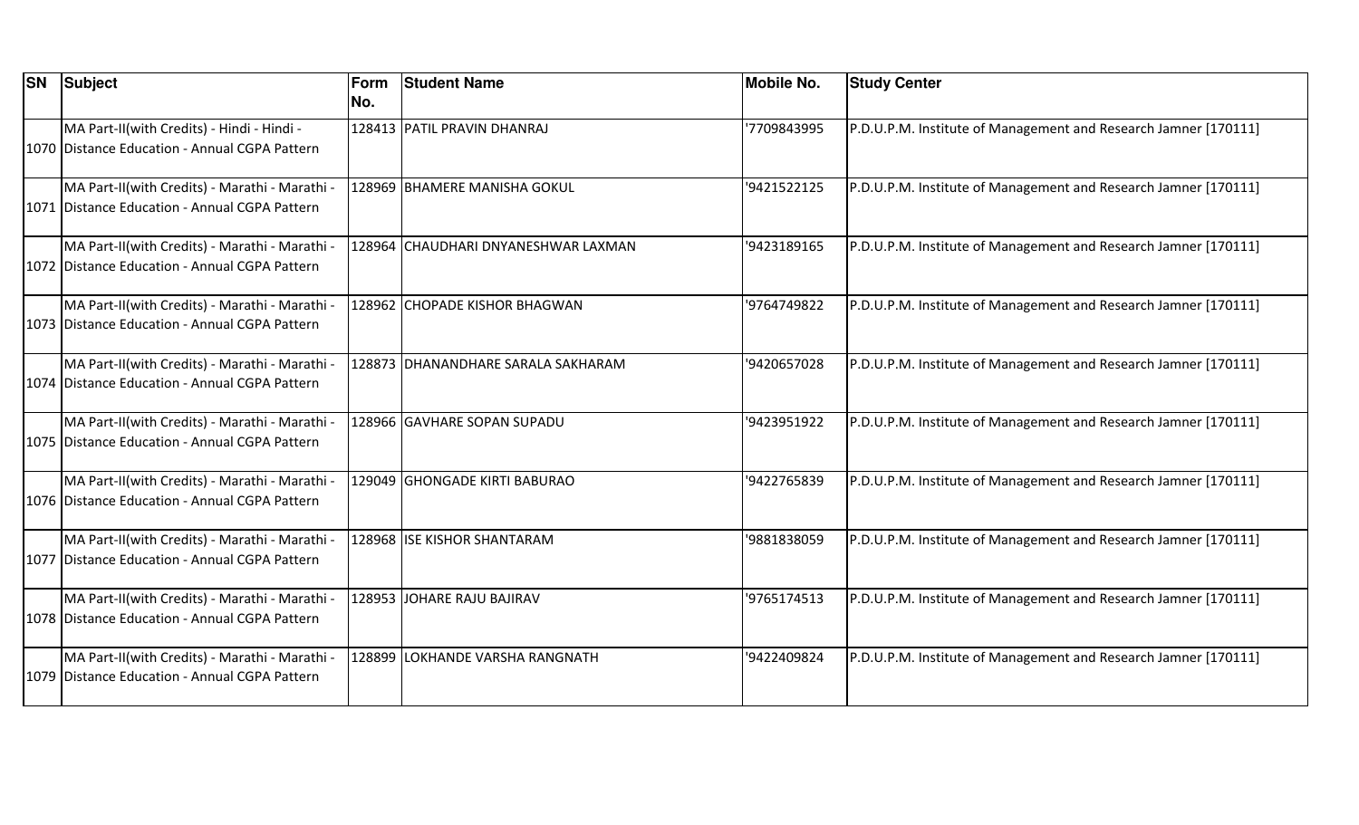| SN | Subject | Form No. | Student Name | Mobile No. | Study Center |
|---|---|---|---|---|---|
| 1070 | MA Part-II(with Credits) - Hindi - Hindi - Distance Education - Annual CGPA Pattern | 128413 | PATIL PRAVIN DHANRAJ | '7709843995 | P.D.U.P.M. Institute of Management and Research Jamner [170111] |
| 1071 | MA Part-II(with Credits) - Marathi - Marathi - Distance Education - Annual CGPA Pattern | 128969 | BHAMERE MANISHA GOKUL | '9421522125 | P.D.U.P.M. Institute of Management and Research Jamner [170111] |
| 1072 | MA Part-II(with Credits) - Marathi - Marathi - Distance Education - Annual CGPA Pattern | 128964 | CHAUDHARI DNYANESHWAR LAXMAN | '9423189165 | P.D.U.P.M. Institute of Management and Research Jamner [170111] |
| 1073 | MA Part-II(with Credits) - Marathi - Marathi - Distance Education - Annual CGPA Pattern | 128962 | CHOPADE KISHOR BHAGWAN | '9764749822 | P.D.U.P.M. Institute of Management and Research Jamner [170111] |
| 1074 | MA Part-II(with Credits) - Marathi - Marathi - Distance Education - Annual CGPA Pattern | 128873 | DHANANDHARE SARALA SAKHARAM | '9420657028 | P.D.U.P.M. Institute of Management and Research Jamner [170111] |
| 1075 | MA Part-II(with Credits) - Marathi - Marathi - Distance Education - Annual CGPA Pattern | 128966 | GAVHARE SOPAN SUPADU | '9423951922 | P.D.U.P.M. Institute of Management and Research Jamner [170111] |
| 1076 | MA Part-II(with Credits) - Marathi - Marathi - Distance Education - Annual CGPA Pattern | 129049 | GHONGADE KIRTI BABURAO | '9422765839 | P.D.U.P.M. Institute of Management and Research Jamner [170111] |
| 1077 | MA Part-II(with Credits) - Marathi - Marathi - Distance Education - Annual CGPA Pattern | 128968 | ISE KISHOR SHANTARAM | '9881838059 | P.D.U.P.M. Institute of Management and Research Jamner [170111] |
| 1078 | MA Part-II(with Credits) - Marathi - Marathi - Distance Education - Annual CGPA Pattern | 128953 | JOHARE RAJU BAJIRAV | '9765174513 | P.D.U.P.M. Institute of Management and Research Jamner [170111] |
| 1079 | MA Part-II(with Credits) - Marathi - Marathi - Distance Education - Annual CGPA Pattern | 128899 | LOKHANDE VARSHA RANGNATH | '9422409824 | P.D.U.P.M. Institute of Management and Research Jamner [170111] |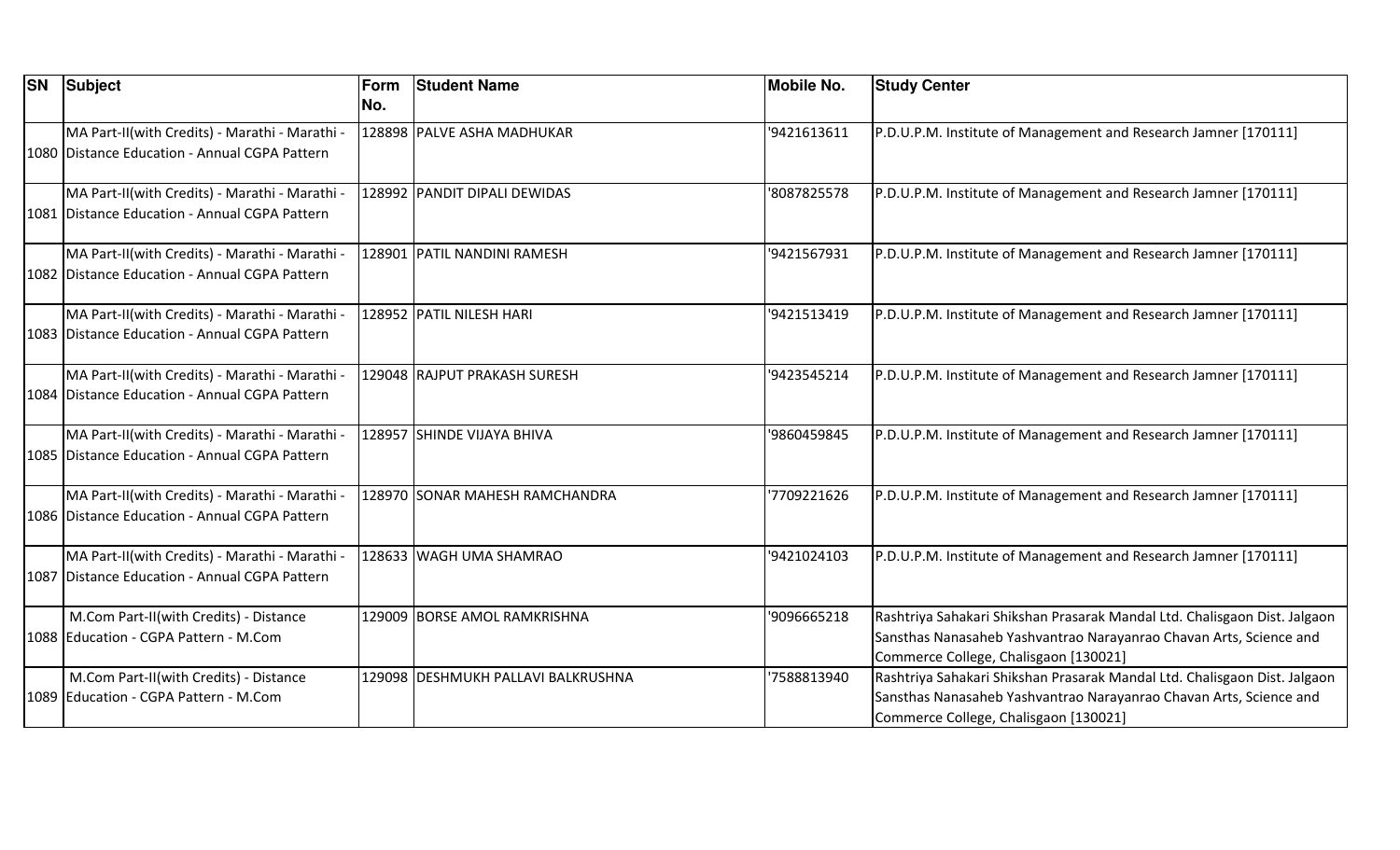| SN | Subject | Form No. | Student Name | Mobile No. | Study Center |
|---|---|---|---|---|---|
| 1080 | MA Part-II(with Credits) - Marathi - Marathi - Distance Education - Annual CGPA Pattern | 128898 | PALVE ASHA MADHUKAR | '9421613611 | P.D.U.P.M. Institute of Management and Research Jamner [170111] |
| 1081 | MA Part-II(with Credits) - Marathi - Marathi - Distance Education - Annual CGPA Pattern | 128992 | PANDIT DIPALI DEWIDAS | '8087825578 | P.D.U.P.M. Institute of Management and Research Jamner [170111] |
| 1082 | MA Part-II(with Credits) - Marathi - Marathi - Distance Education - Annual CGPA Pattern | 128901 | PATIL NANDINI RAMESH | '9421567931 | P.D.U.P.M. Institute of Management and Research Jamner [170111] |
| 1083 | MA Part-II(with Credits) - Marathi - Marathi - Distance Education - Annual CGPA Pattern | 128952 | PATIL NILESH HARI | '9421513419 | P.D.U.P.M. Institute of Management and Research Jamner [170111] |
| 1084 | MA Part-II(with Credits) - Marathi - Marathi - Distance Education - Annual CGPA Pattern | 129048 | RAJPUT PRAKASH SURESH | '9423545214 | P.D.U.P.M. Institute of Management and Research Jamner [170111] |
| 1085 | MA Part-II(with Credits) - Marathi - Marathi - Distance Education - Annual CGPA Pattern | 128957 | SHINDE VIJAYA BHIVA | '9860459845 | P.D.U.P.M. Institute of Management and Research Jamner [170111] |
| 1086 | MA Part-II(with Credits) - Marathi - Marathi - Distance Education - Annual CGPA Pattern | 128970 | SONAR MAHESH RAMCHANDRA | '7709221626 | P.D.U.P.M. Institute of Management and Research Jamner [170111] |
| 1087 | MA Part-II(with Credits) - Marathi - Marathi - Distance Education - Annual CGPA Pattern | 128633 | WAGH UMA SHAMRAO | '9421024103 | P.D.U.P.M. Institute of Management and Research Jamner [170111] |
| 1088 | M.Com Part-II(with Credits) - Distance Education - CGPA Pattern - M.Com | 129009 | BORSE AMOL RAMKRISHNA | '9096665218 | Rashtriya Sahakari Shikshan Prasarak Mandal Ltd. Chalisgaon Dist. Jalgaon Sansthas Nanasaheb Yashvantrao Narayanrao Chavan Arts, Science and Commerce College, Chalisgaon [130021] |
| 1089 | M.Com Part-II(with Credits) - Distance Education - CGPA Pattern - M.Com | 129098 | DESHMUKH PALLAVI BALKRUSHNA | '7588813940 | Rashtriya Sahakari Shikshan Prasarak Mandal Ltd. Chalisgaon Dist. Jalgaon Sansthas Nanasaheb Yashvantrao Narayanrao Chavan Arts, Science and Commerce College, Chalisgaon [130021] |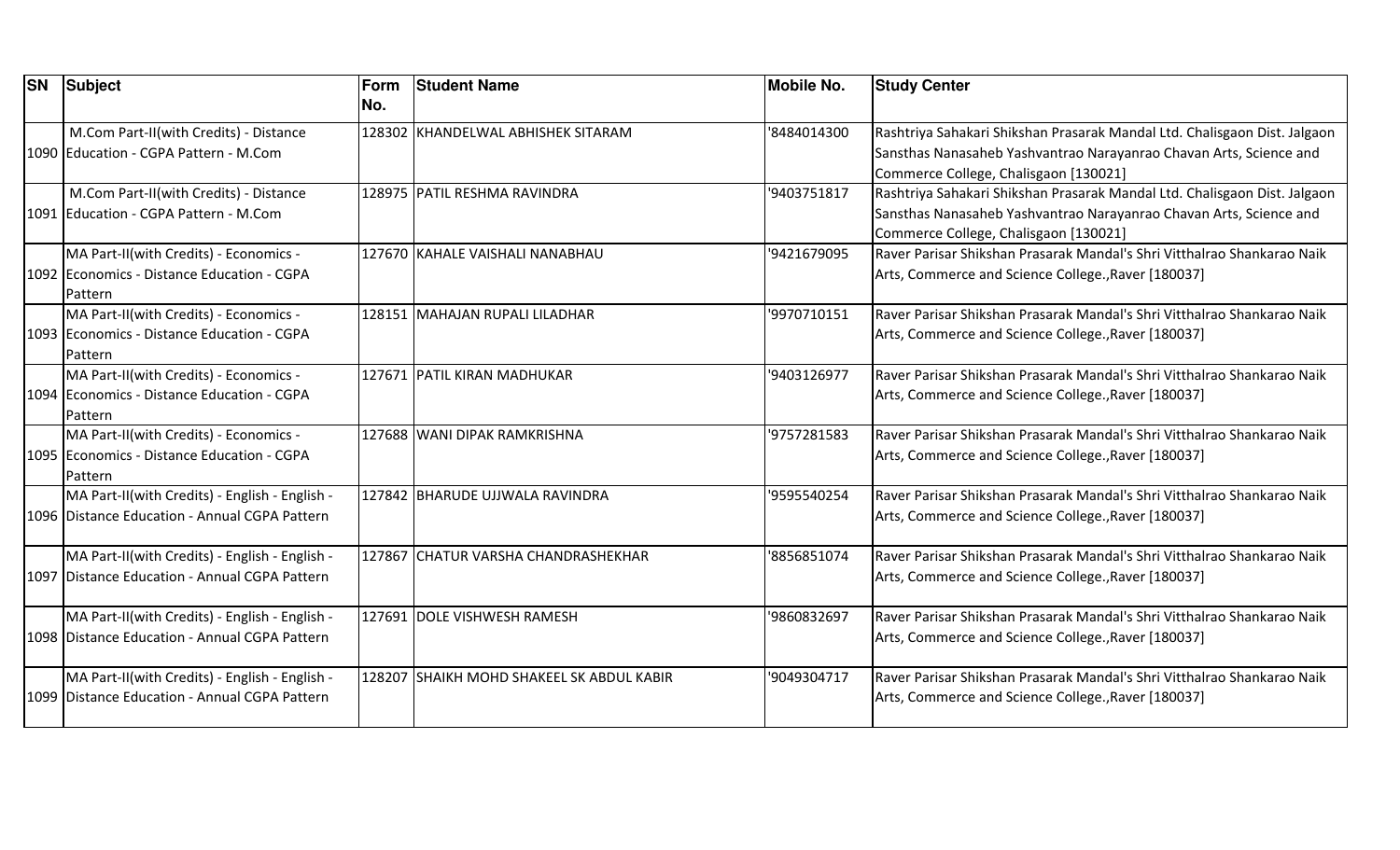| SN | Subject | Form No. | Student Name | Mobile No. | Study Center |
|---|---|---|---|---|---|
| 1090 | M.Com Part-II(with Credits) - Distance Education - CGPA Pattern - M.Com | 128302 | KHANDELWAL ABHISHEK SITARAM | '8484014300 | Rashtriya Sahakari Shikshan Prasarak Mandal Ltd. Chalisgaon Dist. Jalgaon Sansthas Nanasaheb Yashvantrao Narayanrao Chavan Arts, Science and Commerce College, Chalisgaon [130021] |
| 1091 | M.Com Part-II(with Credits) - Distance Education - CGPA Pattern - M.Com | 128975 | PATIL RESHMA RAVINDRA | '9403751817 | Rashtriya Sahakari Shikshan Prasarak Mandal Ltd. Chalisgaon Dist. Jalgaon Sansthas Nanasaheb Yashvantrao Narayanrao Chavan Arts, Science and Commerce College, Chalisgaon [130021] |
| 1092 | MA Part-II(with Credits) - Economics - Economics - Distance Education - CGPA Pattern | 127670 | KAHALE VAISHALI NANABHAU | '9421679095 | Raver Parisar Shikshan Prasarak Mandal's Shri Vitthalrao Shankarao Naik Arts, Commerce and Science College.,Raver [180037] |
| 1093 | MA Part-II(with Credits) - Economics - Economics - Distance Education - CGPA Pattern | 128151 | MAHAJAN RUPALI LILADHAR | '9970710151 | Raver Parisar Shikshan Prasarak Mandal's Shri Vitthalrao Shankarao Naik Arts, Commerce and Science College.,Raver [180037] |
| 1094 | MA Part-II(with Credits) - Economics - Economics - Distance Education - CGPA Pattern | 127671 | PATIL KIRAN MADHUKAR | '9403126977 | Raver Parisar Shikshan Prasarak Mandal's Shri Vitthalrao Shankarao Naik Arts, Commerce and Science College.,Raver [180037] |
| 1095 | MA Part-II(with Credits) - Economics - Economics - Distance Education - CGPA Pattern | 127688 | WANI DIPAK RAMKRISHNA | '9757281583 | Raver Parisar Shikshan Prasarak Mandal's Shri Vitthalrao Shankarao Naik Arts, Commerce and Science College.,Raver [180037] |
| 1096 | MA Part-II(with Credits) - English - English - Distance Education - Annual CGPA Pattern | 127842 | BHARUDE UJJWALA RAVINDRA | '9595540254 | Raver Parisar Shikshan Prasarak Mandal's Shri Vitthalrao Shankarao Naik Arts, Commerce and Science College.,Raver [180037] |
| 1097 | MA Part-II(with Credits) - English - English - Distance Education - Annual CGPA Pattern | 127867 | CHATUR VARSHA CHANDRASHEKHAR | '8856851074 | Raver Parisar Shikshan Prasarak Mandal's Shri Vitthalrao Shankarao Naik Arts, Commerce and Science College.,Raver [180037] |
| 1098 | MA Part-II(with Credits) - English - English - Distance Education - Annual CGPA Pattern | 127691 | DOLE VISHWESH RAMESH | '9860832697 | Raver Parisar Shikshan Prasarak Mandal's Shri Vitthalrao Shankarao Naik Arts, Commerce and Science College.,Raver [180037] |
| 1099 | MA Part-II(with Credits) - English - English - Distance Education - Annual CGPA Pattern | 128207 | SHAIKH MOHD SHAKEEL SK ABDUL KABIR | '9049304717 | Raver Parisar Shikshan Prasarak Mandal's Shri Vitthalrao Shankarao Naik Arts, Commerce and Science College.,Raver [180037] |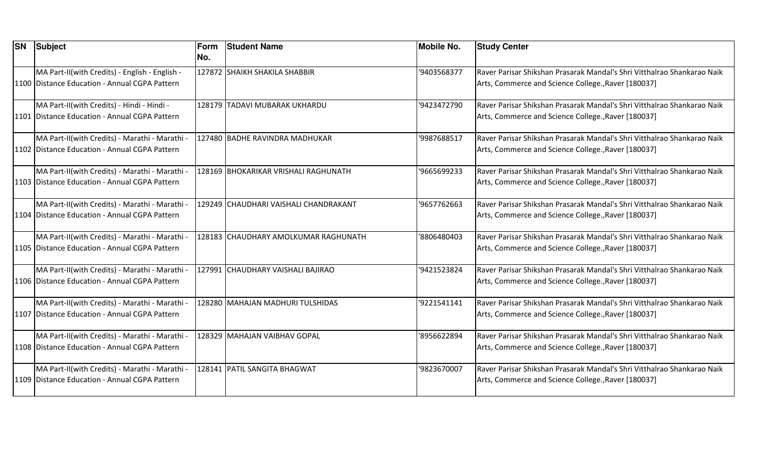| SN | Subject | Form No. | Student Name | Mobile No. | Study Center |
|---|---|---|---|---|---|
| 1100 | MA Part-II(with Credits) - English - English - Distance Education - Annual CGPA Pattern | 127872 | SHAIKH SHAKILA SHABBIR | '9403568377 | Raver Parisar Shikshan Prasarak Mandal's Shri Vitthalrao Shankarao Naik Arts, Commerce and Science College.,Raver [180037] |
| 1101 | MA Part-II(with Credits) - Hindi - Hindi - Distance Education - Annual CGPA Pattern | 128179 | TADAVI MUBARAK UKHARDU | '9423472790 | Raver Parisar Shikshan Prasarak Mandal's Shri Vitthalrao Shankarao Naik Arts, Commerce and Science College.,Raver [180037] |
| 1102 | MA Part-II(with Credits) - Marathi - Marathi - Distance Education - Annual CGPA Pattern | 127480 | BADHE RAVINDRA MADHUKAR | '9987688517 | Raver Parisar Shikshan Prasarak Mandal's Shri Vitthalrao Shankarao Naik Arts, Commerce and Science College.,Raver [180037] |
| 1103 | MA Part-II(with Credits) - Marathi - Marathi - Distance Education - Annual CGPA Pattern | 128169 | BHOKARIKAR VRISHALI RAGHUNATH | '9665699233 | Raver Parisar Shikshan Prasarak Mandal's Shri Vitthalrao Shankarao Naik Arts, Commerce and Science College.,Raver [180037] |
| 1104 | MA Part-II(with Credits) - Marathi - Marathi - Distance Education - Annual CGPA Pattern | 129249 | CHAUDHARI VAISHALI CHANDRAKANT | '9657762663 | Raver Parisar Shikshan Prasarak Mandal's Shri Vitthalrao Shankarao Naik Arts, Commerce and Science College.,Raver [180037] |
| 1105 | MA Part-II(with Credits) - Marathi - Marathi - Distance Education - Annual CGPA Pattern | 128183 | CHAUDHARY AMOLKUMAR RAGHUNATH | '8806480403 | Raver Parisar Shikshan Prasarak Mandal's Shri Vitthalrao Shankarao Naik Arts, Commerce and Science College.,Raver [180037] |
| 1106 | MA Part-II(with Credits) - Marathi - Marathi - Distance Education - Annual CGPA Pattern | 127991 | CHAUDHARY VAISHALI BAJIRAO | '9421523824 | Raver Parisar Shikshan Prasarak Mandal's Shri Vitthalrao Shankarao Naik Arts, Commerce and Science College.,Raver [180037] |
| 1107 | MA Part-II(with Credits) - Marathi - Marathi - Distance Education - Annual CGPA Pattern | 128280 | MAHAJAN MADHURI TULSHIDAS | '9221541141 | Raver Parisar Shikshan Prasarak Mandal's Shri Vitthalrao Shankarao Naik Arts, Commerce and Science College.,Raver [180037] |
| 1108 | MA Part-II(with Credits) - Marathi - Marathi - Distance Education - Annual CGPA Pattern | 128329 | MAHAJAN VAIBHAV GOPAL | '8956622894 | Raver Parisar Shikshan Prasarak Mandal's Shri Vitthalrao Shankarao Naik Arts, Commerce and Science College.,Raver [180037] |
| 1109 | MA Part-II(with Credits) - Marathi - Marathi - Distance Education - Annual CGPA Pattern | 128141 | PATIL SANGITA BHAGWAT | '9823670007 | Raver Parisar Shikshan Prasarak Mandal's Shri Vitthalrao Shankarao Naik Arts, Commerce and Science College.,Raver [180037] |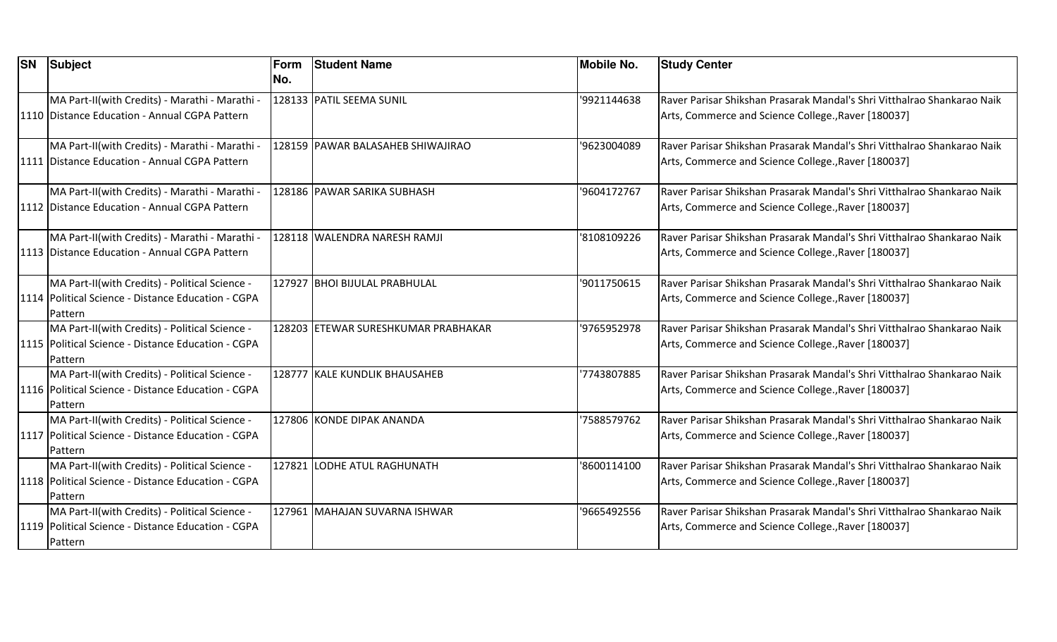| SN | Subject | Form No. | Student Name | Mobile No. | Study Center |
|---|---|---|---|---|---|
| 1110 | MA Part-II(with Credits) - Marathi - Marathi - Distance Education - Annual CGPA Pattern | 128133 | PATIL SEEMA SUNIL | '9921144638 | Raver Parisar Shikshan Prasarak Mandal's Shri Vitthalrao Shankarao Naik Arts, Commerce and Science College.,Raver [180037] |
| 1111 | MA Part-II(with Credits) - Marathi - Marathi - Distance Education - Annual CGPA Pattern | 128159 | PAWAR BALASAHEB SHIWAJIRAO | '9623004089 | Raver Parisar Shikshan Prasarak Mandal's Shri Vitthalrao Shankarao Naik Arts, Commerce and Science College.,Raver [180037] |
| 1112 | MA Part-II(with Credits) - Marathi - Marathi - Distance Education - Annual CGPA Pattern | 128186 | PAWAR SARIKA SUBHASH | '9604172767 | Raver Parisar Shikshan Prasarak Mandal's Shri Vitthalrao Shankarao Naik Arts, Commerce and Science College.,Raver [180037] |
| 1113 | MA Part-II(with Credits) - Marathi - Marathi - Distance Education - Annual CGPA Pattern | 128118 | WALENDRA NARESH RAMJI | '8108109226 | Raver Parisar Shikshan Prasarak Mandal's Shri Vitthalrao Shankarao Naik Arts, Commerce and Science College.,Raver [180037] |
| 1114 | MA Part-II(with Credits) - Political Science - Political Science - Distance Education - CGPA Pattern | 127927 | BHOI BIJULAL PRABHULAL | '9011750615 | Raver Parisar Shikshan Prasarak Mandal's Shri Vitthalrao Shankarao Naik Arts, Commerce and Science College.,Raver [180037] |
| 1115 | MA Part-II(with Credits) - Political Science - Political Science - Distance Education - CGPA Pattern | 128203 | ETEWAR SURESHKUMAR PRABHAKAR | '9765952978 | Raver Parisar Shikshan Prasarak Mandal's Shri Vitthalrao Shankarao Naik Arts, Commerce and Science College.,Raver [180037] |
| 1116 | MA Part-II(with Credits) - Political Science - Political Science - Distance Education - CGPA Pattern | 128777 | KALE KUNDLIK BHAUSAHEB | '7743807885 | Raver Parisar Shikshan Prasarak Mandal's Shri Vitthalrao Shankarao Naik Arts, Commerce and Science College.,Raver [180037] |
| 1117 | MA Part-II(with Credits) - Political Science - Political Science - Distance Education - CGPA Pattern | 127806 | KONDE DIPAK ANANDA | '7588579762 | Raver Parisar Shikshan Prasarak Mandal's Shri Vitthalrao Shankarao Naik Arts, Commerce and Science College.,Raver [180037] |
| 1118 | MA Part-II(with Credits) - Political Science - Political Science - Distance Education - CGPA Pattern | 127821 | LODHE ATUL RAGHUNATH | '8600114100 | Raver Parisar Shikshan Prasarak Mandal's Shri Vitthalrao Shankarao Naik Arts, Commerce and Science College.,Raver [180037] |
| 1119 | MA Part-II(with Credits) - Political Science - Political Science - Distance Education - CGPA Pattern | 127961 | MAHAJAN SUVARNA ISHWAR | '9665492556 | Raver Parisar Shikshan Prasarak Mandal's Shri Vitthalrao Shankarao Naik Arts, Commerce and Science College.,Raver [180037] |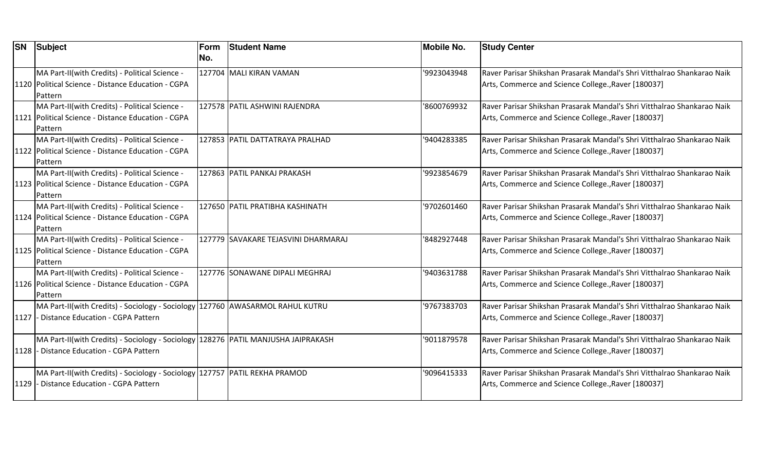| SN | Subject | Form No. | Student Name | Mobile No. | Study Center |
|---|---|---|---|---|---|
| 1120 | MA Part-II(with Credits) - Political Science - Political Science - Distance Education - CGPA Pattern | 127704 | MALI KIRAN VAMAN | '9923043948 | Raver Parisar Shikshan Prasarak Mandal's Shri Vitthalrao Shankarao Naik Arts, Commerce and Science College.,Raver [180037] |
| 1121 | MA Part-II(with Credits) - Political Science - Political Science - Distance Education - CGPA Pattern | 127578 | PATIL ASHWINI RAJENDRA | '8600769932 | Raver Parisar Shikshan Prasarak Mandal's Shri Vitthalrao Shankarao Naik Arts, Commerce and Science College.,Raver [180037] |
| 1122 | MA Part-II(with Credits) - Political Science - Political Science - Distance Education - CGPA Pattern | 127853 | PATIL DATTATRAYA PRALHAD | '9404283385 | Raver Parisar Shikshan Prasarak Mandal's Shri Vitthalrao Shankarao Naik Arts, Commerce and Science College.,Raver [180037] |
| 1123 | MA Part-II(with Credits) - Political Science - Political Science - Distance Education - CGPA Pattern | 127863 | PATIL PANKAJ PRAKASH | '9923854679 | Raver Parisar Shikshan Prasarak Mandal's Shri Vitthalrao Shankarao Naik Arts, Commerce and Science College.,Raver [180037] |
| 1124 | MA Part-II(with Credits) - Political Science - Political Science - Distance Education - CGPA Pattern | 127650 | PATIL PRATIBHA KASHINATH | '9702601460 | Raver Parisar Shikshan Prasarak Mandal's Shri Vitthalrao Shankarao Naik Arts, Commerce and Science College.,Raver [180037] |
| 1125 | MA Part-II(with Credits) - Political Science - Political Science - Distance Education - CGPA Pattern | 127779 | SAVAKARE TEJASVINI DHARMARAJ | '8482927448 | Raver Parisar Shikshan Prasarak Mandal's Shri Vitthalrao Shankarao Naik Arts, Commerce and Science College.,Raver [180037] |
| 1126 | MA Part-II(with Credits) - Political Science - Political Science - Distance Education - CGPA Pattern | 127776 | SONAWANE DIPALI MEGHRAJ | '9403631788 | Raver Parisar Shikshan Prasarak Mandal's Shri Vitthalrao Shankarao Naik Arts, Commerce and Science College.,Raver [180037] |
| 1127 | MA Part-II(with Credits) - Sociology - Sociology - Distance Education - CGPA Pattern | 127760 | AWASARMOL RAHUL KUTRU | '9767383703 | Raver Parisar Shikshan Prasarak Mandal's Shri Vitthalrao Shankarao Naik Arts, Commerce and Science College.,Raver [180037] |
| 1128 | MA Part-II(with Credits) - Sociology - Sociology - Distance Education - CGPA Pattern | 128276 | PATIL MANJUSHA JAIPRAKASH | '9011879578 | Raver Parisar Shikshan Prasarak Mandal's Shri Vitthalrao Shankarao Naik Arts, Commerce and Science College.,Raver [180037] |
| 1129 | MA Part-II(with Credits) - Sociology - Sociology - Distance Education - CGPA Pattern | 127757 | PATIL REKHA PRAMOD | '9096415333 | Raver Parisar Shikshan Prasarak Mandal's Shri Vitthalrao Shankarao Naik Arts, Commerce and Science College.,Raver [180037] |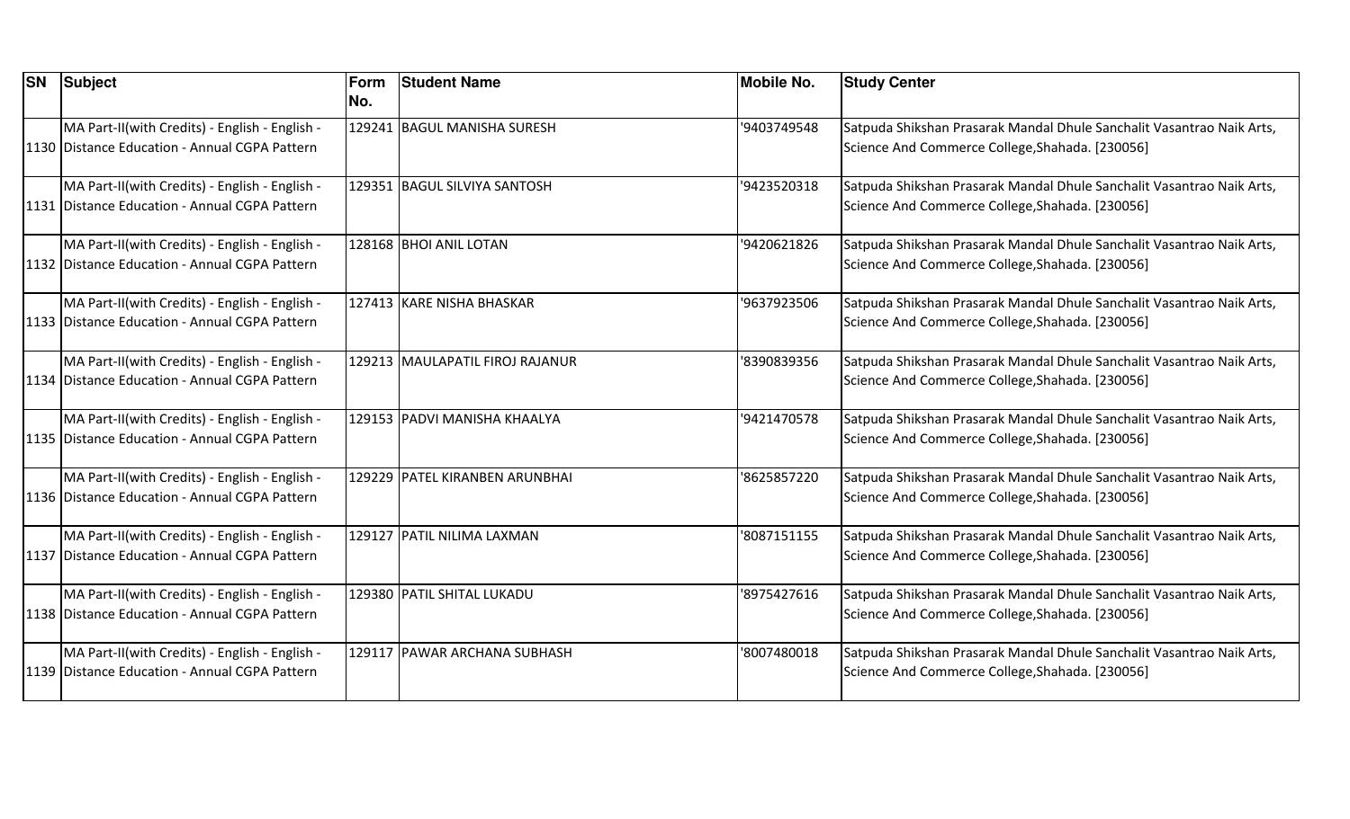| SN | Subject | Form No. | Student Name | Mobile No. | Study Center |
|---|---|---|---|---|---|
| 1130 | MA Part-II(with Credits) - English - English - Distance Education - Annual CGPA Pattern | 129241 | BAGUL MANISHA SURESH | '9403749548 | Satpuda Shikshan Prasarak Mandal Dhule Sanchalit Vasantrao Naik Arts, Science And Commerce College,Shahada. [230056] |
| 1131 | MA Part-II(with Credits) - English - English - Distance Education - Annual CGPA Pattern | 129351 | BAGUL SILVIYA SANTOSH | '9423520318 | Satpuda Shikshan Prasarak Mandal Dhule Sanchalit Vasantrao Naik Arts, Science And Commerce College,Shahada. [230056] |
| 1132 | MA Part-II(with Credits) - English - English - Distance Education - Annual CGPA Pattern | 128168 | BHOI ANIL LOTAN | '9420621826 | Satpuda Shikshan Prasarak Mandal Dhule Sanchalit Vasantrao Naik Arts, Science And Commerce College,Shahada. [230056] |
| 1133 | MA Part-II(with Credits) - English - English - Distance Education - Annual CGPA Pattern | 127413 | KARE NISHA BHASKAR | '9637923506 | Satpuda Shikshan Prasarak Mandal Dhule Sanchalit Vasantrao Naik Arts, Science And Commerce College,Shahada. [230056] |
| 1134 | MA Part-II(with Credits) - English - English - Distance Education - Annual CGPA Pattern | 129213 | MAULAPATIL FIROJ RAJANUR | '8390839356 | Satpuda Shikshan Prasarak Mandal Dhule Sanchalit Vasantrao Naik Arts, Science And Commerce College,Shahada. [230056] |
| 1135 | MA Part-II(with Credits) - English - English - Distance Education - Annual CGPA Pattern | 129153 | PADVI MANISHA KHAALYA | '9421470578 | Satpuda Shikshan Prasarak Mandal Dhule Sanchalit Vasantrao Naik Arts, Science And Commerce College,Shahada. [230056] |
| 1136 | MA Part-II(with Credits) - English - English - Distance Education - Annual CGPA Pattern | 129229 | PATEL KIRANBEN ARUNBHAI | '8625857220 | Satpuda Shikshan Prasarak Mandal Dhule Sanchalit Vasantrao Naik Arts, Science And Commerce College,Shahada. [230056] |
| 1137 | MA Part-II(with Credits) - English - English - Distance Education - Annual CGPA Pattern | 129127 | PATIL NILIMA LAXMAN | '8087151155 | Satpuda Shikshan Prasarak Mandal Dhule Sanchalit Vasantrao Naik Arts, Science And Commerce College,Shahada. [230056] |
| 1138 | MA Part-II(with Credits) - English - English - Distance Education - Annual CGPA Pattern | 129380 | PATIL SHITAL LUKADU | '8975427616 | Satpuda Shikshan Prasarak Mandal Dhule Sanchalit Vasantrao Naik Arts, Science And Commerce College,Shahada. [230056] |
| 1139 | MA Part-II(with Credits) - English - English - Distance Education - Annual CGPA Pattern | 129117 | PAWAR ARCHANA SUBHASH | '8007480018 | Satpuda Shikshan Prasarak Mandal Dhule Sanchalit Vasantrao Naik Arts, Science And Commerce College,Shahada. [230056] |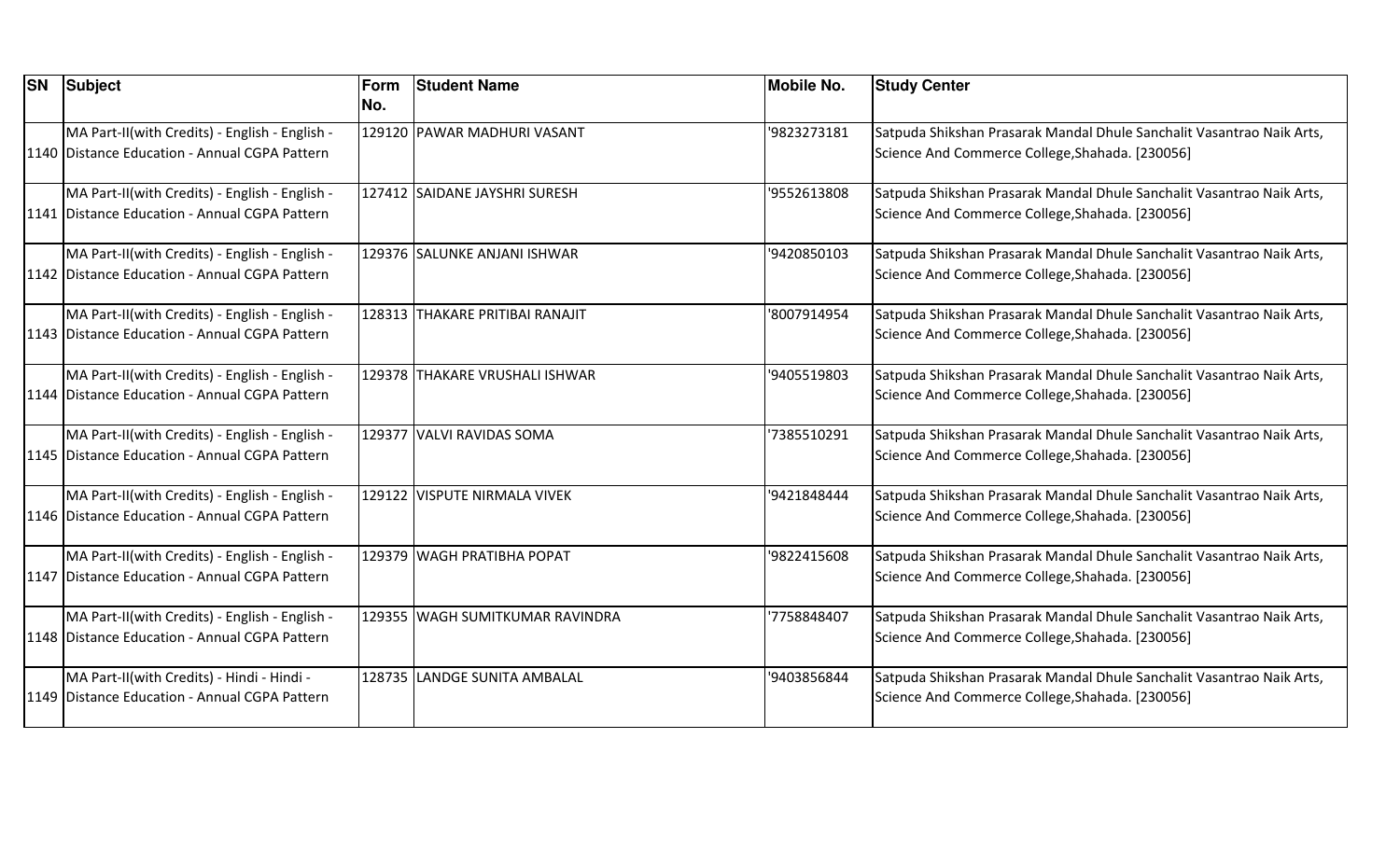| SN | Subject | Form No. | Student Name | Mobile No. | Study Center |
|---|---|---|---|---|---|
| 1140 | MA Part-II(with Credits) - English - English - Distance Education - Annual CGPA Pattern | 129120 | PAWAR MADHURI VASANT | '9823273181 | Satpuda Shikshan Prasarak Mandal Dhule Sanchalit Vasantrao Naik Arts, Science And Commerce College,Shahada. [230056] |
| 1141 | MA Part-II(with Credits) - English - English - Distance Education - Annual CGPA Pattern | 127412 | SAIDANE JAYSHRI SURESH | '9552613808 | Satpuda Shikshan Prasarak Mandal Dhule Sanchalit Vasantrao Naik Arts, Science And Commerce College,Shahada. [230056] |
| 1142 | MA Part-II(with Credits) - English - English - Distance Education - Annual CGPA Pattern | 129376 | SALUNKE ANJANI ISHWAR | '9420850103 | Satpuda Shikshan Prasarak Mandal Dhule Sanchalit Vasantrao Naik Arts, Science And Commerce College,Shahada. [230056] |
| 1143 | MA Part-II(with Credits) - English - English - Distance Education - Annual CGPA Pattern | 128313 | THAKARE PRITIBAI RANAJIT | '8007914954 | Satpuda Shikshan Prasarak Mandal Dhule Sanchalit Vasantrao Naik Arts, Science And Commerce College,Shahada. [230056] |
| 1144 | MA Part-II(with Credits) - English - English - Distance Education - Annual CGPA Pattern | 129378 | THAKARE VRUSHALI ISHWAR | '9405519803 | Satpuda Shikshan Prasarak Mandal Dhule Sanchalit Vasantrao Naik Arts, Science And Commerce College,Shahada. [230056] |
| 1145 | MA Part-II(with Credits) - English - English - Distance Education - Annual CGPA Pattern | 129377 | VALVI RAVIDAS SOMA | '7385510291 | Satpuda Shikshan Prasarak Mandal Dhule Sanchalit Vasantrao Naik Arts, Science And Commerce College,Shahada. [230056] |
| 1146 | MA Part-II(with Credits) - English - English - Distance Education - Annual CGPA Pattern | 129122 | VISPUTE NIRMALA VIVEK | '9421848444 | Satpuda Shikshan Prasarak Mandal Dhule Sanchalit Vasantrao Naik Arts, Science And Commerce College,Shahada. [230056] |
| 1147 | MA Part-II(with Credits) - English - English - Distance Education - Annual CGPA Pattern | 129379 | WAGH PRATIBHA POPAT | '9822415608 | Satpuda Shikshan Prasarak Mandal Dhule Sanchalit Vasantrao Naik Arts, Science And Commerce College,Shahada. [230056] |
| 1148 | MA Part-II(with Credits) - English - English - Distance Education - Annual CGPA Pattern | 129355 | WAGH SUMITKUMAR RAVINDRA | '7758848407 | Satpuda Shikshan Prasarak Mandal Dhule Sanchalit Vasantrao Naik Arts, Science And Commerce College,Shahada. [230056] |
| 1149 | MA Part-II(with Credits) - Hindi - Hindi - Distance Education - Annual CGPA Pattern | 128735 | LANDGE SUNITA AMBALAL | '9403856844 | Satpuda Shikshan Prasarak Mandal Dhule Sanchalit Vasantrao Naik Arts, Science And Commerce College,Shahada. [230056] |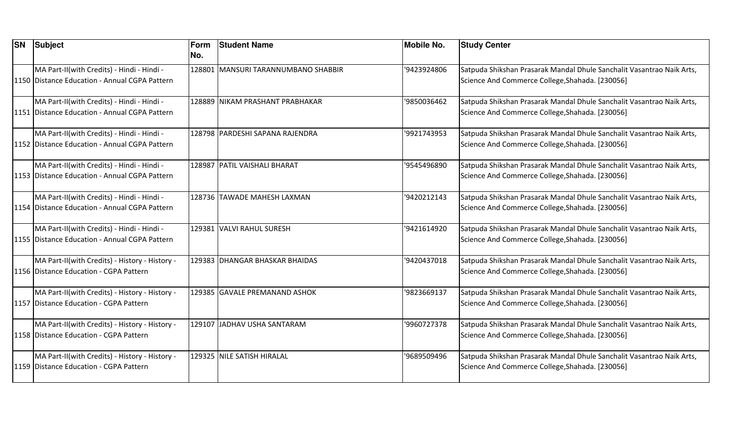| SN | Subject | Form No. | Student Name | Mobile No. | Study Center |
|---|---|---|---|---|---|
| 1150 | MA Part-II(with Credits) - Hindi - Hindi - Distance Education - Annual CGPA Pattern | 128801 | MANSURI TARANNUMBANO SHABBIR | '9423924806 | Satpuda Shikshan Prasarak Mandal Dhule Sanchalit Vasantrao Naik Arts, Science And Commerce College,Shahada. [230056] |
| 1151 | MA Part-II(with Credits) - Hindi - Hindi - Distance Education - Annual CGPA Pattern | 128889 | NIKAM PRASHANT PRABHAKAR | '9850036462 | Satpuda Shikshan Prasarak Mandal Dhule Sanchalit Vasantrao Naik Arts, Science And Commerce College,Shahada. [230056] |
| 1152 | MA Part-II(with Credits) - Hindi - Hindi - Distance Education - Annual CGPA Pattern | 128798 | PARDESHI SAPANA RAJENDRA | '9921743953 | Satpuda Shikshan Prasarak Mandal Dhule Sanchalit Vasantrao Naik Arts, Science And Commerce College,Shahada. [230056] |
| 1153 | MA Part-II(with Credits) - Hindi - Hindi - Distance Education - Annual CGPA Pattern | 128987 | PATIL VAISHALI BHARAT | '9545496890 | Satpuda Shikshan Prasarak Mandal Dhule Sanchalit Vasantrao Naik Arts, Science And Commerce College,Shahada. [230056] |
| 1154 | MA Part-II(with Credits) - Hindi - Hindi - Distance Education - Annual CGPA Pattern | 128736 | TAWADE MAHESH LAXMAN | '9420212143 | Satpuda Shikshan Prasarak Mandal Dhule Sanchalit Vasantrao Naik Arts, Science And Commerce College,Shahada. [230056] |
| 1155 | MA Part-II(with Credits) - Hindi - Hindi - Distance Education - Annual CGPA Pattern | 129381 | VALVI RAHUL SURESH | '9421614920 | Satpuda Shikshan Prasarak Mandal Dhule Sanchalit Vasantrao Naik Arts, Science And Commerce College,Shahada. [230056] |
| 1156 | MA Part-II(with Credits) - History - History - Distance Education - CGPA Pattern | 129383 | DHANGAR BHASKAR BHAIDAS | '9420437018 | Satpuda Shikshan Prasarak Mandal Dhule Sanchalit Vasantrao Naik Arts, Science And Commerce College,Shahada. [230056] |
| 1157 | MA Part-II(with Credits) - History - History - Distance Education - CGPA Pattern | 129385 | GAVALE PREMANAND ASHOK | '9823669137 | Satpuda Shikshan Prasarak Mandal Dhule Sanchalit Vasantrao Naik Arts, Science And Commerce College,Shahada. [230056] |
| 1158 | MA Part-II(with Credits) - History - History - Distance Education - CGPA Pattern | 129107 | JADHAV USHA SANTARAM | '9960727378 | Satpuda Shikshan Prasarak Mandal Dhule Sanchalit Vasantrao Naik Arts, Science And Commerce College,Shahada. [230056] |
| 1159 | MA Part-II(with Credits) - History - History - Distance Education - CGPA Pattern | 129325 | NILE SATISH HIRALAL | '9689509496 | Satpuda Shikshan Prasarak Mandal Dhule Sanchalit Vasantrao Naik Arts, Science And Commerce College,Shahada. [230056] |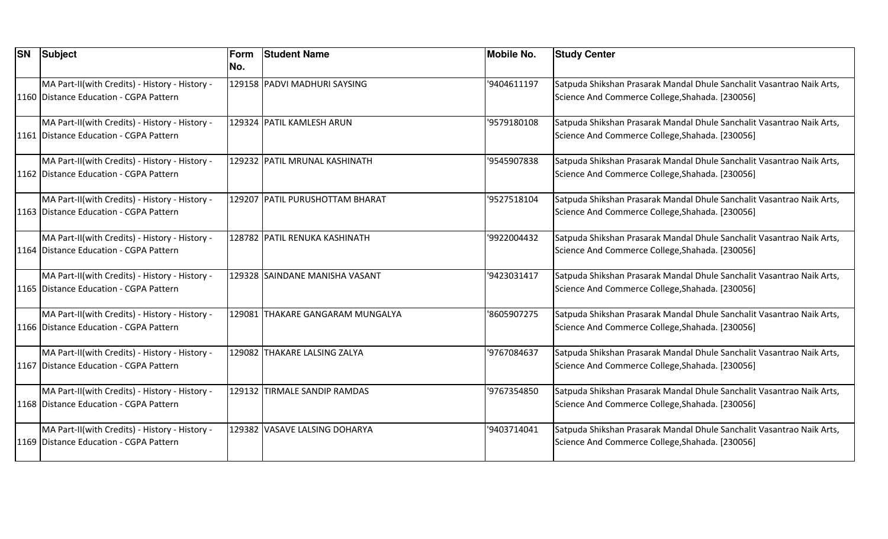| SN | Subject | Form No. | Student Name | Mobile No. | Study Center |
| --- | --- | --- | --- | --- | --- |
| 1160 | MA Part-II(with Credits) - History - History - Distance Education - CGPA Pattern | 129158 | PADVI MADHURI SAYSING | '9404611197 | Satpuda Shikshan Prasarak Mandal Dhule Sanchalit Vasantrao Naik Arts, Science And Commerce College,Shahada. [230056] |
| 1161 | MA Part-II(with Credits) - History - History - Distance Education - CGPA Pattern | 129324 | PATIL KAMLESH ARUN | '9579180108 | Satpuda Shikshan Prasarak Mandal Dhule Sanchalit Vasantrao Naik Arts, Science And Commerce College,Shahada. [230056] |
| 1162 | MA Part-II(with Credits) - History - History - Distance Education - CGPA Pattern | 129232 | PATIL MRUNAL KASHINATH | '9545907838 | Satpuda Shikshan Prasarak Mandal Dhule Sanchalit Vasantrao Naik Arts, Science And Commerce College,Shahada. [230056] |
| 1163 | MA Part-II(with Credits) - History - History - Distance Education - CGPA Pattern | 129207 | PATIL PURUSHOTTAM BHARAT | '9527518104 | Satpuda Shikshan Prasarak Mandal Dhule Sanchalit Vasantrao Naik Arts, Science And Commerce College,Shahada. [230056] |
| 1164 | MA Part-II(with Credits) - History - History - Distance Education - CGPA Pattern | 128782 | PATIL RENUKA KASHINATH | '9922004432 | Satpuda Shikshan Prasarak Mandal Dhule Sanchalit Vasantrao Naik Arts, Science And Commerce College,Shahada. [230056] |
| 1165 | MA Part-II(with Credits) - History - History - Distance Education - CGPA Pattern | 129328 | SAINDANE MANISHA VASANT | '9423031417 | Satpuda Shikshan Prasarak Mandal Dhule Sanchalit Vasantrao Naik Arts, Science And Commerce College,Shahada. [230056] |
| 1166 | MA Part-II(with Credits) - History - History - Distance Education - CGPA Pattern | 129081 | THAKARE GANGARAM MUNGALYA | '8605907275 | Satpuda Shikshan Prasarak Mandal Dhule Sanchalit Vasantrao Naik Arts, Science And Commerce College,Shahada. [230056] |
| 1167 | MA Part-II(with Credits) - History - History - Distance Education - CGPA Pattern | 129082 | THAKARE LALSING ZALYA | '9767084637 | Satpuda Shikshan Prasarak Mandal Dhule Sanchalit Vasantrao Naik Arts, Science And Commerce College,Shahada. [230056] |
| 1168 | MA Part-II(with Credits) - History - History - Distance Education - CGPA Pattern | 129132 | TIRMALE SANDIP RAMDAS | '9767354850 | Satpuda Shikshan Prasarak Mandal Dhule Sanchalit Vasantrao Naik Arts, Science And Commerce College,Shahada. [230056] |
| 1169 | MA Part-II(with Credits) - History - History - Distance Education - CGPA Pattern | 129382 | VASAVE LALSING DOHARYA | '9403714041 | Satpuda Shikshan Prasarak Mandal Dhule Sanchalit Vasantrao Naik Arts, Science And Commerce College,Shahada. [230056] |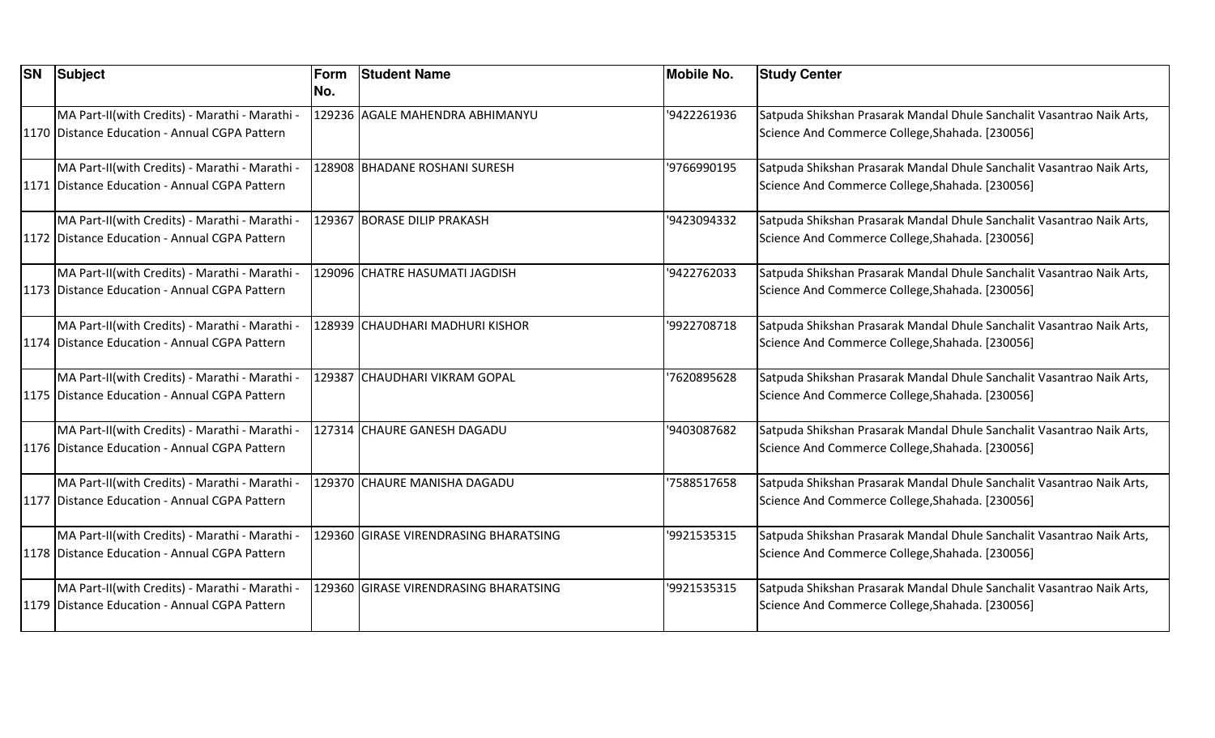| SN | Subject | Form No. | Student Name | Mobile No. | Study Center |
|---|---|---|---|---|---|
| 1170 | MA Part-II(with Credits) - Marathi - Marathi - Distance Education - Annual CGPA Pattern | 129236 | AGALE MAHENDRA ABHIMANYU | '9422261936 | Satpuda Shikshan Prasarak Mandal Dhule Sanchalit Vasantrao Naik Arts, Science And Commerce College,Shahada. [230056] |
| 1171 | MA Part-II(with Credits) - Marathi - Marathi - Distance Education - Annual CGPA Pattern | 128908 | BHADANE ROSHANI SURESH | '9766990195 | Satpuda Shikshan Prasarak Mandal Dhule Sanchalit Vasantrao Naik Arts, Science And Commerce College,Shahada. [230056] |
| 1172 | MA Part-II(with Credits) - Marathi - Marathi - Distance Education - Annual CGPA Pattern | 129367 | BORASE DILIP PRAKASH | '9423094332 | Satpuda Shikshan Prasarak Mandal Dhule Sanchalit Vasantrao Naik Arts, Science And Commerce College,Shahada. [230056] |
| 1173 | MA Part-II(with Credits) - Marathi - Marathi - Distance Education - Annual CGPA Pattern | 129096 | CHATRE HASUMATI JAGDISH | '9422762033 | Satpuda Shikshan Prasarak Mandal Dhule Sanchalit Vasantrao Naik Arts, Science And Commerce College,Shahada. [230056] |
| 1174 | MA Part-II(with Credits) - Marathi - Marathi - Distance Education - Annual CGPA Pattern | 128939 | CHAUDHARI MADHURI KISHOR | '9922708718 | Satpuda Shikshan Prasarak Mandal Dhule Sanchalit Vasantrao Naik Arts, Science And Commerce College,Shahada. [230056] |
| 1175 | MA Part-II(with Credits) - Marathi - Marathi - Distance Education - Annual CGPA Pattern | 129387 | CHAUDHARI VIKRAM GOPAL | '7620895628 | Satpuda Shikshan Prasarak Mandal Dhule Sanchalit Vasantrao Naik Arts, Science And Commerce College,Shahada. [230056] |
| 1176 | MA Part-II(with Credits) - Marathi - Marathi - Distance Education - Annual CGPA Pattern | 127314 | CHAURE GANESH DAGADU | '9403087682 | Satpuda Shikshan Prasarak Mandal Dhule Sanchalit Vasantrao Naik Arts, Science And Commerce College,Shahada. [230056] |
| 1177 | MA Part-II(with Credits) - Marathi - Marathi - Distance Education - Annual CGPA Pattern | 129370 | CHAURE MANISHA DAGADU | '7588517658 | Satpuda Shikshan Prasarak Mandal Dhule Sanchalit Vasantrao Naik Arts, Science And Commerce College,Shahada. [230056] |
| 1178 | MA Part-II(with Credits) - Marathi - Marathi - Distance Education - Annual CGPA Pattern | 129360 | GIRASE VIRENDRASING BHARATSING | '9921535315 | Satpuda Shikshan Prasarak Mandal Dhule Sanchalit Vasantrao Naik Arts, Science And Commerce College,Shahada. [230056] |
| 1179 | MA Part-II(with Credits) - Marathi - Marathi - Distance Education - Annual CGPA Pattern | 129360 | GIRASE VIRENDRASING BHARATSING | '9921535315 | Satpuda Shikshan Prasarak Mandal Dhule Sanchalit Vasantrao Naik Arts, Science And Commerce College,Shahada. [230056] |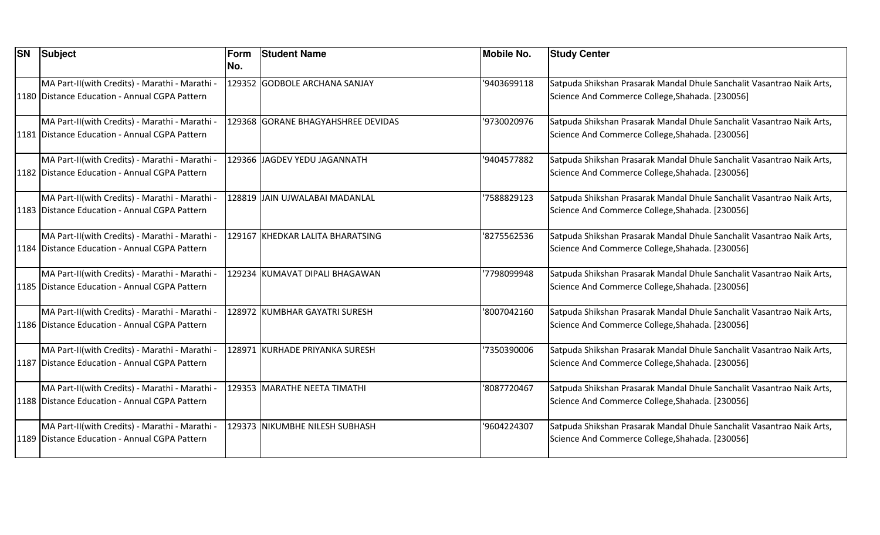| SN | Subject | Form No. | Student Name | Mobile No. | Study Center |
|---|---|---|---|---|---|
| 1180 | MA Part-II(with Credits) - Marathi - Marathi - Distance Education - Annual CGPA Pattern | 129352 | GODBOLE ARCHANA SANJAY | '9403699118 | Satpuda Shikshan Prasarak Mandal Dhule Sanchalit Vasantrao Naik Arts, Science And Commerce College,Shahada. [230056] |
| 1181 | MA Part-II(with Credits) - Marathi - Marathi - Distance Education - Annual CGPA Pattern | 129368 | GORANE BHAGYAHSHREE DEVIDAS | '9730020976 | Satpuda Shikshan Prasarak Mandal Dhule Sanchalit Vasantrao Naik Arts, Science And Commerce College,Shahada. [230056] |
| 1182 | MA Part-II(with Credits) - Marathi - Marathi - Distance Education - Annual CGPA Pattern | 129366 | JAGDEV YEDU JAGANNATH | '9404577882 | Satpuda Shikshan Prasarak Mandal Dhule Sanchalit Vasantrao Naik Arts, Science And Commerce College,Shahada. [230056] |
| 1183 | MA Part-II(with Credits) - Marathi - Marathi - Distance Education - Annual CGPA Pattern | 128819 | JAIN UJWALABAI MADANLAL | '7588829123 | Satpuda Shikshan Prasarak Mandal Dhule Sanchalit Vasantrao Naik Arts, Science And Commerce College,Shahada. [230056] |
| 1184 | MA Part-II(with Credits) - Marathi - Marathi - Distance Education - Annual CGPA Pattern | 129167 | KHEDKAR LALITA BHARATSING | '8275562536 | Satpuda Shikshan Prasarak Mandal Dhule Sanchalit Vasantrao Naik Arts, Science And Commerce College,Shahada. [230056] |
| 1185 | MA Part-II(with Credits) - Marathi - Marathi - Distance Education - Annual CGPA Pattern | 129234 | KUMAVAT DIPALI BHAGAWAN | '7798099948 | Satpuda Shikshan Prasarak Mandal Dhule Sanchalit Vasantrao Naik Arts, Science And Commerce College,Shahada. [230056] |
| 1186 | MA Part-II(with Credits) - Marathi - Marathi - Distance Education - Annual CGPA Pattern | 128972 | KUMBHAR GAYATRI SURESH | '8007042160 | Satpuda Shikshan Prasarak Mandal Dhule Sanchalit Vasantrao Naik Arts, Science And Commerce College,Shahada. [230056] |
| 1187 | MA Part-II(with Credits) - Marathi - Marathi - Distance Education - Annual CGPA Pattern | 128971 | KURHADE PRIYANKA SURESH | '7350390006 | Satpuda Shikshan Prasarak Mandal Dhule Sanchalit Vasantrao Naik Arts, Science And Commerce College,Shahada. [230056] |
| 1188 | MA Part-II(with Credits) - Marathi - Marathi - Distance Education - Annual CGPA Pattern | 129353 | MARATHE NEETA TIMATHI | '8087720467 | Satpuda Shikshan Prasarak Mandal Dhule Sanchalit Vasantrao Naik Arts, Science And Commerce College,Shahada. [230056] |
| 1189 | MA Part-II(with Credits) - Marathi - Marathi - Distance Education - Annual CGPA Pattern | 129373 | NIKUMBHE NILESH SUBHASH | '9604224307 | Satpuda Shikshan Prasarak Mandal Dhule Sanchalit Vasantrao Naik Arts, Science And Commerce College,Shahada. [230056] |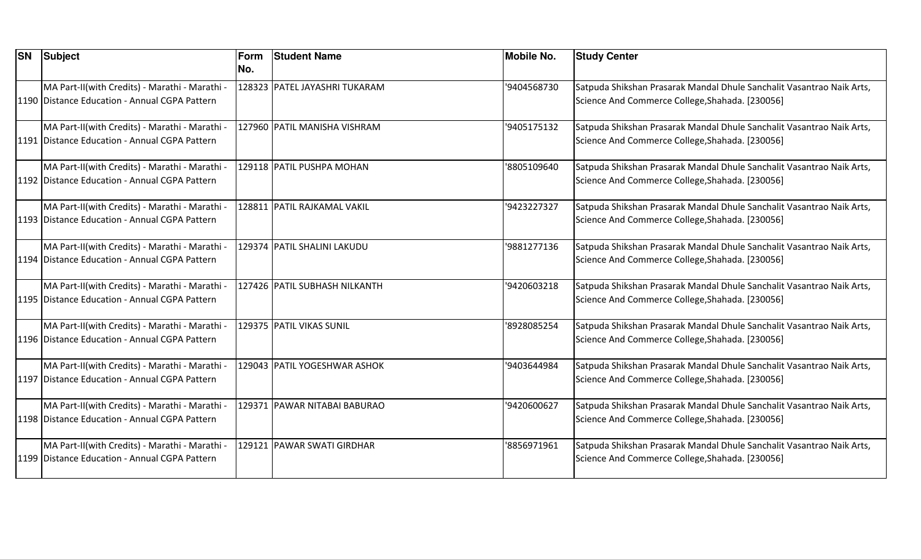| SN | Subject | Form No. | Student Name | Mobile No. | Study Center |
|---|---|---|---|---|---|
| 1190 | MA Part-II(with Credits) - Marathi - Marathi - Distance Education - Annual CGPA Pattern | 128323 | PATEL JAYASHRI TUKARAM | '9404568730 | Satpuda Shikshan Prasarak Mandal Dhule Sanchalit Vasantrao Naik Arts, Science And Commerce College,Shahada. [230056] |
| 1191 | MA Part-II(with Credits) - Marathi - Marathi - Distance Education - Annual CGPA Pattern | 127960 | PATIL MANISHA VISHRAM | '9405175132 | Satpuda Shikshan Prasarak Mandal Dhule Sanchalit Vasantrao Naik Arts, Science And Commerce College,Shahada. [230056] |
| 1192 | MA Part-II(with Credits) - Marathi - Marathi - Distance Education - Annual CGPA Pattern | 129118 | PATIL PUSHPA MOHAN | '8805109640 | Satpuda Shikshan Prasarak Mandal Dhule Sanchalit Vasantrao Naik Arts, Science And Commerce College,Shahada. [230056] |
| 1193 | MA Part-II(with Credits) - Marathi - Marathi - Distance Education - Annual CGPA Pattern | 128811 | PATIL RAJKAMAL VAKIL | '9423227327 | Satpuda Shikshan Prasarak Mandal Dhule Sanchalit Vasantrao Naik Arts, Science And Commerce College,Shahada. [230056] |
| 1194 | MA Part-II(with Credits) - Marathi - Marathi - Distance Education - Annual CGPA Pattern | 129374 | PATIL SHALINI LAKUDU | '9881277136 | Satpuda Shikshan Prasarak Mandal Dhule Sanchalit Vasantrao Naik Arts, Science And Commerce College,Shahada. [230056] |
| 1195 | MA Part-II(with Credits) - Marathi - Marathi - Distance Education - Annual CGPA Pattern | 127426 | PATIL SUBHASH NILKANTH | '9420603218 | Satpuda Shikshan Prasarak Mandal Dhule Sanchalit Vasantrao Naik Arts, Science And Commerce College,Shahada. [230056] |
| 1196 | MA Part-II(with Credits) - Marathi - Marathi - Distance Education - Annual CGPA Pattern | 129375 | PATIL VIKAS SUNIL | '8928085254 | Satpuda Shikshan Prasarak Mandal Dhule Sanchalit Vasantrao Naik Arts, Science And Commerce College,Shahada. [230056] |
| 1197 | MA Part-II(with Credits) - Marathi - Marathi - Distance Education - Annual CGPA Pattern | 129043 | PATIL YOGESHWAR ASHOK | '9403644984 | Satpuda Shikshan Prasarak Mandal Dhule Sanchalit Vasantrao Naik Arts, Science And Commerce College,Shahada. [230056] |
| 1198 | MA Part-II(with Credits) - Marathi - Marathi - Distance Education - Annual CGPA Pattern | 129371 | PAWAR NITABAI BABURAO | '9420600627 | Satpuda Shikshan Prasarak Mandal Dhule Sanchalit Vasantrao Naik Arts, Science And Commerce College,Shahada. [230056] |
| 1199 | MA Part-II(with Credits) - Marathi - Marathi - Distance Education - Annual CGPA Pattern | 129121 | PAWAR SWATI GIRDHAR | '8856971961 | Satpuda Shikshan Prasarak Mandal Dhule Sanchalit Vasantrao Naik Arts, Science And Commerce College,Shahada. [230056] |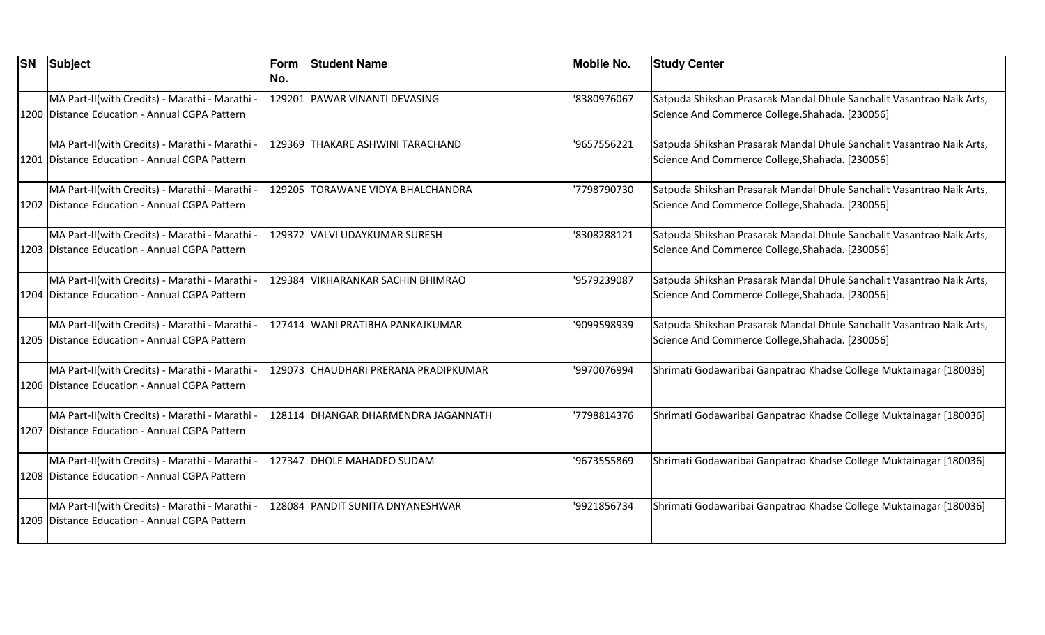| SN | Subject | Form No. | Student Name | Mobile No. | Study Center |
|---|---|---|---|---|---|
| 1200 | MA Part-II(with Credits) - Marathi - Marathi - Distance Education - Annual CGPA Pattern | 129201 | PAWAR VINANTI DEVASING | '8380976067 | Satpuda Shikshan Prasarak Mandal Dhule Sanchalit Vasantrao Naik Arts, Science And Commerce College,Shahada. [230056] |
| 1201 | MA Part-II(with Credits) - Marathi - Marathi - Distance Education - Annual CGPA Pattern | 129369 | THAKARE ASHWINI TARACHAND | '9657556221 | Satpuda Shikshan Prasarak Mandal Dhule Sanchalit Vasantrao Naik Arts, Science And Commerce College,Shahada. [230056] |
| 1202 | MA Part-II(with Credits) - Marathi - Marathi - Distance Education - Annual CGPA Pattern | 129205 | TORAWANE VIDYA BHALCHANDRA | '7798790730 | Satpuda Shikshan Prasarak Mandal Dhule Sanchalit Vasantrao Naik Arts, Science And Commerce College,Shahada. [230056] |
| 1203 | MA Part-II(with Credits) - Marathi - Marathi - Distance Education - Annual CGPA Pattern | 129372 | VALVI UDAYKUMAR SURESH | '8308288121 | Satpuda Shikshan Prasarak Mandal Dhule Sanchalit Vasantrao Naik Arts, Science And Commerce College,Shahada. [230056] |
| 1204 | MA Part-II(with Credits) - Marathi - Marathi - Distance Education - Annual CGPA Pattern | 129384 | VIKHARANKAR SACHIN BHIMRAO | '9579239087 | Satpuda Shikshan Prasarak Mandal Dhule Sanchalit Vasantrao Naik Arts, Science And Commerce College,Shahada. [230056] |
| 1205 | MA Part-II(with Credits) - Marathi - Marathi - Distance Education - Annual CGPA Pattern | 127414 | WANI PRATIBHA PANKAJKUMAR | '9099598939 | Satpuda Shikshan Prasarak Mandal Dhule Sanchalit Vasantrao Naik Arts, Science And Commerce College,Shahada. [230056] |
| 1206 | MA Part-II(with Credits) - Marathi - Marathi - Distance Education - Annual CGPA Pattern | 129073 | CHAUDHARI PRERANA PRADIPKUMAR | '9970076994 | Shrimati Godawaribai Ganpatrao Khadse College Muktainagar [180036] |
| 1207 | MA Part-II(with Credits) - Marathi - Marathi - Distance Education - Annual CGPA Pattern | 128114 | DHANGAR DHARMENDRA JAGANNATH | '7798814376 | Shrimati Godawaribai Ganpatrao Khadse College Muktainagar [180036] |
| 1208 | MA Part-II(with Credits) - Marathi - Marathi - Distance Education - Annual CGPA Pattern | 127347 | DHOLE MAHADEO SUDAM | '9673555869 | Shrimati Godawaribai Ganpatrao Khadse College Muktainagar [180036] |
| 1209 | MA Part-II(with Credits) - Marathi - Marathi - Distance Education - Annual CGPA Pattern | 128084 | PANDIT SUNITA DNYANESHWAR | '9921856734 | Shrimati Godawaribai Ganpatrao Khadse College Muktainagar [180036] |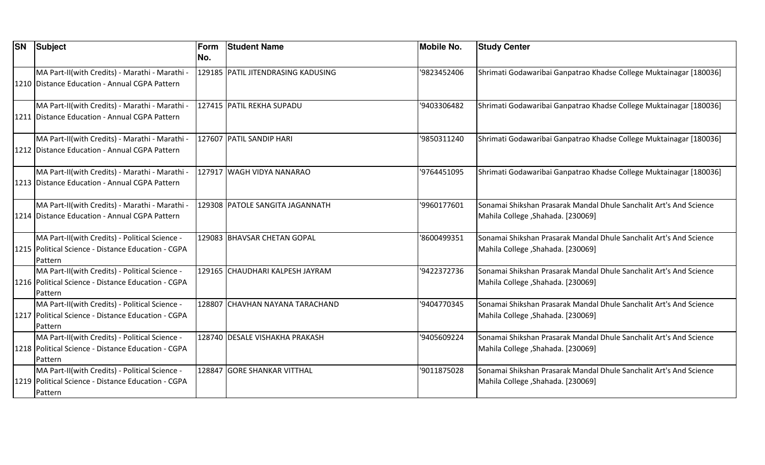| SN | Subject | Form No. | Student Name | Mobile No. | Study Center |
|---|---|---|---|---|---|
| 1210 | MA Part-II(with Credits) - Marathi - Marathi - Distance Education - Annual CGPA Pattern | 129185 | PATIL JITENDRASING KADUSING | '9823452406 | Shrimati Godawaribai Ganpatrao Khadse College Muktainagar [180036] |
| 1211 | MA Part-II(with Credits) - Marathi - Marathi - Distance Education - Annual CGPA Pattern | 127415 | PATIL REKHA SUPADU | '9403306482 | Shrimati Godawaribai Ganpatrao Khadse College Muktainagar [180036] |
| 1212 | MA Part-II(with Credits) - Marathi - Marathi - Distance Education - Annual CGPA Pattern | 127607 | PATIL SANDIP HARI | '9850311240 | Shrimati Godawaribai Ganpatrao Khadse College Muktainagar [180036] |
| 1213 | MA Part-II(with Credits) - Marathi - Marathi - Distance Education - Annual CGPA Pattern | 127917 | WAGH VIDYA NANARAO | '9764451095 | Shrimati Godawaribai Ganpatrao Khadse College Muktainagar [180036] |
| 1214 | MA Part-II(with Credits) - Marathi - Marathi - Distance Education - Annual CGPA Pattern | 129308 | PATOLE SANGITA JAGANNATH | '9960177601 | Sonamai Shikshan Prasarak Mandal Dhule Sanchalit Art's And Science Mahila College ,Shahada. [230069] |
| 1215 | MA Part-II(with Credits) - Political Science - Political Science - Distance Education - CGPA Pattern | 129083 | BHAVSAR CHETAN GOPAL | '8600499351 | Sonamai Shikshan Prasarak Mandal Dhule Sanchalit Art's And Science Mahila College ,Shahada. [230069] |
| 1216 | MA Part-II(with Credits) - Political Science - Political Science - Distance Education - CGPA Pattern | 129165 | CHAUDHARI KALPESH JAYRAM | '9422372736 | Sonamai Shikshan Prasarak Mandal Dhule Sanchalit Art's And Science Mahila College ,Shahada. [230069] |
| 1217 | MA Part-II(with Credits) - Political Science - Political Science - Distance Education - CGPA Pattern | 128807 | CHAVHAN NAYANA TARACHAND | '9404770345 | Sonamai Shikshan Prasarak Mandal Dhule Sanchalit Art's And Science Mahila College ,Shahada. [230069] |
| 1218 | MA Part-II(with Credits) - Political Science - Political Science - Distance Education - CGPA Pattern | 128740 | DESALE VISHAKHA PRAKASH | '9405609224 | Sonamai Shikshan Prasarak Mandal Dhule Sanchalit Art's And Science Mahila College ,Shahada. [230069] |
| 1219 | MA Part-II(with Credits) - Political Science - Political Science - Distance Education - CGPA Pattern | 128847 | GORE SHANKAR VITTHAL | '9011875028 | Sonamai Shikshan Prasarak Mandal Dhule Sanchalit Art's And Science Mahila College ,Shahada. [230069] |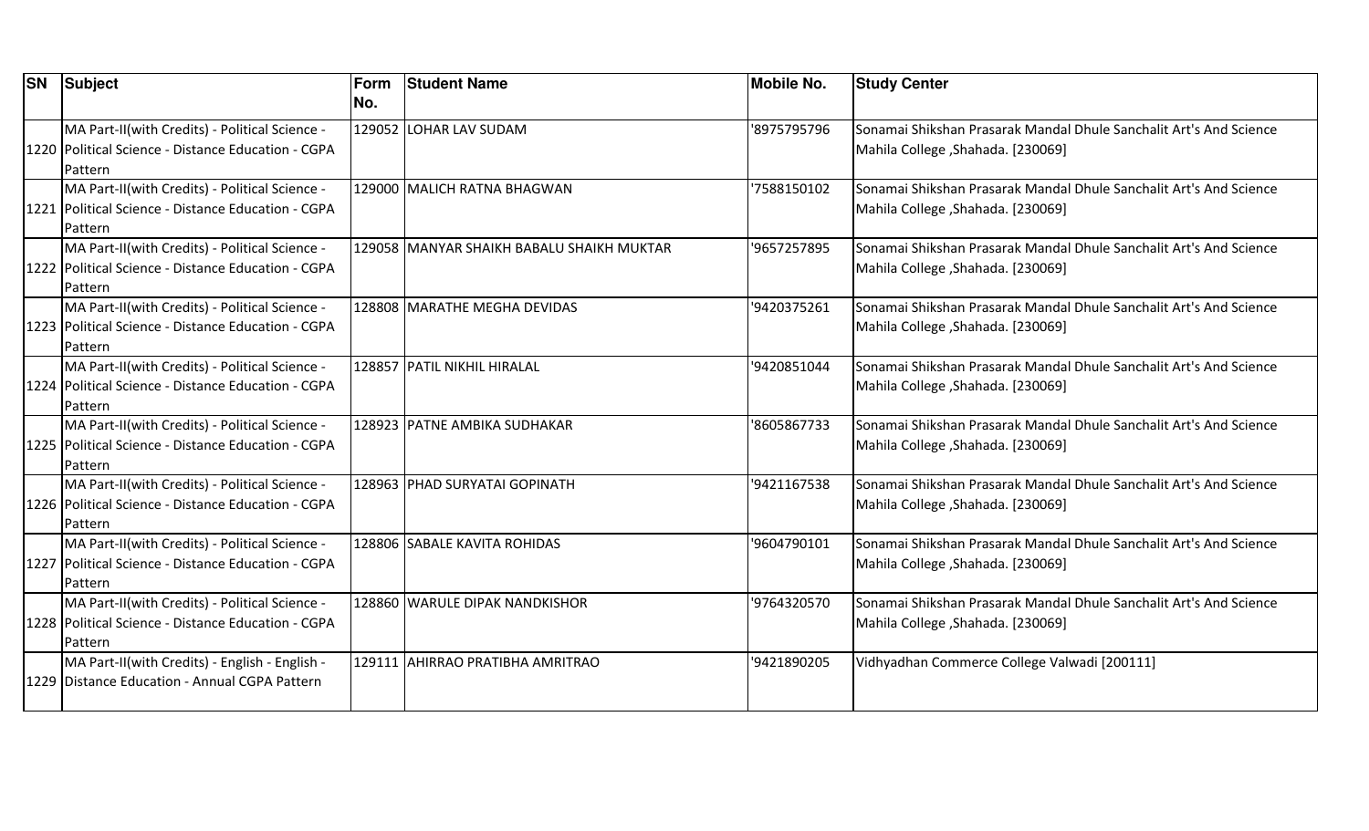| SN | Subject | Form No. | Student Name | Mobile No. | Study Center |
|---|---|---|---|---|---|
| 1220 | MA Part-II(with Credits) - Political Science - Political Science - Distance Education - CGPA Pattern | 129052 | LOHAR LAV SUDAM | '8975795796 | Sonamai Shikshan Prasarak Mandal Dhule Sanchalit Art's And Science Mahila College ,Shahada. [230069] |
| 1221 | MA Part-II(with Credits) - Political Science - Political Science - Distance Education - CGPA Pattern | 129000 | MALICH RATNA BHAGWAN | '7588150102 | Sonamai Shikshan Prasarak Mandal Dhule Sanchalit Art's And Science Mahila College ,Shahada. [230069] |
| 1222 | MA Part-II(with Credits) - Political Science - Political Science - Distance Education - CGPA Pattern | 129058 | MANYAR SHAIKH BABALU SHAIKH MUKTAR | '9657257895 | Sonamai Shikshan Prasarak Mandal Dhule Sanchalit Art's And Science Mahila College ,Shahada. [230069] |
| 1223 | MA Part-II(with Credits) - Political Science - Political Science - Distance Education - CGPA Pattern | 128808 | MARATHE MEGHA DEVIDAS | '9420375261 | Sonamai Shikshan Prasarak Mandal Dhule Sanchalit Art's And Science Mahila College ,Shahada. [230069] |
| 1224 | MA Part-II(with Credits) - Political Science - Political Science - Distance Education - CGPA Pattern | 128857 | PATIL NIKHIL HIRALAL | '9420851044 | Sonamai Shikshan Prasarak Mandal Dhule Sanchalit Art's And Science Mahila College ,Shahada. [230069] |
| 1225 | MA Part-II(with Credits) - Political Science - Political Science - Distance Education - CGPA Pattern | 128923 | PATNE AMBIKA SUDHAKAR | '8605867733 | Sonamai Shikshan Prasarak Mandal Dhule Sanchalit Art's And Science Mahila College ,Shahada. [230069] |
| 1226 | MA Part-II(with Credits) - Political Science - Political Science - Distance Education - CGPA Pattern | 128963 | PHAD SURYATAI GOPINATH | '9421167538 | Sonamai Shikshan Prasarak Mandal Dhule Sanchalit Art's And Science Mahila College ,Shahada. [230069] |
| 1227 | MA Part-II(with Credits) - Political Science - Political Science - Distance Education - CGPA Pattern | 128806 | SABALE KAVITA ROHIDAS | '9604790101 | Sonamai Shikshan Prasarak Mandal Dhule Sanchalit Art's And Science Mahila College ,Shahada. [230069] |
| 1228 | MA Part-II(with Credits) - Political Science - Political Science - Distance Education - CGPA Pattern | 128860 | WARULE DIPAK NANDKISHOR | '9764320570 | Sonamai Shikshan Prasarak Mandal Dhule Sanchalit Art's And Science Mahila College ,Shahada. [230069] |
| 1229 | MA Part-II(with Credits) - English - English - Distance Education - Annual CGPA Pattern | 129111 | AHIRRAO PRATIBHA AMRITRAO | '9421890205 | Vidhyadhan Commerce College Valwadi [200111] |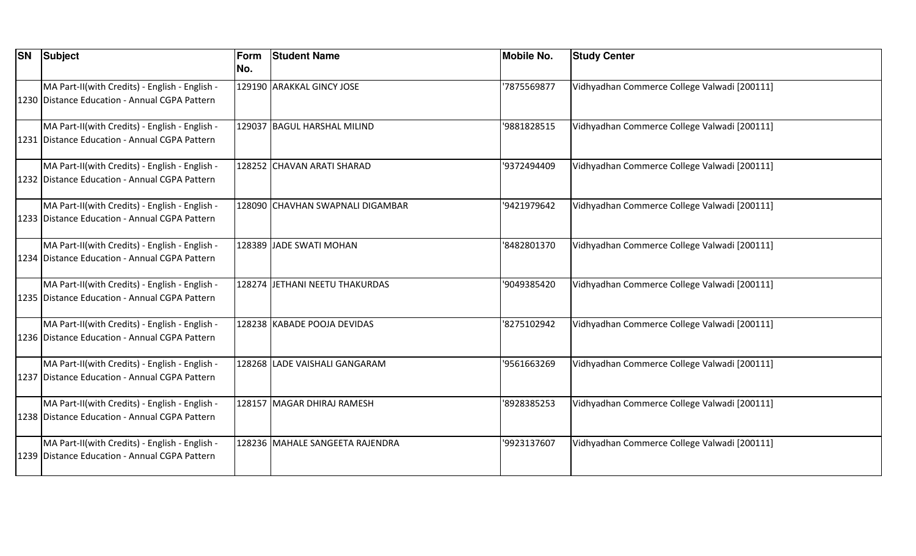| SN | Subject | Form No. | Student Name | Mobile No. | Study Center |
|---|---|---|---|---|---|
| 1230 | MA Part-II(with Credits) - English - English - Distance Education - Annual CGPA Pattern | 129190 | ARAKKAL GINCY JOSE | '7875569877 | Vidhyadhan Commerce College Valwadi [200111] |
| 1231 | MA Part-II(with Credits) - English - English - Distance Education - Annual CGPA Pattern | 129037 | BAGUL HARSHAL MILIND | '9881828515 | Vidhyadhan Commerce College Valwadi [200111] |
| 1232 | MA Part-II(with Credits) - English - English - Distance Education - Annual CGPA Pattern | 128252 | CHAVAN ARATI SHARAD | '9372494409 | Vidhyadhan Commerce College Valwadi [200111] |
| 1233 | MA Part-II(with Credits) - English - English - Distance Education - Annual CGPA Pattern | 128090 | CHAVHAN SWAPNALI DIGAMBAR | '9421979642 | Vidhyadhan Commerce College Valwadi [200111] |
| 1234 | MA Part-II(with Credits) - English - English - Distance Education - Annual CGPA Pattern | 128389 | JADE SWATI MOHAN | '8482801370 | Vidhyadhan Commerce College Valwadi [200111] |
| 1235 | MA Part-II(with Credits) - English - English - Distance Education - Annual CGPA Pattern | 128274 | JETHANI NEETU THAKURDAS | '9049385420 | Vidhyadhan Commerce College Valwadi [200111] |
| 1236 | MA Part-II(with Credits) - English - English - Distance Education - Annual CGPA Pattern | 128238 | KABADE POOJA DEVIDAS | '8275102942 | Vidhyadhan Commerce College Valwadi [200111] |
| 1237 | MA Part-II(with Credits) - English - English - Distance Education - Annual CGPA Pattern | 128268 | LADE VAISHALI GANGARAM | '9561663269 | Vidhyadhan Commerce College Valwadi [200111] |
| 1238 | MA Part-II(with Credits) - English - English - Distance Education - Annual CGPA Pattern | 128157 | MAGAR DHIRAJ RAMESH | '8928385253 | Vidhyadhan Commerce College Valwadi [200111] |
| 1239 | MA Part-II(with Credits) - English - English - Distance Education - Annual CGPA Pattern | 128236 | MAHALE SANGEETA RAJENDRA | '9923137607 | Vidhyadhan Commerce College Valwadi [200111] |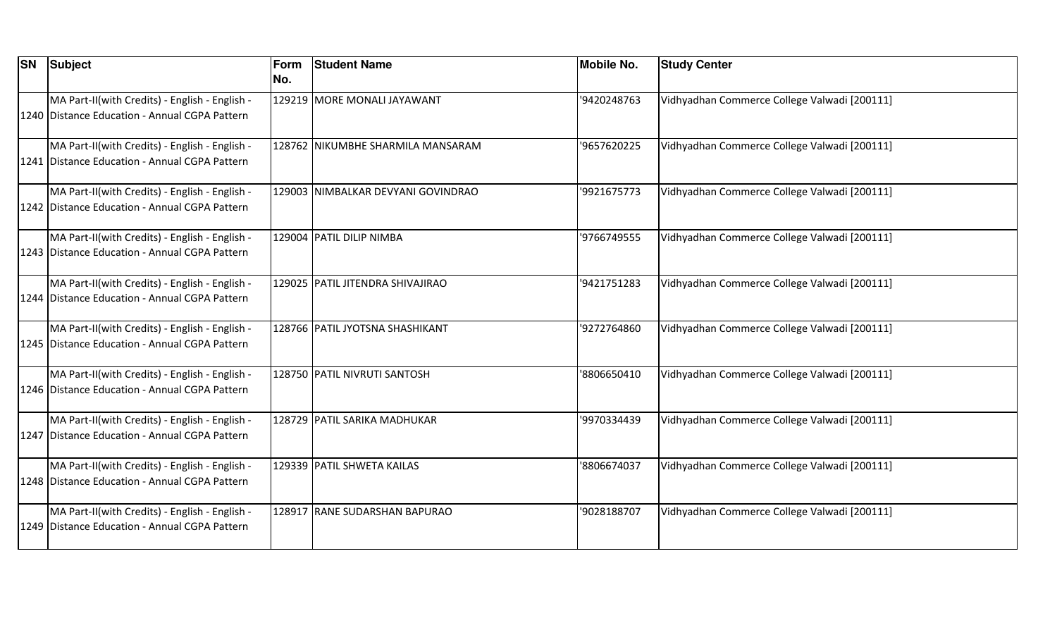| SN | Subject | Form No. | Student Name | Mobile No. | Study Center |
|---|---|---|---|---|---|
| 1240 | MA Part-II(with Credits) - English - English - Distance Education - Annual CGPA Pattern | 129219 | MORE MONALI JAYAWANT | '9420248763 | Vidhyadhan Commerce College Valwadi [200111] |
| 1241 | MA Part-II(with Credits) - English - English - Distance Education - Annual CGPA Pattern | 128762 | NIKUMBHE SHARMILA MANSARAM | '9657620225 | Vidhyadhan Commerce College Valwadi [200111] |
| 1242 | MA Part-II(with Credits) - English - English - Distance Education - Annual CGPA Pattern | 129003 | NIMBALKAR DEVYANI GOVINDRAO | '9921675773 | Vidhyadhan Commerce College Valwadi [200111] |
| 1243 | MA Part-II(with Credits) - English - English - Distance Education - Annual CGPA Pattern | 129004 | PATIL DILIP NIMBA | '9766749555 | Vidhyadhan Commerce College Valwadi [200111] |
| 1244 | MA Part-II(with Credits) - English - English - Distance Education - Annual CGPA Pattern | 129025 | PATIL JITENDRA SHIVAJIRAO | '9421751283 | Vidhyadhan Commerce College Valwadi [200111] |
| 1245 | MA Part-II(with Credits) - English - English - Distance Education - Annual CGPA Pattern | 128766 | PATIL JYOTSNA SHASHIKANT | '9272764860 | Vidhyadhan Commerce College Valwadi [200111] |
| 1246 | MA Part-II(with Credits) - English - English - Distance Education - Annual CGPA Pattern | 128750 | PATIL NIVRUTI SANTOSH | '8806650410 | Vidhyadhan Commerce College Valwadi [200111] |
| 1247 | MA Part-II(with Credits) - English - English - Distance Education - Annual CGPA Pattern | 128729 | PATIL SARIKA MADHUKAR | '9970334439 | Vidhyadhan Commerce College Valwadi [200111] |
| 1248 | MA Part-II(with Credits) - English - English - Distance Education - Annual CGPA Pattern | 129339 | PATIL SHWETA KAILAS | '8806674037 | Vidhyadhan Commerce College Valwadi [200111] |
| 1249 | MA Part-II(with Credits) - English - English - Distance Education - Annual CGPA Pattern | 128917 | RANE SUDARSHAN BAPURAO | '9028188707 | Vidhyadhan Commerce College Valwadi [200111] |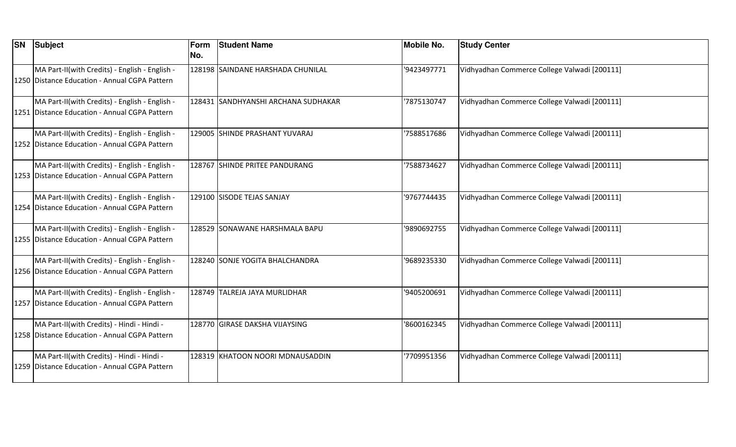| SN | Subject | Form No. | Student Name | Mobile No. | Study Center |
|---|---|---|---|---|---|
| 1250 | MA Part-II(with Credits) - English - English - Distance Education - Annual CGPA Pattern | 128198 | SAINDANE HARSHADA CHUNILAL | '9423497771 | Vidhyadhan Commerce College Valwadi [200111] |
| 1251 | MA Part-II(with Credits) - English - English - Distance Education - Annual CGPA Pattern | 128431 | SANDHYANSHI ARCHANA SUDHAKAR | '7875130747 | Vidhyadhan Commerce College Valwadi [200111] |
| 1252 | MA Part-II(with Credits) - English - English - Distance Education - Annual CGPA Pattern | 129005 | SHINDE PRASHANT YUVARAJ | '7588517686 | Vidhyadhan Commerce College Valwadi [200111] |
| 1253 | MA Part-II(with Credits) - English - English - Distance Education - Annual CGPA Pattern | 128767 | SHINDE PRITEE PANDURANG | '7588734627 | Vidhyadhan Commerce College Valwadi [200111] |
| 1254 | MA Part-II(with Credits) - English - English - Distance Education - Annual CGPA Pattern | 129100 | SISODE TEJAS SANJAY | '9767744435 | Vidhyadhan Commerce College Valwadi [200111] |
| 1255 | MA Part-II(with Credits) - English - English - Distance Education - Annual CGPA Pattern | 128529 | SONAWANE HARSHMALA BAPU | '9890692755 | Vidhyadhan Commerce College Valwadi [200111] |
| 1256 | MA Part-II(with Credits) - English - English - Distance Education - Annual CGPA Pattern | 128240 | SONJE YOGITA BHALCHANDRA | '9689235330 | Vidhyadhan Commerce College Valwadi [200111] |
| 1257 | MA Part-II(with Credits) - English - English - Distance Education - Annual CGPA Pattern | 128749 | TALREJA JAYA MURLIDHAR | '9405200691 | Vidhyadhan Commerce College Valwadi [200111] |
| 1258 | MA Part-II(with Credits) - Hindi - Hindi - Distance Education - Annual CGPA Pattern | 128770 | GIRASE DAKSHA VIJAYSING | '8600162345 | Vidhyadhan Commerce College Valwadi [200111] |
| 1259 | MA Part-II(with Credits) - Hindi - Hindi - Distance Education - Annual CGPA Pattern | 128319 | KHATOON NOORI MDNAUSADDIN | '7709951356 | Vidhyadhan Commerce College Valwadi [200111] |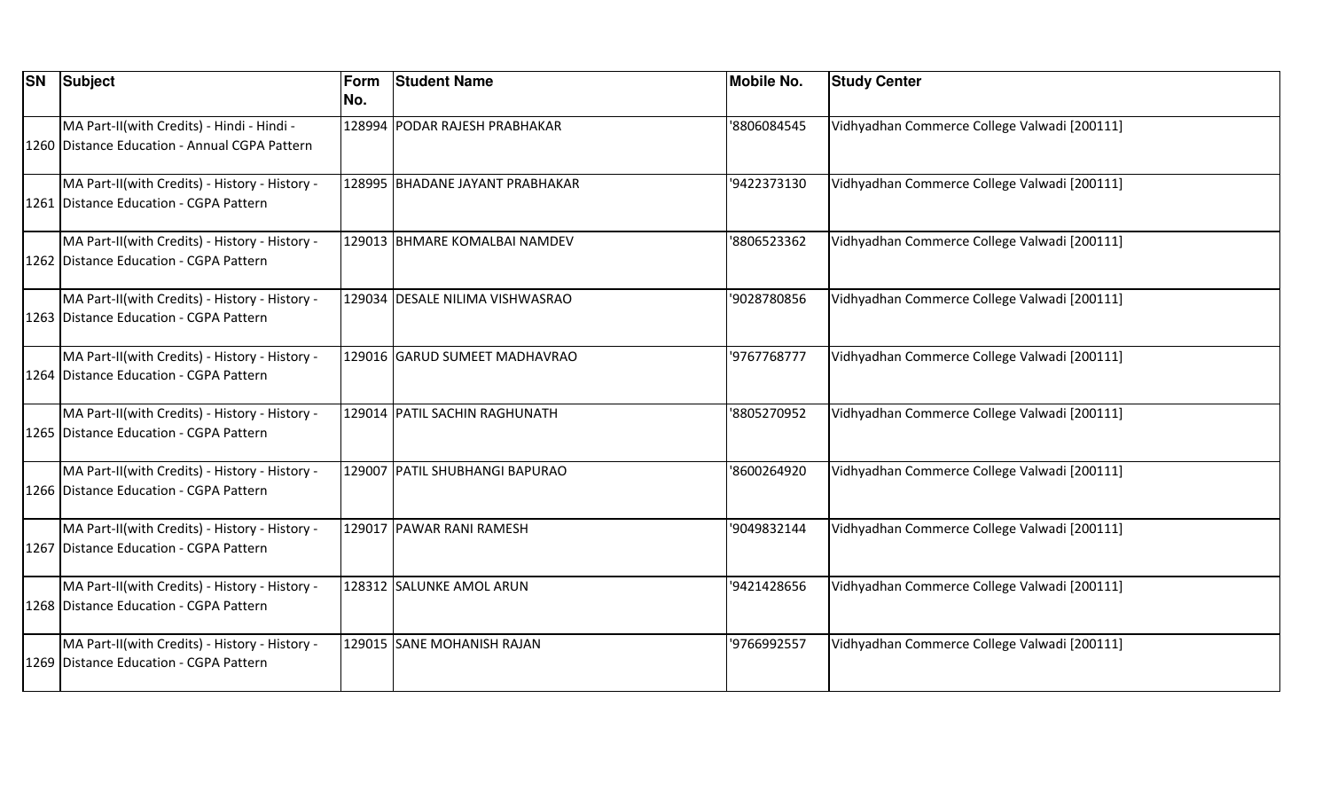| SN | Subject | Form No. | Student Name | Mobile No. | Study Center |
|---|---|---|---|---|---|
| 1260 | MA Part-II(with Credits) - Hindi - Hindi - Distance Education - Annual CGPA Pattern | 128994 | PODAR RAJESH PRABHAKAR | '8806084545 | Vidhyadhan Commerce College Valwadi [200111] |
| 1261 | MA Part-II(with Credits) - History - History - Distance Education - CGPA Pattern | 128995 | BHADANE JAYANT PRABHAKAR | '9422373130 | Vidhyadhan Commerce College Valwadi [200111] |
| 1262 | MA Part-II(with Credits) - History - History - Distance Education - CGPA Pattern | 129013 | BHMARE KOMALBAI NAMDEV | '8806523362 | Vidhyadhan Commerce College Valwadi [200111] |
| 1263 | MA Part-II(with Credits) - History - History - Distance Education - CGPA Pattern | 129034 | DESALE NILIMA VISHWASRAO | '9028780856 | Vidhyadhan Commerce College Valwadi [200111] |
| 1264 | MA Part-II(with Credits) - History - History - Distance Education - CGPA Pattern | 129016 | GARUD SUMEET MADHAVRAO | '9767768777 | Vidhyadhan Commerce College Valwadi [200111] |
| 1265 | MA Part-II(with Credits) - History - History - Distance Education - CGPA Pattern | 129014 | PATIL SACHIN RAGHUNATH | '8805270952 | Vidhyadhan Commerce College Valwadi [200111] |
| 1266 | MA Part-II(with Credits) - History - History - Distance Education - CGPA Pattern | 129007 | PATIL SHUBHANGI BAPURAO | '8600264920 | Vidhyadhan Commerce College Valwadi [200111] |
| 1267 | MA Part-II(with Credits) - History - History - Distance Education - CGPA Pattern | 129017 | PAWAR RANI RAMESH | '9049832144 | Vidhyadhan Commerce College Valwadi [200111] |
| 1268 | MA Part-II(with Credits) - History - History - Distance Education - CGPA Pattern | 128312 | SALUNKE AMOL ARUN | '9421428656 | Vidhyadhan Commerce College Valwadi [200111] |
| 1269 | MA Part-II(with Credits) - History - History - Distance Education - CGPA Pattern | 129015 | SANE MOHANISH RAJAN | '9766992557 | Vidhyadhan Commerce College Valwadi [200111] |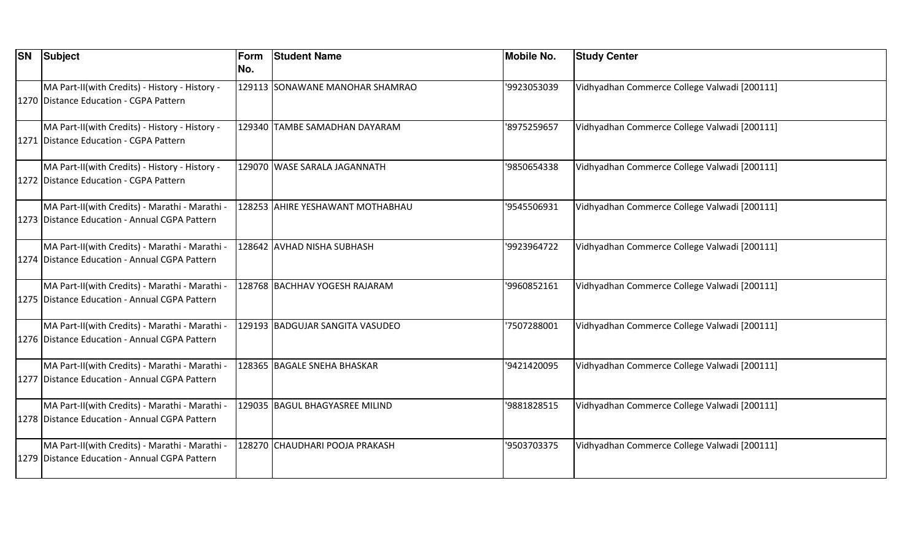| SN | Subject | Form No. | Student Name | Mobile No. | Study Center |
|---|---|---|---|---|---|
| 1270 | MA Part-II(with Credits) - History - History - Distance Education - CGPA Pattern | 129113 | SONAWANE MANOHAR SHAMRAO | '9923053039 | Vidhyadhan Commerce College Valwadi [200111] |
| 1271 | MA Part-II(with Credits) - History - History - Distance Education - CGPA Pattern | 129340 | TAMBE SAMADHAN DAYARAM | '8975259657 | Vidhyadhan Commerce College Valwadi [200111] |
| 1272 | MA Part-II(with Credits) - History - History - Distance Education - CGPA Pattern | 129070 | WASE SARALA JAGANNATH | '9850654338 | Vidhyadhan Commerce College Valwadi [200111] |
| 1273 | MA Part-II(with Credits) - Marathi - Marathi - Distance Education - Annual CGPA Pattern | 128253 | AHIRE YESHAWANT MOTHABHAU | '9545506931 | Vidhyadhan Commerce College Valwadi [200111] |
| 1274 | MA Part-II(with Credits) - Marathi - Marathi - Distance Education - Annual CGPA Pattern | 128642 | AVHAD NISHA SUBHASH | '9923964722 | Vidhyadhan Commerce College Valwadi [200111] |
| 1275 | MA Part-II(with Credits) - Marathi - Marathi - Distance Education - Annual CGPA Pattern | 128768 | BACHHAV YOGESH RAJARAM | '9960852161 | Vidhyadhan Commerce College Valwadi [200111] |
| 1276 | MA Part-II(with Credits) - Marathi - Marathi - Distance Education - Annual CGPA Pattern | 129193 | BADGUJAR SANGITA VASUDEO | '7507288001 | Vidhyadhan Commerce College Valwadi [200111] |
| 1277 | MA Part-II(with Credits) - Marathi - Marathi - Distance Education - Annual CGPA Pattern | 128365 | BAGALE SNEHA BHASKAR | '9421420095 | Vidhyadhan Commerce College Valwadi [200111] |
| 1278 | MA Part-II(with Credits) - Marathi - Marathi - Distance Education - Annual CGPA Pattern | 129035 | BAGUL BHAGYASREE MILIND | '9881828515 | Vidhyadhan Commerce College Valwadi [200111] |
| 1279 | MA Part-II(with Credits) - Marathi - Marathi - Distance Education - Annual CGPA Pattern | 128270 | CHAUDHARI POOJA PRAKASH | '9503703375 | Vidhyadhan Commerce College Valwadi [200111] |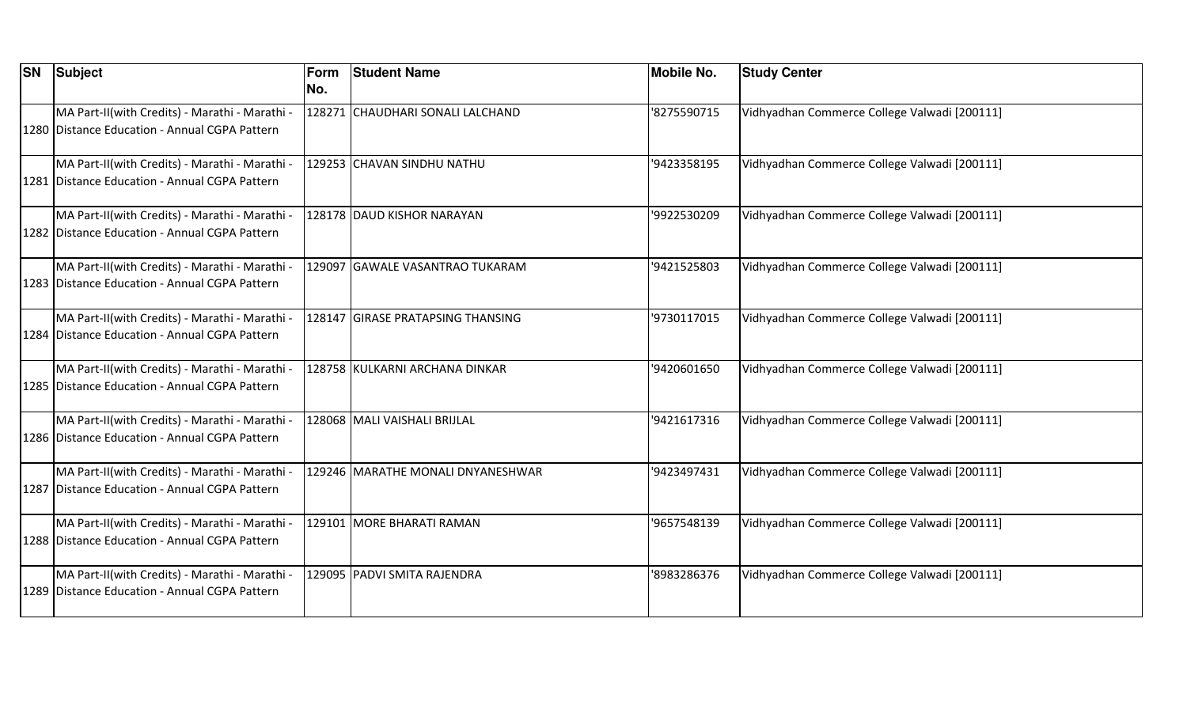| SN | Subject | Form No. | Student Name | Mobile No. | Study Center |
|---|---|---|---|---|---|
| 1280 | MA Part-II(with Credits) - Marathi - Marathi - Distance Education - Annual CGPA Pattern | 128271 | CHAUDHARI SONALI LALCHAND | '8275590715 | Vidhyadhan Commerce College Valwadi [200111] |
| 1281 | MA Part-II(with Credits) - Marathi - Marathi - Distance Education - Annual CGPA Pattern | 129253 | CHAVAN SINDHU NATHU | '9423358195 | Vidhyadhan Commerce College Valwadi [200111] |
| 1282 | MA Part-II(with Credits) - Marathi - Marathi - Distance Education - Annual CGPA Pattern | 128178 | DAUD KISHOR NARAYAN | '9922530209 | Vidhyadhan Commerce College Valwadi [200111] |
| 1283 | MA Part-II(with Credits) - Marathi - Marathi - Distance Education - Annual CGPA Pattern | 129097 | GAWALE VASANTRAO TUKARAM | '9421525803 | Vidhyadhan Commerce College Valwadi [200111] |
| 1284 | MA Part-II(with Credits) - Marathi - Marathi - Distance Education - Annual CGPA Pattern | 128147 | GIRASE PRATAPSING THANSING | '9730117015 | Vidhyadhan Commerce College Valwadi [200111] |
| 1285 | MA Part-II(with Credits) - Marathi - Marathi - Distance Education - Annual CGPA Pattern | 128758 | KULKARNI ARCHANA DINKAR | '9420601650 | Vidhyadhan Commerce College Valwadi [200111] |
| 1286 | MA Part-II(with Credits) - Marathi - Marathi - Distance Education - Annual CGPA Pattern | 128068 | MALI VAISHALI BRIJLAL | '9421617316 | Vidhyadhan Commerce College Valwadi [200111] |
| 1287 | MA Part-II(with Credits) - Marathi - Marathi - Distance Education - Annual CGPA Pattern | 129246 | MARATHE MONALI DNYANESHWAR | '9423497431 | Vidhyadhan Commerce College Valwadi [200111] |
| 1288 | MA Part-II(with Credits) - Marathi - Marathi - Distance Education - Annual CGPA Pattern | 129101 | MORE BHARATI RAMAN | '9657548139 | Vidhyadhan Commerce College Valwadi [200111] |
| 1289 | MA Part-II(with Credits) - Marathi - Marathi - Distance Education - Annual CGPA Pattern | 129095 | PADVI SMITA RAJENDRA | '8983286376 | Vidhyadhan Commerce College Valwadi [200111] |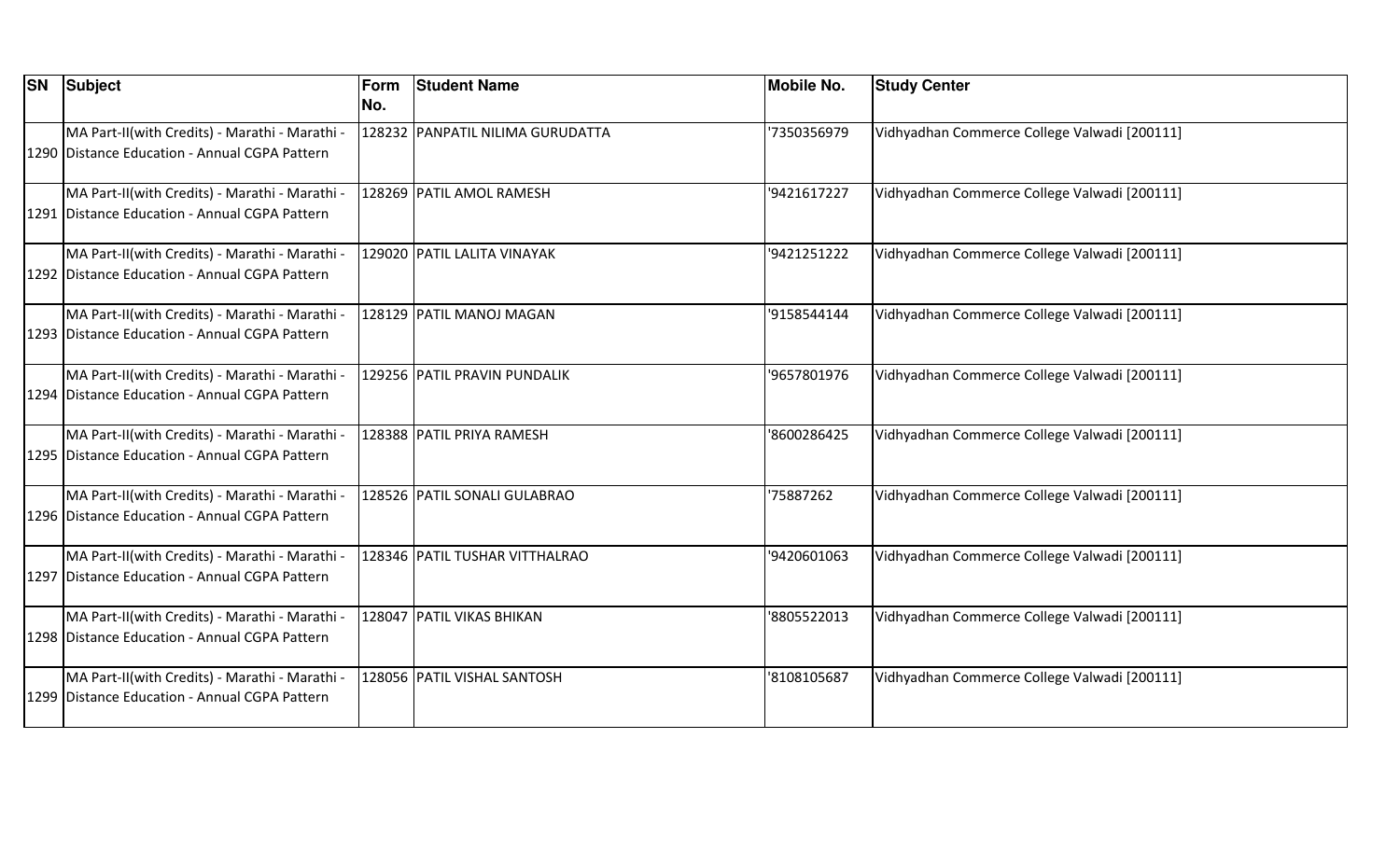| SN | Subject | Form No. | Student Name | Mobile No. | Study Center |
|---|---|---|---|---|---|
| 1290 | MA Part-II(with Credits) - Marathi - Marathi - Distance Education - Annual CGPA Pattern | 128232 | PANPATIL NILIMA GURUDATTA | '7350356979 | Vidhyadhan Commerce College Valwadi [200111] |
| 1291 | MA Part-II(with Credits) - Marathi - Marathi - Distance Education - Annual CGPA Pattern | 128269 | PATIL AMOL RAMESH | '9421617227 | Vidhyadhan Commerce College Valwadi [200111] |
| 1292 | MA Part-II(with Credits) - Marathi - Marathi - Distance Education - Annual CGPA Pattern | 129020 | PATIL LALITA VINAYAK | '9421251222 | Vidhyadhan Commerce College Valwadi [200111] |
| 1293 | MA Part-II(with Credits) - Marathi - Marathi - Distance Education - Annual CGPA Pattern | 128129 | PATIL MANOJ MAGAN | '9158544144 | Vidhyadhan Commerce College Valwadi [200111] |
| 1294 | MA Part-II(with Credits) - Marathi - Marathi - Distance Education - Annual CGPA Pattern | 129256 | PATIL PRAVIN PUNDALIK | '9657801976 | Vidhyadhan Commerce College Valwadi [200111] |
| 1295 | MA Part-II(with Credits) - Marathi - Marathi - Distance Education - Annual CGPA Pattern | 128388 | PATIL PRIYA RAMESH | '8600286425 | Vidhyadhan Commerce College Valwadi [200111] |
| 1296 | MA Part-II(with Credits) - Marathi - Marathi - Distance Education - Annual CGPA Pattern | 128526 | PATIL SONALI GULABRAO | '75887262 | Vidhyadhan Commerce College Valwadi [200111] |
| 1297 | MA Part-II(with Credits) - Marathi - Marathi - Distance Education - Annual CGPA Pattern | 128346 | PATIL TUSHAR VITTHALRAO | '9420601063 | Vidhyadhan Commerce College Valwadi [200111] |
| 1298 | MA Part-II(with Credits) - Marathi - Marathi - Distance Education - Annual CGPA Pattern | 128047 | PATIL VIKAS BHIKAN | '8805522013 | Vidhyadhan Commerce College Valwadi [200111] |
| 1299 | MA Part-II(with Credits) - Marathi - Marathi - Distance Education - Annual CGPA Pattern | 128056 | PATIL VISHAL SANTOSH | '8108105687 | Vidhyadhan Commerce College Valwadi [200111] |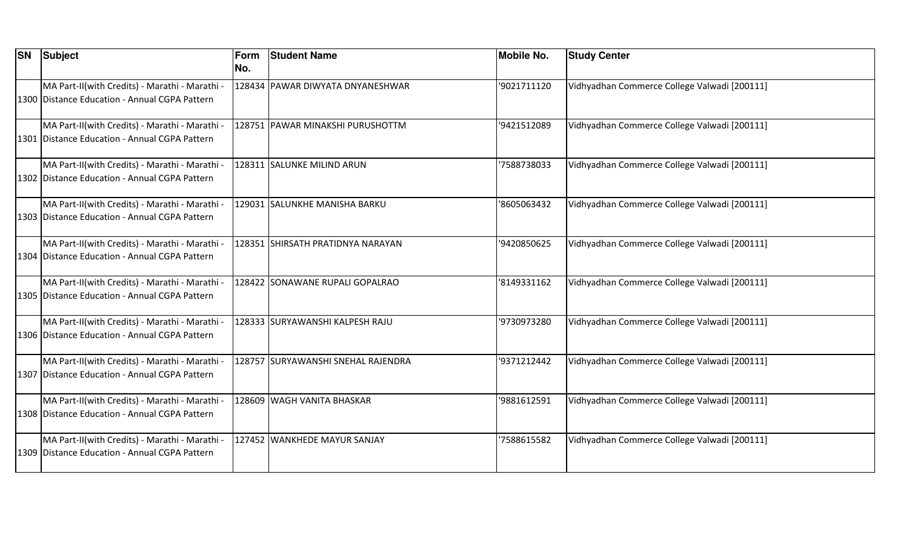| SN | Subject | Form No. | Student Name | Mobile No. | Study Center |
|---|---|---|---|---|---|
| 1300 | MA Part-II(with Credits) - Marathi - Marathi - Distance Education - Annual CGPA Pattern | 128434 | PAWAR DIWYATA DNYANESHWAR | '9021711120 | Vidhyadhan Commerce College Valwadi [200111] |
| 1301 | MA Part-II(with Credits) - Marathi - Marathi - Distance Education - Annual CGPA Pattern | 128751 | PAWAR MINAKSHI PURUSHOTTM | '9421512089 | Vidhyadhan Commerce College Valwadi [200111] |
| 1302 | MA Part-II(with Credits) - Marathi - Marathi - Distance Education - Annual CGPA Pattern | 128311 | SALUNKE MILIND ARUN | '7588738033 | Vidhyadhan Commerce College Valwadi [200111] |
| 1303 | MA Part-II(with Credits) - Marathi - Marathi - Distance Education - Annual CGPA Pattern | 129031 | SALUNKHE MANISHA BARKU | '8605063432 | Vidhyadhan Commerce College Valwadi [200111] |
| 1304 | MA Part-II(with Credits) - Marathi - Marathi - Distance Education - Annual CGPA Pattern | 128351 | SHIRSATH PRATIDNYA NARAYAN | '9420850625 | Vidhyadhan Commerce College Valwadi [200111] |
| 1305 | MA Part-II(with Credits) - Marathi - Marathi - Distance Education - Annual CGPA Pattern | 128422 | SONAWANE RUPALI GOPALRAO | '8149331162 | Vidhyadhan Commerce College Valwadi [200111] |
| 1306 | MA Part-II(with Credits) - Marathi - Marathi - Distance Education - Annual CGPA Pattern | 128333 | SURYAWANSHI KALPESH RAJU | '9730973280 | Vidhyadhan Commerce College Valwadi [200111] |
| 1307 | MA Part-II(with Credits) - Marathi - Marathi - Distance Education - Annual CGPA Pattern | 128757 | SURYAWANSHI SNEHAL RAJENDRA | '9371212442 | Vidhyadhan Commerce College Valwadi [200111] |
| 1308 | MA Part-II(with Credits) - Marathi - Marathi - Distance Education - Annual CGPA Pattern | 128609 | WAGH VANITA BHASKAR | '9881612591 | Vidhyadhan Commerce College Valwadi [200111] |
| 1309 | MA Part-II(with Credits) - Marathi - Marathi - Distance Education - Annual CGPA Pattern | 127452 | WANKHEDE MAYUR SANJAY | '7588615582 | Vidhyadhan Commerce College Valwadi [200111] |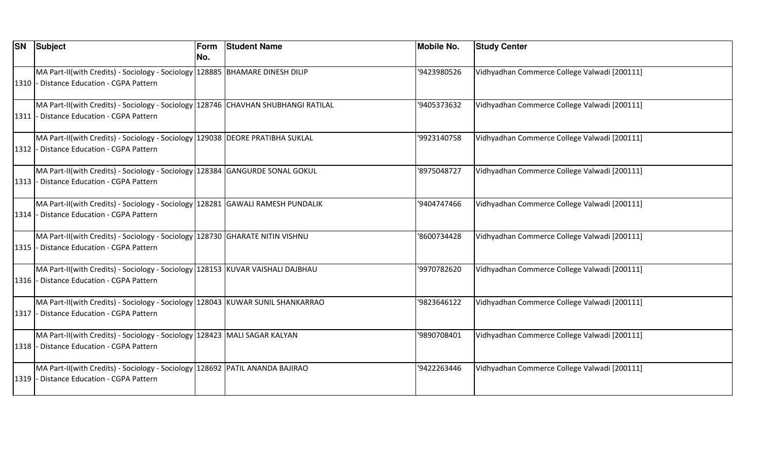| SN | Subject | Form No. | Student Name | Mobile No. | Study Center |
|---|---|---|---|---|---|
| 1310 | MA Part-II(with Credits) - Sociology - Sociology - Distance Education - CGPA Pattern | 128885 | BHAMARE DINESH DILIP | '9423980526 | Vidhyadhan Commerce College Valwadi [200111] |
| 1311 | MA Part-II(with Credits) - Sociology - Sociology - Distance Education - CGPA Pattern | 128746 | CHAVHAN SHUBHANGI RATILAL | '9405373632 | Vidhyadhan Commerce College Valwadi [200111] |
| 1312 | MA Part-II(with Credits) - Sociology - Sociology - Distance Education - CGPA Pattern | 129038 | DEORE PRATIBHA SUKLAL | '9923140758 | Vidhyadhan Commerce College Valwadi [200111] |
| 1313 | MA Part-II(with Credits) - Sociology - Sociology - Distance Education - CGPA Pattern | 128384 | GANGURDE SONAL GOKUL | '8975048727 | Vidhyadhan Commerce College Valwadi [200111] |
| 1314 | MA Part-II(with Credits) - Sociology - Sociology - Distance Education - CGPA Pattern | 128281 | GAWALI RAMESH PUNDALIK | '9404747466 | Vidhyadhan Commerce College Valwadi [200111] |
| 1315 | MA Part-II(with Credits) - Sociology - Sociology - Distance Education - CGPA Pattern | 128730 | GHARATE NITIN VISHNU | '8600734428 | Vidhyadhan Commerce College Valwadi [200111] |
| 1316 | MA Part-II(with Credits) - Sociology - Sociology - Distance Education - CGPA Pattern | 128153 | KUVAR VAISHALI DAJBHAU | '9970782620 | Vidhyadhan Commerce College Valwadi [200111] |
| 1317 | MA Part-II(with Credits) - Sociology - Sociology - Distance Education - CGPA Pattern | 128043 | KUWAR SUNIL SHANKARRAO | '9823646122 | Vidhyadhan Commerce College Valwadi [200111] |
| 1318 | MA Part-II(with Credits) - Sociology - Sociology - Distance Education - CGPA Pattern | 128423 | MALI SAGAR KALYAN | '9890708401 | Vidhyadhan Commerce College Valwadi [200111] |
| 1319 | MA Part-II(with Credits) - Sociology - Sociology - Distance Education - CGPA Pattern | 128692 | PATIL ANANDA BAJIRAO | '9422263446 | Vidhyadhan Commerce College Valwadi [200111] |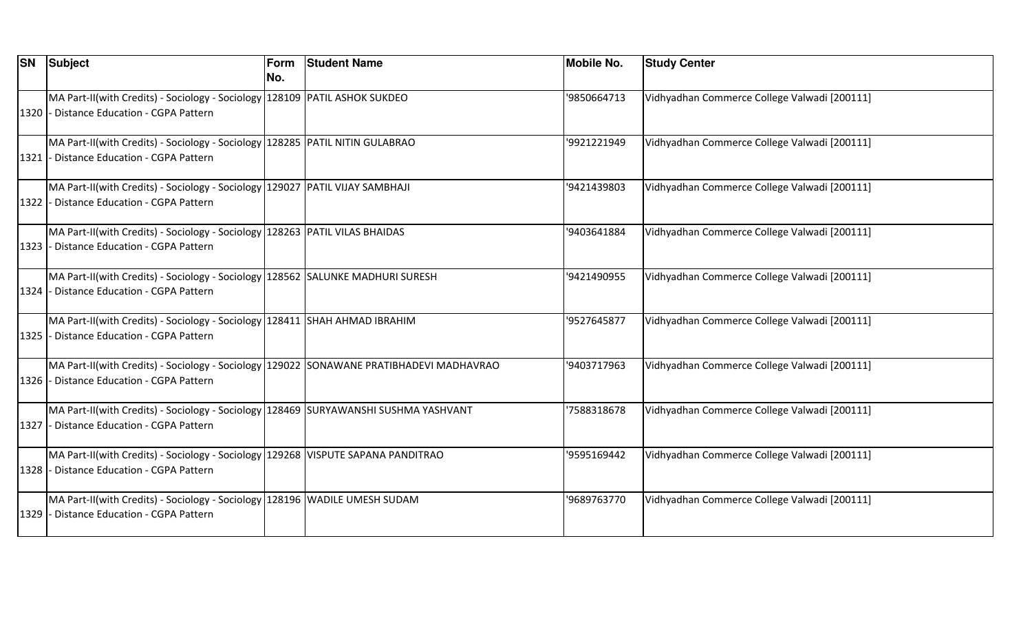| SN | Subject | Form No. | Student Name | Mobile No. | Study Center |
|---|---|---|---|---|---|
| 1320 | MA Part-II(with Credits) - Sociology - Sociology - Distance Education - CGPA Pattern | 128109 | PATIL ASHOK SUKDEO | '9850664713 | Vidhyadhan Commerce College Valwadi [200111] |
| 1321 | MA Part-II(with Credits) - Sociology - Sociology - Distance Education - CGPA Pattern | 128285 | PATIL NITIN GULABRAO | '9921221949 | Vidhyadhan Commerce College Valwadi [200111] |
| 1322 | MA Part-II(with Credits) - Sociology - Sociology - Distance Education - CGPA Pattern | 129027 | PATIL VIJAY SAMBHAJI | '9421439803 | Vidhyadhan Commerce College Valwadi [200111] |
| 1323 | MA Part-II(with Credits) - Sociology - Sociology - Distance Education - CGPA Pattern | 128263 | PATIL VILAS BHAIDAS | '9403641884 | Vidhyadhan Commerce College Valwadi [200111] |
| 1324 | MA Part-II(with Credits) - Sociology - Sociology - Distance Education - CGPA Pattern | 128562 | SALUNKE MADHURI SURESH | '9421490955 | Vidhyadhan Commerce College Valwadi [200111] |
| 1325 | MA Part-II(with Credits) - Sociology - Sociology - Distance Education - CGPA Pattern | 128411 | SHAH AHMAD IBRAHIM | '9527645877 | Vidhyadhan Commerce College Valwadi [200111] |
| 1326 | MA Part-II(with Credits) - Sociology - Sociology - Distance Education - CGPA Pattern | 129022 | SONAWANE PRATIBHADEVI MADHAVRAO | '9403717963 | Vidhyadhan Commerce College Valwadi [200111] |
| 1327 | MA Part-II(with Credits) - Sociology - Sociology - Distance Education - CGPA Pattern | 128469 | SURYAWANSHI SUSHMA YASHVANT | '7588318678 | Vidhyadhan Commerce College Valwadi [200111] |
| 1328 | MA Part-II(with Credits) - Sociology - Sociology - Distance Education - CGPA Pattern | 129268 | VISPUTE SAPANA PANDITRAO | '9595169442 | Vidhyadhan Commerce College Valwadi [200111] |
| 1329 | MA Part-II(with Credits) - Sociology - Sociology - Distance Education - CGPA Pattern | 128196 | WADILE UMESH SUDAM | '9689763770 | Vidhyadhan Commerce College Valwadi [200111] |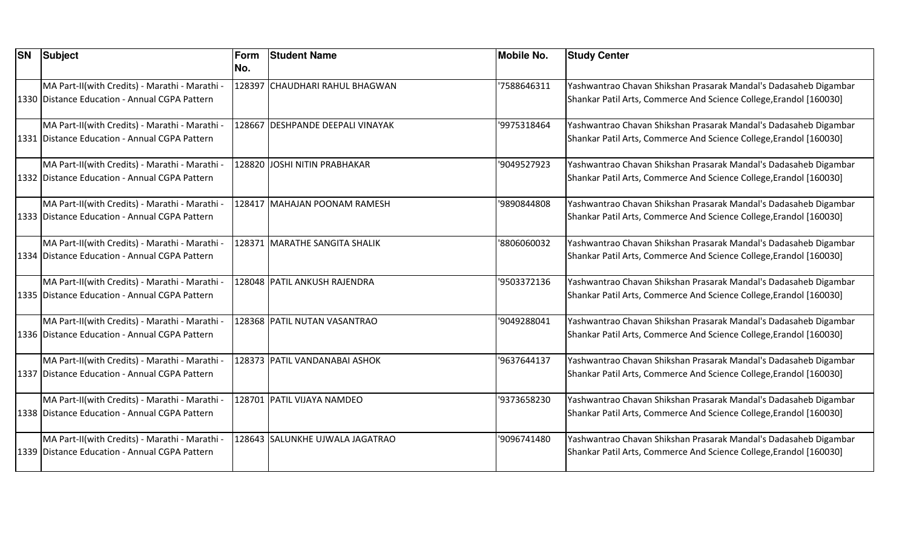| SN | Subject | Form No. | Student Name | Mobile No. | Study Center |
|---|---|---|---|---|---|
| 1330 | MA Part-II(with Credits) - Marathi - Marathi - Distance Education - Annual CGPA Pattern | 128397 | CHAUDHARI RAHUL BHAGWAN | '7588646311 | Yashwantrao Chavan Shikshan Prasarak Mandal's Dadasaheb Digambar Shankar Patil Arts, Commerce And Science College,Erandol [160030] |
| 1331 | MA Part-II(with Credits) - Marathi - Marathi - Distance Education - Annual CGPA Pattern | 128667 | DESHPANDE DEEPALI VINAYAK | '9975318464 | Yashwantrao Chavan Shikshan Prasarak Mandal's Dadasaheb Digambar Shankar Patil Arts, Commerce And Science College,Erandol [160030] |
| 1332 | MA Part-II(with Credits) - Marathi - Marathi - Distance Education - Annual CGPA Pattern | 128820 | JOSHI NITIN PRABHAKAR | '9049527923 | Yashwantrao Chavan Shikshan Prasarak Mandal's Dadasaheb Digambar Shankar Patil Arts, Commerce And Science College,Erandol [160030] |
| 1333 | MA Part-II(with Credits) - Marathi - Marathi - Distance Education - Annual CGPA Pattern | 128417 | MAHAJAN POONAM RAMESH | '9890844808 | Yashwantrao Chavan Shikshan Prasarak Mandal's Dadasaheb Digambar Shankar Patil Arts, Commerce And Science College,Erandol [160030] |
| 1334 | MA Part-II(with Credits) - Marathi - Marathi - Distance Education - Annual CGPA Pattern | 128371 | MARATHE SANGITA SHALIK | '8806060032 | Yashwantrao Chavan Shikshan Prasarak Mandal's Dadasaheb Digambar Shankar Patil Arts, Commerce And Science College,Erandol [160030] |
| 1335 | MA Part-II(with Credits) - Marathi - Marathi - Distance Education - Annual CGPA Pattern | 128048 | PATIL ANKUSH RAJENDRA | '9503372136 | Yashwantrao Chavan Shikshan Prasarak Mandal's Dadasaheb Digambar Shankar Patil Arts, Commerce And Science College,Erandol [160030] |
| 1336 | MA Part-II(with Credits) - Marathi - Marathi - Distance Education - Annual CGPA Pattern | 128368 | PATIL NUTAN VASANTRAO | '9049288041 | Yashwantrao Chavan Shikshan Prasarak Mandal's Dadasaheb Digambar Shankar Patil Arts, Commerce And Science College,Erandol [160030] |
| 1337 | MA Part-II(with Credits) - Marathi - Marathi - Distance Education - Annual CGPA Pattern | 128373 | PATIL VANDANABAI ASHOK | '9637644137 | Yashwantrao Chavan Shikshan Prasarak Mandal's Dadasaheb Digambar Shankar Patil Arts, Commerce And Science College,Erandol [160030] |
| 1338 | MA Part-II(with Credits) - Marathi - Marathi - Distance Education - Annual CGPA Pattern | 128701 | PATIL VIJAYA NAMDEO | '9373658230 | Yashwantrao Chavan Shikshan Prasarak Mandal's Dadasaheb Digambar Shankar Patil Arts, Commerce And Science College,Erandol [160030] |
| 1339 | MA Part-II(with Credits) - Marathi - Marathi - Distance Education - Annual CGPA Pattern | 128643 | SALUNKHE UJWALA JAGATRAO | '9096741480 | Yashwantrao Chavan Shikshan Prasarak Mandal's Dadasaheb Digambar Shankar Patil Arts, Commerce And Science College,Erandol [160030] |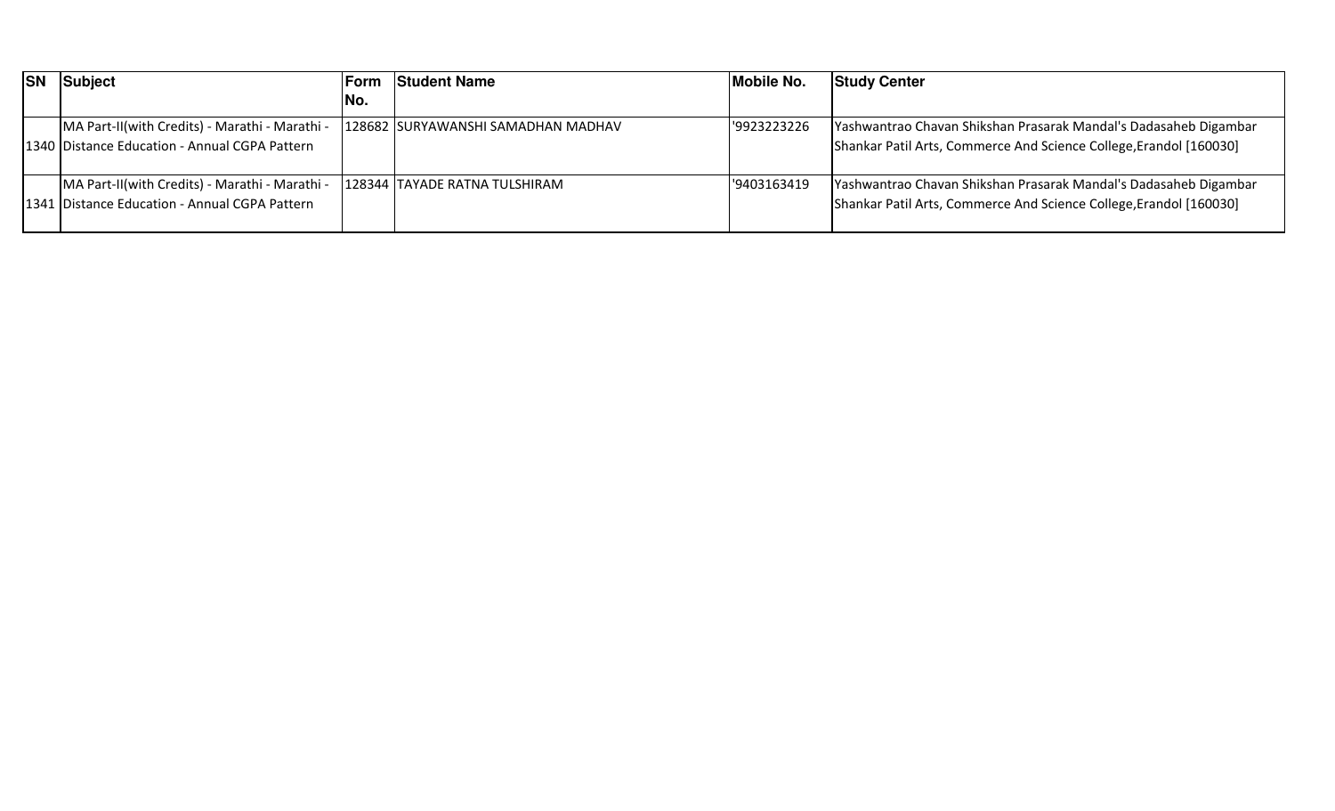| SN | Subject | Form No. | Student Name | Mobile No. | Study Center |
|---|---|---|---|---|---|
| 1340 | MA Part-II(with Credits) - Marathi - Marathi - Distance Education - Annual CGPA Pattern | 128682 | SURYAWANSHI SAMADHAN MADHAV | '9923223226 | Yashwantrao Chavan Shikshan Prasarak Mandal's Dadasaheb Digambar Shankar Patil Arts, Commerce And Science College,Erandol [160030] |
| 1341 | MA Part-II(with Credits) - Marathi - Marathi - Distance Education - Annual CGPA Pattern | 128344 | TAYADE RATNA TULSHIRAM | '9403163419 | Yashwantrao Chavan Shikshan Prasarak Mandal's Dadasaheb Digambar Shankar Patil Arts, Commerce And Science College,Erandol [160030] |